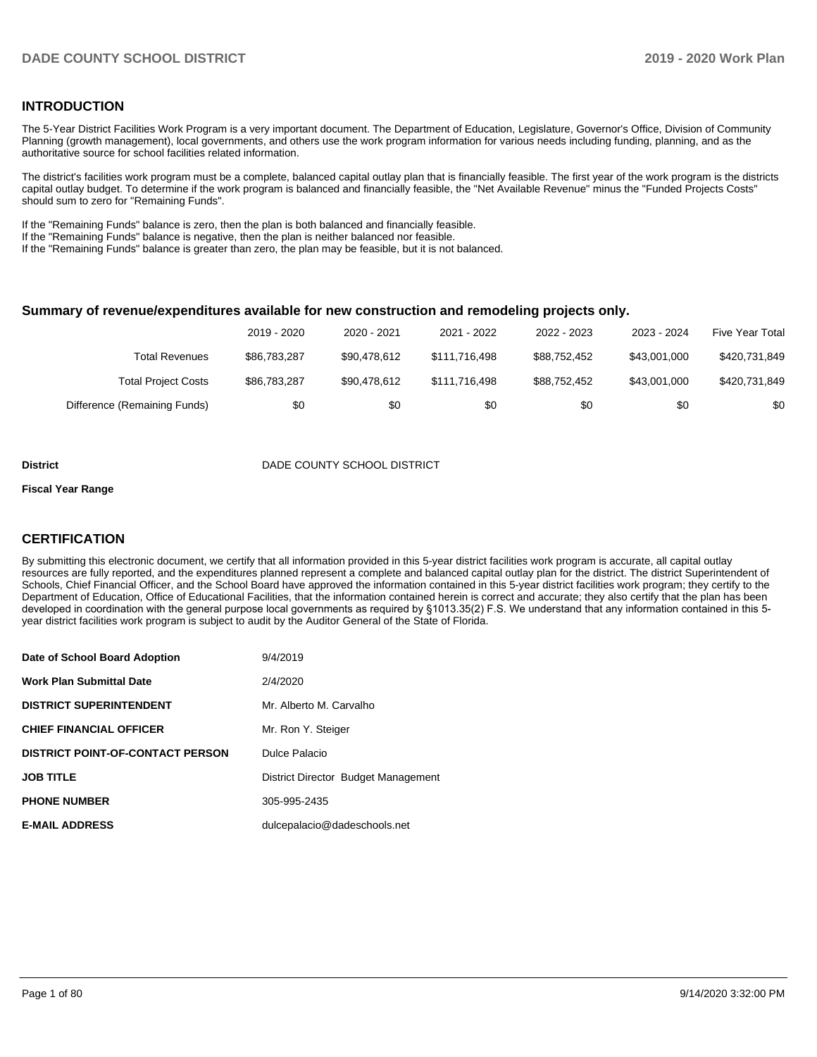## INTRODUCTION

The 5-Year District Facilities Work Program is a very important document. The Department of Education, Legislature, Governor's Office, Division of Community Planning (growth management), local governments, and others use the work program information for various needs including funding, planning, and as the authoritative source for school facilities related information.

The district's facilities work program must be a complete, balanced capital outlay plan that is financially feasible. The first year of the work program is the districts capital outlay budget. To determine if the work program is balanced and financially feasible, the "Net Available Revenue" minus the "Funded Projects Costs" should sum to zero for "Remaining Funds".

If the "Remaining Funds" balance is zero, then the plan is both balanced and financially feasible.
If the "Remaining Funds" balance is negative, then the plan is neither balanced nor feasible.
If the "Remaining Funds" balance is greater than zero, the plan may be feasible, but it is not balanced.

### Summary of revenue/expenditures available for new construction and remodeling projects only.

| | 2019 - 2020 | 2020 - 2021 | 2021 - 2022 | 2022 - 2023 | 2023 - 2024 | Five Year Total |
|---|---|---|---|---|---|---|
| Total Revenues | $86,783,287 | $90,478,612 | $111,716,498 | $88,752,452 | $43,001,000 | $420,731,849 |
| Total Project Costs | $86,783,287 | $90,478,612 | $111,716,498 | $88,752,452 | $43,001,000 | $420,731,849 |
| Difference (Remaining Funds) | $0 | $0 | $0 | $0 | $0 | $0 |

**District** DADE COUNTY SCHOOL DISTRICT

**Fiscal Year Range**

## CERTIFICATION

By submitting this electronic document, we certify that all information provided in this 5-year district facilities work program is accurate, all capital outlay resources are fully reported, and the expenditures planned represent a complete and balanced capital outlay plan for the district. The district Superintendent of Schools, Chief Financial Officer, and the School Board have approved the information contained in this 5-year district facilities work program; they certify to the Department of Education, Office of Educational Facilities, that the information contained herein is correct and accurate; they also certify that the plan has been developed in coordination with the general purpose local governments as required by §1013.35(2) F.S. We understand that any information contained in this 5-year district facilities work program is subject to audit by the Auditor General of the State of Florida.

| | |
|---|---|
| **Date of School Board Adoption** | 9/4/2019 |
| **Work Plan Submittal Date** | 2/4/2020 |
| **DISTRICT SUPERINTENDENT** | Mr. Alberto M. Carvalho |
| **CHIEF FINANCIAL OFFICER** | Mr. Ron Y. Steiger |
| **DISTRICT POINT-OF-CONTACT PERSON** | Dulce Palacio |
| **JOB TITLE** | District Director Budget Management |
| **PHONE NUMBER** | 305-995-2435 |
| **E-MAIL ADDRESS** | dulcepalacio@dadeschools.net |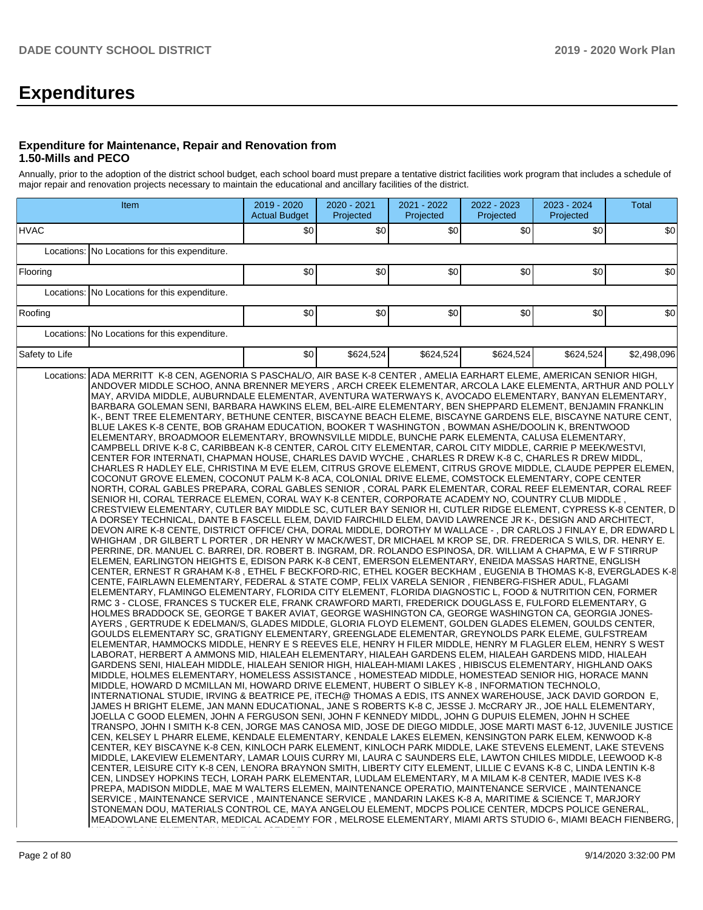# Expenditures

### Expenditure for Maintenance, Repair and Renovation from 1.50-Mills and PECO

Annually, prior to the adoption of the district school budget, each school board must prepare a tentative district facilities work program that includes a schedule of major repair and renovation projects necessary to maintain the educational and ancillary facilities of the district.

| Item | | 2019 - 2020 Actual Budget | 2020 - 2021 Projected | 2021 - 2022 Projected | 2022 - 2023 Projected | 2023 - 2024 Projected | Total |
|---|---|---|---|---|---|---|---|
| HVAC | | $0 | $0 | $0 | $0 | $0 | $0 |
| | Locations: | No Locations for this expenditure. | | | | | |
| Flooring | | $0 | $0 | $0 | $0 | $0 | $0 |
| | Locations: | No Locations for this expenditure. | | | | | |
| Roofing | | $0 | $0 | $0 | $0 | $0 | $0 |
| | Locations: | No Locations for this expenditure. | | | | | |
| Safety to Life | | $0 | $624,524 | $624,524 | $624,524 | $624,524 | $2,498,096 |
| | Locations: | ADA MERRITT K-8 CEN, AGENORIA S PASCHAL/O, AIR BASE K-8 CENTER , AMELIA EARHART ELEME, AMERICAN SENIOR HIGH, ANDOVER MIDDLE SCHOO, ANNA BRENNER MEYERS , ARCH CREEK ELEMENTAR, ARCOLA LAKE ELEMENTA, ARTHUR AND POLLY MAY, ARVIDA MIDDLE, AUBURNDALE ELEMENTAR, AVENTURA WATERWAYS K, AVOCADO ELEMENTARY, BANYAN ELEMENTARY, BARBARA GOLEMAN SENI, BARBARA HAWKINS ELEM, BEL-AIRE ELEMENTARY, BEN SHEPPARD ELEMENT, BENJAMIN FRANKLIN K-, BENT TREE ELEMENTARY, BETHUNE CENTER, BISCAYNE BEACH ELEME, BISCAYNE GARDENS ELE, BISCAYNE NATURE CENT, BLUE LAKES K-8 CENTE, BOB GRAHAM EDUCATION, BOOKER T WASHINGTON , BOWMAN ASHE/DOOLIN K, BRENTWOOD ELEMENTARY, BROADMOOR ELEMENTARY, BROWNSVILLE MIDDLE, BUNCHE PARK ELEMENTA, CALUSA ELEMENTARY, CAMPBELL DRIVE K-8 C, CARIBBEAN K-8 CENTER, CAROL CITY ELEMENTAR, CAROL CITY MIDDLE, CARRIE P MEEK/WESTVI, CENTER FOR INTERNATI, CHAPMAN HOUSE, CHARLES DAVID WYCHE , CHARLES R DREW K-8 C, CHARLES R DREW MIDDL, CHARLES R HADLEY ELE, CHRISTINA M EVE ELEM, CITRUS GROVE ELEMENT, CITRUS GROVE MIDDLE, CLAUDE PEPPER ELEMEN, COCONUT GROVE ELEMEN, COCONUT PALM K-8 ACA, COLONIAL DRIVE ELEME, COMSTOCK ELEMENTARY, COPE CENTER NORTH, CORAL GABLES PREPARA, CORAL GABLES SENIOR , CORAL PARK ELEMENTAR, CORAL REEF ELEMENTAR, CORAL REEF SENIOR HI, CORAL TERRACE ELEMEN, CORAL WAY K-8 CENTER, CORPORATE ACADEMY NO, COUNTRY CLUB MIDDLE , CRESTVIEW ELEMENTARY, CUTLER BAY MIDDLE SC, CUTLER BAY SENIOR HI, CUTLER RIDGE ELEMENT, CYPRESS K-8 CENTER, D A DORSEY TECHNICAL, DANTE B FASCELL ELEM, DAVID FAIRCHILD ELEM, DAVID LAWRENCE JR K-, DESIGN AND ARCHITECT, DEVON AIRE K-8 CENTE, DISTRICT OFFICE/ CHA, DORAL MIDDLE, DOROTHY M WALLACE - , DR CARLOS J FINLAY E, DR EDWARD L WHIGHAM , DR GILBERT L PORTER , DR HENRY W MACK/WEST, DR MICHAEL M KROP SE, DR. FREDERICA S WILS, DR. HENRY E. PERRINE, DR. MANUEL C. BARREI, DR. ROBERT B. INGRAM, DR. ROLANDO ESPINOSA, DR. WILLIAM A CHAPMA, E W F STIRRUP ELEMEN, EARLINGTON HEIGHTS E, EDISON PARK K-8 CENT, EMERSON ELEMENTARY, ENEIDA MASSAS HARTNE, ENGLISH CENTER, ERNEST R GRAHAM K-8 , ETHEL F BECKFORD-RIC, ETHEL KOGER BECKHAM , EUGENIA B THOMAS K-8, EVERGLADES K-8 CENTE, FAIRLAWN ELEMENTARY, FEDERAL & STATE COMP, FELIX VARELA SENIOR , FIENBERG-FISHER ADUL, FLAGAMI ELEMENTARY, FLAMINGO ELEMENTARY, FLORIDA CITY ELEMENT, FLORIDA DIAGNOSTIC L, FOOD & NUTRITION CEN, FORMER RMC 3 - CLOSE, FRANCES S TUCKER ELE, FRANK CRAWFORD MARTI, FREDERICK DOUGLASS E, FULFORD ELEMENTARY, G HOLMES BRADDOCK SE, GEORGE T BAKER AVIAT, GEORGE WASHINGTON CA, GEORGE WASHINGTON CA, GEORGIA JONES-AYERS , GERTRUDE K EDELMAN/S, GLADES MIDDLE, GLORIA FLOYD ELEMENT, GOLDEN GLADES ELEMEN, GOULDS CENTER, GOULDS ELEMENTARY SC, GRATIGNY ELEMENTARY, GREENGLADE ELEMENTAR, GREYNOLDS PARK ELEME, GULFSTREAM ELEMENTAR, HAMMOCKS MIDDLE, HENRY E S REEVES ELE, HENRY H FILER MIDDLE, HENRY M FLAGLER ELEM, HENRY S WEST LABORAT, HERBERT A AMMONS MID, HIALEAH ELEMENTARY, HIALEAH GARDENS ELEM, HIALEAH GARDENS MIDD, HIALEAH GARDENS SENI, HIALEAH MIDDLE, HIALEAH SENIOR HIGH, HIALEAH-MIAMI LAKES , HIBISCUS ELEMENTARY, HIGHLAND OAKS MIDDLE, HOLMES ELEMENTARY, HOMELESS ASSISTANCE , HOMESTEAD MIDDLE, HOMESTEAD SENIOR HIG, HORACE MANN MIDDLE, HOWARD D MCMILLAN MI, HOWARD DRIVE ELEMENT, HUBERT O SIBLEY K-8 , INFORMATION TECHNOLO, INTERNATIONAL STUDIE, IRVING & BEATRICE PE, iTECH@ THOMAS A EDIS, ITS ANNEX WAREHOUSE, JACK DAVID GORDON E, JAMES H BRIGHT ELEME, JAN MANN EDUCATIONAL, JANE S ROBERTS K-8 C, JESSE J. McCRARY JR., JOE HALL ELEMENTARY, JOELLA C GOOD ELEMEN, JOHN A FERGUSON SENI, JOHN F KENNEDY MIDDL, JOHN G DUPUIS ELEMEN, JOHN H SCHEE TRANSPO, JOHN I SMITH K-8 CEN, JORGE MAS CANOSA MID, JOSE DE DIEGO MIDDLE, JOSE MARTI MAST 6-12, JUVENILE JUSTICE CEN, KELSEY L PHARR ELEME, KENDALE ELEMENTARY, KENDALE LAKES ELEMEN, KENSINGTON PARK ELEM, KENWOOD K-8 CENTER, KEY BISCAYNE K-8 CEN, KINLOCH PARK ELEMENT, KINLOCH PARK MIDDLE, LAKE STEVENS ELEMENT, LAKE STEVENS MIDDLE, LAKEVIEW ELEMENTARY, LAMAR LOUIS CURRY MI, LAURA C SAUNDERS ELE, LAWTON CHILES MIDDLE, LEEWOOD K-8 CENTER, LEISURE CITY K-8 CEN, LENORA BRAYNON SMITH, LIBERTY CITY ELEMENT, LILLIE C EVANS K-8 C, LINDA LENTIN K-8 CEN, LINDSEY HOPKINS TECH, LORAH PARK ELEMENTAR, LUDLAM ELEMENTARY, M A MILAM K-8 CENTER, MADIE IVES K-8 PREPA, MADISON MIDDLE, MAE M WALTERS ELEMEN, MAINTENANCE OPERATIO, MAINTENANCE SERVICE , MAINTENANCE SERVICE , MAINTENANCE SERVICE , MANDARIN LAKES K-8 A, MARITIME & SCIENCE T, MARJORY STONEMAN DOU, MATERIALS CONTROL CE, MAYA ANGELOU ELEMENT, MDCPS POLICE CENTER, MDCPS POLICE GENERAL, MEADOWLANE ELEMENTAR, MEDICAL ACADEMY FOR , MELROSE ELEMENTARY, MIAMI ARTS STUDIO 6-, MIAMI BEACH FIENBERG, | | | | | |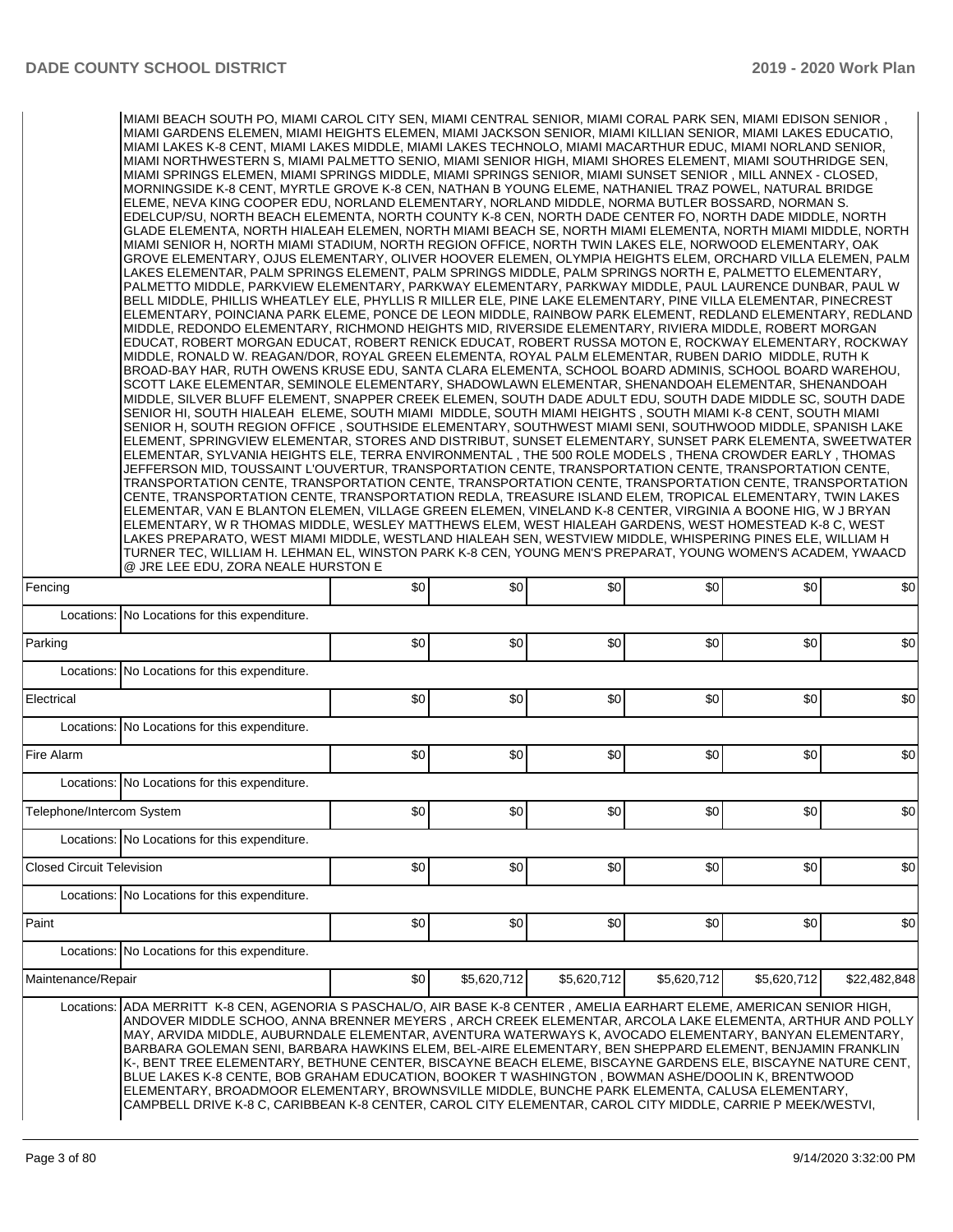| | | | | | | | |
|---|---|---|---|---|---|---|---|
| | MIAMI BEACH SOUTH PO, MIAMI CAROL CITY SEN, MIAMI CENTRAL SENIOR, MIAMI CORAL PARK SEN, MIAMI EDISON SENIOR , MIAMI GARDENS ELEMEN, MIAMI HEIGHTS ELEMEN, MIAMI JACKSON SENIOR, MIAMI KILLIAN SENIOR, MIAMI LAKES EDUCATIO, MIAMI LAKES K-8 CENT, MIAMI LAKES MIDDLE, MIAMI LAKES TECHNOLO, MIAMI MACARTHUR EDUC, MIAMI NORLAND SENIOR, MIAMI NORTHWESTERN S, MIAMI PALMETTO SENIO, MIAMI SENIOR HIGH, MIAMI SHORES ELEMENT, MIAMI SOUTHRIDGE SEN, MIAMI SPRINGS ELEMEN, MIAMI SPRINGS MIDDLE, MIAMI SPRINGS SENIOR, MIAMI SUNSET SENIOR , MILL ANNEX - CLOSED, MORNINGSIDE K-8 CENT, MYRTLE GROVE K-8 CEN, NATHAN B YOUNG ELEME, NATHANIEL TRAZ POWEL, NATURAL BRIDGE ELEME, NEVA KING COOPER EDU, NORLAND ELEMENTARY, NORLAND MIDDLE, NORMA BUTLER BOSSARD, NORMAN S. EDELCUP/SU, NORTH BEACH ELEMENTA, NORTH COUNTY K-8 CEN, NORTH DADE CENTER FO, NORTH DADE MIDDLE, NORTH GLADE ELEMENTA, NORTH HIALEAH ELEMEN, NORTH MIAMI BEACH SE, NORTH MIAMI ELEMENTA, NORTH MIAMI MIDDLE, NORTH MIAMI SENIOR H, NORTH MIAMI STADIUM, NORTH REGION OFFICE, NORTH TWIN LAKES ELE, NORWOOD ELEMENTARY, OAK GROVE ELEMENTARY, OJUS ELEMENTARY, OLIVER HOOVER ELEMEN, OLYMPIA HEIGHTS ELEM, ORCHARD VILLA ELEMEN, PALM LAKES ELEMENTAR, PALM SPRINGS ELEMENT, PALM SPRINGS MIDDLE, PALM SPRINGS NORTH E, PALMETTO ELEMENTARY, PALMETTO MIDDLE, PARKVIEW ELEMENTARY, PARKWAY ELEMENTARY, PARKWAY MIDDLE, PAUL LAURENCE DUNBAR, PAUL W BELL MIDDLE, PHILLIS WHEATLEY ELE, PHYLLIS R MILLER ELE, PINE LAKE ELEMENTARY, PINE VILLA ELEMENTAR, PINECREST ELEMENTARY, POINCIANA PARK ELEME, PONCE DE LEON MIDDLE, RAINBOW PARK ELEMENT, REDLAND ELEMENTARY, REDLAND MIDDLE, REDONDO ELEMENTARY, RICHMOND HEIGHTS MID, RIVERSIDE ELEMENTARY, RIVIERA MIDDLE, ROBERT MORGAN EDUCAT, ROBERT MORGAN EDUCAT, ROBERT RENICK EDUCAT, ROBERT RUSSA MOTON E, ROCKWAY ELEMENTARY, ROCKWAY MIDDLE, RONALD W. REAGAN/DOR, ROYAL GREEN ELEMENTA, ROYAL PALM ELEMENTAR, RUBEN DARIO MIDDLE, RUTH K BROAD-BAY HAR, RUTH OWENS KRUSE EDU, SANTA CLARA ELEMENTA, SCHOOL BOARD ADMINIS, SCHOOL BOARD WAREHOU, SCOTT LAKE ELEMENTAR, SEMINOLE ELEMENTARY, SHADOWLAWN ELEMENTAR, SHENANDOAH ELEMENTAR, SHENANDOAH MIDDLE, SILVER BLUFF ELEMENT, SNAPPER CREEK ELEMEN, SOUTH DADE ADULT EDU, SOUTH DADE MIDDLE SC, SOUTH DADE SENIOR HI, SOUTH HIALEAH ELEME, SOUTH MIAMI MIDDLE, SOUTH MIAMI HEIGHTS , SOUTH MIAMI K-8 CENT, SOUTH MIAMI SENIOR H, SOUTH REGION OFFICE , SOUTHSIDE ELEMENTARY, SOUTHWEST MIAMI SENI, SOUTHWOOD MIDDLE, SPANISH LAKE ELEMENT, SPRINGVIEW ELEMENTAR, STORES AND DISTRIBUT, SUNSET ELEMENTARY, SUNSET PARK ELEMENTA, SWEETWATER ELEMENTAR, SYLVANIA HEIGHTS ELE, TERRA ENVIRONMENTAL , THE 500 ROLE MODELS , THENA CROWDER EARLY , THOMAS JEFFERSON MID, TOUSSAINT L'OUVERTUR, TRANSPORTATION CENTE, TRANSPORTATION CENTE, TRANSPORTATION CENTE, TRANSPORTATION CENTE, TRANSPORTATION CENTE, TRANSPORTATION CENTE, TRANSPORTATION CENTE, TRANSPORTATION CENTE, TRANSPORTATION CENTE, TRANSPORTATION REDLA, TREASURE ISLAND ELEM, TROPICAL ELEMENTARY, TWIN LAKES ELEMENTAR, VAN E BLANTON ELEMEN, VILLAGE GREEN ELEMEN, VINELAND K-8 CENTER, VIRGINIA A BOONE HIG, W J BRYAN ELEMENTARY, W R THOMAS MIDDLE, WESLEY MATTHEWS ELEM, WEST HIALEAH GARDENS, WEST HOMESTEAD K-8 C, WEST LAKES PREPARATO, WEST MIAMI MIDDLE, WESTLAND HIALEAH SEN, WESTVIEW MIDDLE, WHISPERING PINES ELE, WILLIAM H TURNER TEC, WILLIAM H. LEHMAN EL, WINSTON PARK K-8 CEN, YOUNG MEN'S PREPARAT, YOUNG WOMEN'S ACADEM, YWAACD @ JRE LEE EDU, ZORA NEALE HURSTON E | | | | | | |
| Fencing | | $0 | $0 | $0 | $0 | $0 | $0 |
| Locations: | No Locations for this expenditure. | | | | | | |
| Parking | | $0 | $0 | $0 | $0 | $0 | $0 |
| Locations: | No Locations for this expenditure. | | | | | | |
| Electrical | | $0 | $0 | $0 | $0 | $0 | $0 |
| Locations: | No Locations for this expenditure. | | | | | | |
| Fire Alarm | | $0 | $0 | $0 | $0 | $0 | $0 |
| Locations: | No Locations for this expenditure. | | | | | | |
| Telephone/Intercom System | | $0 | $0 | $0 | $0 | $0 | $0 |
| Locations: | No Locations for this expenditure. | | | | | | |
| Closed Circuit Television | | $0 | $0 | $0 | $0 | $0 | $0 |
| Locations: | No Locations for this expenditure. | | | | | | |
| Paint | | $0 | $0 | $0 | $0 | $0 | $0 |
| Locations: | No Locations for this expenditure. | | | | | | |
| Maintenance/Repair | | $0 | $5,620,712 | $5,620,712 | $5,620,712 | $5,620,712 | $22,482,848 |
| Locations: | ADA MERRITT K-8 CEN, AGENORIA S PASCHAL/O, AIR BASE K-8 CENTER , AMELIA EARHART ELEME, AMERICAN SENIOR HIGH, ANDOVER MIDDLE SCHOO, ANNA BRENNER MEYERS , ARCH CREEK ELEMENTAR, ARCOLA LAKE ELEMENTA, ARTHUR AND POLLY MAY, ARVIDA MIDDLE, AUBURNDALE ELEMENTAR, AVENTURA WATERWAYS K, AVOCADO ELEMENTARY, BANYAN ELEMENTARY, BARBARA GOLEMAN SENI, BARBARA HAWKINS ELEM, BEL-AIRE ELEMENTARY, BEN SHEPPARD ELEMENT, BENJAMIN FRANKLIN K-, BENT TREE ELEMENTARY, BETHUNE CENTER, BISCAYNE BEACH ELEME, BISCAYNE GARDENS ELE, BISCAYNE NATURE CENT, BLUE LAKES K-8 CENTE, BOB GRAHAM EDUCATION, BOOKER T WASHINGTON , BOWMAN ASHE/DOOLIN K, BRENTWOOD ELEMENTARY, BROADMOOR ELEMENTARY, BROWNSVILLE MIDDLE, BUNCHE PARK ELEMENTA, CALUSA ELEMENTARY, CAMPBELL DRIVE K-8 C, CARIBBEAN K-8 CENTER, CAROL CITY ELEMENTAR, CAROL CITY MIDDLE, CARRIE P MEEK/WESTVI, | | | | | | |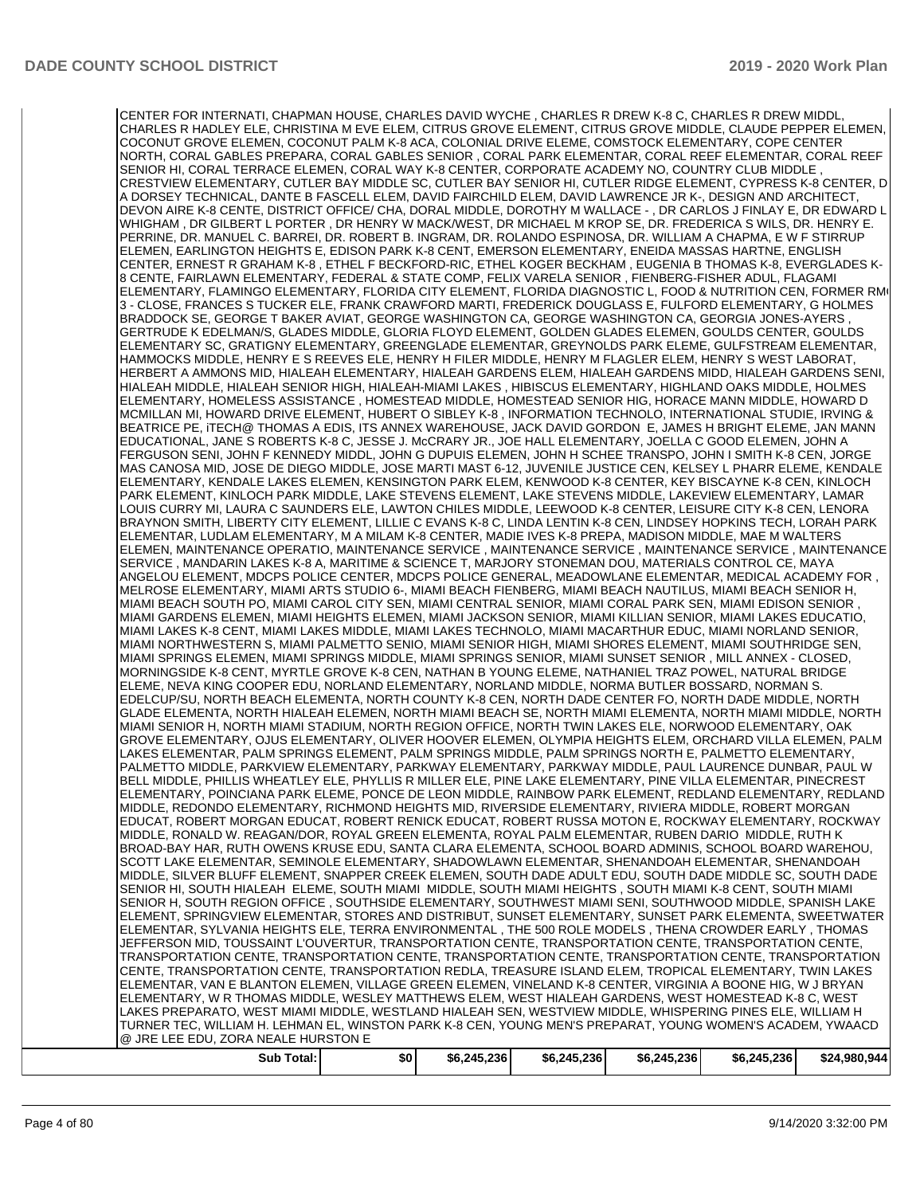| | | | | | | |
|---|---|---|---|---|---|---|
| | CENTER FOR INTERNATI, CHAPMAN HOUSE, CHARLES DAVID WYCHE , CHARLES R DREW K-8 C, CHARLES R DREW MIDDL, CHARLES R HADLEY ELE, CHRISTINA M EVE ELEM, CITRUS GROVE ELEMENT, CITRUS GROVE MIDDLE, CLAUDE PEPPER ELEMEN, COCONUT GROVE ELEMEN, COCONUT PALM K-8 ACA, COLONIAL DRIVE ELEME, COMSTOCK ELEMENTARY, COPE CENTER NORTH, CORAL GABLES PREPARA, CORAL GABLES SENIOR , CORAL PARK ELEMENTAR, CORAL REEF ELEMENTAR, CORAL REEF SENIOR HI, CORAL TERRACE ELEMEN, CORAL WAY K-8 CENTER, CORPORATE ACADEMY NO, COUNTRY CLUB MIDDLE , CRESTVIEW ELEMENTARY, CUTLER BAY MIDDLE SC, CUTLER BAY SENIOR HI, CUTLER RIDGE ELEMENT, CYPRESS K-8 CENTER, D A DORSEY TECHNICAL, DANTE B FASCELL ELEM, DAVID FAIRCHILD ELEM, DAVID LAWRENCE JR K-, DESIGN AND ARCHITECT, DEVON AIRE K-8 CENTE, DISTRICT OFFICE/ CHA, DORAL MIDDLE, DOROTHY M WALLACE - , DR CARLOS J FINLAY E, DR EDWARD L WHIGHAM , DR GILBERT L PORTER , DR HENRY W MACK/WEST, DR MICHAEL M KROP SE, DR. FREDERICA S WILS, DR. HENRY E. PERRINE, DR. MANUEL C. BARREI, DR. ROBERT B. INGRAM, DR. ROLANDO ESPINOSA, DR. WILLIAM A CHAPMA, E W F STIRRUP ELEMEN, EARLINGTON HEIGHTS E, EDISON PARK K-8 CENT, EMERSON ELEMENTARY, ENEIDA MASSAS HARTNE, ENGLISH CENTER, ERNEST R GRAHAM K-8 , ETHEL F BECKFORD-RIC, ETHEL KOGER BECKHAM , EUGENIA B THOMAS K-8, EVERGLADES K-8 CENTE, FAIRLAWN ELEMENTARY, FEDERAL & STATE COMP, FELIX VARELA SENIOR , FIENBERG-FISHER ADUL, FLAGAMI ELEMENTARY, FLAMINGO ELEMENTARY, FLORIDA CITY ELEMENT, FLORIDA DIAGNOSTIC L, FOOD & NUTRITION CEN, FORMER RM 3 - CLOSE, FRANCES S TUCKER ELE, FRANK CRAWFORD MARTI, FREDERICK DOUGLASS E, FULFORD ELEMENTARY, G HOLMES BRADDOCK SE, GEORGE T BAKER AVIAT, GEORGE WASHINGTON CA, GEORGE WASHINGTON CA, GEORGIA JONES-AYERS , GERTRUDE K EDELMAN/S, GLADES MIDDLE, GLORIA FLOYD ELEMENT, GOLDEN GLADES ELEMEN, GOULDS CENTER, GOULDS ELEMENTARY SC, GRATIGNY ELEMENTARY, GREENGLADE ELEMENTAR, GREYNOLDS PARK ELEME, GULFSTREAM ELEMENTAR, HAMMOCKS MIDDLE, HENRY E S REEVES ELE, HENRY H FILER MIDDLE, HENRY M FLAGLER ELEM, HENRY S WEST LABORAT, HERBERT A AMMONS MID, HIALEAH ELEMENTARY, HIALEAH GARDENS ELEM, HIALEAH GARDENS MIDD, HIALEAH GARDENS SENI, HIALEAH MIDDLE, HIALEAH SENIOR HIGH, HIALEAH-MIAMI LAKES , HIBISCUS ELEMENTARY, HIGHLAND OAKS MIDDLE, HOLMES ELEMENTARY, HOMELESS ASSISTANCE , HOMESTEAD MIDDLE, HOMESTEAD SENIOR HIG, HORACE MANN MIDDLE, HOWARD D MCMILLAN MI, HOWARD DRIVE ELEMENT, HUBERT O SIBLEY K-8 , INFORMATION TECHNOLO, INTERNATIONAL STUDIE, IRVING & BEATRICE PE, iTECH@ THOMAS A EDIS, ITS ANNEX WAREHOUSE, JACK DAVID GORDON E, JAMES H BRIGHT ELEME, JAN MANN EDUCATIONAL, JANE S ROBERTS K-8 C, JESSE J. McCRARY JR., JOE HALL ELEMENTARY, JOELLA C GOOD ELEMEN, JOHN A FERGUSON SENI, JOHN F KENNEDY MIDDL, JOHN G DUPUIS ELEMEN, JOHN H SCHEE TRANSPO, JOHN I SMITH K-8 CEN, JORGE MAS CANOSA MID, JOSE DE DIEGO MIDDLE, JOSE MARTI MAST 6-12, JUVENILE JUSTICE CEN, KELSEY L PHARR ELEME, KENDALE ELEMENTARY, KENDALE LAKES ELEMEN, KENSINGTON PARK ELEM, KENWOOD K-8 CENTER, KEY BISCAYNE K-8 CEN, KINLOCH PARK ELEMENT, KINLOCH PARK MIDDLE, LAKE STEVENS ELEMENT, LAKE STEVENS MIDDLE, LAKEVIEW ELEMENTARY, LAMAR LOUIS CURRY MI, LAURA C SAUNDERS ELE, LAWTON CHILES MIDDLE, LEEWOOD K-8 CENTER, LEISURE CITY K-8 CEN, LENORA BRAYNON SMITH, LIBERTY CITY ELEMENT, LILLIE C EVANS K-8 C, LINDA LENTIN K-8 CEN, LINDSEY HOPKINS TECH, LORAH PARK ELEMENTAR, LUDLAM ELEMENTARY, M A MILAM K-8 CENTER, MADIE IVES K-8 PREPA, MADISON MIDDLE, MAE M WALTERS ELEMEN, MAINTENANCE OPERATIO, MAINTENANCE SERVICE , MAINTENANCE SERVICE , MAINTENANCE SERVICE , MAINTENANCE SERVICE , MANDARIN LAKES K-8 A, MARITIME & SCIENCE T, MARJORY STONEMAN DOU, MATERIALS CONTROL CE, MAYA ANGELOU ELEMENT, MDCPS POLICE CENTER, MDCPS POLICE GENERAL, MEADOWLANE ELEMENTAR, MEDICAL ACADEMY FOR , MELROSE ELEMENTARY, MIAMI ARTS STUDIO 6-, MIAMI BEACH FIENBERG, MIAMI BEACH NAUTILUS, MIAMI BEACH SENIOR H, MIAMI BEACH SOUTH PO, MIAMI CAROL CITY SEN, MIAMI CENTRAL SENIOR, MIAMI CORAL PARK SEN, MIAMI EDISON SENIOR , MIAMI GARDENS ELEMEN, MIAMI HEIGHTS ELEMEN, MIAMI JACKSON SENIOR, MIAMI KILLIAN SENIOR, MIAMI LAKES EDUCATIO, MIAMI LAKES K-8 CENT, MIAMI LAKES MIDDLE, MIAMI LAKES TECHNOLO, MIAMI MACARTHUR EDUC, MIAMI NORLAND SENIOR, MIAMI NORTHWESTERN S, MIAMI PALMETTO SENIO, MIAMI SENIOR HIGH, MIAMI SHORES ELEMENT, MIAMI SOUTHRIDGE SEN, MIAMI SPRINGS ELEMEN, MIAMI SPRINGS MIDDLE, MIAMI SPRINGS SENIOR, MIAMI SUNSET SENIOR , MILL ANNEX - CLOSED, MORNINGSIDE K-8 CENT, MYRTLE GROVE K-8 CEN, NATHAN B YOUNG ELEME, NATHANIEL TRAZ POWEL, NATURAL BRIDGE ELEME, NEVA KING COOPER EDU, NORLAND ELEMENTARY, NORLAND MIDDLE, NORMA BUTLER BOSSARD, NORMAN S. EDELCUP/SU, NORTH BEACH ELEMENTA, NORTH COUNTY K-8 CEN, NORTH DADE CENTER FO, NORTH DADE MIDDLE, NORTH GLADE ELEMENTA, NORTH HIALEAH ELEMEN, NORTH MIAMI BEACH SE, NORTH MIAMI ELEMENTA, NORTH MIAMI MIDDLE, NORTH MIAMI SENIOR H, NORTH MIAMI STADIUM, NORTH REGION OFFICE, NORTH TWIN LAKES ELE, NORWOOD ELEMENTARY, OAK GROVE ELEMENTARY, OJUS ELEMENTARY, OLIVER HOOVER ELEMEN, OLYMPIA HEIGHTS ELEM, ORCHARD VILLA ELEMEN, PALM LAKES ELEMENTAR, PALM SPRINGS ELEMENT, PALM SPRINGS MIDDLE, PALM SPRINGS NORTH E, PALMETTO ELEMENTARY, PALMETTO MIDDLE, PARKVIEW ELEMENTARY, PARKWAY ELEMENTARY, PARKWAY MIDDLE, PAUL LAURENCE DUNBAR, PAUL W BELL MIDDLE, PHILLIS WHEATLEY ELE, PHYLLIS R MILLER ELE, PINE LAKE ELEMENTARY, PINE VILLA ELEMENTAR, PINECREST ELEMENTARY, POINCIANA PARK ELEME, PONCE DE LEON MIDDLE, RAINBOW PARK ELEMENT, REDLAND ELEMENTARY, REDLAND MIDDLE, REDONDO ELEMENTARY, RICHMOND HEIGHTS MID, RIVERSIDE ELEMENTARY, RIVIERA MIDDLE, ROBERT MORGAN EDUCAT, ROBERT MORGAN EDUCAT, ROBERT RENICK EDUCAT, ROBERT RUSSA MOTON E, ROCKWAY ELEMENTARY, ROCKWAY MIDDLE, RONALD W. REAGAN/DOR, ROYAL GREEN ELEMENTA, ROYAL PALM ELEMENTAR, RUBEN DARIO MIDDLE, RUTH K BROAD-BAY HAR, RUTH OWENS KRUSE EDU, SANTA CLARA ELEMENTA, SCHOOL BOARD ADMINIS, SCHOOL BOARD WAREHOU, SCOTT LAKE ELEMENTAR, SEMINOLE ELEMENTARY, SHADOWLAWN ELEMENTAR, SHENANDOAH ELEMENTAR, SHENANDOAH MIDDLE, SILVER BLUFF ELEMENT, SNAPPER CREEK ELEMEN, SOUTH DADE ADULT EDU, SOUTH DADE MIDDLE SC, SOUTH DADE SENIOR HI, SOUTH HIALEAH ELEME, SOUTH MIAMI MIDDLE, SOUTH MIAMI HEIGHTS , SOUTH MIAMI K-8 CENT, SOUTH MIAMI SENIOR H, SOUTH REGION OFFICE , SOUTHSIDE ELEMENTARY, SOUTHWEST MIAMI SENI, SOUTHWOOD MIDDLE, SPANISH LAKE ELEMENT, SPRINGVIEW ELEMENTAR, STORES AND DISTRIBUT, SUNSET ELEMENTARY, SUNSET PARK ELEMENTA, SWEETWATER ELEMENTAR, SYLVANIA HEIGHTS ELE, TERRA ENVIRONMENTAL , THE 500 ROLE MODELS , THENA CROWDER EARLY , THOMAS JEFFERSON MID, TOUSSAINT L'OUVERTUR, TRANSPORTATION CENTE, TRANSPORTATION CENTE, TRANSPORTATION CENTE, TRANSPORTATION CENTE, TRANSPORTATION CENTE, TRANSPORTATION CENTE, TRANSPORTATION CENTE, TRANSPORTATION CENTE, TRANSPORTATION REDLA, TREASURE ISLAND ELEM, TROPICAL ELEMENTARY, TWIN LAKES ELEMENTAR, VAN E BLANTON ELEMEN, VILLAGE GREEN ELEMEN, VINELAND K-8 CENTER, VIRGINIA A BOONE HIG, W J BRYAN ELEMENTARY, W R THOMAS MIDDLE, WESLEY MATTHEWS ELEM, WEST HIALEAH GARDENS, WEST HOMESTEAD K-8 C, WEST LAKES PREPARATO, WEST MIAMI MIDDLE, WESTLAND HIALEAH SEN, WESTVIEW MIDDLE, WHISPERING PINES ELE, WILLIAM H TURNER TEC, WILLIAM H. LEHMAN EL, WINSTON PARK K-8 CEN, YOUNG MEN'S PREPARAT, YOUNG WOMEN'S ACADEM, YWAACD @ JRE LEE EDU, ZORA NEALE HURSTON E | | | | | |
| | **Sub Total:** | $0 | $6,245,236 | $6,245,236 | $6,245,236 | $6,245,236 | $24,980,944 |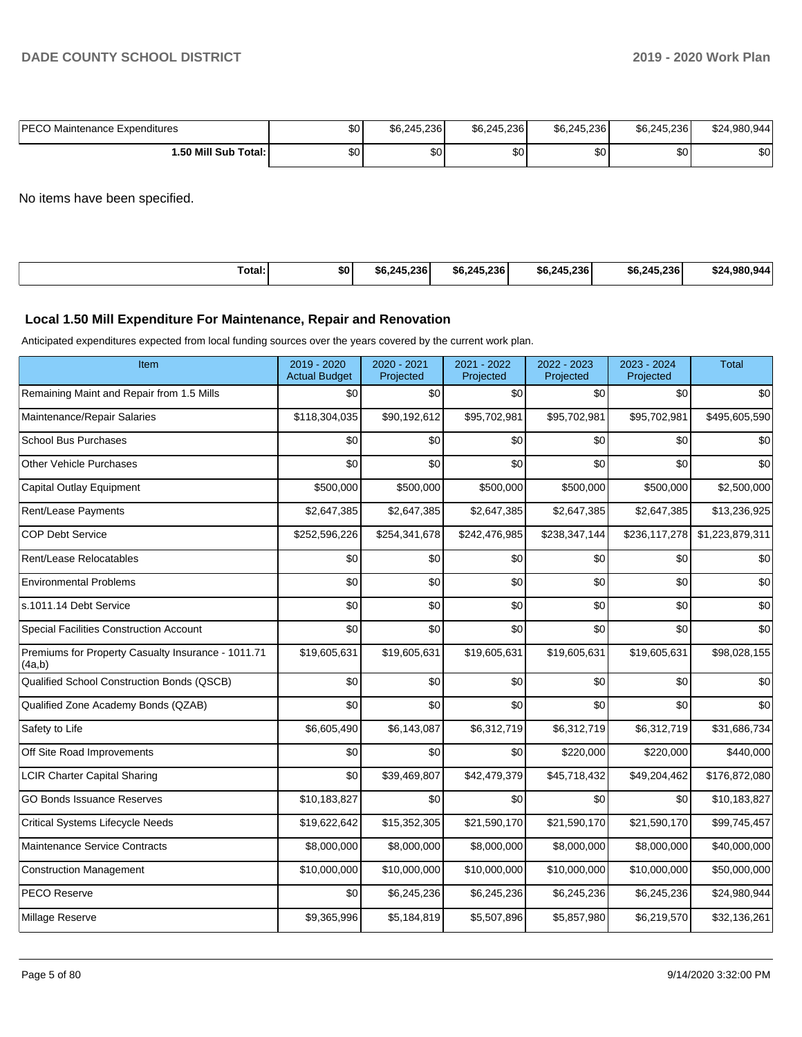| | | | | | | |
|---|---|---|---|---|---|---|
| PECO Maintenance Expenditures | $0 | $6,245,236 | $6,245,236 | $6,245,236 | $6,245,236 | $24,980,944 |
| **1.50 Mill Sub Total:** | $0 | $0 | $0 | $0 | $0 | $0 |

No items have been specified.

| | | | | | | |
|---|---|---|---|---|---|---|
| **Total:** | **$0** | **$6,245,236** | **$6,245,236** | **$6,245,236** | **$6,245,236** | **$24,980,944** |

## Local 1.50 Mill Expenditure For Maintenance, Repair and Renovation

Anticipated expenditures expected from local funding sources over the years covered by the current work plan.

| Item | 2019 - 2020 Actual Budget | 2020 - 2021 Projected | 2021 - 2022 Projected | 2022 - 2023 Projected | 2023 - 2024 Projected | Total |
|---|---|---|---|---|---|---|
| Remaining Maint and Repair from 1.5 Mills | $0 | $0 | $0 | $0 | $0 | $0 |
| Maintenance/Repair Salaries | $118,304,035 | $90,192,612 | $95,702,981 | $95,702,981 | $95,702,981 | $495,605,590 |
| School Bus Purchases | $0 | $0 | $0 | $0 | $0 | $0 |
| Other Vehicle Purchases | $0 | $0 | $0 | $0 | $0 | $0 |
| Capital Outlay Equipment | $500,000 | $500,000 | $500,000 | $500,000 | $500,000 | $2,500,000 |
| Rent/Lease Payments | $2,647,385 | $2,647,385 | $2,647,385 | $2,647,385 | $2,647,385 | $13,236,925 |
| COP Debt Service | $252,596,226 | $254,341,678 | $242,476,985 | $238,347,144 | $236,117,278 | $1,223,879,311 |
| Rent/Lease Relocatables | $0 | $0 | $0 | $0 | $0 | $0 |
| Environmental Problems | $0 | $0 | $0 | $0 | $0 | $0 |
| s.1011.14 Debt Service | $0 | $0 | $0 | $0 | $0 | $0 |
| Special Facilities Construction Account | $0 | $0 | $0 | $0 | $0 | $0 |
| Premiums for Property Casualty Insurance - 1011.71 (4a,b) | $19,605,631 | $19,605,631 | $19,605,631 | $19,605,631 | $19,605,631 | $98,028,155 |
| Qualified School Construction Bonds (QSCB) | $0 | $0 | $0 | $0 | $0 | $0 |
| Qualified Zone Academy Bonds (QZAB) | $0 | $0 | $0 | $0 | $0 | $0 |
| Safety to Life | $6,605,490 | $6,143,087 | $6,312,719 | $6,312,719 | $6,312,719 | $31,686,734 |
| Off Site Road Improvements | $0 | $0 | $0 | $220,000 | $220,000 | $440,000 |
| LCIR Charter Capital Sharing | $0 | $39,469,807 | $42,479,379 | $45,718,432 | $49,204,462 | $176,872,080 |
| GO Bonds Issuance Reserves | $10,183,827 | $0 | $0 | $0 | $0 | $10,183,827 |
| Critical Systems Lifecycle Needs | $19,622,642 | $15,352,305 | $21,590,170 | $21,590,170 | $21,590,170 | $99,745,457 |
| Maintenance Service Contracts | $8,000,000 | $8,000,000 | $8,000,000 | $8,000,000 | $8,000,000 | $40,000,000 |
| Construction Management | $10,000,000 | $10,000,000 | $10,000,000 | $10,000,000 | $10,000,000 | $50,000,000 |
| PECO Reserve | $0 | $6,245,236 | $6,245,236 | $6,245,236 | $6,245,236 | $24,980,944 |
| Millage Reserve | $9,365,996 | $5,184,819 | $5,507,896 | $5,857,980 | $6,219,570 | $32,136,261 |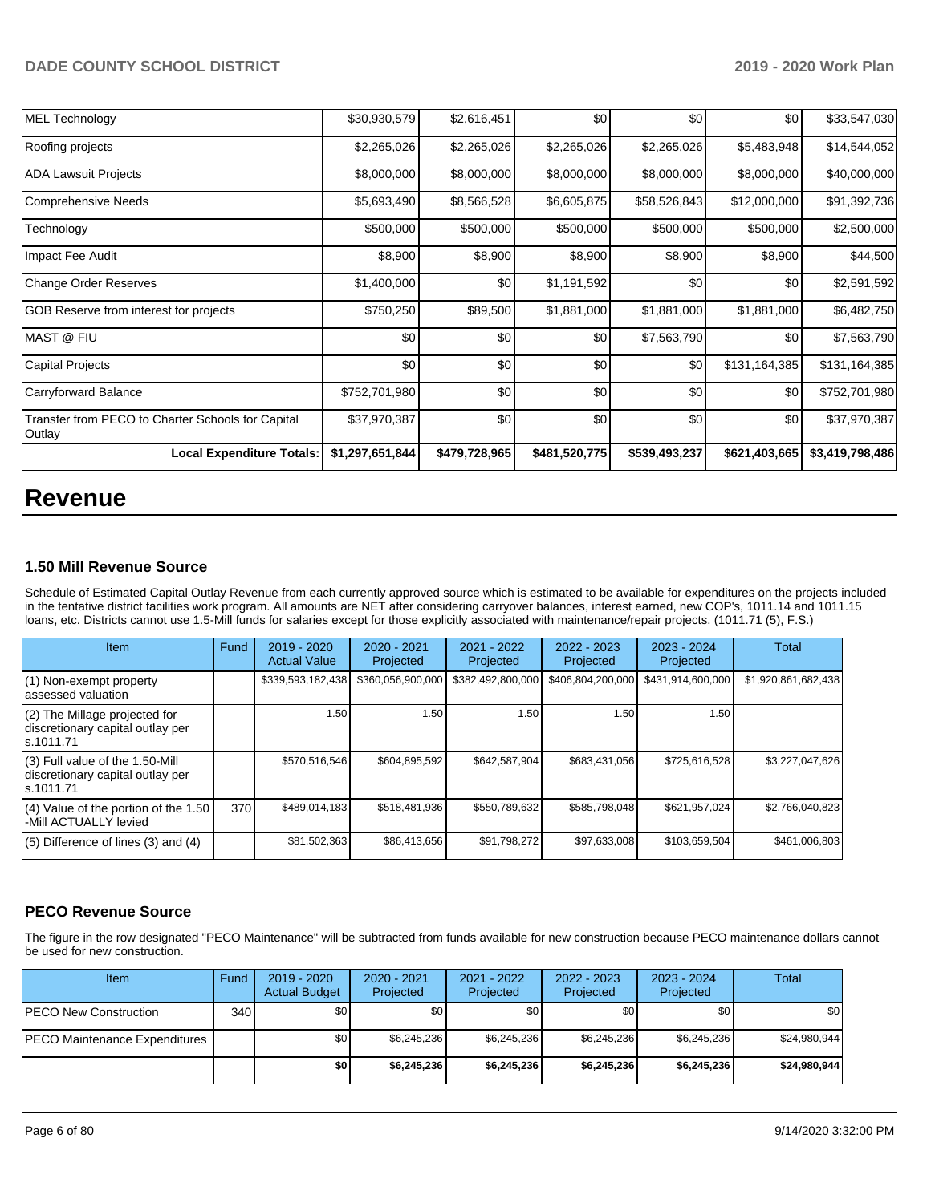| | | | | | | |
|---|---|---|---|---|---|---|
| MEL Technology | $30,930,579 | $2,616,451 | $0 | $0 | $0 | $33,547,030 |
| Roofing projects | $2,265,026 | $2,265,026 | $2,265,026 | $2,265,026 | $5,483,948 | $14,544,052 |
| ADA Lawsuit Projects | $8,000,000 | $8,000,000 | $8,000,000 | $8,000,000 | $8,000,000 | $40,000,000 |
| Comprehensive Needs | $5,693,490 | $8,566,528 | $6,605,875 | $58,526,843 | $12,000,000 | $91,392,736 |
| Technology | $500,000 | $500,000 | $500,000 | $500,000 | $500,000 | $2,500,000 |
| Impact Fee Audit | $8,900 | $8,900 | $8,900 | $8,900 | $8,900 | $44,500 |
| Change Order Reserves | $1,400,000 | $0 | $1,191,592 | $0 | $0 | $2,591,592 |
| GOB Reserve from interest for projects | $750,250 | $89,500 | $1,881,000 | $1,881,000 | $1,881,000 | $6,482,750 |
| MAST @ FIU | $0 | $0 | $0 | $7,563,790 | $0 | $7,563,790 |
| Capital Projects | $0 | $0 | $0 | $0 | $131,164,385 | $131,164,385 |
| Carryforward Balance | $752,701,980 | $0 | $0 | $0 | $0 | $752,701,980 |
| Transfer from PECO to Charter Schools for Capital Outlay | $37,970,387 | $0 | $0 | $0 | $0 | $37,970,387 |
| **Local Expenditure Totals:** | **$1,297,651,844** | **$479,728,965** | **$481,520,775** | **$539,493,237** | **$621,403,665** | **$3,419,798,486** |

# Revenue

### 1.50 Mill Revenue Source

Schedule of Estimated Capital Outlay Revenue from each currently approved source which is estimated to be available for expenditures on the projects included in the tentative district facilities work program. All amounts are NET after considering carryover balances, interest earned, new COP's, 1011.14 and 1011.15 loans, etc. Districts cannot use 1.5-Mill funds for salaries except for those explicitly associated with maintenance/repair projects. (1011.71 (5), F.S.)

| Item | Fund | 2019 - 2020 Actual Value | 2020 - 2021 Projected | 2021 - 2022 Projected | 2022 - 2023 Projected | 2023 - 2024 Projected | Total |
|---|---|---|---|---|---|---|---|
| (1) Non-exempt property assessed valuation | | $339,593,182,438 | $360,056,900,000 | $382,492,800,000 | $406,804,200,000 | $431,914,600,000 | $1,920,861,682,438 |
| (2) The Millage projected for discretionary capital outlay per s.1011.71 | | 1.50 | 1.50 | 1.50 | 1.50 | 1.50 | |
| (3) Full value of the 1.50-Mill discretionary capital outlay per s.1011.71 | | $570,516,546 | $604,895,592 | $642,587,904 | $683,431,056 | $725,616,528 | $3,227,047,626 |
| (4) Value of the portion of the 1.50 -Mill ACTUALLY levied | 370 | $489,014,183 | $518,481,936 | $550,789,632 | $585,798,048 | $621,957,024 | $2,766,040,823 |
| (5) Difference of lines (3) and (4) | | $81,502,363 | $86,413,656 | $91,798,272 | $97,633,008 | $103,659,504 | $461,006,803 |

### PECO Revenue Source

The figure in the row designated "PECO Maintenance" will be subtracted from funds available for new construction because PECO maintenance dollars cannot be used for new construction.

| Item | Fund | 2019 - 2020 Actual Budget | 2020 - 2021 Projected | 2021 - 2022 Projected | 2022 - 2023 Projected | 2023 - 2024 Projected | Total |
|---|---|---|---|---|---|---|---|
| PECO New Construction | 340 | $0 | $0 | $0 | $0 | $0 | $0 |
| PECO Maintenance Expenditures | | $0 | $6,245,236 | $6,245,236 | $6,245,236 | $6,245,236 | $24,980,944 |
| | | **$0** | **$6,245,236** | **$6,245,236** | **$6,245,236** | **$6,245,236** | **$24,980,944** |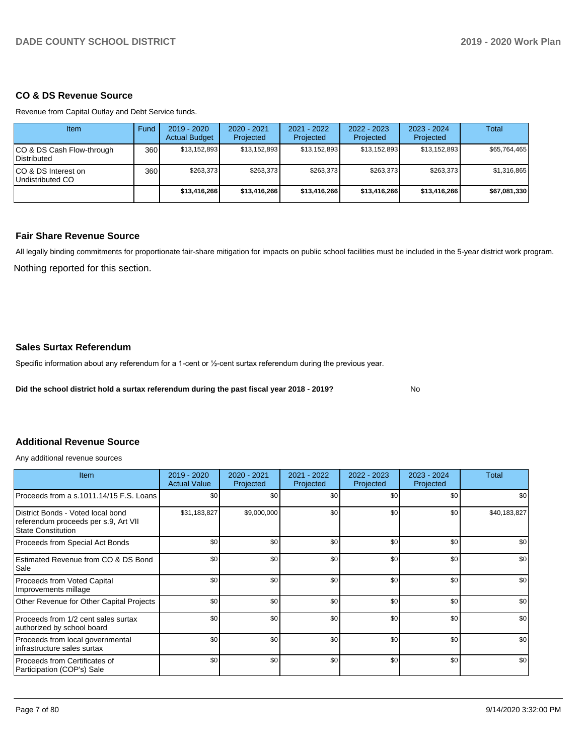## CO & DS Revenue Source

Revenue from Capital Outlay and Debt Service funds.

| Item | Fund | 2019 - 2020 Actual Budget | 2020 - 2021 Projected | 2021 - 2022 Projected | 2022 - 2023 Projected | 2023 - 2024 Projected | Total |
|---|---|---|---|---|---|---|---|
| CO & DS Cash Flow-through Distributed | 360 | $13,152,893 | $13,152,893 | $13,152,893 | $13,152,893 | $13,152,893 | $65,764,465 |
| CO & DS Interest on Undistributed CO | 360 | $263,373 | $263,373 | $263,373 | $263,373 | $263,373 | $1,316,865 |
| | | **$13,416,266** | **$13,416,266** | **$13,416,266** | **$13,416,266** | **$13,416,266** | **$67,081,330** |

## Fair Share Revenue Source

All legally binding commitments for proportionate fair-share mitigation for impacts on public school facilities must be included in the 5-year district work program.

Nothing reported for this section.

## Sales Surtax Referendum

Specific information about any referendum for a 1-cent or ½-cent surtax referendum during the previous year.

**Did the school district hold a surtax referendum during the past fiscal year 2018 - 2019?** No

## Additional Revenue Source

Any additional revenue sources

| Item | 2019 - 2020 Actual Value | 2020 - 2021 Projected | 2021 - 2022 Projected | 2022 - 2023 Projected | 2023 - 2024 Projected | Total |
|---|---|---|---|---|---|---|
| Proceeds from a s.1011.14/15 F.S. Loans | $0 | $0 | $0 | $0 | $0 | $0 |
| District Bonds - Voted local bond referendum proceeds per s.9, Art VII State Constitution | $31,183,827 | $9,000,000 | $0 | $0 | $0 | $40,183,827 |
| Proceeds from Special Act Bonds | $0 | $0 | $0 | $0 | $0 | $0 |
| Estimated Revenue from CO & DS Bond Sale | $0 | $0 | $0 | $0 | $0 | $0 |
| Proceeds from Voted Capital Improvements millage | $0 | $0 | $0 | $0 | $0 | $0 |
| Other Revenue for Other Capital Projects | $0 | $0 | $0 | $0 | $0 | $0 |
| Proceeds from 1/2 cent sales surtax authorized by school board | $0 | $0 | $0 | $0 | $0 | $0 |
| Proceeds from local governmental infrastructure sales surtax | $0 | $0 | $0 | $0 | $0 | $0 |
| Proceeds from Certificates of Participation (COP's) Sale | $0 | $0 | $0 | $0 | $0 | $0 |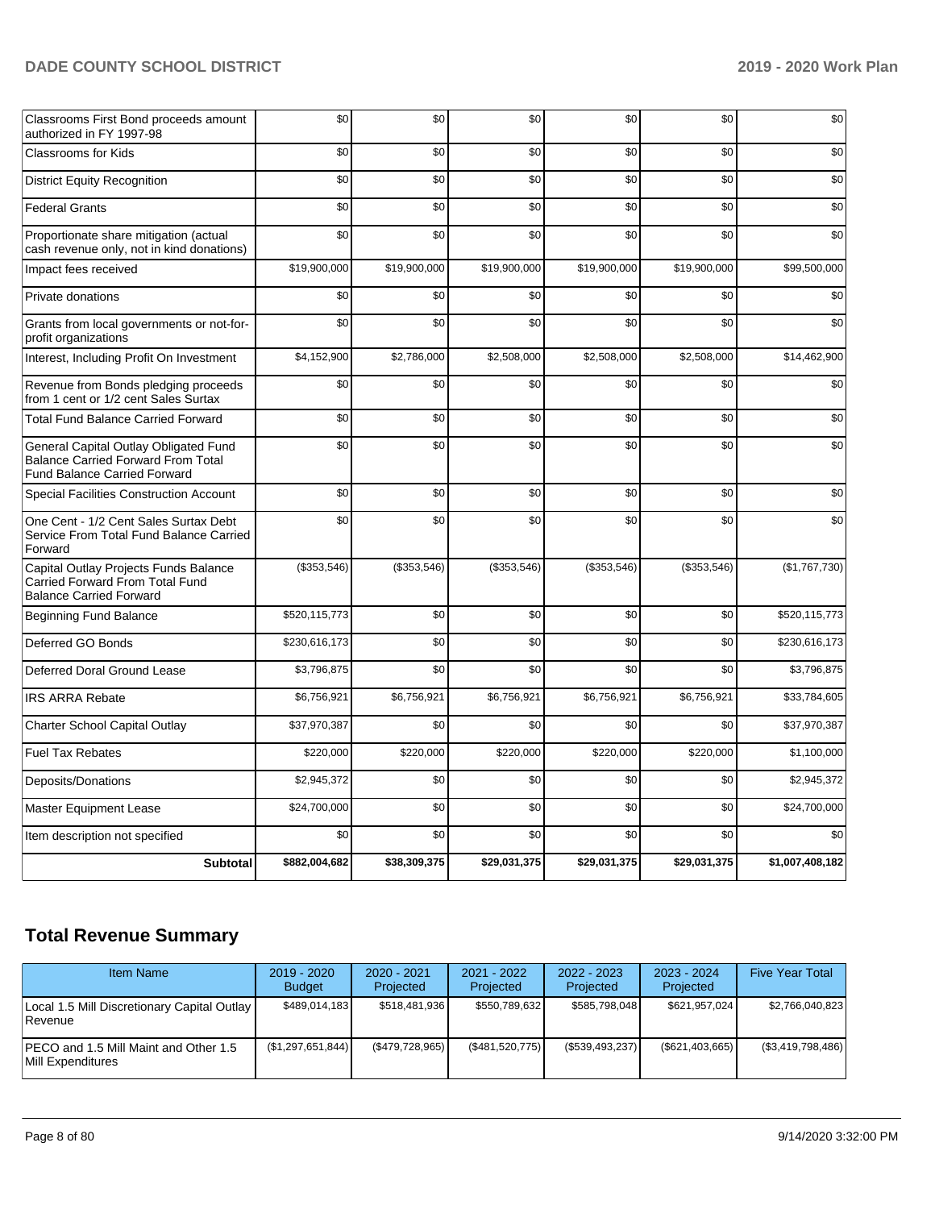| | | | | | | |
|---|---|---|---|---|---|---|
| Classrooms First Bond proceeds amount authorized in FY 1997-98 | $0 | $0 | $0 | $0 | $0 | $0 |
| Classrooms for Kids | $0 | $0 | $0 | $0 | $0 | $0 |
| District Equity Recognition | $0 | $0 | $0 | $0 | $0 | $0 |
| Federal Grants | $0 | $0 | $0 | $0 | $0 | $0 |
| Proportionate share mitigation (actual cash revenue only, not in kind donations) | $0 | $0 | $0 | $0 | $0 | $0 |
| Impact fees received | $19,900,000 | $19,900,000 | $19,900,000 | $19,900,000 | $19,900,000 | $99,500,000 |
| Private donations | $0 | $0 | $0 | $0 | $0 | $0 |
| Grants from local governments or not-for-profit organizations | $0 | $0 | $0 | $0 | $0 | $0 |
| Interest, Including Profit On Investment | $4,152,900 | $2,786,000 | $2,508,000 | $2,508,000 | $2,508,000 | $14,462,900 |
| Revenue from Bonds pledging proceeds from 1 cent or 1/2 cent Sales Surtax | $0 | $0 | $0 | $0 | $0 | $0 |
| Total Fund Balance Carried Forward | $0 | $0 | $0 | $0 | $0 | $0 |
| General Capital Outlay Obligated Fund Balance Carried Forward From Total Fund Balance Carried Forward | $0 | $0 | $0 | $0 | $0 | $0 |
| Special Facilities Construction Account | $0 | $0 | $0 | $0 | $0 | $0 |
| One Cent - 1/2 Cent Sales Surtax Debt Service From Total Fund Balance Carried Forward | $0 | $0 | $0 | $0 | $0 | $0 |
| Capital Outlay Projects Funds Balance Carried Forward From Total Fund Balance Carried Forward | ($353,546) | ($353,546) | ($353,546) | ($353,546) | ($353,546) | ($1,767,730) |
| Beginning Fund Balance | $520,115,773 | $0 | $0 | $0 | $0 | $520,115,773 |
| Deferred GO Bonds | $230,616,173 | $0 | $0 | $0 | $0 | $230,616,173 |
| Deferred Doral Ground Lease | $3,796,875 | $0 | $0 | $0 | $0 | $3,796,875 |
| IRS ARRA Rebate | $6,756,921 | $6,756,921 | $6,756,921 | $6,756,921 | $6,756,921 | $33,784,605 |
| Charter School Capital Outlay | $37,970,387 | $0 | $0 | $0 | $0 | $37,970,387 |
| Fuel Tax Rebates | $220,000 | $220,000 | $220,000 | $220,000 | $220,000 | $1,100,000 |
| Deposits/Donations | $2,945,372 | $0 | $0 | $0 | $0 | $2,945,372 |
| Master Equipment Lease | $24,700,000 | $0 | $0 | $0 | $0 | $24,700,000 |
| Item description not specified | $0 | $0 | $0 | $0 | $0 | $0 |
| **Subtotal** | **$882,004,682** | **$38,309,375** | **$29,031,375** | **$29,031,375** | **$29,031,375** | **$1,007,408,182** |

## Total Revenue Summary

| Item Name | 2019 - 2020 Budget | 2020 - 2021 Projected | 2021 - 2022 Projected | 2022 - 2023 Projected | 2023 - 2024 Projected | Five Year Total |
|---|---|---|---|---|---|---|
| Local 1.5 Mill Discretionary Capital Outlay Revenue | $489,014,183 | $518,481,936 | $550,789,632 | $585,798,048 | $621,957,024 | $2,766,040,823 |
| PECO and 1.5 Mill Maint and Other 1.5 Mill Expenditures | ($1,297,651,844) | ($479,728,965) | ($481,520,775) | ($539,493,237) | ($621,403,665) | ($3,419,798,486) |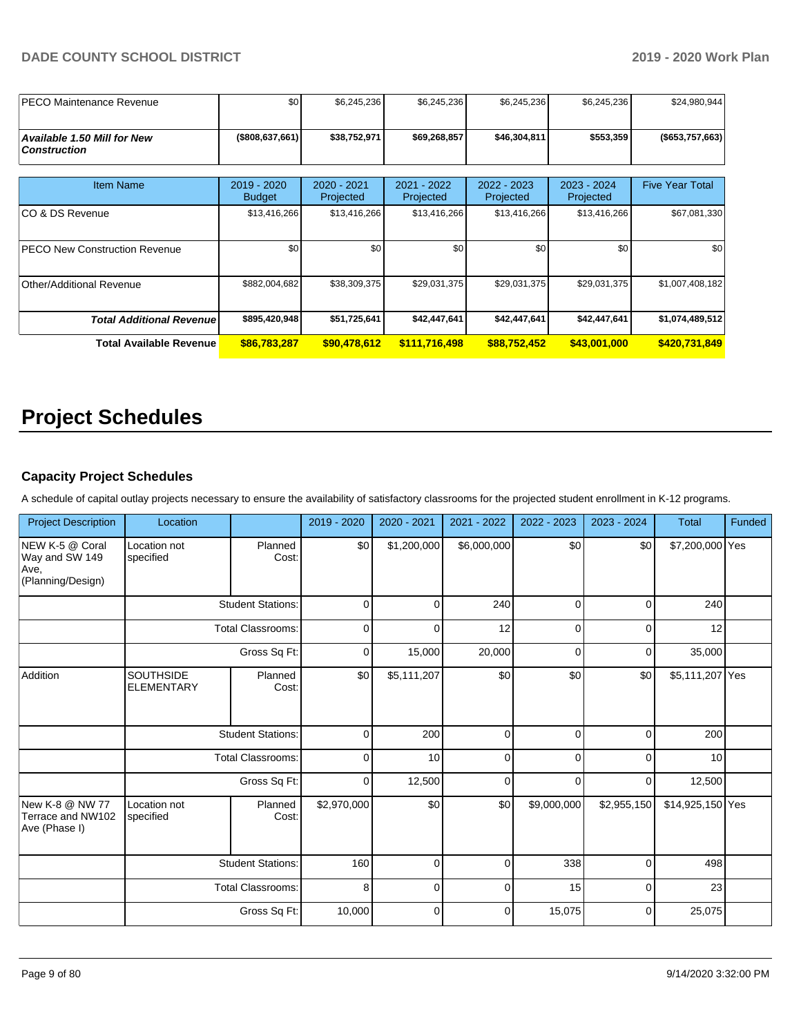| | | | | | | |
|---|---|---|---|---|---|---|
| PECO Maintenance Revenue | $0 | $6,245,236 | $6,245,236 | $6,245,236 | $6,245,236 | $24,980,944 |
| ***Available 1.50 Mill for New Construction*** | **($808,637,661)** | **$38,752,971** | **$69,268,857** | **$46,304,811** | **$553,359** | **($653,757,663)** |

| Item Name | 2019 - 2020 Budget | 2020 - 2021 Projected | 2021 - 2022 Projected | 2022 - 2023 Projected | 2023 - 2024 Projected | Five Year Total |
|---|---|---|---|---|---|---|
| CO & DS Revenue | $13,416,266 | $13,416,266 | $13,416,266 | $13,416,266 | $13,416,266 | $67,081,330 |
| PECO New Construction Revenue | $0 | $0 | $0 | $0 | $0 | $0 |
| Other/Additional Revenue | $882,004,682 | $38,309,375 | $29,031,375 | $29,031,375 | $29,031,375 | $1,007,408,182 |
| ***Total Additional Revenue*** | **$895,420,948** | **$51,725,641** | **$42,447,641** | **$42,447,641** | **$42,447,641** | **$1,074,489,512** |
| **Total Available Revenue** | **$86,783,287** | **$90,478,612** | **$111,716,498** | **$88,752,452** | **$43,001,000** | **$420,731,849** |

# Project Schedules

### Capacity Project Schedules

A schedule of capital outlay projects necessary to ensure the availability of satisfactory classrooms for the projected student enrollment in K-12 programs.

| Project Description | Location | | 2019 - 2020 | 2020 - 2021 | 2021 - 2022 | 2022 - 2023 | 2023 - 2024 | Total | Funded |
|---|---|---|---|---|---|---|---|---|---|
| NEW K-5 @ Coral Way and SW 149 Ave, (Planning/Design) | Location not specified | Planned Cost: | $0 | $1,200,000 | $6,000,000 | $0 | $0 | $7,200,000 | Yes |
| | | Student Stations: | 0 | 0 | 240 | 0 | 0 | 240 | |
| | | Total Classrooms: | 0 | 0 | 12 | 0 | 0 | 12 | |
| | | Gross Sq Ft: | 0 | 15,000 | 20,000 | 0 | 0 | 35,000 | |
| Addition | SOUTHSIDE ELEMENTARY | Planned Cost: | $0 | $5,111,207 | $0 | $0 | $0 | $5,111,207 | Yes |
| | | Student Stations: | 0 | 200 | 0 | 0 | 0 | 200 | |
| | | Total Classrooms: | 0 | 10 | 0 | 0 | 0 | 10 | |
| | | Gross Sq Ft: | 0 | 12,500 | 0 | 0 | 0 | 12,500 | |
| New K-8 @ NW 77 Terrace and NW102 Ave (Phase I) | Location not specified | Planned Cost: | $2,970,000 | $0 | $0 | $9,000,000 | $2,955,150 | $14,925,150 | Yes |
| | | Student Stations: | 160 | 0 | 0 | 338 | 0 | 498 | |
| | | Total Classrooms: | 8 | 0 | 0 | 15 | 0 | 23 | |
| | | Gross Sq Ft: | 10,000 | 0 | 0 | 15,075 | 0 | 25,075 | |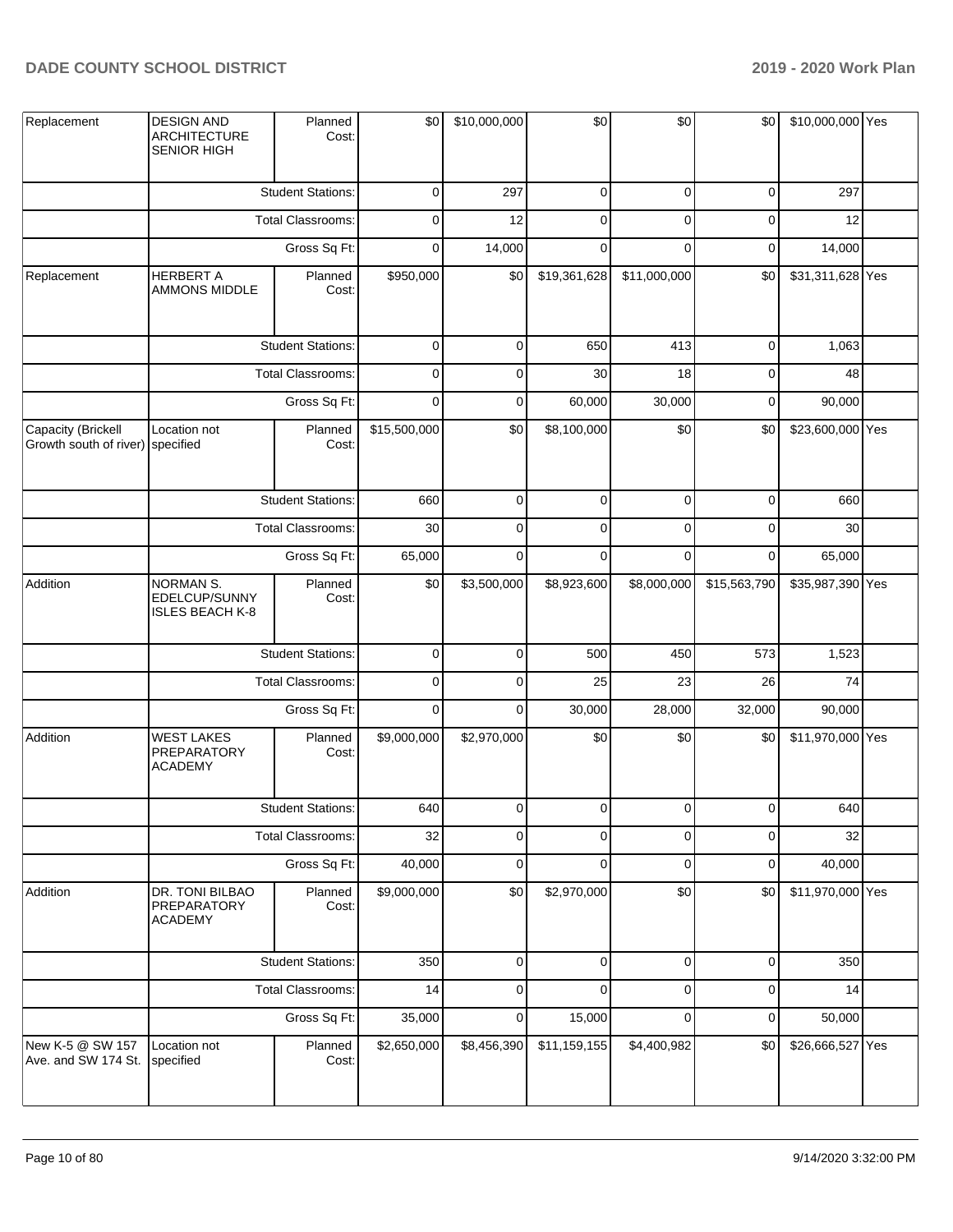| Replacement | DESIGN AND ARCHITECTURE SENIOR HIGH | Planned Cost: | $0 | $10,000,000 | $0 | $0 | $0 | $10,000,000 | Yes |
|---|---|---|---|---|---|---|---|---|---|
| | | Student Stations: | 0 | 297 | 0 | 0 | 0 | 297 | |
| | | Total Classrooms: | 0 | 12 | 0 | 0 | 0 | 12 | |
| | | Gross Sq Ft: | 0 | 14,000 | 0 | 0 | 0 | 14,000 | |
| Replacement | HERBERT A AMMONS MIDDLE | Planned Cost: | $950,000 | $0 | $19,361,628 | $11,000,000 | $0 | $31,311,628 | Yes |
| | | Student Stations: | 0 | 0 | 650 | 413 | 0 | 1,063 | |
| | | Total Classrooms: | 0 | 0 | 30 | 18 | 0 | 48 | |
| | | Gross Sq Ft: | 0 | 0 | 60,000 | 30,000 | 0 | 90,000 | |
| Capacity (Brickell Growth south of river) | Location not specified | Planned Cost: | $15,500,000 | $0 | $8,100,000 | $0 | $0 | $23,600,000 | Yes |
| | | Student Stations: | 660 | 0 | 0 | 0 | 0 | 660 | |
| | | Total Classrooms: | 30 | 0 | 0 | 0 | 0 | 30 | |
| | | Gross Sq Ft: | 65,000 | 0 | 0 | 0 | 0 | 65,000 | |
| Addition | NORMAN S. EDELCUP/SUNNY ISLES BEACH K-8 | Planned Cost: | $0 | $3,500,000 | $8,923,600 | $8,000,000 | $15,563,790 | $35,987,390 | Yes |
| | | Student Stations: | 0 | 0 | 500 | 450 | 573 | 1,523 | |
| | | Total Classrooms: | 0 | 0 | 25 | 23 | 26 | 74 | |
| | | Gross Sq Ft: | 0 | 0 | 30,000 | 28,000 | 32,000 | 90,000 | |
| Addition | WEST LAKES PREPARATORY ACADEMY | Planned Cost: | $9,000,000 | $2,970,000 | $0 | $0 | $0 | $11,970,000 | Yes |
| | | Student Stations: | 640 | 0 | 0 | 0 | 0 | 640 | |
| | | Total Classrooms: | 32 | 0 | 0 | 0 | 0 | 32 | |
| | | Gross Sq Ft: | 40,000 | 0 | 0 | 0 | 0 | 40,000 | |
| Addition | DR. TONI BILBAO PREPARATORY ACADEMY | Planned Cost: | $9,000,000 | $0 | $2,970,000 | $0 | $0 | $11,970,000 | Yes |
| | | Student Stations: | 350 | 0 | 0 | 0 | 0 | 350 | |
| | | Total Classrooms: | 14 | 0 | 0 | 0 | 0 | 14 | |
| | | Gross Sq Ft: | 35,000 | 0 | 15,000 | 0 | 0 | 50,000 | |
| New K-5 @ SW 157 Ave. and SW 174 St. | Location not specified | Planned Cost: | $2,650,000 | $8,456,390 | $11,159,155 | $4,400,982 | $0 | $26,666,527 | Yes |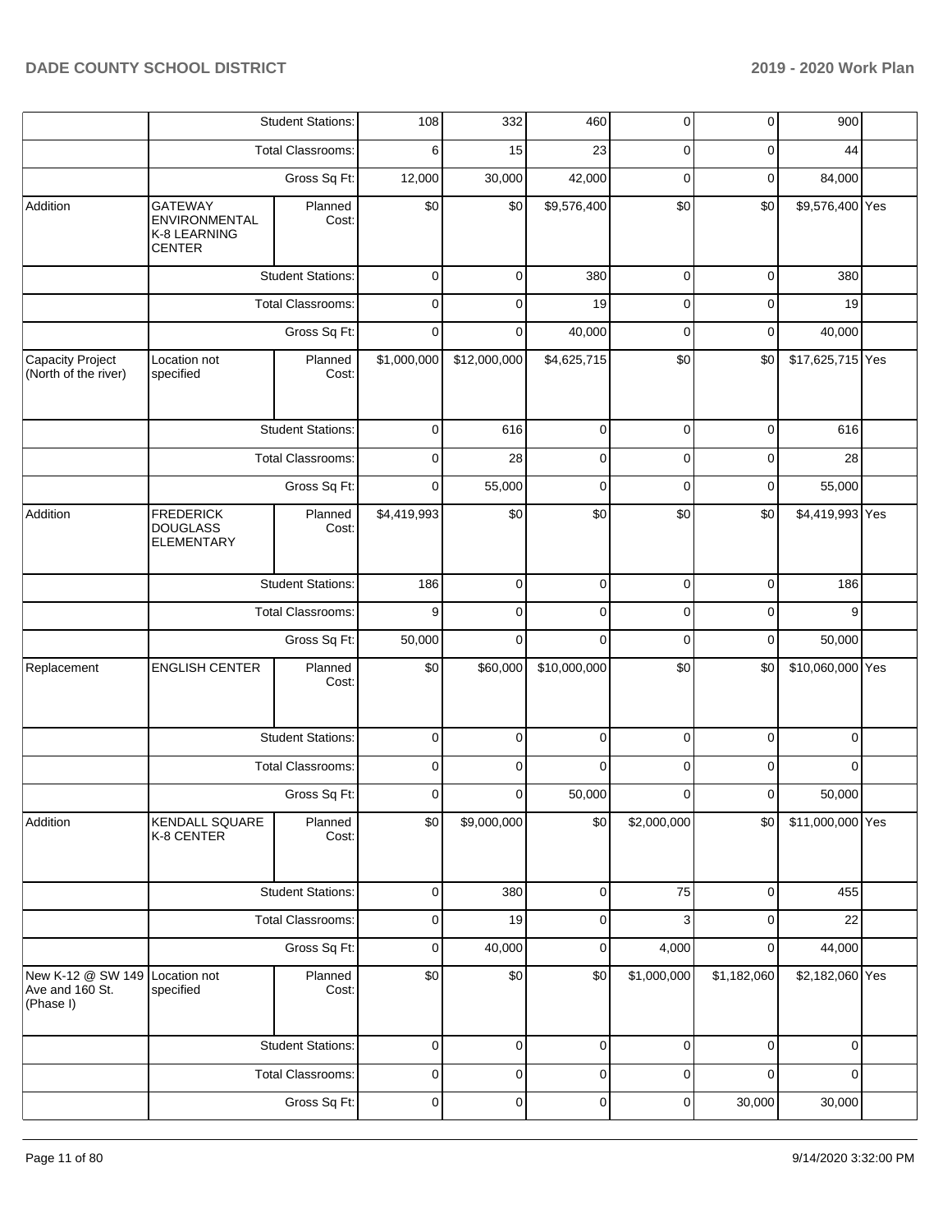| | | | | | | | | | |
|---|---|---|---|---|---|---|---|---|---|
| | | Student Stations: | 108 | 332 | 460 | 0 | 0 | 900 | |
| | | Total Classrooms: | 6 | 15 | 23 | 0 | 0 | 44 | |
| | | Gross Sq Ft: | 12,000 | 30,000 | 42,000 | 0 | 0 | 84,000 | |
| Addition | GATEWAY ENVIRONMENTAL K-8 LEARNING CENTER | Planned Cost: | $0 | $0 | $9,576,400 | $0 | $0 | $9,576,400 | Yes |
| | | Student Stations: | 0 | 0 | 380 | 0 | 0 | 380 | |
| | | Total Classrooms: | 0 | 0 | 19 | 0 | 0 | 19 | |
| | | Gross Sq Ft: | 0 | 0 | 40,000 | 0 | 0 | 40,000 | |
| Capacity Project (North of the river) | Location not specified | Planned Cost: | $1,000,000 | $12,000,000 | $4,625,715 | $0 | $0 | $17,625,715 | Yes |
| | | Student Stations: | 0 | 616 | 0 | 0 | 0 | 616 | |
| | | Total Classrooms: | 0 | 28 | 0 | 0 | 0 | 28 | |
| | | Gross Sq Ft: | 0 | 55,000 | 0 | 0 | 0 | 55,000 | |
| Addition | FREDERICK DOUGLASS ELEMENTARY | Planned Cost: | $4,419,993 | $0 | $0 | $0 | $0 | $4,419,993 | Yes |
| | | Student Stations: | 186 | 0 | 0 | 0 | 0 | 186 | |
| | | Total Classrooms: | 9 | 0 | 0 | 0 | 0 | 9 | |
| | | Gross Sq Ft: | 50,000 | 0 | 0 | 0 | 0 | 50,000 | |
| Replacement | ENGLISH CENTER | Planned Cost: | $0 | $60,000 | $10,000,000 | $0 | $0 | $10,060,000 | Yes |
| | | Student Stations: | 0 | 0 | 0 | 0 | 0 | 0 | |
| | | Total Classrooms: | 0 | 0 | 0 | 0 | 0 | 0 | |
| | | Gross Sq Ft: | 0 | 0 | 50,000 | 0 | 0 | 50,000 | |
| Addition | KENDALL SQUARE K-8 CENTER | Planned Cost: | $0 | $9,000,000 | $0 | $2,000,000 | $0 | $11,000,000 | Yes |
| | | Student Stations: | 0 | 380 | 0 | 75 | 0 | 455 | |
| | | Total Classrooms: | 0 | 19 | 0 | 3 | 0 | 22 | |
| | | Gross Sq Ft: | 0 | 40,000 | 0 | 4,000 | 0 | 44,000 | |
| New K-12 @ SW 149 Ave and 160 St. (Phase I) | Location not specified | Planned Cost: | $0 | $0 | $0 | $1,000,000 | $1,182,060 | $2,182,060 | Yes |
| | | Student Stations: | 0 | 0 | 0 | 0 | 0 | 0 | |
| | | Total Classrooms: | 0 | 0 | 0 | 0 | 0 | 0 | |
| | | Gross Sq Ft: | 0 | 0 | 0 | 0 | 30,000 | 30,000 | |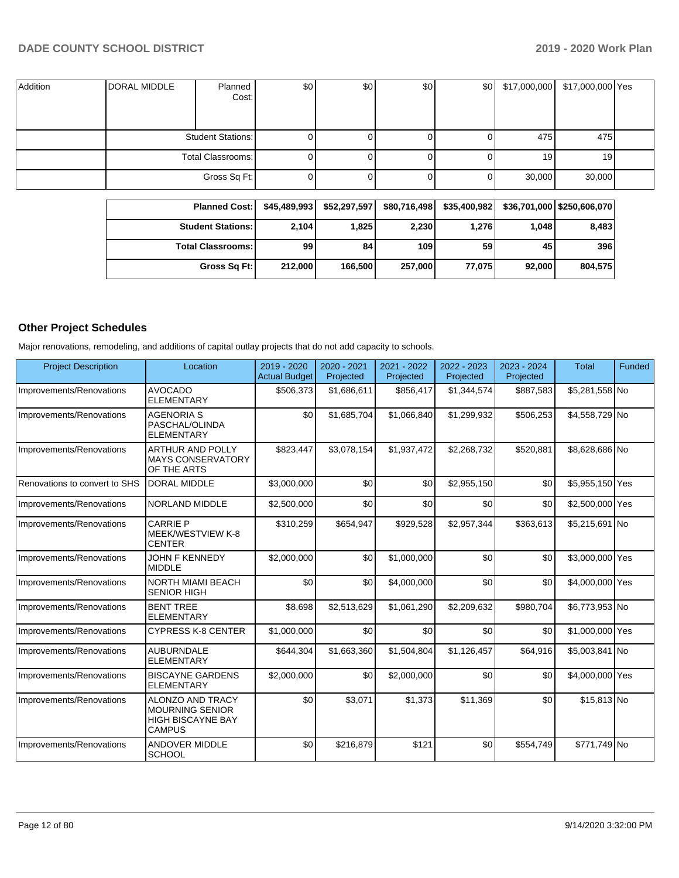| Addition | DORAL MIDDLE | Planned Cost: | $0 | $0 | $0 | $0 | $17,000,000 | $17,000,000 | Yes |
|---|---|---|---|---|---|---|---|---|---|
| | | Student Stations: | 0 | 0 | 0 | 0 | 475 | 475 | |
| | | Total Classrooms: | 0 | 0 | 0 | 0 | 19 | 19 | |
| | | Gross Sq Ft: | 0 | 0 | 0 | 0 | 30,000 | 30,000 | |

| | | | | | | |
|---|---|---|---|---|---|---|
| Planned Cost: | $45,489,993 | $52,297,597 | $80,716,498 | $35,400,982 | $36,701,000 | $250,606,070 |
| Student Stations: | 2,104 | 1,825 | 2,230 | 1,276 | 1,048 | 8,483 |
| Total Classrooms: | 99 | 84 | 109 | 59 | 45 | 396 |
| Gross Sq Ft: | 212,000 | 166,500 | 257,000 | 77,075 | 92,000 | 804,575 |

## Other Project Schedules

Major renovations, remodeling, and additions of capital outlay projects that do not add capacity to schools.

| Project Description | Location | 2019 - 2020 Actual Budget | 2020 - 2021 Projected | 2021 - 2022 Projected | 2022 - 2023 Projected | 2023 - 2024 Projected | Total | Funded |
|---|---|---|---|---|---|---|---|---|
| Improvements/Renovations | AVOCADO ELEMENTARY | $506,373 | $1,686,611 | $856,417 | $1,344,574 | $887,583 | $5,281,558 | No |
| Improvements/Renovations | AGENORIA S PASCHAL/OLINDA ELEMENTARY | $0 | $1,685,704 | $1,066,840 | $1,299,932 | $506,253 | $4,558,729 | No |
| Improvements/Renovations | ARTHUR AND POLLY MAYS CONSERVATORY OF THE ARTS | $823,447 | $3,078,154 | $1,937,472 | $2,268,732 | $520,881 | $8,628,686 | No |
| Renovations to convert to SHS | DORAL MIDDLE | $3,000,000 | $0 | $0 | $2,955,150 | $0 | $5,955,150 | Yes |
| Improvements/Renovations | NORLAND MIDDLE | $2,500,000 | $0 | $0 | $0 | $0 | $2,500,000 | Yes |
| Improvements/Renovations | CARRIE P MEEK/WESTVIEW K-8 CENTER | $310,259 | $654,947 | $929,528 | $2,957,344 | $363,613 | $5,215,691 | No |
| Improvements/Renovations | JOHN F KENNEDY MIDDLE | $2,000,000 | $0 | $1,000,000 | $0 | $0 | $3,000,000 | Yes |
| Improvements/Renovations | NORTH MIAMI BEACH SENIOR HIGH | $0 | $0 | $4,000,000 | $0 | $0 | $4,000,000 | Yes |
| Improvements/Renovations | BENT TREE ELEMENTARY | $8,698 | $2,513,629 | $1,061,290 | $2,209,632 | $980,704 | $6,773,953 | No |
| Improvements/Renovations | CYPRESS K-8 CENTER | $1,000,000 | $0 | $0 | $0 | $0 | $1,000,000 | Yes |
| Improvements/Renovations | AUBURNDALE ELEMENTARY | $644,304 | $1,663,360 | $1,504,804 | $1,126,457 | $64,916 | $5,003,841 | No |
| Improvements/Renovations | BISCAYNE GARDENS ELEMENTARY | $2,000,000 | $0 | $2,000,000 | $0 | $0 | $4,000,000 | Yes |
| Improvements/Renovations | ALONZO AND TRACY MOURNING SENIOR HIGH BISCAYNE BAY CAMPUS | $0 | $3,071 | $1,373 | $11,369 | $0 | $15,813 | No |
| Improvements/Renovations | ANDOVER MIDDLE SCHOOL | $0 | $216,879 | $121 | $0 | $554,749 | $771,749 | No |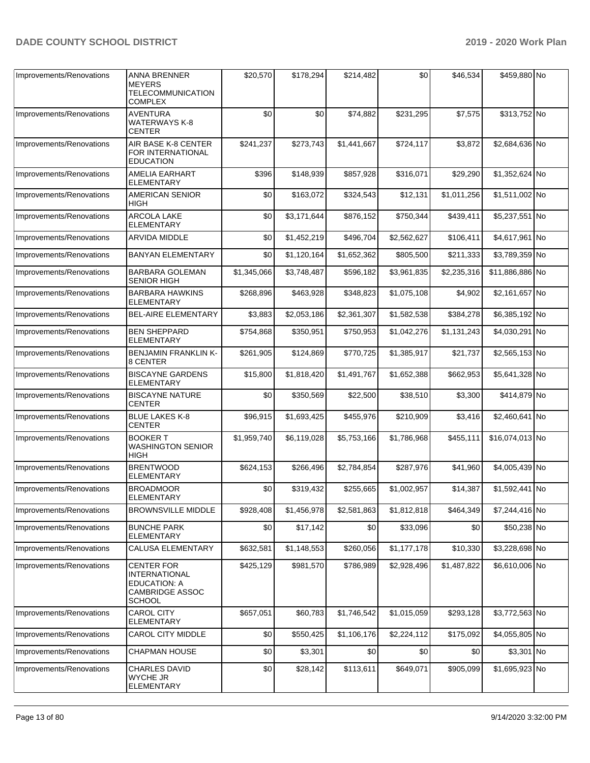| Improvements/Renovations | ANNA BRENNER MEYERS TELECOMMUNICATION COMPLEX | $20,570 | $178,294 | $214,482 | $0 | $46,534 | $459,880 | No |
|---|---|---|---|---|---|---|---|---|
| Improvements/Renovations | AVENTURA WATERWAYS K-8 CENTER | $0 | $0 | $74,882 | $231,295 | $7,575 | $313,752 | No |
| Improvements/Renovations | AIR BASE K-8 CENTER FOR INTERNATIONAL EDUCATION | $241,237 | $273,743 | $1,441,667 | $724,117 | $3,872 | $2,684,636 | No |
| Improvements/Renovations | AMELIA EARHART ELEMENTARY | $396 | $148,939 | $857,928 | $316,071 | $29,290 | $1,352,624 | No |
| Improvements/Renovations | AMERICAN SENIOR HIGH | $0 | $163,072 | $324,543 | $12,131 | $1,011,256 | $1,511,002 | No |
| Improvements/Renovations | ARCOLA LAKE ELEMENTARY | $0 | $3,171,644 | $876,152 | $750,344 | $439,411 | $5,237,551 | No |
| Improvements/Renovations | ARVIDA MIDDLE | $0 | $1,452,219 | $496,704 | $2,562,627 | $106,411 | $4,617,961 | No |
| Improvements/Renovations | BANYAN ELEMENTARY | $0 | $1,120,164 | $1,652,362 | $805,500 | $211,333 | $3,789,359 | No |
| Improvements/Renovations | BARBARA GOLEMAN SENIOR HIGH | $1,345,066 | $3,748,487 | $596,182 | $3,961,835 | $2,235,316 | $11,886,886 | No |
| Improvements/Renovations | BARBARA HAWKINS ELEMENTARY | $268,896 | $463,928 | $348,823 | $1,075,108 | $4,902 | $2,161,657 | No |
| Improvements/Renovations | BEL-AIRE ELEMENTARY | $3,883 | $2,053,186 | $2,361,307 | $1,582,538 | $384,278 | $6,385,192 | No |
| Improvements/Renovations | BEN SHEPPARD ELEMENTARY | $754,868 | $350,951 | $750,953 | $1,042,276 | $1,131,243 | $4,030,291 | No |
| Improvements/Renovations | BENJAMIN FRANKLIN K-8 CENTER | $261,905 | $124,869 | $770,725 | $1,385,917 | $21,737 | $2,565,153 | No |
| Improvements/Renovations | BISCAYNE GARDENS ELEMENTARY | $15,800 | $1,818,420 | $1,491,767 | $1,652,388 | $662,953 | $5,641,328 | No |
| Improvements/Renovations | BISCAYNE NATURE CENTER | $0 | $350,569 | $22,500 | $38,510 | $3,300 | $414,879 | No |
| Improvements/Renovations | BLUE LAKES K-8 CENTER | $96,915 | $1,693,425 | $455,976 | $210,909 | $3,416 | $2,460,641 | No |
| Improvements/Renovations | BOOKER T WASHINGTON SENIOR HIGH | $1,959,740 | $6,119,028 | $5,753,166 | $1,786,968 | $455,111 | $16,074,013 | No |
| Improvements/Renovations | BRENTWOOD ELEMENTARY | $624,153 | $266,496 | $2,784,854 | $287,976 | $41,960 | $4,005,439 | No |
| Improvements/Renovations | BROADMOOR ELEMENTARY | $0 | $319,432 | $255,665 | $1,002,957 | $14,387 | $1,592,441 | No |
| Improvements/Renovations | BROWNSVILLE MIDDLE | $928,408 | $1,456,978 | $2,581,863 | $1,812,818 | $464,349 | $7,244,416 | No |
| Improvements/Renovations | BUNCHE PARK ELEMENTARY | $0 | $17,142 | $0 | $33,096 | $0 | $50,238 | No |
| Improvements/Renovations | CALUSA ELEMENTARY | $632,581 | $1,148,553 | $260,056 | $1,177,178 | $10,330 | $3,228,698 | No |
| Improvements/Renovations | CENTER FOR INTERNATIONAL EDUCATION: A CAMBRIDGE ASSOC SCHOOL | $425,129 | $981,570 | $786,989 | $2,928,496 | $1,487,822 | $6,610,006 | No |
| Improvements/Renovations | CAROL CITY ELEMENTARY | $657,051 | $60,783 | $1,746,542 | $1,015,059 | $293,128 | $3,772,563 | No |
| Improvements/Renovations | CAROL CITY MIDDLE | $0 | $550,425 | $1,106,176 | $2,224,112 | $175,092 | $4,055,805 | No |
| Improvements/Renovations | CHAPMAN HOUSE | $0 | $3,301 | $0 | $0 | $0 | $3,301 | No |
| Improvements/Renovations | CHARLES DAVID WYCHE JR ELEMENTARY | $0 | $28,142 | $113,611 | $649,071 | $905,099 | $1,695,923 | No |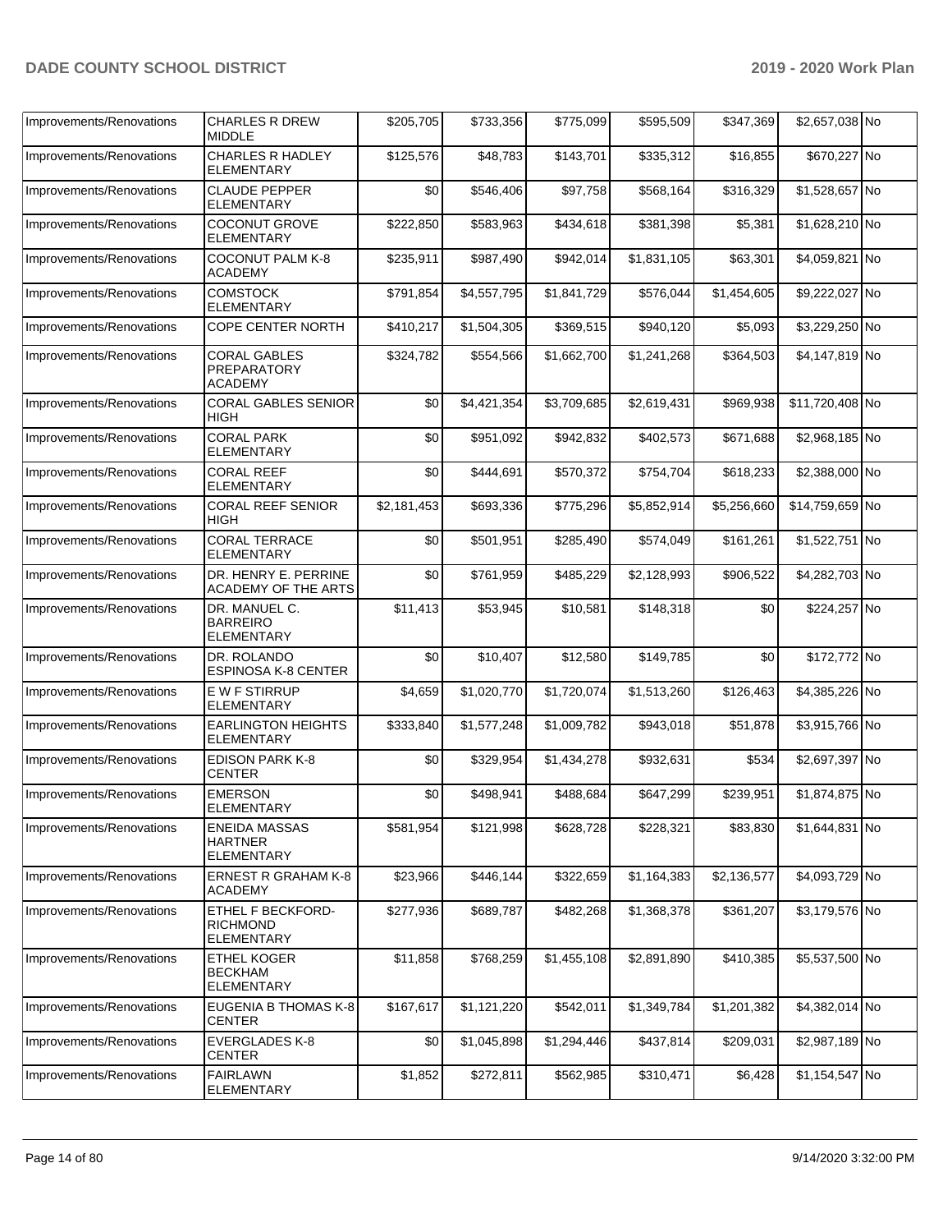| | | | | | | | | |
|---|---|---|---|---|---|---|---|---|
| Improvements/Renovations | CHARLES R DREW MIDDLE | $205,705 | $733,356 | $775,099 | $595,509 | $347,369 | $2,657,038 | No |
| Improvements/Renovations | CHARLES R HADLEY ELEMENTARY | $125,576 | $48,783 | $143,701 | $335,312 | $16,855 | $670,227 | No |
| Improvements/Renovations | CLAUDE PEPPER ELEMENTARY | $0 | $546,406 | $97,758 | $568,164 | $316,329 | $1,528,657 | No |
| Improvements/Renovations | COCONUT GROVE ELEMENTARY | $222,850 | $583,963 | $434,618 | $381,398 | $5,381 | $1,628,210 | No |
| Improvements/Renovations | COCONUT PALM K-8 ACADEMY | $235,911 | $987,490 | $942,014 | $1,831,105 | $63,301 | $4,059,821 | No |
| Improvements/Renovations | COMSTOCK ELEMENTARY | $791,854 | $4,557,795 | $1,841,729 | $576,044 | $1,454,605 | $9,222,027 | No |
| Improvements/Renovations | COPE CENTER NORTH | $410,217 | $1,504,305 | $369,515 | $940,120 | $5,093 | $3,229,250 | No |
| Improvements/Renovations | CORAL GABLES PREPARATORY ACADEMY | $324,782 | $554,566 | $1,662,700 | $1,241,268 | $364,503 | $4,147,819 | No |
| Improvements/Renovations | CORAL GABLES SENIOR HIGH | $0 | $4,421,354 | $3,709,685 | $2,619,431 | $969,938 | $11,720,408 | No |
| Improvements/Renovations | CORAL PARK ELEMENTARY | $0 | $951,092 | $942,832 | $402,573 | $671,688 | $2,968,185 | No |
| Improvements/Renovations | CORAL REEF ELEMENTARY | $0 | $444,691 | $570,372 | $754,704 | $618,233 | $2,388,000 | No |
| Improvements/Renovations | CORAL REEF SENIOR HIGH | $2,181,453 | $693,336 | $775,296 | $5,852,914 | $5,256,660 | $14,759,659 | No |
| Improvements/Renovations | CORAL TERRACE ELEMENTARY | $0 | $501,951 | $285,490 | $574,049 | $161,261 | $1,522,751 | No |
| Improvements/Renovations | DR. HENRY E. PERRINE ACADEMY OF THE ARTS | $0 | $761,959 | $485,229 | $2,128,993 | $906,522 | $4,282,703 | No |
| Improvements/Renovations | DR. MANUEL C. BARREIRO ELEMENTARY | $11,413 | $53,945 | $10,581 | $148,318 | $0 | $224,257 | No |
| Improvements/Renovations | DR. ROLANDO ESPINOSA K-8 CENTER | $0 | $10,407 | $12,580 | $149,785 | $0 | $172,772 | No |
| Improvements/Renovations | E W F STIRRUP ELEMENTARY | $4,659 | $1,020,770 | $1,720,074 | $1,513,260 | $126,463 | $4,385,226 | No |
| Improvements/Renovations | EARLINGTON HEIGHTS ELEMENTARY | $333,840 | $1,577,248 | $1,009,782 | $943,018 | $51,878 | $3,915,766 | No |
| Improvements/Renovations | EDISON PARK K-8 CENTER | $0 | $329,954 | $1,434,278 | $932,631 | $534 | $2,697,397 | No |
| Improvements/Renovations | EMERSON ELEMENTARY | $0 | $498,941 | $488,684 | $647,299 | $239,951 | $1,874,875 | No |
| Improvements/Renovations | ENEIDA MASSAS HARTNER ELEMENTARY | $581,954 | $121,998 | $628,728 | $228,321 | $83,830 | $1,644,831 | No |
| Improvements/Renovations | ERNEST R GRAHAM K-8 ACADEMY | $23,966 | $446,144 | $322,659 | $1,164,383 | $2,136,577 | $4,093,729 | No |
| Improvements/Renovations | ETHEL F BECKFORD-RICHMOND ELEMENTARY | $277,936 | $689,787 | $482,268 | $1,368,378 | $361,207 | $3,179,576 | No |
| Improvements/Renovations | ETHEL KOGER BECKHAM ELEMENTARY | $11,858 | $768,259 | $1,455,108 | $2,891,890 | $410,385 | $5,537,500 | No |
| Improvements/Renovations | EUGENIA B THOMAS K-8 CENTER | $167,617 | $1,121,220 | $542,011 | $1,349,784 | $1,201,382 | $4,382,014 | No |
| Improvements/Renovations | EVERGLADES K-8 CENTER | $0 | $1,045,898 | $1,294,446 | $437,814 | $209,031 | $2,987,189 | No |
| Improvements/Renovations | FAIRLAWN ELEMENTARY | $1,852 | $272,811 | $562,985 | $310,471 | $6,428 | $1,154,547 | No |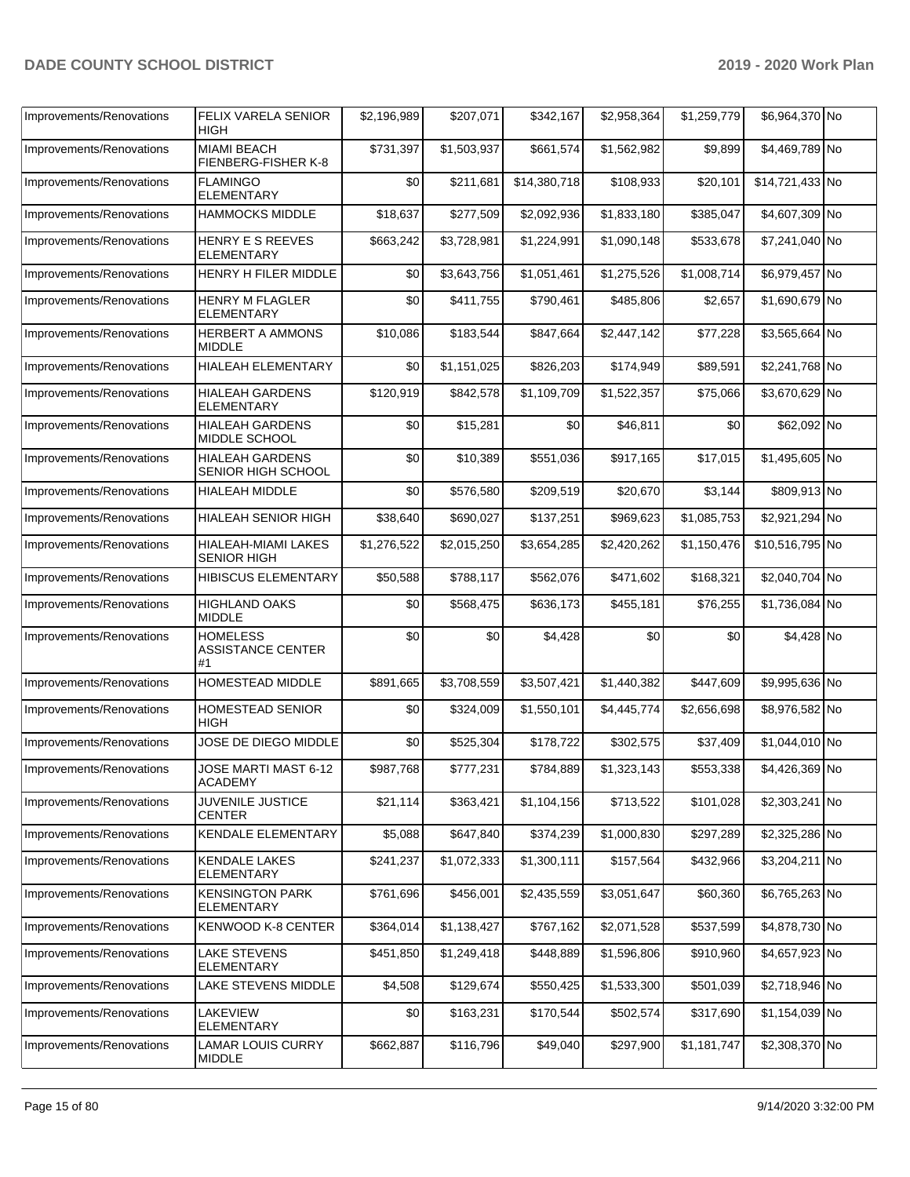| Improvements/Renovations | FELIX VARELA SENIOR HIGH | $2,196,989 | $207,071 | $342,167 | $2,958,364 | $1,259,779 | $6,964,370 | No |
|---|---|---|---|---|---|---|---|---|
| Improvements/Renovations | MIAMI BEACH FIENBERG-FISHER K-8 | $731,397 | $1,503,937 | $661,574 | $1,562,982 | $9,899 | $4,469,789 | No |
| Improvements/Renovations | FLAMINGO ELEMENTARY | $0 | $211,681 | $14,380,718 | $108,933 | $20,101 | $14,721,433 | No |
| Improvements/Renovations | HAMMOCKS MIDDLE | $18,637 | $277,509 | $2,092,936 | $1,833,180 | $385,047 | $4,607,309 | No |
| Improvements/Renovations | HENRY E S REEVES ELEMENTARY | $663,242 | $3,728,981 | $1,224,991 | $1,090,148 | $533,678 | $7,241,040 | No |
| Improvements/Renovations | HENRY H FILER MIDDLE | $0 | $3,643,756 | $1,051,461 | $1,275,526 | $1,008,714 | $6,979,457 | No |
| Improvements/Renovations | HENRY M FLAGLER ELEMENTARY | $0 | $411,755 | $790,461 | $485,806 | $2,657 | $1,690,679 | No |
| Improvements/Renovations | HERBERT A AMMONS MIDDLE | $10,086 | $183,544 | $847,664 | $2,447,142 | $77,228 | $3,565,664 | No |
| Improvements/Renovations | HIALEAH ELEMENTARY | $0 | $1,151,025 | $826,203 | $174,949 | $89,591 | $2,241,768 | No |
| Improvements/Renovations | HIALEAH GARDENS ELEMENTARY | $120,919 | $842,578 | $1,109,709 | $1,522,357 | $75,066 | $3,670,629 | No |
| Improvements/Renovations | HIALEAH GARDENS MIDDLE SCHOOL | $0 | $15,281 | $0 | $46,811 | $0 | $62,092 | No |
| Improvements/Renovations | HIALEAH GARDENS SENIOR HIGH SCHOOL | $0 | $10,389 | $551,036 | $917,165 | $17,015 | $1,495,605 | No |
| Improvements/Renovations | HIALEAH MIDDLE | $0 | $576,580 | $209,519 | $20,670 | $3,144 | $809,913 | No |
| Improvements/Renovations | HIALEAH SENIOR HIGH | $38,640 | $690,027 | $137,251 | $969,623 | $1,085,753 | $2,921,294 | No |
| Improvements/Renovations | HIALEAH-MIAMI LAKES SENIOR HIGH | $1,276,522 | $2,015,250 | $3,654,285 | $2,420,262 | $1,150,476 | $10,516,795 | No |
| Improvements/Renovations | HIBISCUS ELEMENTARY | $50,588 | $788,117 | $562,076 | $471,602 | $168,321 | $2,040,704 | No |
| Improvements/Renovations | HIGHLAND OAKS MIDDLE | $0 | $568,475 | $636,173 | $455,181 | $76,255 | $1,736,084 | No |
| Improvements/Renovations | HOMELESS ASSISTANCE CENTER #1 | $0 | $0 | $4,428 | $0 | $0 | $4,428 | No |
| Improvements/Renovations | HOMESTEAD MIDDLE | $891,665 | $3,708,559 | $3,507,421 | $1,440,382 | $447,609 | $9,995,636 | No |
| Improvements/Renovations | HOMESTEAD SENIOR HIGH | $0 | $324,009 | $1,550,101 | $4,445,774 | $2,656,698 | $8,976,582 | No |
| Improvements/Renovations | JOSE DE DIEGO MIDDLE | $0 | $525,304 | $178,722 | $302,575 | $37,409 | $1,044,010 | No |
| Improvements/Renovations | JOSE MARTI MAST 6-12 ACADEMY | $987,768 | $777,231 | $784,889 | $1,323,143 | $553,338 | $4,426,369 | No |
| Improvements/Renovations | JUVENILE JUSTICE CENTER | $21,114 | $363,421 | $1,104,156 | $713,522 | $101,028 | $2,303,241 | No |
| Improvements/Renovations | KENDALE ELEMENTARY | $5,088 | $647,840 | $374,239 | $1,000,830 | $297,289 | $2,325,286 | No |
| Improvements/Renovations | KENDALE LAKES ELEMENTARY | $241,237 | $1,072,333 | $1,300,111 | $157,564 | $432,966 | $3,204,211 | No |
| Improvements/Renovations | KENSINGTON PARK ELEMENTARY | $761,696 | $456,001 | $2,435,559 | $3,051,647 | $60,360 | $6,765,263 | No |
| Improvements/Renovations | KENWOOD K-8 CENTER | $364,014 | $1,138,427 | $767,162 | $2,071,528 | $537,599 | $4,878,730 | No |
| Improvements/Renovations | LAKE STEVENS ELEMENTARY | $451,850 | $1,249,418 | $448,889 | $1,596,806 | $910,960 | $4,657,923 | No |
| Improvements/Renovations | LAKE STEVENS MIDDLE | $4,508 | $129,674 | $550,425 | $1,533,300 | $501,039 | $2,718,946 | No |
| Improvements/Renovations | LAKEVIEW ELEMENTARY | $0 | $163,231 | $170,544 | $502,574 | $317,690 | $1,154,039 | No |
| Improvements/Renovations | LAMAR LOUIS CURRY MIDDLE | $662,887 | $116,796 | $49,040 | $297,900 | $1,181,747 | $2,308,370 | No |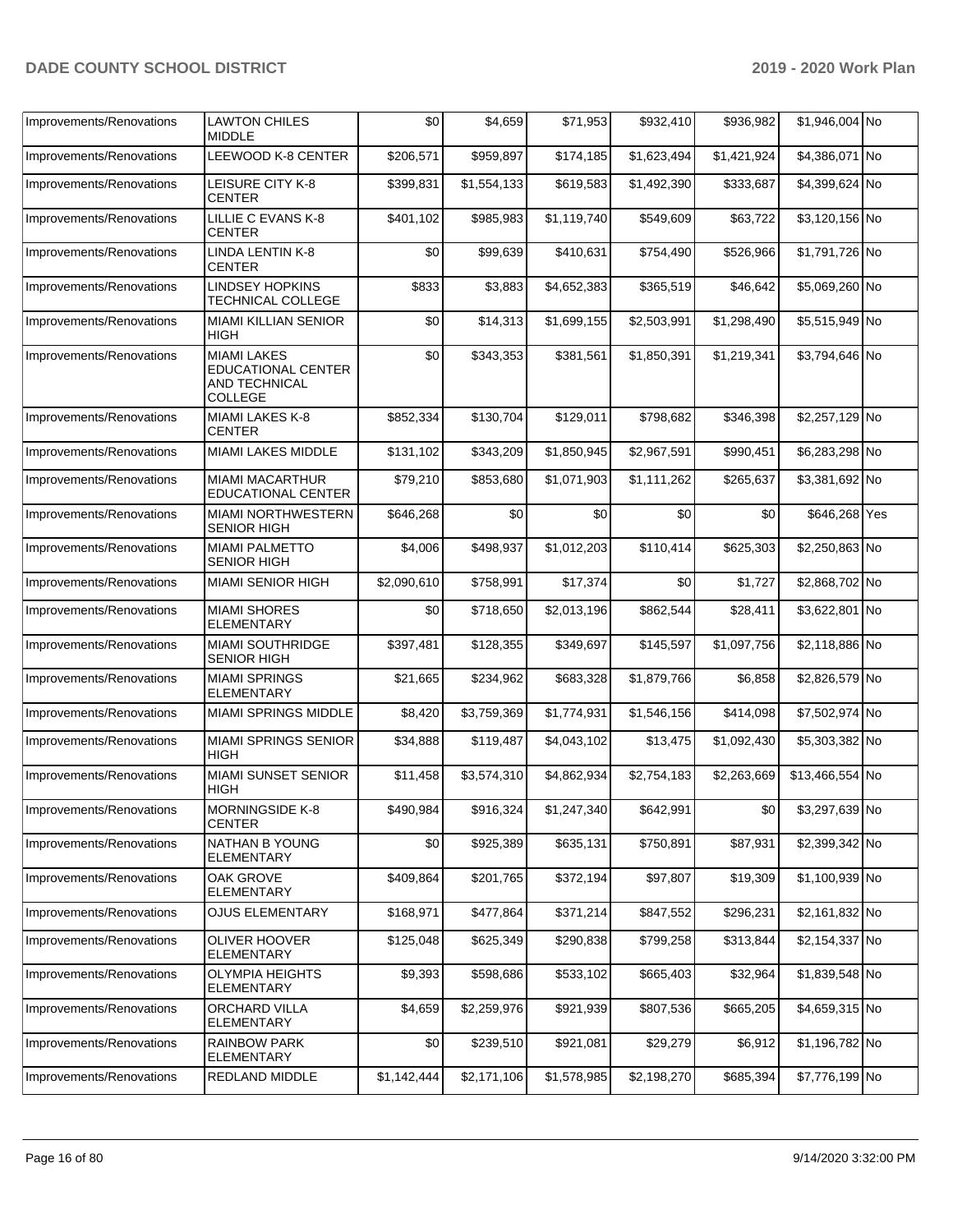| Improvements/Renovations | LAWTON CHILES MIDDLE | $0 | $4,659 | $71,953 | $932,410 | $936,982 | $1,946,004 | No |
|---|---|---|---|---|---|---|---|---|
| Improvements/Renovations | LEEWOOD K-8 CENTER | $206,571 | $959,897 | $174,185 | $1,623,494 | $1,421,924 | $4,386,071 | No |
| Improvements/Renovations | LEISURE CITY K-8 CENTER | $399,831 | $1,554,133 | $619,583 | $1,492,390 | $333,687 | $4,399,624 | No |
| Improvements/Renovations | LILLIE C EVANS K-8 CENTER | $401,102 | $985,983 | $1,119,740 | $549,609 | $63,722 | $3,120,156 | No |
| Improvements/Renovations | LINDA LENTIN K-8 CENTER | $0 | $99,639 | $410,631 | $754,490 | $526,966 | $1,791,726 | No |
| Improvements/Renovations | LINDSEY HOPKINS TECHNICAL COLLEGE | $833 | $3,883 | $4,652,383 | $365,519 | $46,642 | $5,069,260 | No |
| Improvements/Renovations | MIAMI KILLIAN SENIOR HIGH | $0 | $14,313 | $1,699,155 | $2,503,991 | $1,298,490 | $5,515,949 | No |
| Improvements/Renovations | MIAMI LAKES EDUCATIONAL CENTER AND TECHNICAL COLLEGE | $0 | $343,353 | $381,561 | $1,850,391 | $1,219,341 | $3,794,646 | No |
| Improvements/Renovations | MIAMI LAKES K-8 CENTER | $852,334 | $130,704 | $129,011 | $798,682 | $346,398 | $2,257,129 | No |
| Improvements/Renovations | MIAMI LAKES MIDDLE | $131,102 | $343,209 | $1,850,945 | $2,967,591 | $990,451 | $6,283,298 | No |
| Improvements/Renovations | MIAMI MACARTHUR EDUCATIONAL CENTER | $79,210 | $853,680 | $1,071,903 | $1,111,262 | $265,637 | $3,381,692 | No |
| Improvements/Renovations | MIAMI NORTHWESTERN SENIOR HIGH | $646,268 | $0 | $0 | $0 | $0 | $646,268 | Yes |
| Improvements/Renovations | MIAMI PALMETTO SENIOR HIGH | $4,006 | $498,937 | $1,012,203 | $110,414 | $625,303 | $2,250,863 | No |
| Improvements/Renovations | MIAMI SENIOR HIGH | $2,090,610 | $758,991 | $17,374 | $0 | $1,727 | $2,868,702 | No |
| Improvements/Renovations | MIAMI SHORES ELEMENTARY | $0 | $718,650 | $2,013,196 | $862,544 | $28,411 | $3,622,801 | No |
| Improvements/Renovations | MIAMI SOUTHRIDGE SENIOR HIGH | $397,481 | $128,355 | $349,697 | $145,597 | $1,097,756 | $2,118,886 | No |
| Improvements/Renovations | MIAMI SPRINGS ELEMENTARY | $21,665 | $234,962 | $683,328 | $1,879,766 | $6,858 | $2,826,579 | No |
| Improvements/Renovations | MIAMI SPRINGS MIDDLE | $8,420 | $3,759,369 | $1,774,931 | $1,546,156 | $414,098 | $7,502,974 | No |
| Improvements/Renovations | MIAMI SPRINGS SENIOR HIGH | $34,888 | $119,487 | $4,043,102 | $13,475 | $1,092,430 | $5,303,382 | No |
| Improvements/Renovations | MIAMI SUNSET SENIOR HIGH | $11,458 | $3,574,310 | $4,862,934 | $2,754,183 | $2,263,669 | $13,466,554 | No |
| Improvements/Renovations | MORNINGSIDE K-8 CENTER | $490,984 | $916,324 | $1,247,340 | $642,991 | $0 | $3,297,639 | No |
| Improvements/Renovations | NATHAN B YOUNG ELEMENTARY | $0 | $925,389 | $635,131 | $750,891 | $87,931 | $2,399,342 | No |
| Improvements/Renovations | OAK GROVE ELEMENTARY | $409,864 | $201,765 | $372,194 | $97,807 | $19,309 | $1,100,939 | No |
| Improvements/Renovations | OJUS ELEMENTARY | $168,971 | $477,864 | $371,214 | $847,552 | $296,231 | $2,161,832 | No |
| Improvements/Renovations | OLIVER HOOVER ELEMENTARY | $125,048 | $625,349 | $290,838 | $799,258 | $313,844 | $2,154,337 | No |
| Improvements/Renovations | OLYMPIA HEIGHTS ELEMENTARY | $9,393 | $598,686 | $533,102 | $665,403 | $32,964 | $1,839,548 | No |
| Improvements/Renovations | ORCHARD VILLA ELEMENTARY | $4,659 | $2,259,976 | $921,939 | $807,536 | $665,205 | $4,659,315 | No |
| Improvements/Renovations | RAINBOW PARK ELEMENTARY | $0 | $239,510 | $921,081 | $29,279 | $6,912 | $1,196,782 | No |
| Improvements/Renovations | REDLAND MIDDLE | $1,142,444 | $2,171,106 | $1,578,985 | $2,198,270 | $685,394 | $7,776,199 | No |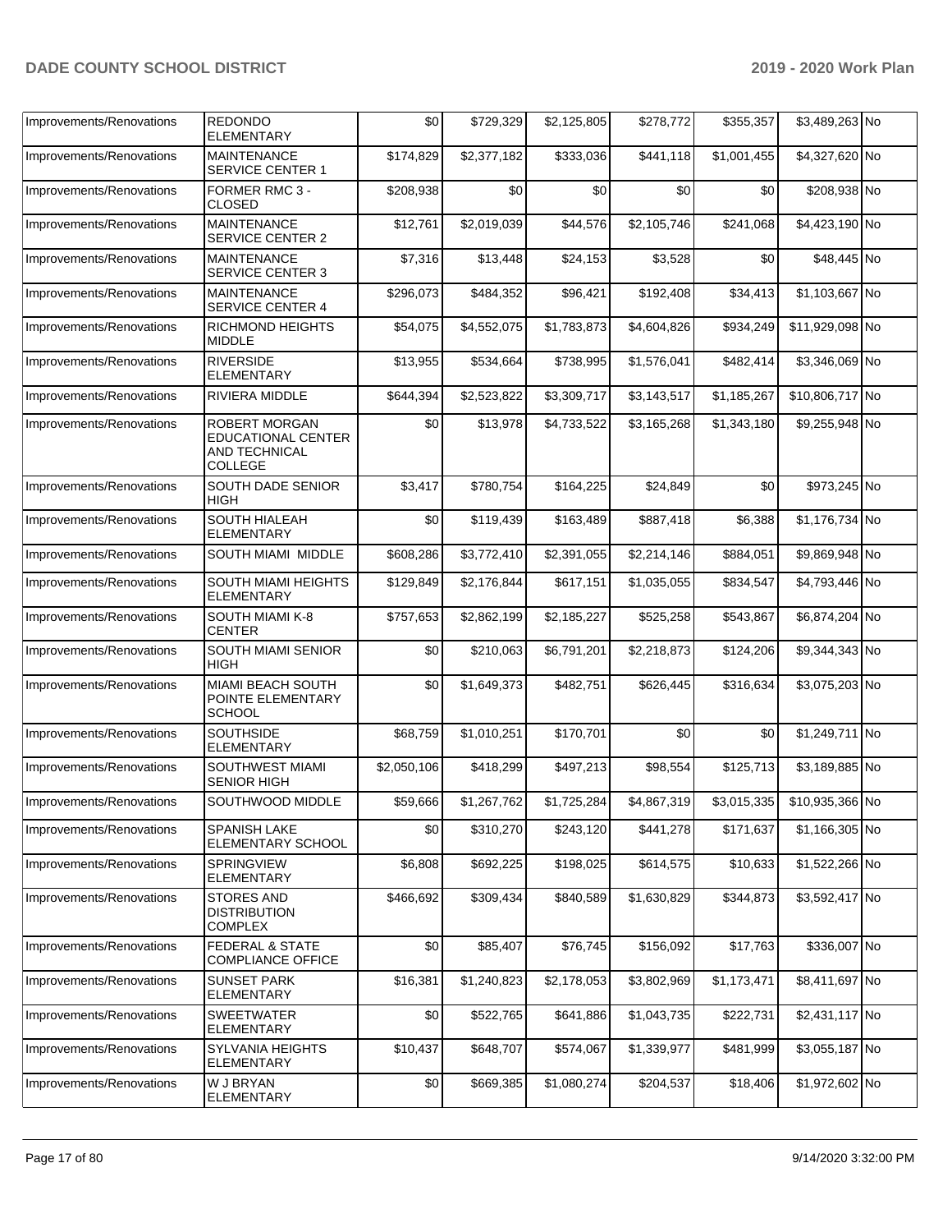| Improvements/Renovations | REDONDO ELEMENTARY | $0 | $729,329 | $2,125,805 | $278,772 | $355,357 | $3,489,263 | No |
|---|---|---|---|---|---|---|---|---|
| Improvements/Renovations | MAINTENANCE SERVICE CENTER 1 | $174,829 | $2,377,182 | $333,036 | $441,118 | $1,001,455 | $4,327,620 | No |
| Improvements/Renovations | FORMER RMC 3 - CLOSED | $208,938 | $0 | $0 | $0 | $0 | $208,938 | No |
| Improvements/Renovations | MAINTENANCE SERVICE CENTER 2 | $12,761 | $2,019,039 | $44,576 | $2,105,746 | $241,068 | $4,423,190 | No |
| Improvements/Renovations | MAINTENANCE SERVICE CENTER 3 | $7,316 | $13,448 | $24,153 | $3,528 | $0 | $48,445 | No |
| Improvements/Renovations | MAINTENANCE SERVICE CENTER 4 | $296,073 | $484,352 | $96,421 | $192,408 | $34,413 | $1,103,667 | No |
| Improvements/Renovations | RICHMOND HEIGHTS MIDDLE | $54,075 | $4,552,075 | $1,783,873 | $4,604,826 | $934,249 | $11,929,098 | No |
| Improvements/Renovations | RIVERSIDE ELEMENTARY | $13,955 | $534,664 | $738,995 | $1,576,041 | $482,414 | $3,346,069 | No |
| Improvements/Renovations | RIVIERA MIDDLE | $644,394 | $2,523,822 | $3,309,717 | $3,143,517 | $1,185,267 | $10,806,717 | No |
| Improvements/Renovations | ROBERT MORGAN EDUCATIONAL CENTER AND TECHNICAL COLLEGE | $0 | $13,978 | $4,733,522 | $3,165,268 | $1,343,180 | $9,255,948 | No |
| Improvements/Renovations | SOUTH DADE SENIOR HIGH | $3,417 | $780,754 | $164,225 | $24,849 | $0 | $973,245 | No |
| Improvements/Renovations | SOUTH HIALEAH ELEMENTARY | $0 | $119,439 | $163,489 | $887,418 | $6,388 | $1,176,734 | No |
| Improvements/Renovations | SOUTH MIAMI MIDDLE | $608,286 | $3,772,410 | $2,391,055 | $2,214,146 | $884,051 | $9,869,948 | No |
| Improvements/Renovations | SOUTH MIAMI HEIGHTS ELEMENTARY | $129,849 | $2,176,844 | $617,151 | $1,035,055 | $834,547 | $4,793,446 | No |
| Improvements/Renovations | SOUTH MIAMI K-8 CENTER | $757,653 | $2,862,199 | $2,185,227 | $525,258 | $543,867 | $6,874,204 | No |
| Improvements/Renovations | SOUTH MIAMI SENIOR HIGH | $0 | $210,063 | $6,791,201 | $2,218,873 | $124,206 | $9,344,343 | No |
| Improvements/Renovations | MIAMI BEACH SOUTH POINTE ELEMENTARY SCHOOL | $0 | $1,649,373 | $482,751 | $626,445 | $316,634 | $3,075,203 | No |
| Improvements/Renovations | SOUTHSIDE ELEMENTARY | $68,759 | $1,010,251 | $170,701 | $0 | $0 | $1,249,711 | No |
| Improvements/Renovations | SOUTHWEST MIAMI SENIOR HIGH | $2,050,106 | $418,299 | $497,213 | $98,554 | $125,713 | $3,189,885 | No |
| Improvements/Renovations | SOUTHWOOD MIDDLE | $59,666 | $1,267,762 | $1,725,284 | $4,867,319 | $3,015,335 | $10,935,366 | No |
| Improvements/Renovations | SPANISH LAKE ELEMENTARY SCHOOL | $0 | $310,270 | $243,120 | $441,278 | $171,637 | $1,166,305 | No |
| Improvements/Renovations | SPRINGVIEW ELEMENTARY | $6,808 | $692,225 | $198,025 | $614,575 | $10,633 | $1,522,266 | No |
| Improvements/Renovations | STORES AND DISTRIBUTION COMPLEX | $466,692 | $309,434 | $840,589 | $1,630,829 | $344,873 | $3,592,417 | No |
| Improvements/Renovations | FEDERAL & STATE COMPLIANCE OFFICE | $0 | $85,407 | $76,745 | $156,092 | $17,763 | $336,007 | No |
| Improvements/Renovations | SUNSET PARK ELEMENTARY | $16,381 | $1,240,823 | $2,178,053 | $3,802,969 | $1,173,471 | $8,411,697 | No |
| Improvements/Renovations | SWEETWATER ELEMENTARY | $0 | $522,765 | $641,886 | $1,043,735 | $222,731 | $2,431,117 | No |
| Improvements/Renovations | SYLVANIA HEIGHTS ELEMENTARY | $10,437 | $648,707 | $574,067 | $1,339,977 | $481,999 | $3,055,187 | No |
| Improvements/Renovations | W J BRYAN ELEMENTARY | $0 | $669,385 | $1,080,274 | $204,537 | $18,406 | $1,972,602 | No |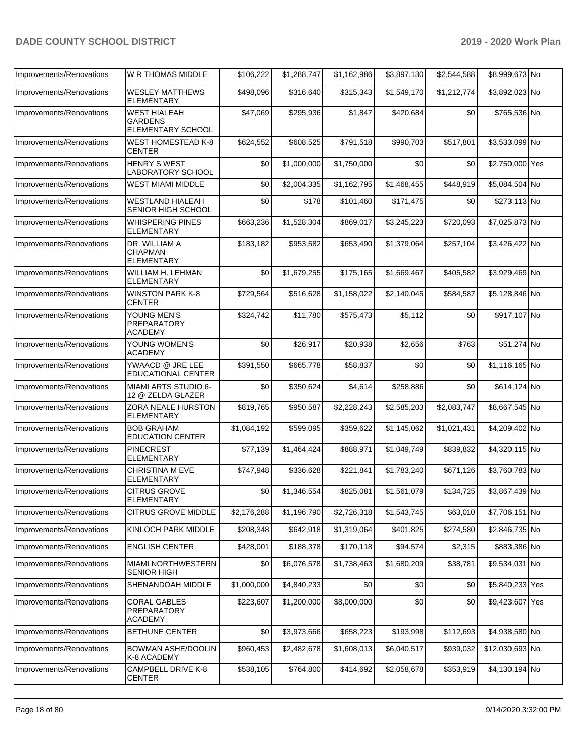| | | | | | | | | |
|---|---|---|---|---|---|---|---|---|
| Improvements/Renovations | W R THOMAS MIDDLE | $106,222 | $1,288,747 | $1,162,986 | $3,897,130 | $2,544,588 | $8,999,673 | No |
| Improvements/Renovations | WESLEY MATTHEWS ELEMENTARY | $498,096 | $316,640 | $315,343 | $1,549,170 | $1,212,774 | $3,892,023 | No |
| Improvements/Renovations | WEST HIALEAH GARDENS ELEMENTARY SCHOOL | $47,069 | $295,936 | $1,847 | $420,684 | $0 | $765,536 | No |
| Improvements/Renovations | WEST HOMESTEAD K-8 CENTER | $624,552 | $608,525 | $791,518 | $990,703 | $517,801 | $3,533,099 | No |
| Improvements/Renovations | HENRY S WEST LABORATORY SCHOOL | $0 | $1,000,000 | $1,750,000 | $0 | $0 | $2,750,000 | Yes |
| Improvements/Renovations | WEST MIAMI MIDDLE | $0 | $2,004,335 | $1,162,795 | $1,468,455 | $448,919 | $5,084,504 | No |
| Improvements/Renovations | WESTLAND HIALEAH SENIOR HIGH SCHOOL | $0 | $178 | $101,460 | $171,475 | $0 | $273,113 | No |
| Improvements/Renovations | WHISPERING PINES ELEMENTARY | $663,236 | $1,528,304 | $869,017 | $3,245,223 | $720,093 | $7,025,873 | No |
| Improvements/Renovations | DR. WILLIAM A CHAPMAN ELEMENTARY | $183,182 | $953,582 | $653,490 | $1,379,064 | $257,104 | $3,426,422 | No |
| Improvements/Renovations | WILLIAM H. LEHMAN ELEMENTARY | $0 | $1,679,255 | $175,165 | $1,669,467 | $405,582 | $3,929,469 | No |
| Improvements/Renovations | WINSTON PARK K-8 CENTER | $729,564 | $516,628 | $1,158,022 | $2,140,045 | $584,587 | $5,128,846 | No |
| Improvements/Renovations | YOUNG MEN'S PREPARATORY ACADEMY | $324,742 | $11,780 | $575,473 | $5,112 | $0 | $917,107 | No |
| Improvements/Renovations | YOUNG WOMEN'S ACADEMY | $0 | $26,917 | $20,938 | $2,656 | $763 | $51,274 | No |
| Improvements/Renovations | YWAACD @ JRE LEE EDUCATIONAL CENTER | $391,550 | $665,778 | $58,837 | $0 | $0 | $1,116,165 | No |
| Improvements/Renovations | MIAMI ARTS STUDIO 6-12 @ ZELDA GLAZER | $0 | $350,624 | $4,614 | $258,886 | $0 | $614,124 | No |
| Improvements/Renovations | ZORA NEALE HURSTON ELEMENTARY | $819,765 | $950,587 | $2,228,243 | $2,585,203 | $2,083,747 | $8,667,545 | No |
| Improvements/Renovations | BOB GRAHAM EDUCATION CENTER | $1,084,192 | $599,095 | $359,622 | $1,145,062 | $1,021,431 | $4,209,402 | No |
| Improvements/Renovations | PINECREST ELEMENTARY | $77,139 | $1,464,424 | $888,971 | $1,049,749 | $839,832 | $4,320,115 | No |
| Improvements/Renovations | CHRISTINA M EVE ELEMENTARY | $747,948 | $336,628 | $221,841 | $1,783,240 | $671,126 | $3,760,783 | No |
| Improvements/Renovations | CITRUS GROVE ELEMENTARY | $0 | $1,346,554 | $825,081 | $1,561,079 | $134,725 | $3,867,439 | No |
| Improvements/Renovations | CITRUS GROVE MIDDLE | $2,176,288 | $1,196,790 | $2,726,318 | $1,543,745 | $63,010 | $7,706,151 | No |
| Improvements/Renovations | KINLOCH PARK MIDDLE | $208,348 | $642,918 | $1,319,064 | $401,825 | $274,580 | $2,846,735 | No |
| Improvements/Renovations | ENGLISH CENTER | $428,001 | $188,378 | $170,118 | $94,574 | $2,315 | $883,386 | No |
| Improvements/Renovations | MIAMI NORTHWESTERN SENIOR HIGH | $0 | $6,076,578 | $1,738,463 | $1,680,209 | $38,781 | $9,534,031 | No |
| Improvements/Renovations | SHENANDOAH MIDDLE | $1,000,000 | $4,840,233 | $0 | $0 | $0 | $5,840,233 | Yes |
| Improvements/Renovations | CORAL GABLES PREPARATORY ACADEMY | $223,607 | $1,200,000 | $8,000,000 | $0 | $0 | $9,423,607 | Yes |
| Improvements/Renovations | BETHUNE CENTER | $0 | $3,973,666 | $658,223 | $193,998 | $112,693 | $4,938,580 | No |
| Improvements/Renovations | BOWMAN ASHE/DOOLIN K-8 ACADEMY | $960,453 | $2,482,678 | $1,608,013 | $6,040,517 | $939,032 | $12,030,693 | No |
| Improvements/Renovations | CAMPBELL DRIVE K-8 CENTER | $538,105 | $764,800 | $414,692 | $2,058,678 | $353,919 | $4,130,194 | No |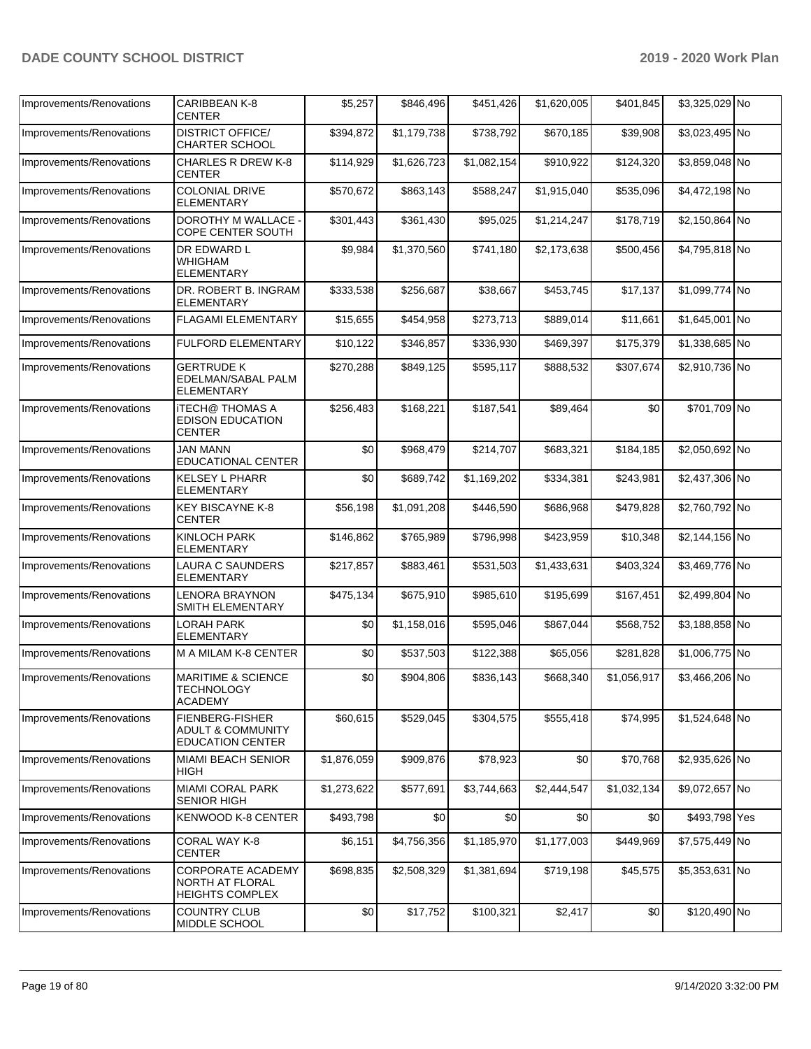| Improvements/Renovations | CARIBBEAN K-8 CENTER | $5,257 | $846,496 | $451,426 | $1,620,005 | $401,845 | $3,325,029 | No |
|---|---|---|---|---|---|---|---|---|
| Improvements/Renovations | DISTRICT OFFICE/ CHARTER SCHOOL | $394,872 | $1,179,738 | $738,792 | $670,185 | $39,908 | $3,023,495 | No |
| Improvements/Renovations | CHARLES R DREW K-8 CENTER | $114,929 | $1,626,723 | $1,082,154 | $910,922 | $124,320 | $3,859,048 | No |
| Improvements/Renovations | COLONIAL DRIVE ELEMENTARY | $570,672 | $863,143 | $588,247 | $1,915,040 | $535,096 | $4,472,198 | No |
| Improvements/Renovations | DOROTHY M WALLACE - COPE CENTER SOUTH | $301,443 | $361,430 | $95,025 | $1,214,247 | $178,719 | $2,150,864 | No |
| Improvements/Renovations | DR EDWARD L WHIGHAM ELEMENTARY | $9,984 | $1,370,560 | $741,180 | $2,173,638 | $500,456 | $4,795,818 | No |
| Improvements/Renovations | DR. ROBERT B. INGRAM ELEMENTARY | $333,538 | $256,687 | $38,667 | $453,745 | $17,137 | $1,099,774 | No |
| Improvements/Renovations | FLAGAMI ELEMENTARY | $15,655 | $454,958 | $273,713 | $889,014 | $11,661 | $1,645,001 | No |
| Improvements/Renovations | FULFORD ELEMENTARY | $10,122 | $346,857 | $336,930 | $469,397 | $175,379 | $1,338,685 | No |
| Improvements/Renovations | GERTRUDE K EDELMAN/SABAL PALM ELEMENTARY | $270,288 | $849,125 | $595,117 | $888,532 | $307,674 | $2,910,736 | No |
| Improvements/Renovations | iTECH@ THOMAS A EDISON EDUCATION CENTER | $256,483 | $168,221 | $187,541 | $89,464 | $0 | $701,709 | No |
| Improvements/Renovations | JAN MANN EDUCATIONAL CENTER | $0 | $968,479 | $214,707 | $683,321 | $184,185 | $2,050,692 | No |
| Improvements/Renovations | KELSEY L PHARR ELEMENTARY | $0 | $689,742 | $1,169,202 | $334,381 | $243,981 | $2,437,306 | No |
| Improvements/Renovations | KEY BISCAYNE K-8 CENTER | $56,198 | $1,091,208 | $446,590 | $686,968 | $479,828 | $2,760,792 | No |
| Improvements/Renovations | KINLOCH PARK ELEMENTARY | $146,862 | $765,989 | $796,998 | $423,959 | $10,348 | $2,144,156 | No |
| Improvements/Renovations | LAURA C SAUNDERS ELEMENTARY | $217,857 | $883,461 | $531,503 | $1,433,631 | $403,324 | $3,469,776 | No |
| Improvements/Renovations | LENORA BRAYNON SMITH ELEMENTARY | $475,134 | $675,910 | $985,610 | $195,699 | $167,451 | $2,499,804 | No |
| Improvements/Renovations | LORAH PARK ELEMENTARY | $0 | $1,158,016 | $595,046 | $867,044 | $568,752 | $3,188,858 | No |
| Improvements/Renovations | M A MILAM K-8 CENTER | $0 | $537,503 | $122,388 | $65,056 | $281,828 | $1,006,775 | No |
| Improvements/Renovations | MARITIME & SCIENCE TECHNOLOGY ACADEMY | $0 | $904,806 | $836,143 | $668,340 | $1,056,917 | $3,466,206 | No |
| Improvements/Renovations | FIENBERG-FISHER ADULT & COMMUNITY EDUCATION CENTER | $60,615 | $529,045 | $304,575 | $555,418 | $74,995 | $1,524,648 | No |
| Improvements/Renovations | MIAMI BEACH SENIOR HIGH | $1,876,059 | $909,876 | $78,923 | $0 | $70,768 | $2,935,626 | No |
| Improvements/Renovations | MIAMI CORAL PARK SENIOR HIGH | $1,273,622 | $577,691 | $3,744,663 | $2,444,547 | $1,032,134 | $9,072,657 | No |
| Improvements/Renovations | KENWOOD K-8 CENTER | $493,798 | $0 | $0 | $0 | $0 | $493,798 | Yes |
| Improvements/Renovations | CORAL WAY K-8 CENTER | $6,151 | $4,756,356 | $1,185,970 | $1,177,003 | $449,969 | $7,575,449 | No |
| Improvements/Renovations | CORPORATE ACADEMY NORTH AT FLORAL HEIGHTS COMPLEX | $698,835 | $2,508,329 | $1,381,694 | $719,198 | $45,575 | $5,353,631 | No |
| Improvements/Renovations | COUNTRY CLUB MIDDLE SCHOOL | $0 | $17,752 | $100,321 | $2,417 | $0 | $120,490 | No |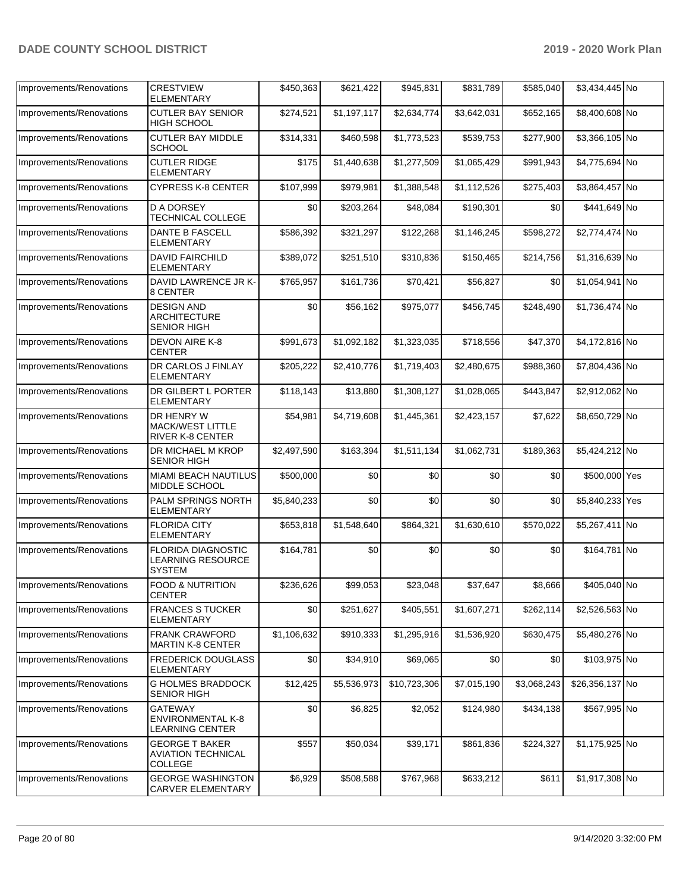| Improvements/Renovations | CRESTVIEW ELEMENTARY | $450,363 | $621,422 | $945,831 | $831,789 | $585,040 | $3,434,445 | No |
|---|---|---|---|---|---|---|---|---|
| Improvements/Renovations | CUTLER BAY SENIOR HIGH SCHOOL | $274,521 | $1,197,117 | $2,634,774 | $3,642,031 | $652,165 | $8,400,608 | No |
| Improvements/Renovations | CUTLER BAY MIDDLE SCHOOL | $314,331 | $460,598 | $1,773,523 | $539,753 | $277,900 | $3,366,105 | No |
| Improvements/Renovations | CUTLER RIDGE ELEMENTARY | $175 | $1,440,638 | $1,277,509 | $1,065,429 | $991,943 | $4,775,694 | No |
| Improvements/Renovations | CYPRESS K-8 CENTER | $107,999 | $979,981 | $1,388,548 | $1,112,526 | $275,403 | $3,864,457 | No |
| Improvements/Renovations | D A DORSEY TECHNICAL COLLEGE | $0 | $203,264 | $48,084 | $190,301 | $0 | $441,649 | No |
| Improvements/Renovations | DANTE B FASCELL ELEMENTARY | $586,392 | $321,297 | $122,268 | $1,146,245 | $598,272 | $2,774,474 | No |
| Improvements/Renovations | DAVID FAIRCHILD ELEMENTARY | $389,072 | $251,510 | $310,836 | $150,465 | $214,756 | $1,316,639 | No |
| Improvements/Renovations | DAVID LAWRENCE JR K-8 CENTER | $765,957 | $161,736 | $70,421 | $56,827 | $0 | $1,054,941 | No |
| Improvements/Renovations | DESIGN AND ARCHITECTURE SENIOR HIGH | $0 | $56,162 | $975,077 | $456,745 | $248,490 | $1,736,474 | No |
| Improvements/Renovations | DEVON AIRE K-8 CENTER | $991,673 | $1,092,182 | $1,323,035 | $718,556 | $47,370 | $4,172,816 | No |
| Improvements/Renovations | DR CARLOS J FINLAY ELEMENTARY | $205,222 | $2,410,776 | $1,719,403 | $2,480,675 | $988,360 | $7,804,436 | No |
| Improvements/Renovations | DR GILBERT L PORTER ELEMENTARY | $118,143 | $13,880 | $1,308,127 | $1,028,065 | $443,847 | $2,912,062 | No |
| Improvements/Renovations | DR HENRY W MACK/WEST LITTLE RIVER K-8 CENTER | $54,981 | $4,719,608 | $1,445,361 | $2,423,157 | $7,622 | $8,650,729 | No |
| Improvements/Renovations | DR MICHAEL M KROP SENIOR HIGH | $2,497,590 | $163,394 | $1,511,134 | $1,062,731 | $189,363 | $5,424,212 | No |
| Improvements/Renovations | MIAMI BEACH NAUTILUS MIDDLE SCHOOL | $500,000 | $0 | $0 | $0 | $0 | $500,000 | Yes |
| Improvements/Renovations | PALM SPRINGS NORTH ELEMENTARY | $5,840,233 | $0 | $0 | $0 | $0 | $5,840,233 | Yes |
| Improvements/Renovations | FLORIDA CITY ELEMENTARY | $653,818 | $1,548,640 | $864,321 | $1,630,610 | $570,022 | $5,267,411 | No |
| Improvements/Renovations | FLORIDA DIAGNOSTIC LEARNING RESOURCE SYSTEM | $164,781 | $0 | $0 | $0 | $0 | $164,781 | No |
| Improvements/Renovations | FOOD & NUTRITION CENTER | $236,626 | $99,053 | $23,048 | $37,647 | $8,666 | $405,040 | No |
| Improvements/Renovations | FRANCES S TUCKER ELEMENTARY | $0 | $251,627 | $405,551 | $1,607,271 | $262,114 | $2,526,563 | No |
| Improvements/Renovations | FRANK CRAWFORD MARTIN K-8 CENTER | $1,106,632 | $910,333 | $1,295,916 | $1,536,920 | $630,475 | $5,480,276 | No |
| Improvements/Renovations | FREDERICK DOUGLASS ELEMENTARY | $0 | $34,910 | $69,065 | $0 | $0 | $103,975 | No |
| Improvements/Renovations | G HOLMES BRADDOCK SENIOR HIGH | $12,425 | $5,536,973 | $10,723,306 | $7,015,190 | $3,068,243 | $26,356,137 | No |
| Improvements/Renovations | GATEWAY ENVIRONMENTAL K-8 LEARNING CENTER | $0 | $6,825 | $2,052 | $124,980 | $434,138 | $567,995 | No |
| Improvements/Renovations | GEORGE T BAKER AVIATION TECHNICAL COLLEGE | $557 | $50,034 | $39,171 | $861,836 | $224,327 | $1,175,925 | No |
| Improvements/Renovations | GEORGE WASHINGTON CARVER ELEMENTARY | $6,929 | $508,588 | $767,968 | $633,212 | $611 | $1,917,308 | No |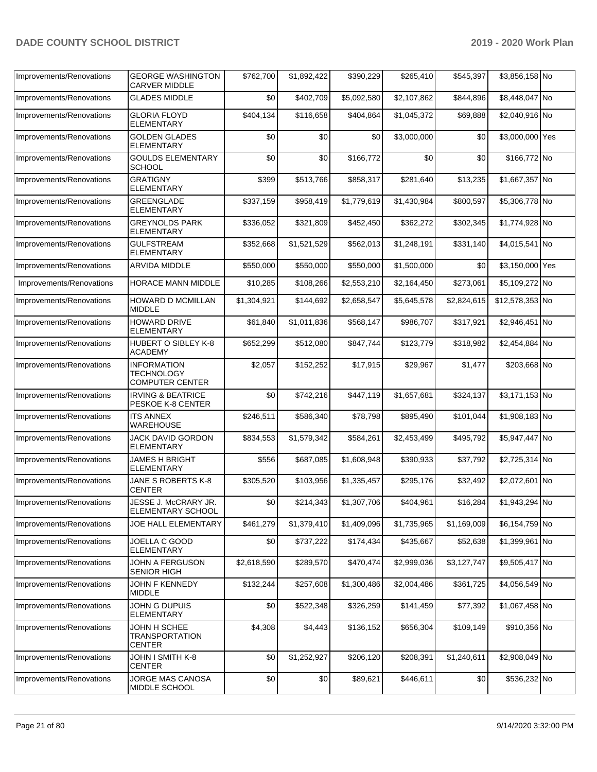| Improvements/Renovations | GEORGE WASHINGTON CARVER MIDDLE | $762,700 | $1,892,422 | $390,229 | $265,410 | $545,397 | $3,856,158 | No |
|---|---|---|---|---|---|---|---|---|
| Improvements/Renovations | GLADES MIDDLE | $0 | $402,709 | $5,092,580 | $2,107,862 | $844,896 | $8,448,047 | No |
| Improvements/Renovations | GLORIA FLOYD ELEMENTARY | $404,134 | $116,658 | $404,864 | $1,045,372 | $69,888 | $2,040,916 | No |
| Improvements/Renovations | GOLDEN GLADES ELEMENTARY | $0 | $0 | $0 | $3,000,000 | $0 | $3,000,000 | Yes |
| Improvements/Renovations | GOULDS ELEMENTARY SCHOOL | $0 | $0 | $166,772 | $0 | $0 | $166,772 | No |
| Improvements/Renovations | GRATIGNY ELEMENTARY | $399 | $513,766 | $858,317 | $281,640 | $13,235 | $1,667,357 | No |
| Improvements/Renovations | GREENGLADE ELEMENTARY | $337,159 | $958,419 | $1,779,619 | $1,430,984 | $800,597 | $5,306,778 | No |
| Improvements/Renovations | GREYNOLDS PARK ELEMENTARY | $336,052 | $321,809 | $452,450 | $362,272 | $302,345 | $1,774,928 | No |
| Improvements/Renovations | GULFSTREAM ELEMENTARY | $352,668 | $1,521,529 | $562,013 | $1,248,191 | $331,140 | $4,015,541 | No |
| Improvements/Renovations | ARVIDA MIDDLE | $550,000 | $550,000 | $550,000 | $1,500,000 | $0 | $3,150,000 | Yes |
| Improvements/Renovations | HORACE MANN MIDDLE | $10,285 | $108,266 | $2,553,210 | $2,164,450 | $273,061 | $5,109,272 | No |
| Improvements/Renovations | HOWARD D MCMILLAN MIDDLE | $1,304,921 | $144,692 | $2,658,547 | $5,645,578 | $2,824,615 | $12,578,353 | No |
| Improvements/Renovations | HOWARD DRIVE ELEMENTARY | $61,840 | $1,011,836 | $568,147 | $986,707 | $317,921 | $2,946,451 | No |
| Improvements/Renovations | HUBERT O SIBLEY K-8 ACADEMY | $652,299 | $512,080 | $847,744 | $123,779 | $318,982 | $2,454,884 | No |
| Improvements/Renovations | INFORMATION TECHNOLOGY COMPUTER CENTER | $2,057 | $152,252 | $17,915 | $29,967 | $1,477 | $203,668 | No |
| Improvements/Renovations | IRVING & BEATRICE PESKOE K-8 CENTER | $0 | $742,216 | $447,119 | $1,657,681 | $324,137 | $3,171,153 | No |
| Improvements/Renovations | ITS ANNEX WAREHOUSE | $246,511 | $586,340 | $78,798 | $895,490 | $101,044 | $1,908,183 | No |
| Improvements/Renovations | JACK DAVID GORDON ELEMENTARY | $834,553 | $1,579,342 | $584,261 | $2,453,499 | $495,792 | $5,947,447 | No |
| Improvements/Renovations | JAMES H BRIGHT ELEMENTARY | $556 | $687,085 | $1,608,948 | $390,933 | $37,792 | $2,725,314 | No |
| Improvements/Renovations | JANE S ROBERTS K-8 CENTER | $305,520 | $103,956 | $1,335,457 | $295,176 | $32,492 | $2,072,601 | No |
| Improvements/Renovations | JESSE J. McCRARY JR. ELEMENTARY SCHOOL | $0 | $214,343 | $1,307,706 | $404,961 | $16,284 | $1,943,294 | No |
| Improvements/Renovations | JOE HALL ELEMENTARY | $461,279 | $1,379,410 | $1,409,096 | $1,735,965 | $1,169,009 | $6,154,759 | No |
| Improvements/Renovations | JOELLA C GOOD ELEMENTARY | $0 | $737,222 | $174,434 | $435,667 | $52,638 | $1,399,961 | No |
| Improvements/Renovations | JOHN A FERGUSON SENIOR HIGH | $2,618,590 | $289,570 | $470,474 | $2,999,036 | $3,127,747 | $9,505,417 | No |
| Improvements/Renovations | JOHN F KENNEDY MIDDLE | $132,244 | $257,608 | $1,300,486 | $2,004,486 | $361,725 | $4,056,549 | No |
| Improvements/Renovations | JOHN G DUPUIS ELEMENTARY | $0 | $522,348 | $326,259 | $141,459 | $77,392 | $1,067,458 | No |
| Improvements/Renovations | JOHN H SCHEE TRANSPORTATION CENTER | $4,308 | $4,443 | $136,152 | $656,304 | $109,149 | $910,356 | No |
| Improvements/Renovations | JOHN I SMITH K-8 CENTER | $0 | $1,252,927 | $206,120 | $208,391 | $1,240,611 | $2,908,049 | No |
| Improvements/Renovations | JORGE MAS CANOSA MIDDLE SCHOOL | $0 | $0 | $89,621 | $446,611 | $0 | $536,232 | No |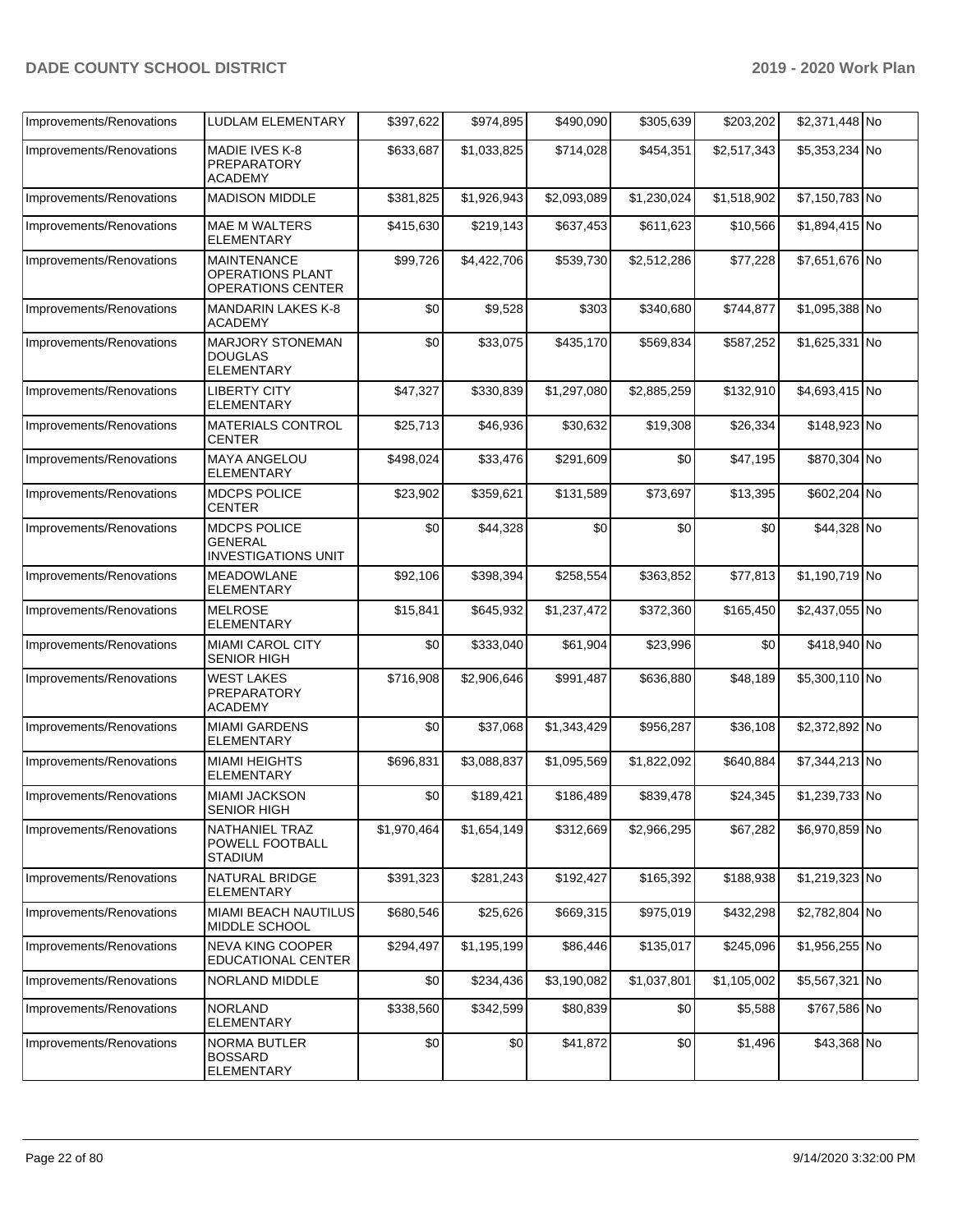| Improvements/Renovations | LUDLAM ELEMENTARY | $397,622 | $974,895 | $490,090 | $305,639 | $203,202 | $2,371,448 | No |
|---|---|---|---|---|---|---|---|---|
| Improvements/Renovations | MADIE IVES K-8 PREPARATORY ACADEMY | $633,687 | $1,033,825 | $714,028 | $454,351 | $2,517,343 | $5,353,234 | No |
| Improvements/Renovations | MADISON MIDDLE | $381,825 | $1,926,943 | $2,093,089 | $1,230,024 | $1,518,902 | $7,150,783 | No |
| Improvements/Renovations | MAE M WALTERS ELEMENTARY | $415,630 | $219,143 | $637,453 | $611,623 | $10,566 | $1,894,415 | No |
| Improvements/Renovations | MAINTENANCE OPERATIONS PLANT OPERATIONS CENTER | $99,726 | $4,422,706 | $539,730 | $2,512,286 | $77,228 | $7,651,676 | No |
| Improvements/Renovations | MANDARIN LAKES K-8 ACADEMY | $0 | $9,528 | $303 | $340,680 | $744,877 | $1,095,388 | No |
| Improvements/Renovations | MARJORY STONEMAN DOUGLAS ELEMENTARY | $0 | $33,075 | $435,170 | $569,834 | $587,252 | $1,625,331 | No |
| Improvements/Renovations | LIBERTY CITY ELEMENTARY | $47,327 | $330,839 | $1,297,080 | $2,885,259 | $132,910 | $4,693,415 | No |
| Improvements/Renovations | MATERIALS CONTROL CENTER | $25,713 | $46,936 | $30,632 | $19,308 | $26,334 | $148,923 | No |
| Improvements/Renovations | MAYA ANGELOU ELEMENTARY | $498,024 | $33,476 | $291,609 | $0 | $47,195 | $870,304 | No |
| Improvements/Renovations | MDCPS POLICE CENTER | $23,902 | $359,621 | $131,589 | $73,697 | $13,395 | $602,204 | No |
| Improvements/Renovations | MDCPS POLICE GENERAL INVESTIGATIONS UNIT | $0 | $44,328 | $0 | $0 | $0 | $44,328 | No |
| Improvements/Renovations | MEADOWLANE ELEMENTARY | $92,106 | $398,394 | $258,554 | $363,852 | $77,813 | $1,190,719 | No |
| Improvements/Renovations | MELROSE ELEMENTARY | $15,841 | $645,932 | $1,237,472 | $372,360 | $165,450 | $2,437,055 | No |
| Improvements/Renovations | MIAMI CAROL CITY SENIOR HIGH | $0 | $333,040 | $61,904 | $23,996 | $0 | $418,940 | No |
| Improvements/Renovations | WEST LAKES PREPARATORY ACADEMY | $716,908 | $2,906,646 | $991,487 | $636,880 | $48,189 | $5,300,110 | No |
| Improvements/Renovations | MIAMI GARDENS ELEMENTARY | $0 | $37,068 | $1,343,429 | $956,287 | $36,108 | $2,372,892 | No |
| Improvements/Renovations | MIAMI HEIGHTS ELEMENTARY | $696,831 | $3,088,837 | $1,095,569 | $1,822,092 | $640,884 | $7,344,213 | No |
| Improvements/Renovations | MIAMI JACKSON SENIOR HIGH | $0 | $189,421 | $186,489 | $839,478 | $24,345 | $1,239,733 | No |
| Improvements/Renovations | NATHANIEL TRAZ POWELL FOOTBALL STADIUM | $1,970,464 | $1,654,149 | $312,669 | $2,966,295 | $67,282 | $6,970,859 | No |
| Improvements/Renovations | NATURAL BRIDGE ELEMENTARY | $391,323 | $281,243 | $192,427 | $165,392 | $188,938 | $1,219,323 | No |
| Improvements/Renovations | MIAMI BEACH NAUTILUS MIDDLE SCHOOL | $680,546 | $25,626 | $669,315 | $975,019 | $432,298 | $2,782,804 | No |
| Improvements/Renovations | NEVA KING COOPER EDUCATIONAL CENTER | $294,497 | $1,195,199 | $86,446 | $135,017 | $245,096 | $1,956,255 | No |
| Improvements/Renovations | NORLAND MIDDLE | $0 | $234,436 | $3,190,082 | $1,037,801 | $1,105,002 | $5,567,321 | No |
| Improvements/Renovations | NORLAND ELEMENTARY | $338,560 | $342,599 | $80,839 | $0 | $5,588 | $767,586 | No |
| Improvements/Renovations | NORMA BUTLER BOSSARD ELEMENTARY | $0 | $0 | $41,872 | $0 | $1,496 | $43,368 | No |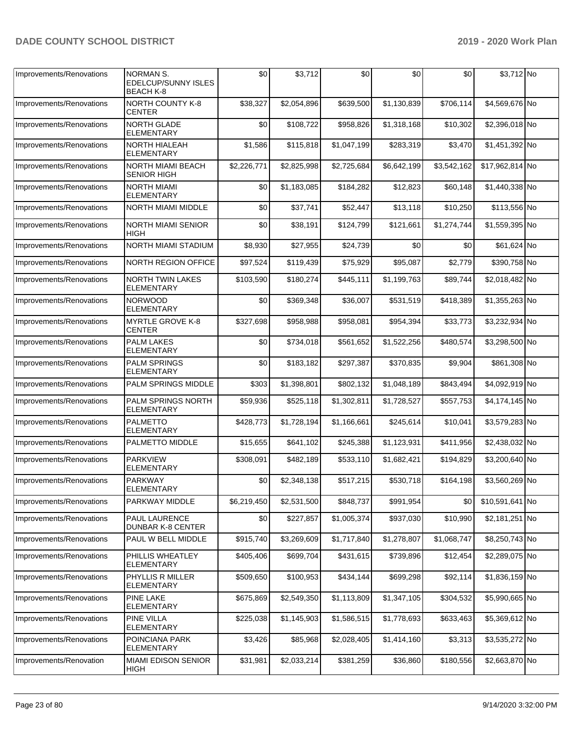| Improvements/Renovations | NORMAN S. EDELCUP/SUNNY ISLES BEACH K-8 | $0 | $3,712 | $0 | $0 | $0 | $3,712 | No |
|---|---|---|---|---|---|---|---|---|
| Improvements/Renovations | NORTH COUNTY K-8 CENTER | $38,327 | $2,054,896 | $639,500 | $1,130,839 | $706,114 | $4,569,676 | No |
| Improvements/Renovations | NORTH GLADE ELEMENTARY | $0 | $108,722 | $958,826 | $1,318,168 | $10,302 | $2,396,018 | No |
| Improvements/Renovations | NORTH HIALEAH ELEMENTARY | $1,586 | $115,818 | $1,047,199 | $283,319 | $3,470 | $1,451,392 | No |
| Improvements/Renovations | NORTH MIAMI BEACH SENIOR HIGH | $2,226,771 | $2,825,998 | $2,725,684 | $6,642,199 | $3,542,162 | $17,962,814 | No |
| Improvements/Renovations | NORTH MIAMI ELEMENTARY | $0 | $1,183,085 | $184,282 | $12,823 | $60,148 | $1,440,338 | No |
| Improvements/Renovations | NORTH MIAMI MIDDLE | $0 | $37,741 | $52,447 | $13,118 | $10,250 | $113,556 | No |
| Improvements/Renovations | NORTH MIAMI SENIOR HIGH | $0 | $38,191 | $124,799 | $121,661 | $1,274,744 | $1,559,395 | No |
| Improvements/Renovations | NORTH MIAMI STADIUM | $8,930 | $27,955 | $24,739 | $0 | $0 | $61,624 | No |
| Improvements/Renovations | NORTH REGION OFFICE | $97,524 | $119,439 | $75,929 | $95,087 | $2,779 | $390,758 | No |
| Improvements/Renovations | NORTH TWIN LAKES ELEMENTARY | $103,590 | $180,274 | $445,111 | $1,199,763 | $89,744 | $2,018,482 | No |
| Improvements/Renovations | NORWOOD ELEMENTARY | $0 | $369,348 | $36,007 | $531,519 | $418,389 | $1,355,263 | No |
| Improvements/Renovations | MYRTLE GROVE K-8 CENTER | $327,698 | $958,988 | $958,081 | $954,394 | $33,773 | $3,232,934 | No |
| Improvements/Renovations | PALM LAKES ELEMENTARY | $0 | $734,018 | $561,652 | $1,522,256 | $480,574 | $3,298,500 | No |
| Improvements/Renovations | PALM SPRINGS ELEMENTARY | $0 | $183,182 | $297,387 | $370,835 | $9,904 | $861,308 | No |
| Improvements/Renovations | PALM SPRINGS MIDDLE | $303 | $1,398,801 | $802,132 | $1,048,189 | $843,494 | $4,092,919 | No |
| Improvements/Renovations | PALM SPRINGS NORTH ELEMENTARY | $59,936 | $525,118 | $1,302,811 | $1,728,527 | $557,753 | $4,174,145 | No |
| Improvements/Renovations | PALMETTO ELEMENTARY | $428,773 | $1,728,194 | $1,166,661 | $245,614 | $10,041 | $3,579,283 | No |
| Improvements/Renovations | PALMETTO MIDDLE | $15,655 | $641,102 | $245,388 | $1,123,931 | $411,956 | $2,438,032 | No |
| Improvements/Renovations | PARKVIEW ELEMENTARY | $308,091 | $482,189 | $533,110 | $1,682,421 | $194,829 | $3,200,640 | No |
| Improvements/Renovations | PARKWAY ELEMENTARY | $0 | $2,348,138 | $517,215 | $530,718 | $164,198 | $3,560,269 | No |
| Improvements/Renovations | PARKWAY MIDDLE | $6,219,450 | $2,531,500 | $848,737 | $991,954 | $0 | $10,591,641 | No |
| Improvements/Renovations | PAUL LAURENCE DUNBAR K-8 CENTER | $0 | $227,857 | $1,005,374 | $937,030 | $10,990 | $2,181,251 | No |
| Improvements/Renovations | PAUL W BELL MIDDLE | $915,740 | $3,269,609 | $1,717,840 | $1,278,807 | $1,068,747 | $8,250,743 | No |
| Improvements/Renovations | PHILLIS WHEATLEY ELEMENTARY | $405,406 | $699,704 | $431,615 | $739,896 | $12,454 | $2,289,075 | No |
| Improvements/Renovations | PHYLLIS R MILLER ELEMENTARY | $509,650 | $100,953 | $434,144 | $699,298 | $92,114 | $1,836,159 | No |
| Improvements/Renovations | PINE LAKE ELEMENTARY | $675,869 | $2,549,350 | $1,113,809 | $1,347,105 | $304,532 | $5,990,665 | No |
| Improvements/Renovations | PINE VILLA ELEMENTARY | $225,038 | $1,145,903 | $1,586,515 | $1,778,693 | $633,463 | $5,369,612 | No |
| Improvements/Renovations | POINCIANA PARK ELEMENTARY | $3,426 | $85,968 | $2,028,405 | $1,414,160 | $3,313 | $3,535,272 | No |
| Improvements/Renovation | MIAMI EDISON SENIOR HIGH | $31,981 | $2,033,214 | $381,259 | $36,860 | $180,556 | $2,663,870 | No |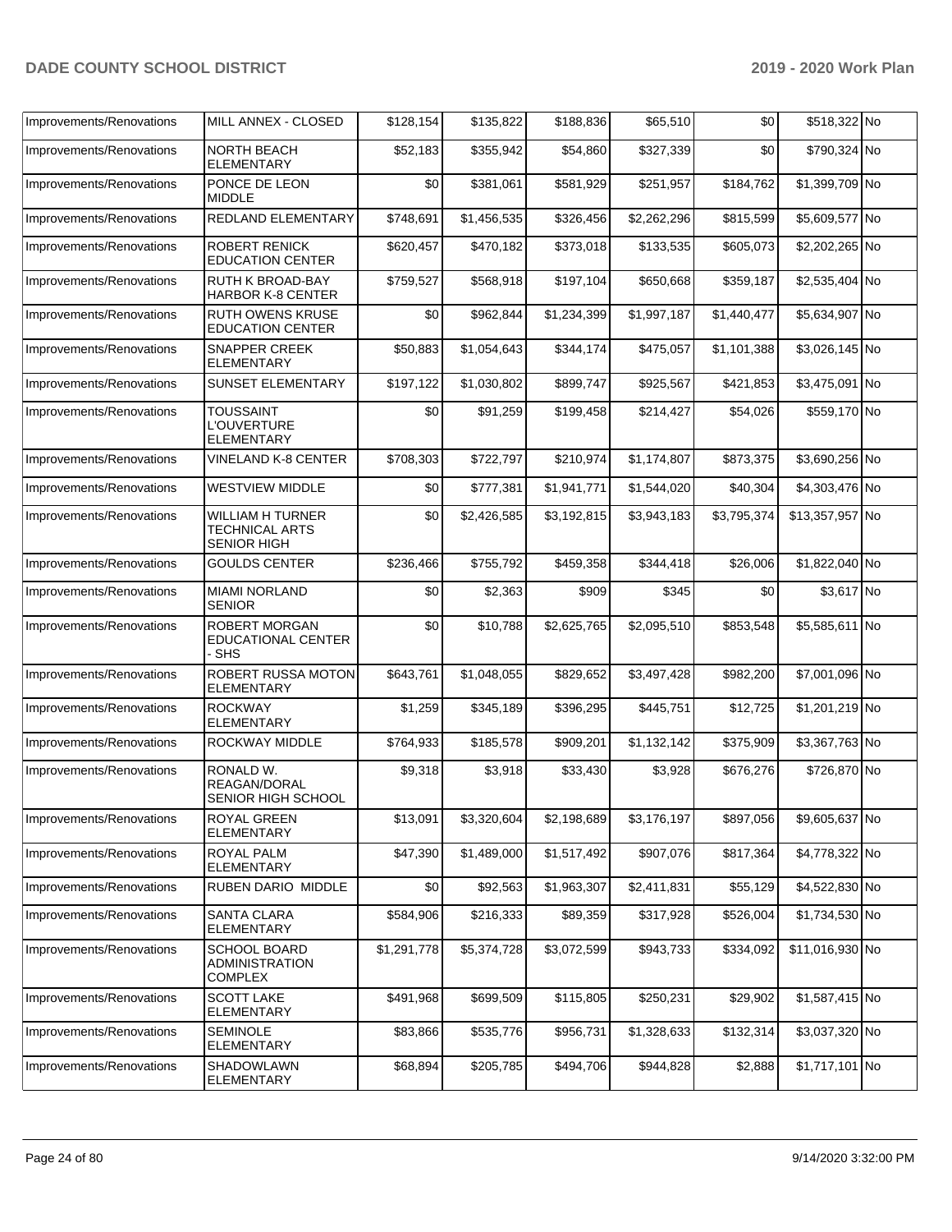| Improvements/Renovations | MILL ANNEX - CLOSED | $128,154 | $135,822 | $188,836 | $65,510 | $0 | $518,322 | No |
|---|---|---|---|---|---|---|---|---|
| Improvements/Renovations | NORTH BEACH ELEMENTARY | $52,183 | $355,942 | $54,860 | $327,339 | $0 | $790,324 | No |
| Improvements/Renovations | PONCE DE LEON MIDDLE | $0 | $381,061 | $581,929 | $251,957 | $184,762 | $1,399,709 | No |
| Improvements/Renovations | REDLAND ELEMENTARY | $748,691 | $1,456,535 | $326,456 | $2,262,296 | $815,599 | $5,609,577 | No |
| Improvements/Renovations | ROBERT RENICK EDUCATION CENTER | $620,457 | $470,182 | $373,018 | $133,535 | $605,073 | $2,202,265 | No |
| Improvements/Renovations | RUTH K BROAD-BAY HARBOR K-8 CENTER | $759,527 | $568,918 | $197,104 | $650,668 | $359,187 | $2,535,404 | No |
| Improvements/Renovations | RUTH OWENS KRUSE EDUCATION CENTER | $0 | $962,844 | $1,234,399 | $1,997,187 | $1,440,477 | $5,634,907 | No |
| Improvements/Renovations | SNAPPER CREEK ELEMENTARY | $50,883 | $1,054,643 | $344,174 | $475,057 | $1,101,388 | $3,026,145 | No |
| Improvements/Renovations | SUNSET ELEMENTARY | $197,122 | $1,030,802 | $899,747 | $925,567 | $421,853 | $3,475,091 | No |
| Improvements/Renovations | TOUSSAINT L'OUVERTURE ELEMENTARY | $0 | $91,259 | $199,458 | $214,427 | $54,026 | $559,170 | No |
| Improvements/Renovations | VINELAND K-8 CENTER | $708,303 | $722,797 | $210,974 | $1,174,807 | $873,375 | $3,690,256 | No |
| Improvements/Renovations | WESTVIEW MIDDLE | $0 | $777,381 | $1,941,771 | $1,544,020 | $40,304 | $4,303,476 | No |
| Improvements/Renovations | WILLIAM H TURNER TECHNICAL ARTS SENIOR HIGH | $0 | $2,426,585 | $3,192,815 | $3,943,183 | $3,795,374 | $13,357,957 | No |
| Improvements/Renovations | GOULDS CENTER | $236,466 | $755,792 | $459,358 | $344,418 | $26,006 | $1,822,040 | No |
| Improvements/Renovations | MIAMI NORLAND SENIOR | $0 | $2,363 | $909 | $345 | $0 | $3,617 | No |
| Improvements/Renovations | ROBERT MORGAN EDUCATIONAL CENTER - SHS | $0 | $10,788 | $2,625,765 | $2,095,510 | $853,548 | $5,585,611 | No |
| Improvements/Renovations | ROBERT RUSSA MOTON ELEMENTARY | $643,761 | $1,048,055 | $829,652 | $3,497,428 | $982,200 | $7,001,096 | No |
| Improvements/Renovations | ROCKWAY ELEMENTARY | $1,259 | $345,189 | $396,295 | $445,751 | $12,725 | $1,201,219 | No |
| Improvements/Renovations | ROCKWAY MIDDLE | $764,933 | $185,578 | $909,201 | $1,132,142 | $375,909 | $3,367,763 | No |
| Improvements/Renovations | RONALD W. REAGAN/DORAL SENIOR HIGH SCHOOL | $9,318 | $3,918 | $33,430 | $3,928 | $676,276 | $726,870 | No |
| Improvements/Renovations | ROYAL GREEN ELEMENTARY | $13,091 | $3,320,604 | $2,198,689 | $3,176,197 | $897,056 | $9,605,637 | No |
| Improvements/Renovations | ROYAL PALM ELEMENTARY | $47,390 | $1,489,000 | $1,517,492 | $907,076 | $817,364 | $4,778,322 | No |
| Improvements/Renovations | RUBEN DARIO MIDDLE | $0 | $92,563 | $1,963,307 | $2,411,831 | $55,129 | $4,522,830 | No |
| Improvements/Renovations | SANTA CLARA ELEMENTARY | $584,906 | $216,333 | $89,359 | $317,928 | $526,004 | $1,734,530 | No |
| Improvements/Renovations | SCHOOL BOARD ADMINISTRATION COMPLEX | $1,291,778 | $5,374,728 | $3,072,599 | $943,733 | $334,092 | $11,016,930 | No |
| Improvements/Renovations | SCOTT LAKE ELEMENTARY | $491,968 | $699,509 | $115,805 | $250,231 | $29,902 | $1,587,415 | No |
| Improvements/Renovations | SEMINOLE ELEMENTARY | $83,866 | $535,776 | $956,731 | $1,328,633 | $132,314 | $3,037,320 | No |
| Improvements/Renovations | SHADOWLAWN ELEMENTARY | $68,894 | $205,785 | $494,706 | $944,828 | $2,888 | $1,717,101 | No |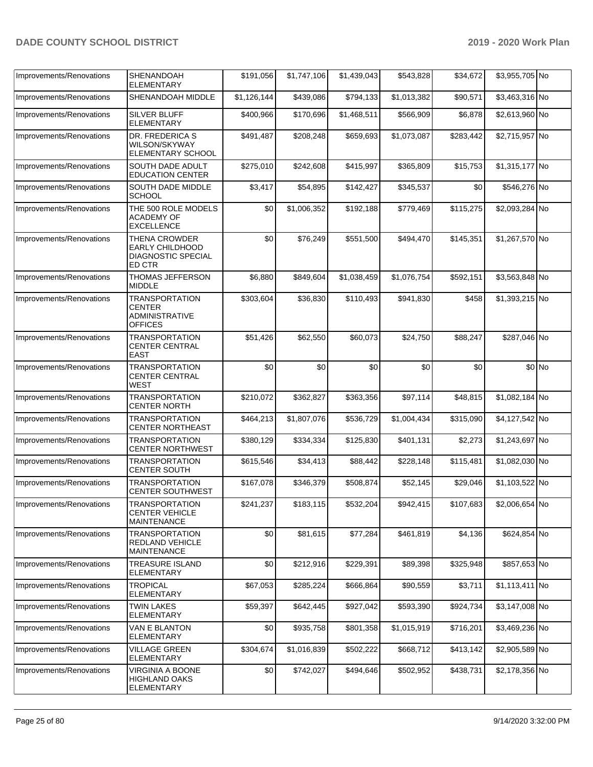| Improvements/Renovations | SHENANDOAH ELEMENTARY | $191,056 | $1,747,106 | $1,439,043 | $543,828 | $34,672 | $3,955,705 | No |
|---|---|---|---|---|---|---|---|---|
| Improvements/Renovations | SHENANDOAH MIDDLE | $1,126,144 | $439,086 | $794,133 | $1,013,382 | $90,571 | $3,463,316 | No |
| Improvements/Renovations | SILVER BLUFF ELEMENTARY | $400,966 | $170,696 | $1,468,511 | $566,909 | $6,878 | $2,613,960 | No |
| Improvements/Renovations | DR. FREDERICA S WILSON/SKYWAY ELEMENTARY SCHOOL | $491,487 | $208,248 | $659,693 | $1,073,087 | $283,442 | $2,715,957 | No |
| Improvements/Renovations | SOUTH DADE ADULT EDUCATION CENTER | $275,010 | $242,608 | $415,997 | $365,809 | $15,753 | $1,315,177 | No |
| Improvements/Renovations | SOUTH DADE MIDDLE SCHOOL | $3,417 | $54,895 | $142,427 | $345,537 | $0 | $546,276 | No |
| Improvements/Renovations | THE 500 ROLE MODELS ACADEMY OF EXCELLENCE | $0 | $1,006,352 | $192,188 | $779,469 | $115,275 | $2,093,284 | No |
| Improvements/Renovations | THENA CROWDER EARLY CHILDHOOD DIAGNOSTIC SPECIAL ED CTR | $0 | $76,249 | $551,500 | $494,470 | $145,351 | $1,267,570 | No |
| Improvements/Renovations | THOMAS JEFFERSON MIDDLE | $6,880 | $849,604 | $1,038,459 | $1,076,754 | $592,151 | $3,563,848 | No |
| Improvements/Renovations | TRANSPORTATION CENTER ADMINISTRATIVE OFFICES | $303,604 | $36,830 | $110,493 | $941,830 | $458 | $1,393,215 | No |
| Improvements/Renovations | TRANSPORTATION CENTER CENTRAL EAST | $51,426 | $62,550 | $60,073 | $24,750 | $88,247 | $287,046 | No |
| Improvements/Renovations | TRANSPORTATION CENTER CENTRAL WEST | $0 | $0 | $0 | $0 | $0 | $0 | No |
| Improvements/Renovations | TRANSPORTATION CENTER NORTH | $210,072 | $362,827 | $363,356 | $97,114 | $48,815 | $1,082,184 | No |
| Improvements/Renovations | TRANSPORTATION CENTER NORTHEAST | $464,213 | $1,807,076 | $536,729 | $1,004,434 | $315,090 | $4,127,542 | No |
| Improvements/Renovations | TRANSPORTATION CENTER NORTHWEST | $380,129 | $334,334 | $125,830 | $401,131 | $2,273 | $1,243,697 | No |
| Improvements/Renovations | TRANSPORTATION CENTER SOUTH | $615,546 | $34,413 | $88,442 | $228,148 | $115,481 | $1,082,030 | No |
| Improvements/Renovations | TRANSPORTATION CENTER SOUTHWEST | $167,078 | $346,379 | $508,874 | $52,145 | $29,046 | $1,103,522 | No |
| Improvements/Renovations | TRANSPORTATION CENTER VEHICLE MAINTENANCE | $241,237 | $183,115 | $532,204 | $942,415 | $107,683 | $2,006,654 | No |
| Improvements/Renovations | TRANSPORTATION REDLAND VEHICLE MAINTENANCE | $0 | $81,615 | $77,284 | $461,819 | $4,136 | $624,854 | No |
| Improvements/Renovations | TREASURE ISLAND ELEMENTARY | $0 | $212,916 | $229,391 | $89,398 | $325,948 | $857,653 | No |
| Improvements/Renovations | TROPICAL ELEMENTARY | $67,053 | $285,224 | $666,864 | $90,559 | $3,711 | $1,113,411 | No |
| Improvements/Renovations | TWIN LAKES ELEMENTARY | $59,397 | $642,445 | $927,042 | $593,390 | $924,734 | $3,147,008 | No |
| Improvements/Renovations | VAN E BLANTON ELEMENTARY | $0 | $935,758 | $801,358 | $1,015,919 | $716,201 | $3,469,236 | No |
| Improvements/Renovations | VILLAGE GREEN ELEMENTARY | $304,674 | $1,016,839 | $502,222 | $668,712 | $413,142 | $2,905,589 | No |
| Improvements/Renovations | VIRGINIA A BOONE HIGHLAND OAKS ELEMENTARY | $0 | $742,027 | $494,646 | $502,952 | $438,731 | $2,178,356 | No |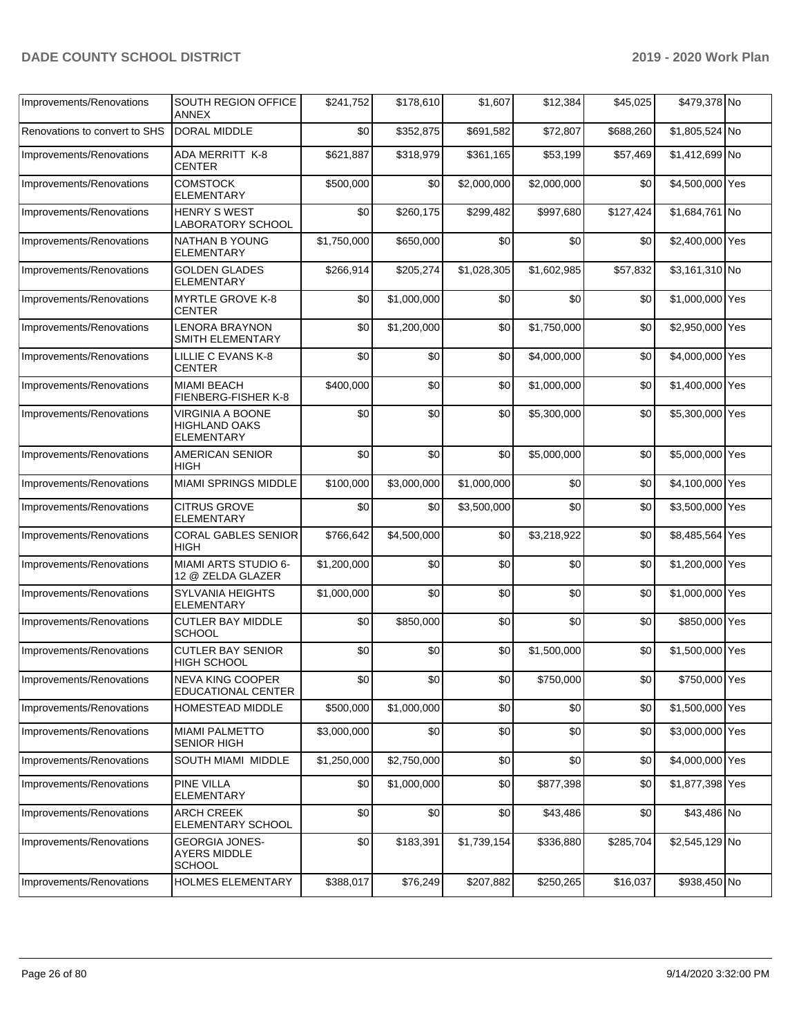| | | | | | | | | |
|---|---|---|---|---|---|---|---|---|
| Improvements/Renovations | SOUTH REGION OFFICE ANNEX | $241,752 | $178,610 | $1,607 | $12,384 | $45,025 | $479,378 | No |
| Renovations to convert to SHS | DORAL MIDDLE | $0 | $352,875 | $691,582 | $72,807 | $688,260 | $1,805,524 | No |
| Improvements/Renovations | ADA MERRITT K-8 CENTER | $621,887 | $318,979 | $361,165 | $53,199 | $57,469 | $1,412,699 | No |
| Improvements/Renovations | COMSTOCK ELEMENTARY | $500,000 | $0 | $2,000,000 | $2,000,000 | $0 | $4,500,000 | Yes |
| Improvements/Renovations | HENRY S WEST LABORATORY SCHOOL | $0 | $260,175 | $299,482 | $997,680 | $127,424 | $1,684,761 | No |
| Improvements/Renovations | NATHAN B YOUNG ELEMENTARY | $1,750,000 | $650,000 | $0 | $0 | $0 | $2,400,000 | Yes |
| Improvements/Renovations | GOLDEN GLADES ELEMENTARY | $266,914 | $205,274 | $1,028,305 | $1,602,985 | $57,832 | $3,161,310 | No |
| Improvements/Renovations | MYRTLE GROVE K-8 CENTER | $0 | $1,000,000 | $0 | $0 | $0 | $1,000,000 | Yes |
| Improvements/Renovations | LENORA BRAYNON SMITH ELEMENTARY | $0 | $1,200,000 | $0 | $1,750,000 | $0 | $2,950,000 | Yes |
| Improvements/Renovations | LILLIE C EVANS K-8 CENTER | $0 | $0 | $0 | $4,000,000 | $0 | $4,000,000 | Yes |
| Improvements/Renovations | MIAMI BEACH FIENBERG-FISHER K-8 | $400,000 | $0 | $0 | $1,000,000 | $0 | $1,400,000 | Yes |
| Improvements/Renovations | VIRGINIA A BOONE HIGHLAND OAKS ELEMENTARY | $0 | $0 | $0 | $5,300,000 | $0 | $5,300,000 | Yes |
| Improvements/Renovations | AMERICAN SENIOR HIGH | $0 | $0 | $0 | $5,000,000 | $0 | $5,000,000 | Yes |
| Improvements/Renovations | MIAMI SPRINGS MIDDLE | $100,000 | $3,000,000 | $1,000,000 | $0 | $0 | $4,100,000 | Yes |
| Improvements/Renovations | CITRUS GROVE ELEMENTARY | $0 | $0 | $3,500,000 | $0 | $0 | $3,500,000 | Yes |
| Improvements/Renovations | CORAL GABLES SENIOR HIGH | $766,642 | $4,500,000 | $0 | $3,218,922 | $0 | $8,485,564 | Yes |
| Improvements/Renovations | MIAMI ARTS STUDIO 6-12 @ ZELDA GLAZER | $1,200,000 | $0 | $0 | $0 | $0 | $1,200,000 | Yes |
| Improvements/Renovations | SYLVANIA HEIGHTS ELEMENTARY | $1,000,000 | $0 | $0 | $0 | $0 | $1,000,000 | Yes |
| Improvements/Renovations | CUTLER BAY MIDDLE SCHOOL | $0 | $850,000 | $0 | $0 | $0 | $850,000 | Yes |
| Improvements/Renovations | CUTLER BAY SENIOR HIGH SCHOOL | $0 | $0 | $0 | $1,500,000 | $0 | $1,500,000 | Yes |
| Improvements/Renovations | NEVA KING COOPER EDUCATIONAL CENTER | $0 | $0 | $0 | $750,000 | $0 | $750,000 | Yes |
| Improvements/Renovations | HOMESTEAD MIDDLE | $500,000 | $1,000,000 | $0 | $0 | $0 | $1,500,000 | Yes |
| Improvements/Renovations | MIAMI PALMETTO SENIOR HIGH | $3,000,000 | $0 | $0 | $0 | $0 | $3,000,000 | Yes |
| Improvements/Renovations | SOUTH MIAMI MIDDLE | $1,250,000 | $2,750,000 | $0 | $0 | $0 | $4,000,000 | Yes |
| Improvements/Renovations | PINE VILLA ELEMENTARY | $0 | $1,000,000 | $0 | $877,398 | $0 | $1,877,398 | Yes |
| Improvements/Renovations | ARCH CREEK ELEMENTARY SCHOOL | $0 | $0 | $0 | $43,486 | $0 | $43,486 | No |
| Improvements/Renovations | GEORGIA JONES-AYERS MIDDLE SCHOOL | $0 | $183,391 | $1,739,154 | $336,880 | $285,704 | $2,545,129 | No |
| Improvements/Renovations | HOLMES ELEMENTARY | $388,017 | $76,249 | $207,882 | $250,265 | $16,037 | $938,450 | No |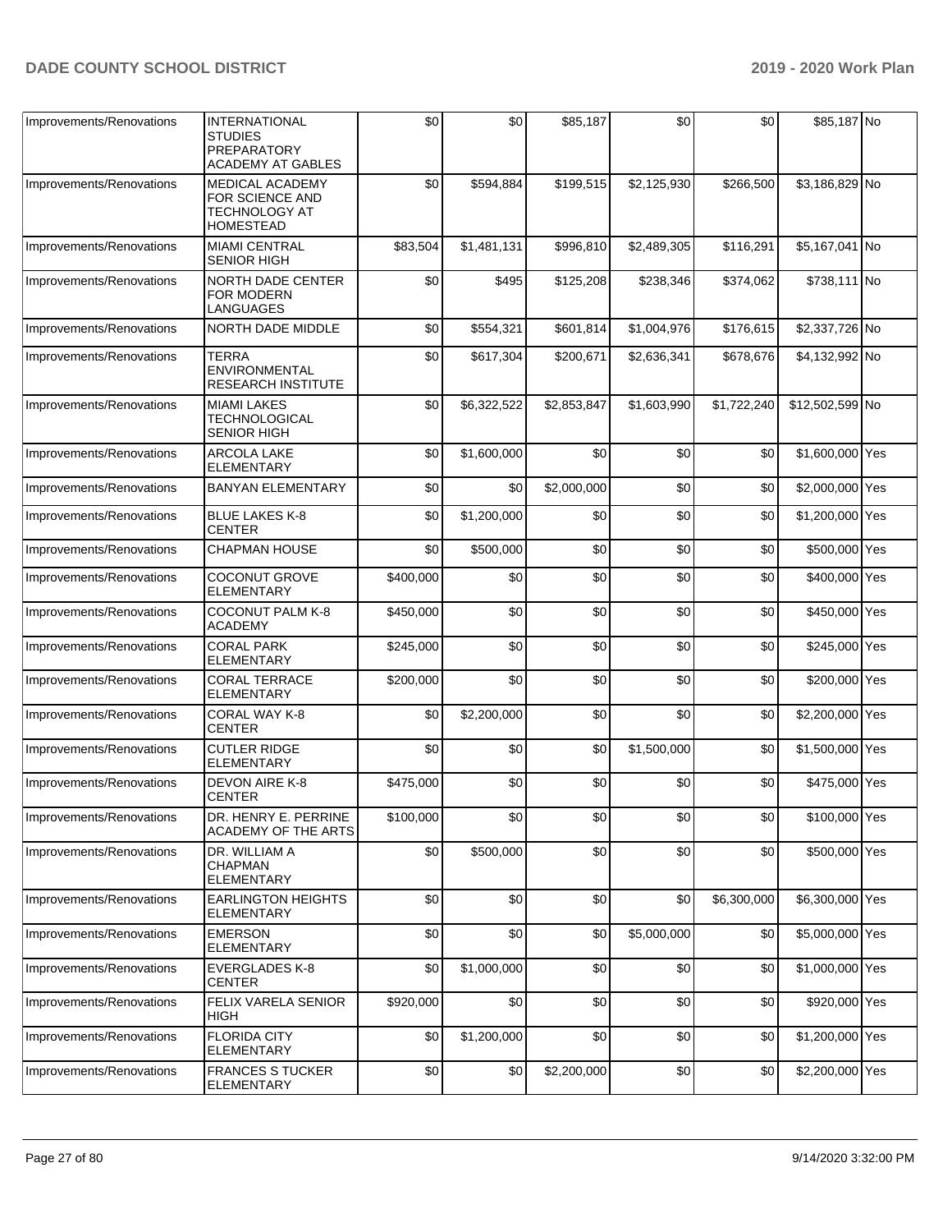| Improvements/Renovations | INTERNATIONAL STUDIES PREPARATORY ACADEMY AT GABLES | $0 | $0 | $85,187 | $0 | $0 | $85,187 | No |
|---|---|---|---|---|---|---|---|---|
| Improvements/Renovations | MEDICAL ACADEMY FOR SCIENCE AND TECHNOLOGY AT HOMESTEAD | $0 | $594,884 | $199,515 | $2,125,930 | $266,500 | $3,186,829 | No |
| Improvements/Renovations | MIAMI CENTRAL SENIOR HIGH | $83,504 | $1,481,131 | $996,810 | $2,489,305 | $116,291 | $5,167,041 | No |
| Improvements/Renovations | NORTH DADE CENTER FOR MODERN LANGUAGES | $0 | $495 | $125,208 | $238,346 | $374,062 | $738,111 | No |
| Improvements/Renovations | NORTH DADE MIDDLE | $0 | $554,321 | $601,814 | $1,004,976 | $176,615 | $2,337,726 | No |
| Improvements/Renovations | TERRA ENVIRONMENTAL RESEARCH INSTITUTE | $0 | $617,304 | $200,671 | $2,636,341 | $678,676 | $4,132,992 | No |
| Improvements/Renovations | MIAMI LAKES TECHNOLOGICAL SENIOR HIGH | $0 | $6,322,522 | $2,853,847 | $1,603,990 | $1,722,240 | $12,502,599 | No |
| Improvements/Renovations | ARCOLA LAKE ELEMENTARY | $0 | $1,600,000 | $0 | $0 | $0 | $1,600,000 | Yes |
| Improvements/Renovations | BANYAN ELEMENTARY | $0 | $0 | $2,000,000 | $0 | $0 | $2,000,000 | Yes |
| Improvements/Renovations | BLUE LAKES K-8 CENTER | $0 | $1,200,000 | $0 | $0 | $0 | $1,200,000 | Yes |
| Improvements/Renovations | CHAPMAN HOUSE | $0 | $500,000 | $0 | $0 | $0 | $500,000 | Yes |
| Improvements/Renovations | COCONUT GROVE ELEMENTARY | $400,000 | $0 | $0 | $0 | $0 | $400,000 | Yes |
| Improvements/Renovations | COCONUT PALM K-8 ACADEMY | $450,000 | $0 | $0 | $0 | $0 | $450,000 | Yes |
| Improvements/Renovations | CORAL PARK ELEMENTARY | $245,000 | $0 | $0 | $0 | $0 | $245,000 | Yes |
| Improvements/Renovations | CORAL TERRACE ELEMENTARY | $200,000 | $0 | $0 | $0 | $0 | $200,000 | Yes |
| Improvements/Renovations | CORAL WAY K-8 CENTER | $0 | $2,200,000 | $0 | $0 | $0 | $2,200,000 | Yes |
| Improvements/Renovations | CUTLER RIDGE ELEMENTARY | $0 | $0 | $0 | $1,500,000 | $0 | $1,500,000 | Yes |
| Improvements/Renovations | DEVON AIRE K-8 CENTER | $475,000 | $0 | $0 | $0 | $0 | $475,000 | Yes |
| Improvements/Renovations | DR. HENRY E. PERRINE ACADEMY OF THE ARTS | $100,000 | $0 | $0 | $0 | $0 | $100,000 | Yes |
| Improvements/Renovations | DR. WILLIAM A CHAPMAN ELEMENTARY | $0 | $500,000 | $0 | $0 | $0 | $500,000 | Yes |
| Improvements/Renovations | EARLINGTON HEIGHTS ELEMENTARY | $0 | $0 | $0 | $0 | $6,300,000 | $6,300,000 | Yes |
| Improvements/Renovations | EMERSON ELEMENTARY | $0 | $0 | $0 | $5,000,000 | $0 | $5,000,000 | Yes |
| Improvements/Renovations | EVERGLADES K-8 CENTER | $0 | $1,000,000 | $0 | $0 | $0 | $1,000,000 | Yes |
| Improvements/Renovations | FELIX VARELA SENIOR HIGH | $920,000 | $0 | $0 | $0 | $0 | $920,000 | Yes |
| Improvements/Renovations | FLORIDA CITY ELEMENTARY | $0 | $1,200,000 | $0 | $0 | $0 | $1,200,000 | Yes |
| Improvements/Renovations | FRANCES S TUCKER ELEMENTARY | $0 | $0 | $2,200,000 | $0 | $0 | $2,200,000 | Yes |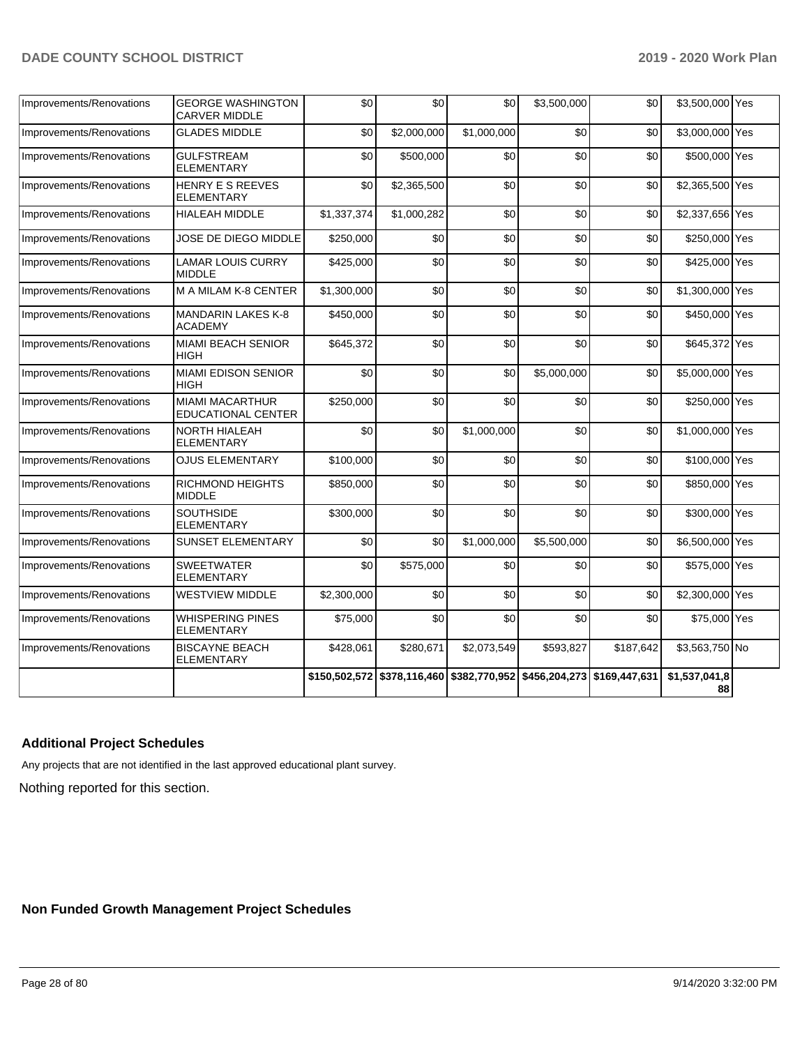| | | | | | | | | |
|---|---|---|---|---|---|---|---|---|
| Improvements/Renovations | GEORGE WASHINGTON CARVER MIDDLE | $0 | $0 | $0 | $3,500,000 | $0 | $3,500,000 | Yes |
| Improvements/Renovations | GLADES MIDDLE | $0 | $2,000,000 | $1,000,000 | $0 | $0 | $3,000,000 | Yes |
| Improvements/Renovations | GULFSTREAM ELEMENTARY | $0 | $500,000 | $0 | $0 | $0 | $500,000 | Yes |
| Improvements/Renovations | HENRY E S REEVES ELEMENTARY | $0 | $2,365,500 | $0 | $0 | $0 | $2,365,500 | Yes |
| Improvements/Renovations | HIALEAH MIDDLE | $1,337,374 | $1,000,282 | $0 | $0 | $0 | $2,337,656 | Yes |
| Improvements/Renovations | JOSE DE DIEGO MIDDLE | $250,000 | $0 | $0 | $0 | $0 | $250,000 | Yes |
| Improvements/Renovations | LAMAR LOUIS CURRY MIDDLE | $425,000 | $0 | $0 | $0 | $0 | $425,000 | Yes |
| Improvements/Renovations | M A MILAM K-8 CENTER | $1,300,000 | $0 | $0 | $0 | $0 | $1,300,000 | Yes |
| Improvements/Renovations | MANDARIN LAKES K-8 ACADEMY | $450,000 | $0 | $0 | $0 | $0 | $450,000 | Yes |
| Improvements/Renovations | MIAMI BEACH SENIOR HIGH | $645,372 | $0 | $0 | $0 | $0 | $645,372 | Yes |
| Improvements/Renovations | MIAMI EDISON SENIOR HIGH | $0 | $0 | $0 | $5,000,000 | $0 | $5,000,000 | Yes |
| Improvements/Renovations | MIAMI MACARTHUR EDUCATIONAL CENTER | $250,000 | $0 | $0 | $0 | $0 | $250,000 | Yes |
| Improvements/Renovations | NORTH HIALEAH ELEMENTARY | $0 | $0 | $1,000,000 | $0 | $0 | $1,000,000 | Yes |
| Improvements/Renovations | OJUS ELEMENTARY | $100,000 | $0 | $0 | $0 | $0 | $100,000 | Yes |
| Improvements/Renovations | RICHMOND HEIGHTS MIDDLE | $850,000 | $0 | $0 | $0 | $0 | $850,000 | Yes |
| Improvements/Renovations | SOUTHSIDE ELEMENTARY | $300,000 | $0 | $0 | $0 | $0 | $300,000 | Yes |
| Improvements/Renovations | SUNSET ELEMENTARY | $0 | $0 | $1,000,000 | $5,500,000 | $0 | $6,500,000 | Yes |
| Improvements/Renovations | SWEETWATER ELEMENTARY | $0 | $575,000 | $0 | $0 | $0 | $575,000 | Yes |
| Improvements/Renovations | WESTVIEW MIDDLE | $2,300,000 | $0 | $0 | $0 | $0 | $2,300,000 | Yes |
| Improvements/Renovations | WHISPERING PINES ELEMENTARY | $75,000 | $0 | $0 | $0 | $0 | $75,000 | Yes |
| Improvements/Renovations | BISCAYNE BEACH ELEMENTARY | $428,061 | $280,671 | $2,073,549 | $593,827 | $187,642 | $3,563,750 | No |
| | | $150,502,572 | $378,116,460 | $382,770,952 | $456,204,273 | $169,447,631 | $1,537,041,888 | |

## Additional Project Schedules

Any projects that are not identified in the last approved educational plant survey.

Nothing reported for this section.

## Non Funded Growth Management Project Schedules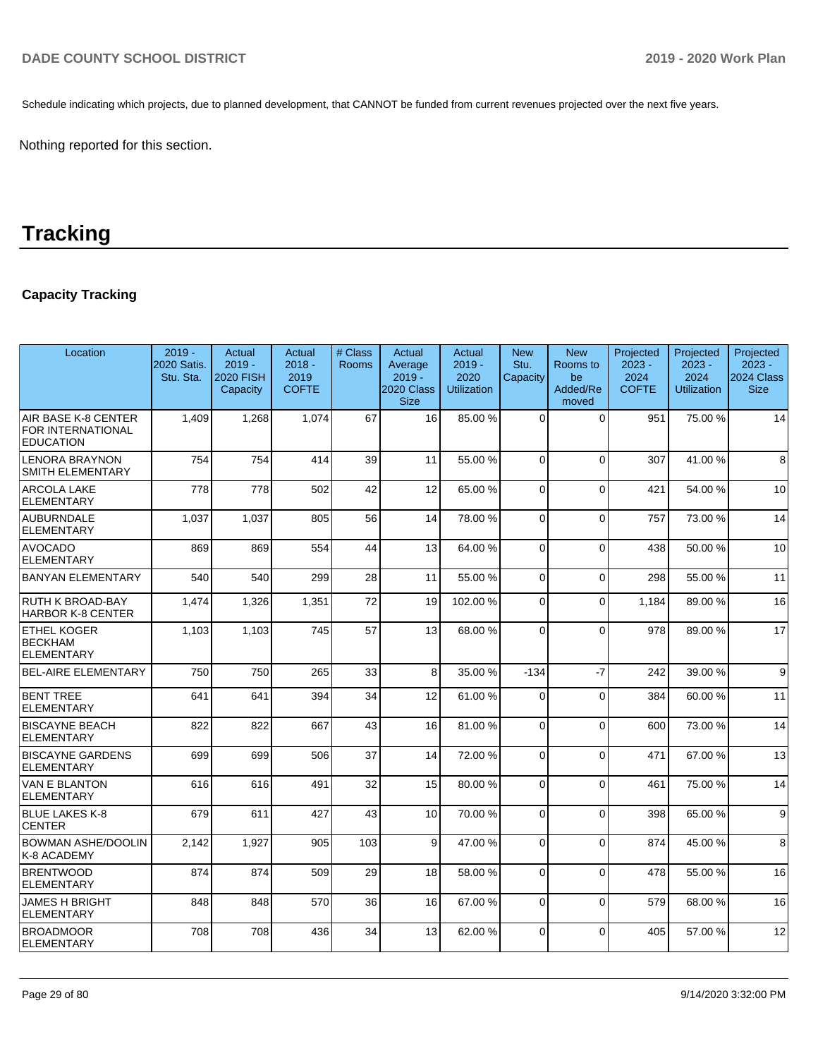Schedule indicating which projects, due to planned development, that CANNOT be funded from current revenues projected over the next five years.

Nothing reported for this section.

# Tracking

### Capacity Tracking

| Location | 2019 - 2020 Satis. Stu. Sta. | Actual 2019 - 2020 FISH Capacity | Actual 2018 - 2019 COFTE | # Class Rooms | Actual Average 2019 - 2020 Class Size | Actual 2019 - 2020 Utilization | New Stu. Capacity | New Rooms to be Added/Removed | Projected 2023 - 2024 COFTE | Projected 2023 - 2024 Utilization | Projected 2023 - 2024 Class Size |
|---|---|---|---|---|---|---|---|---|---|---|---|
| AIR BASE K-8 CENTER FOR INTERNATIONAL EDUCATION | 1,409 | 1,268 | 1,074 | 67 | 16 | 85.00 % | 0 | 0 | 951 | 75.00 % | 14 |
| LENORA BRAYNON SMITH ELEMENTARY | 754 | 754 | 414 | 39 | 11 | 55.00 % | 0 | 0 | 307 | 41.00 % | 8 |
| ARCOLA LAKE ELEMENTARY | 778 | 778 | 502 | 42 | 12 | 65.00 % | 0 | 0 | 421 | 54.00 % | 10 |
| AUBURNDALE ELEMENTARY | 1,037 | 1,037 | 805 | 56 | 14 | 78.00 % | 0 | 0 | 757 | 73.00 % | 14 |
| AVOCADO ELEMENTARY | 869 | 869 | 554 | 44 | 13 | 64.00 % | 0 | 0 | 438 | 50.00 % | 10 |
| BANYAN ELEMENTARY | 540 | 540 | 299 | 28 | 11 | 55.00 % | 0 | 0 | 298 | 55.00 % | 11 |
| RUTH K BROAD-BAY HARBOR K-8 CENTER | 1,474 | 1,326 | 1,351 | 72 | 19 | 102.00 % | 0 | 0 | 1,184 | 89.00 % | 16 |
| ETHEL KOGER BECKHAM ELEMENTARY | 1,103 | 1,103 | 745 | 57 | 13 | 68.00 % | 0 | 0 | 978 | 89.00 % | 17 |
| BEL-AIRE ELEMENTARY | 750 | 750 | 265 | 33 | 8 | 35.00 % | -134 | -7 | 242 | 39.00 % | 9 |
| BENT TREE ELEMENTARY | 641 | 641 | 394 | 34 | 12 | 61.00 % | 0 | 0 | 384 | 60.00 % | 11 |
| BISCAYNE BEACH ELEMENTARY | 822 | 822 | 667 | 43 | 16 | 81.00 % | 0 | 0 | 600 | 73.00 % | 14 |
| BISCAYNE GARDENS ELEMENTARY | 699 | 699 | 506 | 37 | 14 | 72.00 % | 0 | 0 | 471 | 67.00 % | 13 |
| VAN E BLANTON ELEMENTARY | 616 | 616 | 491 | 32 | 15 | 80.00 % | 0 | 0 | 461 | 75.00 % | 14 |
| BLUE LAKES K-8 CENTER | 679 | 611 | 427 | 43 | 10 | 70.00 % | 0 | 0 | 398 | 65.00 % | 9 |
| BOWMAN ASHE/DOOLIN K-8 ACADEMY | 2,142 | 1,927 | 905 | 103 | 9 | 47.00 % | 0 | 0 | 874 | 45.00 % | 8 |
| BRENTWOOD ELEMENTARY | 874 | 874 | 509 | 29 | 18 | 58.00 % | 0 | 0 | 478 | 55.00 % | 16 |
| JAMES H BRIGHT ELEMENTARY | 848 | 848 | 570 | 36 | 16 | 67.00 % | 0 | 0 | 579 | 68.00 % | 16 |
| BROADMOOR ELEMENTARY | 708 | 708 | 436 | 34 | 13 | 62.00 % | 0 | 0 | 405 | 57.00 % | 12 |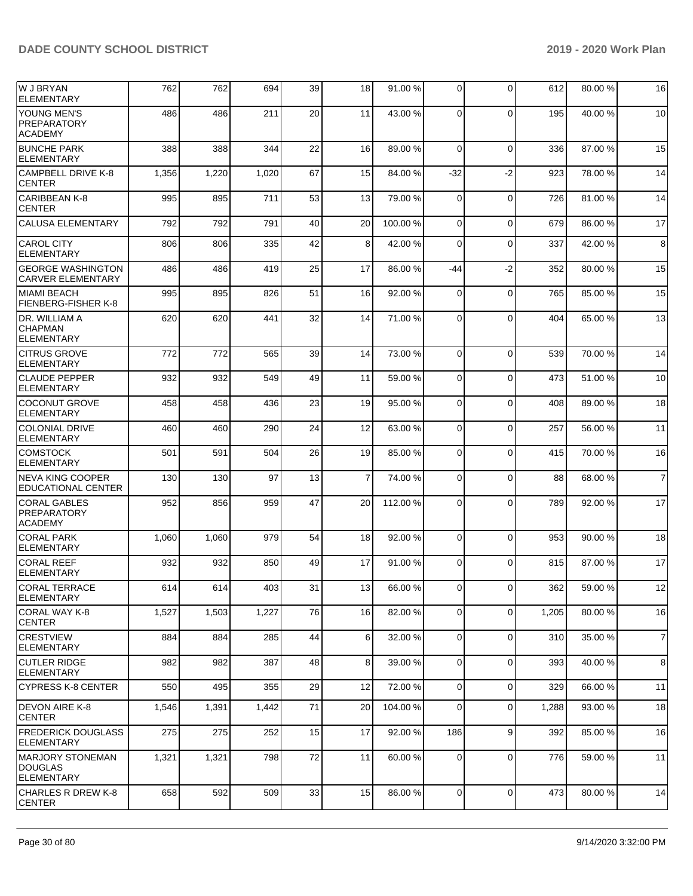| | | | | | | | | | | |
|---|---|---|---|---|---|---|---|---|---|---|
| W J BRYAN ELEMENTARY | 762 | 762 | 694 | 39 | 18 | 91.00 % | 0 | 0 | 612 | 80.00 % | 16 |
| YOUNG MEN'S PREPARATORY ACADEMY | 486 | 486 | 211 | 20 | 11 | 43.00 % | 0 | 0 | 195 | 40.00 % | 10 |
| BUNCHE PARK ELEMENTARY | 388 | 388 | 344 | 22 | 16 | 89.00 % | 0 | 0 | 336 | 87.00 % | 15 |
| CAMPBELL DRIVE K-8 CENTER | 1,356 | 1,220 | 1,020 | 67 | 15 | 84.00 % | -32 | -2 | 923 | 78.00 % | 14 |
| CARIBBEAN K-8 CENTER | 995 | 895 | 711 | 53 | 13 | 79.00 % | 0 | 0 | 726 | 81.00 % | 14 |
| CALUSA ELEMENTARY | 792 | 792 | 791 | 40 | 20 | 100.00 % | 0 | 0 | 679 | 86.00 % | 17 |
| CAROL CITY ELEMENTARY | 806 | 806 | 335 | 42 | 8 | 42.00 % | 0 | 0 | 337 | 42.00 % | 8 |
| GEORGE WASHINGTON CARVER ELEMENTARY | 486 | 486 | 419 | 25 | 17 | 86.00 % | -44 | -2 | 352 | 80.00 % | 15 |
| MIAMI BEACH FIENBERG-FISHER K-8 | 995 | 895 | 826 | 51 | 16 | 92.00 % | 0 | 0 | 765 | 85.00 % | 15 |
| DR. WILLIAM A CHAPMAN ELEMENTARY | 620 | 620 | 441 | 32 | 14 | 71.00 % | 0 | 0 | 404 | 65.00 % | 13 |
| CITRUS GROVE ELEMENTARY | 772 | 772 | 565 | 39 | 14 | 73.00 % | 0 | 0 | 539 | 70.00 % | 14 |
| CLAUDE PEPPER ELEMENTARY | 932 | 932 | 549 | 49 | 11 | 59.00 % | 0 | 0 | 473 | 51.00 % | 10 |
| COCONUT GROVE ELEMENTARY | 458 | 458 | 436 | 23 | 19 | 95.00 % | 0 | 0 | 408 | 89.00 % | 18 |
| COLONIAL DRIVE ELEMENTARY | 460 | 460 | 290 | 24 | 12 | 63.00 % | 0 | 0 | 257 | 56.00 % | 11 |
| COMSTOCK ELEMENTARY | 501 | 591 | 504 | 26 | 19 | 85.00 % | 0 | 0 | 415 | 70.00 % | 16 |
| NEVA KING COOPER EDUCATIONAL CENTER | 130 | 130 | 97 | 13 | 7 | 74.00 % | 0 | 0 | 88 | 68.00 % | 7 |
| CORAL GABLES PREPARATORY ACADEMY | 952 | 856 | 959 | 47 | 20 | 112.00 % | 0 | 0 | 789 | 92.00 % | 17 |
| CORAL PARK ELEMENTARY | 1,060 | 1,060 | 979 | 54 | 18 | 92.00 % | 0 | 0 | 953 | 90.00 % | 18 |
| CORAL REEF ELEMENTARY | 932 | 932 | 850 | 49 | 17 | 91.00 % | 0 | 0 | 815 | 87.00 % | 17 |
| CORAL TERRACE ELEMENTARY | 614 | 614 | 403 | 31 | 13 | 66.00 % | 0 | 0 | 362 | 59.00 % | 12 |
| CORAL WAY K-8 CENTER | 1,527 | 1,503 | 1,227 | 76 | 16 | 82.00 % | 0 | 0 | 1,205 | 80.00 % | 16 |
| CRESTVIEW ELEMENTARY | 884 | 884 | 285 | 44 | 6 | 32.00 % | 0 | 0 | 310 | 35.00 % | 7 |
| CUTLER RIDGE ELEMENTARY | 982 | 982 | 387 | 48 | 8 | 39.00 % | 0 | 0 | 393 | 40.00 % | 8 |
| CYPRESS K-8 CENTER | 550 | 495 | 355 | 29 | 12 | 72.00 % | 0 | 0 | 329 | 66.00 % | 11 |
| DEVON AIRE K-8 CENTER | 1,546 | 1,391 | 1,442 | 71 | 20 | 104.00 % | 0 | 0 | 1,288 | 93.00 % | 18 |
| FREDERICK DOUGLASS ELEMENTARY | 275 | 275 | 252 | 15 | 17 | 92.00 % | 186 | 9 | 392 | 85.00 % | 16 |
| MARJORY STONEMAN DOUGLAS ELEMENTARY | 1,321 | 1,321 | 798 | 72 | 11 | 60.00 % | 0 | 0 | 776 | 59.00 % | 11 |
| CHARLES R DREW K-8 CENTER | 658 | 592 | 509 | 33 | 15 | 86.00 % | 0 | 0 | 473 | 80.00 % | 14 |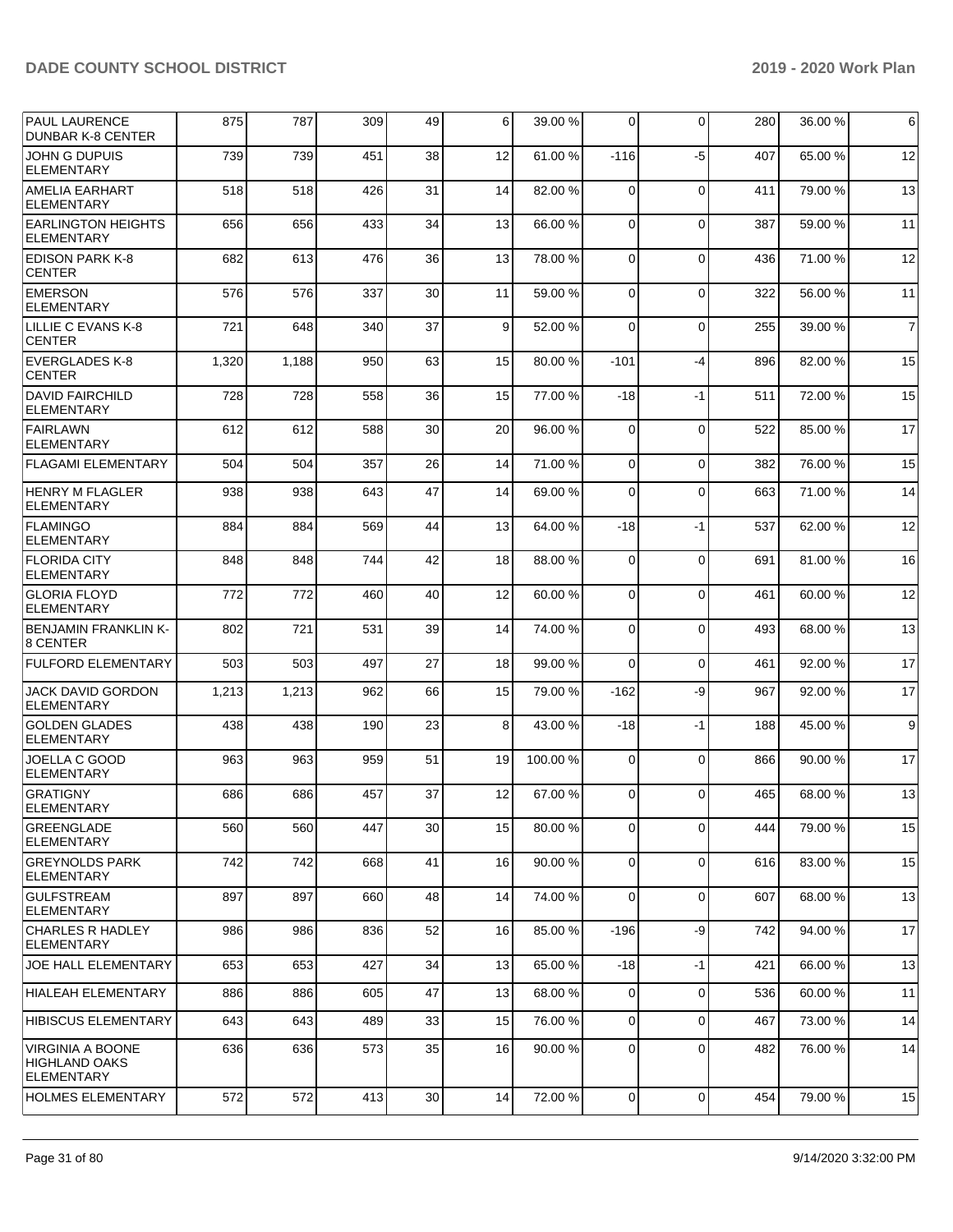| PAUL LAURENCE DUNBAR K-8 CENTER | 875 | 787 | 309 | 49 | 6 | 39.00 % | 0 | 0 | 280 | 36.00 % | 6 |
|---|---|---|---|---|---|---|---|---|---|---|---|
| JOHN G DUPUIS ELEMENTARY | 739 | 739 | 451 | 38 | 12 | 61.00 % | -116 | -5 | 407 | 65.00 % | 12 |
| AMELIA EARHART ELEMENTARY | 518 | 518 | 426 | 31 | 14 | 82.00 % | 0 | 0 | 411 | 79.00 % | 13 |
| EARLINGTON HEIGHTS ELEMENTARY | 656 | 656 | 433 | 34 | 13 | 66.00 % | 0 | 0 | 387 | 59.00 % | 11 |
| EDISON PARK K-8 CENTER | 682 | 613 | 476 | 36 | 13 | 78.00 % | 0 | 0 | 436 | 71.00 % | 12 |
| EMERSON ELEMENTARY | 576 | 576 | 337 | 30 | 11 | 59.00 % | 0 | 0 | 322 | 56.00 % | 11 |
| LILLIE C EVANS K-8 CENTER | 721 | 648 | 340 | 37 | 9 | 52.00 % | 0 | 0 | 255 | 39.00 % | 7 |
| EVERGLADES K-8 CENTER | 1,320 | 1,188 | 950 | 63 | 15 | 80.00 % | -101 | -4 | 896 | 82.00 % | 15 |
| DAVID FAIRCHILD ELEMENTARY | 728 | 728 | 558 | 36 | 15 | 77.00 % | -18 | -1 | 511 | 72.00 % | 15 |
| FAIRLAWN ELEMENTARY | 612 | 612 | 588 | 30 | 20 | 96.00 % | 0 | 0 | 522 | 85.00 % | 17 |
| FLAGAMI ELEMENTARY | 504 | 504 | 357 | 26 | 14 | 71.00 % | 0 | 0 | 382 | 76.00 % | 15 |
| HENRY M FLAGLER ELEMENTARY | 938 | 938 | 643 | 47 | 14 | 69.00 % | 0 | 0 | 663 | 71.00 % | 14 |
| FLAMINGO ELEMENTARY | 884 | 884 | 569 | 44 | 13 | 64.00 % | -18 | -1 | 537 | 62.00 % | 12 |
| FLORIDA CITY ELEMENTARY | 848 | 848 | 744 | 42 | 18 | 88.00 % | 0 | 0 | 691 | 81.00 % | 16 |
| GLORIA FLOYD ELEMENTARY | 772 | 772 | 460 | 40 | 12 | 60.00 % | 0 | 0 | 461 | 60.00 % | 12 |
| BENJAMIN FRANKLIN K-8 CENTER | 802 | 721 | 531 | 39 | 14 | 74.00 % | 0 | 0 | 493 | 68.00 % | 13 |
| FULFORD ELEMENTARY | 503 | 503 | 497 | 27 | 18 | 99.00 % | 0 | 0 | 461 | 92.00 % | 17 |
| JACK DAVID GORDON ELEMENTARY | 1,213 | 1,213 | 962 | 66 | 15 | 79.00 % | -162 | -9 | 967 | 92.00 % | 17 |
| GOLDEN GLADES ELEMENTARY | 438 | 438 | 190 | 23 | 8 | 43.00 % | -18 | -1 | 188 | 45.00 % | 9 |
| JOELLA C GOOD ELEMENTARY | 963 | 963 | 959 | 51 | 19 | 100.00 % | 0 | 0 | 866 | 90.00 % | 17 |
| GRATIGNY ELEMENTARY | 686 | 686 | 457 | 37 | 12 | 67.00 % | 0 | 0 | 465 | 68.00 % | 13 |
| GREENGLADE ELEMENTARY | 560 | 560 | 447 | 30 | 15 | 80.00 % | 0 | 0 | 444 | 79.00 % | 15 |
| GREYNOLDS PARK ELEMENTARY | 742 | 742 | 668 | 41 | 16 | 90.00 % | 0 | 0 | 616 | 83.00 % | 15 |
| GULFSTREAM ELEMENTARY | 897 | 897 | 660 | 48 | 14 | 74.00 % | 0 | 0 | 607 | 68.00 % | 13 |
| CHARLES R HADLEY ELEMENTARY | 986 | 986 | 836 | 52 | 16 | 85.00 % | -196 | -9 | 742 | 94.00 % | 17 |
| JOE HALL ELEMENTARY | 653 | 653 | 427 | 34 | 13 | 65.00 % | -18 | -1 | 421 | 66.00 % | 13 |
| HIALEAH ELEMENTARY | 886 | 886 | 605 | 47 | 13 | 68.00 % | 0 | 0 | 536 | 60.00 % | 11 |
| HIBISCUS ELEMENTARY | 643 | 643 | 489 | 33 | 15 | 76.00 % | 0 | 0 | 467 | 73.00 % | 14 |
| VIRGINIA A BOONE HIGHLAND OAKS ELEMENTARY | 636 | 636 | 573 | 35 | 16 | 90.00 % | 0 | 0 | 482 | 76.00 % | 14 |
| HOLMES ELEMENTARY | 572 | 572 | 413 | 30 | 14 | 72.00 % | 0 | 0 | 454 | 79.00 % | 15 |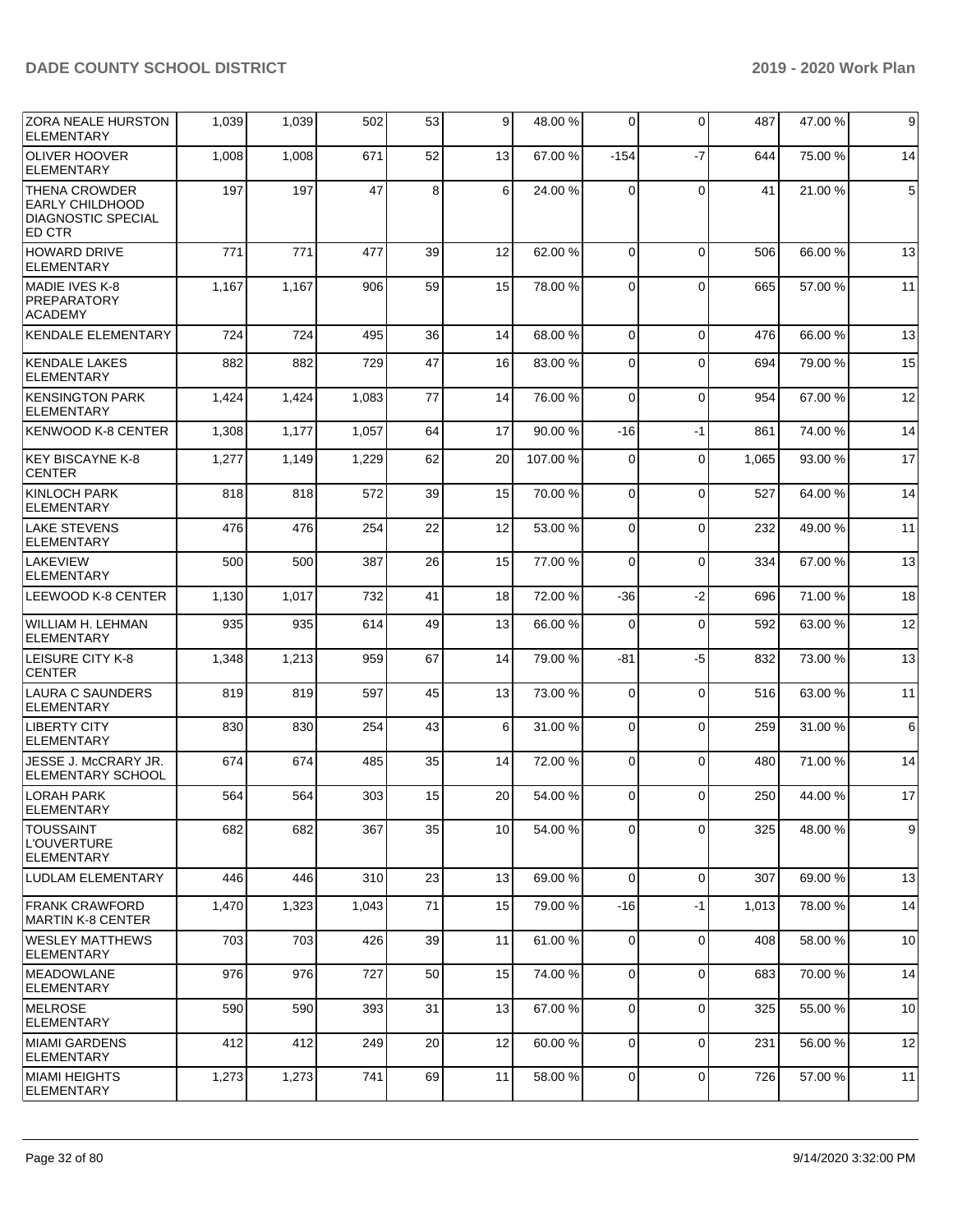| ZORA NEALE HURSTON ELEMENTARY | 1,039 | 1,039 | 502 | 53 | 9 | 48.00 % | 0 | 0 | 487 | 47.00 % | 9 |
|---|---|---|---|---|---|---|---|---|---|---|---|
| OLIVER HOOVER ELEMENTARY | 1,008 | 1,008 | 671 | 52 | 13 | 67.00 % | -154 | -7 | 644 | 75.00 % | 14 |
| THENA CROWDER EARLY CHILDHOOD DIAGNOSTIC SPECIAL ED CTR | 197 | 197 | 47 | 8 | 6 | 24.00 % | 0 | 0 | 41 | 21.00 % | 5 |
| HOWARD DRIVE ELEMENTARY | 771 | 771 | 477 | 39 | 12 | 62.00 % | 0 | 0 | 506 | 66.00 % | 13 |
| MADIE IVES K-8 PREPARATORY ACADEMY | 1,167 | 1,167 | 906 | 59 | 15 | 78.00 % | 0 | 0 | 665 | 57.00 % | 11 |
| KENDALE ELEMENTARY | 724 | 724 | 495 | 36 | 14 | 68.00 % | 0 | 0 | 476 | 66.00 % | 13 |
| KENDALE LAKES ELEMENTARY | 882 | 882 | 729 | 47 | 16 | 83.00 % | 0 | 0 | 694 | 79.00 % | 15 |
| KENSINGTON PARK ELEMENTARY | 1,424 | 1,424 | 1,083 | 77 | 14 | 76.00 % | 0 | 0 | 954 | 67.00 % | 12 |
| KENWOOD K-8 CENTER | 1,308 | 1,177 | 1,057 | 64 | 17 | 90.00 % | -16 | -1 | 861 | 74.00 % | 14 |
| KEY BISCAYNE K-8 CENTER | 1,277 | 1,149 | 1,229 | 62 | 20 | 107.00 % | 0 | 0 | 1,065 | 93.00 % | 17 |
| KINLOCH PARK ELEMENTARY | 818 | 818 | 572 | 39 | 15 | 70.00 % | 0 | 0 | 527 | 64.00 % | 14 |
| LAKE STEVENS ELEMENTARY | 476 | 476 | 254 | 22 | 12 | 53.00 % | 0 | 0 | 232 | 49.00 % | 11 |
| LAKEVIEW ELEMENTARY | 500 | 500 | 387 | 26 | 15 | 77.00 % | 0 | 0 | 334 | 67.00 % | 13 |
| LEEWOOD K-8 CENTER | 1,130 | 1,017 | 732 | 41 | 18 | 72.00 % | -36 | -2 | 696 | 71.00 % | 18 |
| WILLIAM H. LEHMAN ELEMENTARY | 935 | 935 | 614 | 49 | 13 | 66.00 % | 0 | 0 | 592 | 63.00 % | 12 |
| LEISURE CITY K-8 CENTER | 1,348 | 1,213 | 959 | 67 | 14 | 79.00 % | -81 | -5 | 832 | 73.00 % | 13 |
| LAURA C SAUNDERS ELEMENTARY | 819 | 819 | 597 | 45 | 13 | 73.00 % | 0 | 0 | 516 | 63.00 % | 11 |
| LIBERTY CITY ELEMENTARY | 830 | 830 | 254 | 43 | 6 | 31.00 % | 0 | 0 | 259 | 31.00 % | 6 |
| JESSE J. McCRARY JR. ELEMENTARY SCHOOL | 674 | 674 | 485 | 35 | 14 | 72.00 % | 0 | 0 | 480 | 71.00 % | 14 |
| LORAH PARK ELEMENTARY | 564 | 564 | 303 | 15 | 20 | 54.00 % | 0 | 0 | 250 | 44.00 % | 17 |
| TOUSSAINT L'OUVERTURE ELEMENTARY | 682 | 682 | 367 | 35 | 10 | 54.00 % | 0 | 0 | 325 | 48.00 % | 9 |
| LUDLAM ELEMENTARY | 446 | 446 | 310 | 23 | 13 | 69.00 % | 0 | 0 | 307 | 69.00 % | 13 |
| FRANK CRAWFORD MARTIN K-8 CENTER | 1,470 | 1,323 | 1,043 | 71 | 15 | 79.00 % | -16 | -1 | 1,013 | 78.00 % | 14 |
| WESLEY MATTHEWS ELEMENTARY | 703 | 703 | 426 | 39 | 11 | 61.00 % | 0 | 0 | 408 | 58.00 % | 10 |
| MEADOWLANE ELEMENTARY | 976 | 976 | 727 | 50 | 15 | 74.00 % | 0 | 0 | 683 | 70.00 % | 14 |
| MELROSE ELEMENTARY | 590 | 590 | 393 | 31 | 13 | 67.00 % | 0 | 0 | 325 | 55.00 % | 10 |
| MIAMI GARDENS ELEMENTARY | 412 | 412 | 249 | 20 | 12 | 60.00 % | 0 | 0 | 231 | 56.00 % | 12 |
| MIAMI HEIGHTS ELEMENTARY | 1,273 | 1,273 | 741 | 69 | 11 | 58.00 % | 0 | 0 | 726 | 57.00 % | 11 |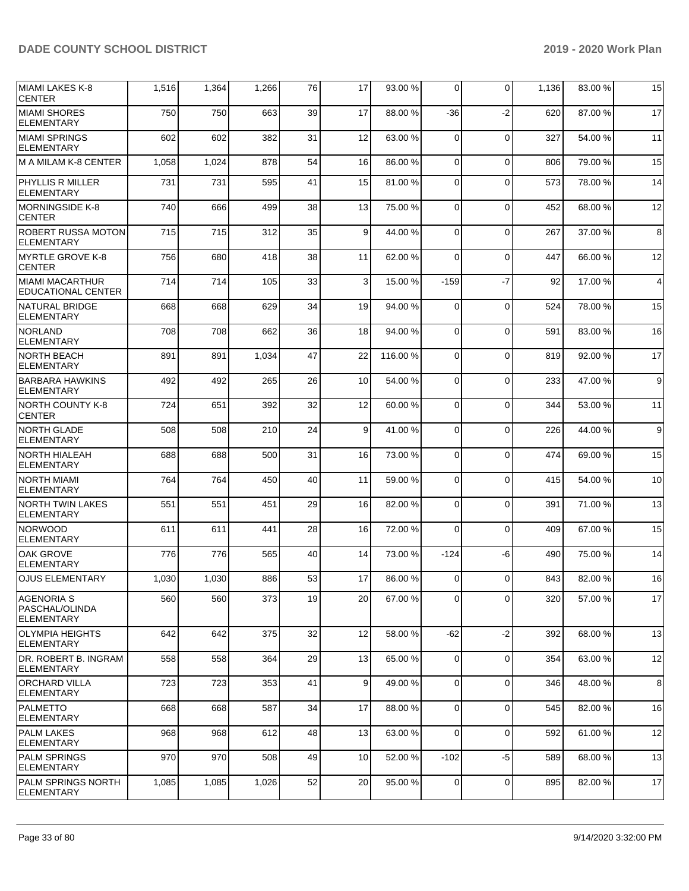| MIAMI LAKES K-8 CENTER | 1,516 | 1,364 | 1,266 | 76 | 17 | 93.00 % | 0 | 0 | 1,136 | 83.00 % | 15 |
|---|---|---|---|---|---|---|---|---|---|---|---|
| MIAMI SHORES ELEMENTARY | 750 | 750 | 663 | 39 | 17 | 88.00 % | -36 | -2 | 620 | 87.00 % | 17 |
| MIAMI SPRINGS ELEMENTARY | 602 | 602 | 382 | 31 | 12 | 63.00 % | 0 | 0 | 327 | 54.00 % | 11 |
| M A MILAM K-8 CENTER | 1,058 | 1,024 | 878 | 54 | 16 | 86.00 % | 0 | 0 | 806 | 79.00 % | 15 |
| PHYLLIS R MILLER ELEMENTARY | 731 | 731 | 595 | 41 | 15 | 81.00 % | 0 | 0 | 573 | 78.00 % | 14 |
| MORNINGSIDE K-8 CENTER | 740 | 666 | 499 | 38 | 13 | 75.00 % | 0 | 0 | 452 | 68.00 % | 12 |
| ROBERT RUSSA MOTON ELEMENTARY | 715 | 715 | 312 | 35 | 9 | 44.00 % | 0 | 0 | 267 | 37.00 % | 8 |
| MYRTLE GROVE K-8 CENTER | 756 | 680 | 418 | 38 | 11 | 62.00 % | 0 | 0 | 447 | 66.00 % | 12 |
| MIAMI MACARTHUR EDUCATIONAL CENTER | 714 | 714 | 105 | 33 | 3 | 15.00 % | -159 | -7 | 92 | 17.00 % | 4 |
| NATURAL BRIDGE ELEMENTARY | 668 | 668 | 629 | 34 | 19 | 94.00 % | 0 | 0 | 524 | 78.00 % | 15 |
| NORLAND ELEMENTARY | 708 | 708 | 662 | 36 | 18 | 94.00 % | 0 | 0 | 591 | 83.00 % | 16 |
| NORTH BEACH ELEMENTARY | 891 | 891 | 1,034 | 47 | 22 | 116.00 % | 0 | 0 | 819 | 92.00 % | 17 |
| BARBARA HAWKINS ELEMENTARY | 492 | 492 | 265 | 26 | 10 | 54.00 % | 0 | 0 | 233 | 47.00 % | 9 |
| NORTH COUNTY K-8 CENTER | 724 | 651 | 392 | 32 | 12 | 60.00 % | 0 | 0 | 344 | 53.00 % | 11 |
| NORTH GLADE ELEMENTARY | 508 | 508 | 210 | 24 | 9 | 41.00 % | 0 | 0 | 226 | 44.00 % | 9 |
| NORTH HIALEAH ELEMENTARY | 688 | 688 | 500 | 31 | 16 | 73.00 % | 0 | 0 | 474 | 69.00 % | 15 |
| NORTH MIAMI ELEMENTARY | 764 | 764 | 450 | 40 | 11 | 59.00 % | 0 | 0 | 415 | 54.00 % | 10 |
| NORTH TWIN LAKES ELEMENTARY | 551 | 551 | 451 | 29 | 16 | 82.00 % | 0 | 0 | 391 | 71.00 % | 13 |
| NORWOOD ELEMENTARY | 611 | 611 | 441 | 28 | 16 | 72.00 % | 0 | 0 | 409 | 67.00 % | 15 |
| OAK GROVE ELEMENTARY | 776 | 776 | 565 | 40 | 14 | 73.00 % | -124 | -6 | 490 | 75.00 % | 14 |
| OJUS ELEMENTARY | 1,030 | 1,030 | 886 | 53 | 17 | 86.00 % | 0 | 0 | 843 | 82.00 % | 16 |
| AGENORIA S PASCHAL/OLINDA ELEMENTARY | 560 | 560 | 373 | 19 | 20 | 67.00 % | 0 | 0 | 320 | 57.00 % | 17 |
| OLYMPIA HEIGHTS ELEMENTARY | 642 | 642 | 375 | 32 | 12 | 58.00 % | -62 | -2 | 392 | 68.00 % | 13 |
| DR. ROBERT B. INGRAM ELEMENTARY | 558 | 558 | 364 | 29 | 13 | 65.00 % | 0 | 0 | 354 | 63.00 % | 12 |
| ORCHARD VILLA ELEMENTARY | 723 | 723 | 353 | 41 | 9 | 49.00 % | 0 | 0 | 346 | 48.00 % | 8 |
| PALMETTO ELEMENTARY | 668 | 668 | 587 | 34 | 17 | 88.00 % | 0 | 0 | 545 | 82.00 % | 16 |
| PALM LAKES ELEMENTARY | 968 | 968 | 612 | 48 | 13 | 63.00 % | 0 | 0 | 592 | 61.00 % | 12 |
| PALM SPRINGS ELEMENTARY | 970 | 970 | 508 | 49 | 10 | 52.00 % | -102 | -5 | 589 | 68.00 % | 13 |
| PALM SPRINGS NORTH ELEMENTARY | 1,085 | 1,085 | 1,026 | 52 | 20 | 95.00 % | 0 | 0 | 895 | 82.00 % | 17 |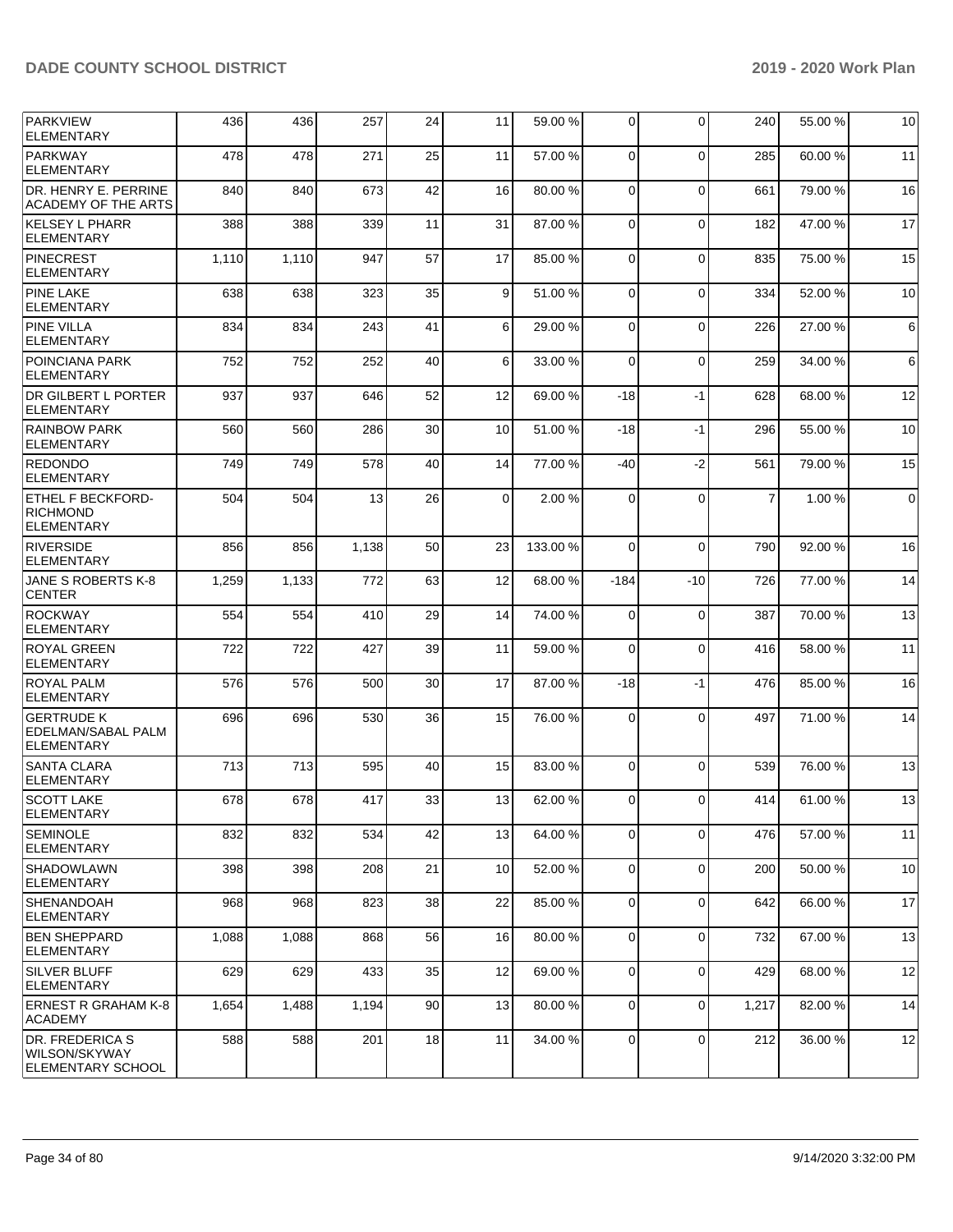| | | | | | | | | | | |
|---|---|---|---|---|---|---|---|---|---|---|
| PARKVIEW ELEMENTARY | 436 | 436 | 257 | 24 | 11 | 59.00 % | 0 | 0 | 240 | 55.00 % | 10 |
| PARKWAY ELEMENTARY | 478 | 478 | 271 | 25 | 11 | 57.00 % | 0 | 0 | 285 | 60.00 % | 11 |
| DR. HENRY E. PERRINE ACADEMY OF THE ARTS | 840 | 840 | 673 | 42 | 16 | 80.00 % | 0 | 0 | 661 | 79.00 % | 16 |
| KELSEY L PHARR ELEMENTARY | 388 | 388 | 339 | 11 | 31 | 87.00 % | 0 | 0 | 182 | 47.00 % | 17 |
| PINECREST ELEMENTARY | 1,110 | 1,110 | 947 | 57 | 17 | 85.00 % | 0 | 0 | 835 | 75.00 % | 15 |
| PINE LAKE ELEMENTARY | 638 | 638 | 323 | 35 | 9 | 51.00 % | 0 | 0 | 334 | 52.00 % | 10 |
| PINE VILLA ELEMENTARY | 834 | 834 | 243 | 41 | 6 | 29.00 % | 0 | 0 | 226 | 27.00 % | 6 |
| POINCIANA PARK ELEMENTARY | 752 | 752 | 252 | 40 | 6 | 33.00 % | 0 | 0 | 259 | 34.00 % | 6 |
| DR GILBERT L PORTER ELEMENTARY | 937 | 937 | 646 | 52 | 12 | 69.00 % | -18 | -1 | 628 | 68.00 % | 12 |
| RAINBOW PARK ELEMENTARY | 560 | 560 | 286 | 30 | 10 | 51.00 % | -18 | -1 | 296 | 55.00 % | 10 |
| REDONDO ELEMENTARY | 749 | 749 | 578 | 40 | 14 | 77.00 % | -40 | -2 | 561 | 79.00 % | 15 |
| ETHEL F BECKFORD-RICHMOND ELEMENTARY | 504 | 504 | 13 | 26 | 0 | 2.00 % | 0 | 0 | 7 | 1.00 % | 0 |
| RIVERSIDE ELEMENTARY | 856 | 856 | 1,138 | 50 | 23 | 133.00 % | 0 | 0 | 790 | 92.00 % | 16 |
| JANE S ROBERTS K-8 CENTER | 1,259 | 1,133 | 772 | 63 | 12 | 68.00 % | -184 | -10 | 726 | 77.00 % | 14 |
| ROCKWAY ELEMENTARY | 554 | 554 | 410 | 29 | 14 | 74.00 % | 0 | 0 | 387 | 70.00 % | 13 |
| ROYAL GREEN ELEMENTARY | 722 | 722 | 427 | 39 | 11 | 59.00 % | 0 | 0 | 416 | 58.00 % | 11 |
| ROYAL PALM ELEMENTARY | 576 | 576 | 500 | 30 | 17 | 87.00 % | -18 | -1 | 476 | 85.00 % | 16 |
| GERTRUDE K EDELMAN/SABAL PALM ELEMENTARY | 696 | 696 | 530 | 36 | 15 | 76.00 % | 0 | 0 | 497 | 71.00 % | 14 |
| SANTA CLARA ELEMENTARY | 713 | 713 | 595 | 40 | 15 | 83.00 % | 0 | 0 | 539 | 76.00 % | 13 |
| SCOTT LAKE ELEMENTARY | 678 | 678 | 417 | 33 | 13 | 62.00 % | 0 | 0 | 414 | 61.00 % | 13 |
| SEMINOLE ELEMENTARY | 832 | 832 | 534 | 42 | 13 | 64.00 % | 0 | 0 | 476 | 57.00 % | 11 |
| SHADOWLAWN ELEMENTARY | 398 | 398 | 208 | 21 | 10 | 52.00 % | 0 | 0 | 200 | 50.00 % | 10 |
| SHENANDOAH ELEMENTARY | 968 | 968 | 823 | 38 | 22 | 85.00 % | 0 | 0 | 642 | 66.00 % | 17 |
| BEN SHEPPARD ELEMENTARY | 1,088 | 1,088 | 868 | 56 | 16 | 80.00 % | 0 | 0 | 732 | 67.00 % | 13 |
| SILVER BLUFF ELEMENTARY | 629 | 629 | 433 | 35 | 12 | 69.00 % | 0 | 0 | 429 | 68.00 % | 12 |
| ERNEST R GRAHAM K-8 ACADEMY | 1,654 | 1,488 | 1,194 | 90 | 13 | 80.00 % | 0 | 0 | 1,217 | 82.00 % | 14 |
| DR. FREDERICA S WILSON/SKYWAY ELEMENTARY SCHOOL | 588 | 588 | 201 | 18 | 11 | 34.00 % | 0 | 0 | 212 | 36.00 % | 12 |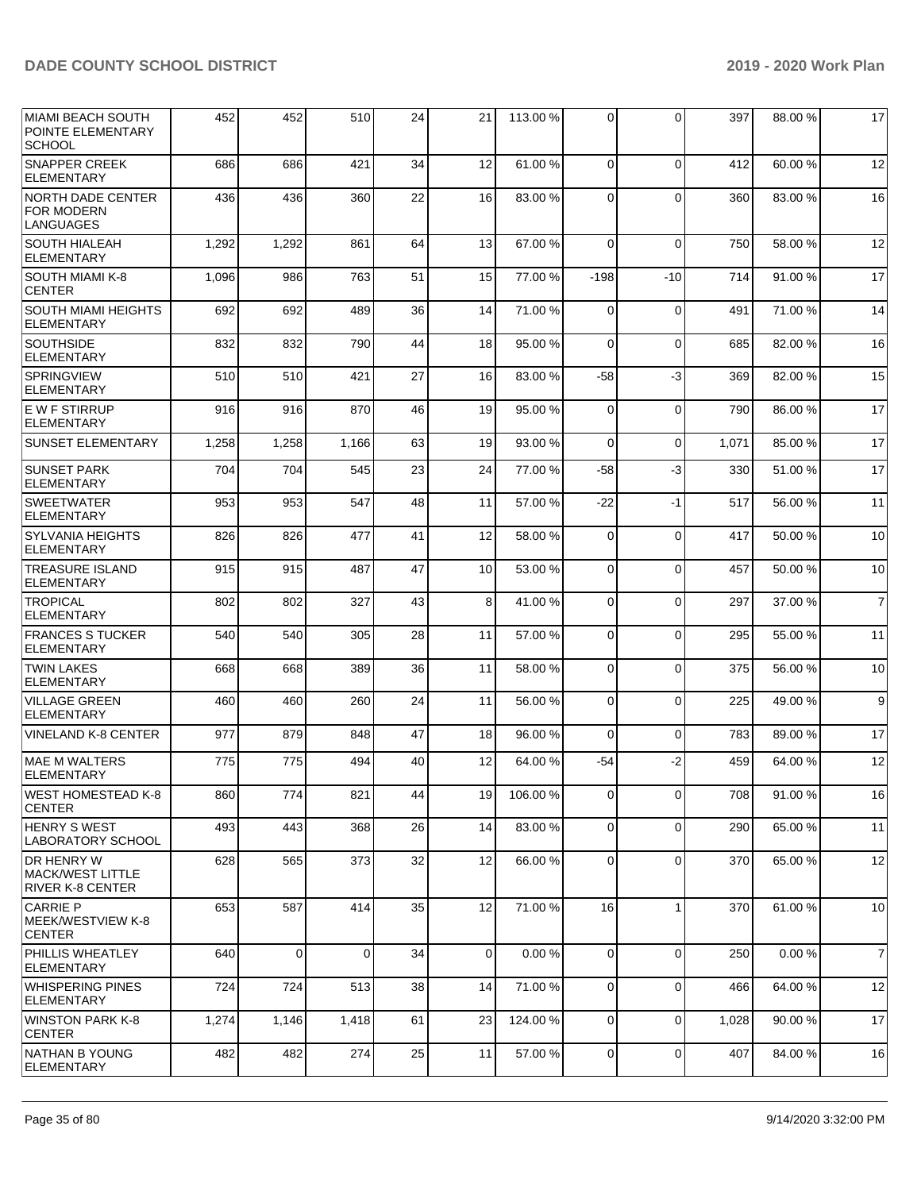| MIAMI BEACH SOUTH POINTE ELEMENTARY SCHOOL | 452 | 452 | 510 | 24 | 21 | 113.00 % | 0 | 0 | 397 | 88.00 % | 17 |
|---|---|---|---|---|---|---|---|---|---|---|---|
| SNAPPER CREEK ELEMENTARY | 686 | 686 | 421 | 34 | 12 | 61.00 % | 0 | 0 | 412 | 60.00 % | 12 |
| NORTH DADE CENTER FOR MODERN LANGUAGES | 436 | 436 | 360 | 22 | 16 | 83.00 % | 0 | 0 | 360 | 83.00 % | 16 |
| SOUTH HIALEAH ELEMENTARY | 1,292 | 1,292 | 861 | 64 | 13 | 67.00 % | 0 | 0 | 750 | 58.00 % | 12 |
| SOUTH MIAMI K-8 CENTER | 1,096 | 986 | 763 | 51 | 15 | 77.00 % | -198 | -10 | 714 | 91.00 % | 17 |
| SOUTH MIAMI HEIGHTS ELEMENTARY | 692 | 692 | 489 | 36 | 14 | 71.00 % | 0 | 0 | 491 | 71.00 % | 14 |
| SOUTHSIDE ELEMENTARY | 832 | 832 | 790 | 44 | 18 | 95.00 % | 0 | 0 | 685 | 82.00 % | 16 |
| SPRINGVIEW ELEMENTARY | 510 | 510 | 421 | 27 | 16 | 83.00 % | -58 | -3 | 369 | 82.00 % | 15 |
| E W F STIRRUP ELEMENTARY | 916 | 916 | 870 | 46 | 19 | 95.00 % | 0 | 0 | 790 | 86.00 % | 17 |
| SUNSET ELEMENTARY | 1,258 | 1,258 | 1,166 | 63 | 19 | 93.00 % | 0 | 0 | 1,071 | 85.00 % | 17 |
| SUNSET PARK ELEMENTARY | 704 | 704 | 545 | 23 | 24 | 77.00 % | -58 | -3 | 330 | 51.00 % | 17 |
| SWEETWATER ELEMENTARY | 953 | 953 | 547 | 48 | 11 | 57.00 % | -22 | -1 | 517 | 56.00 % | 11 |
| SYLVANIA HEIGHTS ELEMENTARY | 826 | 826 | 477 | 41 | 12 | 58.00 % | 0 | 0 | 417 | 50.00 % | 10 |
| TREASURE ISLAND ELEMENTARY | 915 | 915 | 487 | 47 | 10 | 53.00 % | 0 | 0 | 457 | 50.00 % | 10 |
| TROPICAL ELEMENTARY | 802 | 802 | 327 | 43 | 8 | 41.00 % | 0 | 0 | 297 | 37.00 % | 7 |
| FRANCES S TUCKER ELEMENTARY | 540 | 540 | 305 | 28 | 11 | 57.00 % | 0 | 0 | 295 | 55.00 % | 11 |
| TWIN LAKES ELEMENTARY | 668 | 668 | 389 | 36 | 11 | 58.00 % | 0 | 0 | 375 | 56.00 % | 10 |
| VILLAGE GREEN ELEMENTARY | 460 | 460 | 260 | 24 | 11 | 56.00 % | 0 | 0 | 225 | 49.00 % | 9 |
| VINELAND K-8 CENTER | 977 | 879 | 848 | 47 | 18 | 96.00 % | 0 | 0 | 783 | 89.00 % | 17 |
| MAE M WALTERS ELEMENTARY | 775 | 775 | 494 | 40 | 12 | 64.00 % | -54 | -2 | 459 | 64.00 % | 12 |
| WEST HOMESTEAD K-8 CENTER | 860 | 774 | 821 | 44 | 19 | 106.00 % | 0 | 0 | 708 | 91.00 % | 16 |
| HENRY S WEST LABORATORY SCHOOL | 493 | 443 | 368 | 26 | 14 | 83.00 % | 0 | 0 | 290 | 65.00 % | 11 |
| DR HENRY W MACK/WEST LITTLE RIVER K-8 CENTER | 628 | 565 | 373 | 32 | 12 | 66.00 % | 0 | 0 | 370 | 65.00 % | 12 |
| CARRIE P MEEK/WESTVIEW K-8 CENTER | 653 | 587 | 414 | 35 | 12 | 71.00 % | 16 | 1 | 370 | 61.00 % | 10 |
| PHILLIS WHEATLEY ELEMENTARY | 640 | 0 | 0 | 34 | 0 | 0.00 % | 0 | 0 | 250 | 0.00 % | 7 |
| WHISPERING PINES ELEMENTARY | 724 | 724 | 513 | 38 | 14 | 71.00 % | 0 | 0 | 466 | 64.00 % | 12 |
| WINSTON PARK K-8 CENTER | 1,274 | 1,146 | 1,418 | 61 | 23 | 124.00 % | 0 | 0 | 1,028 | 90.00 % | 17 |
| NATHAN B YOUNG ELEMENTARY | 482 | 482 | 274 | 25 | 11 | 57.00 % | 0 | 0 | 407 | 84.00 % | 16 |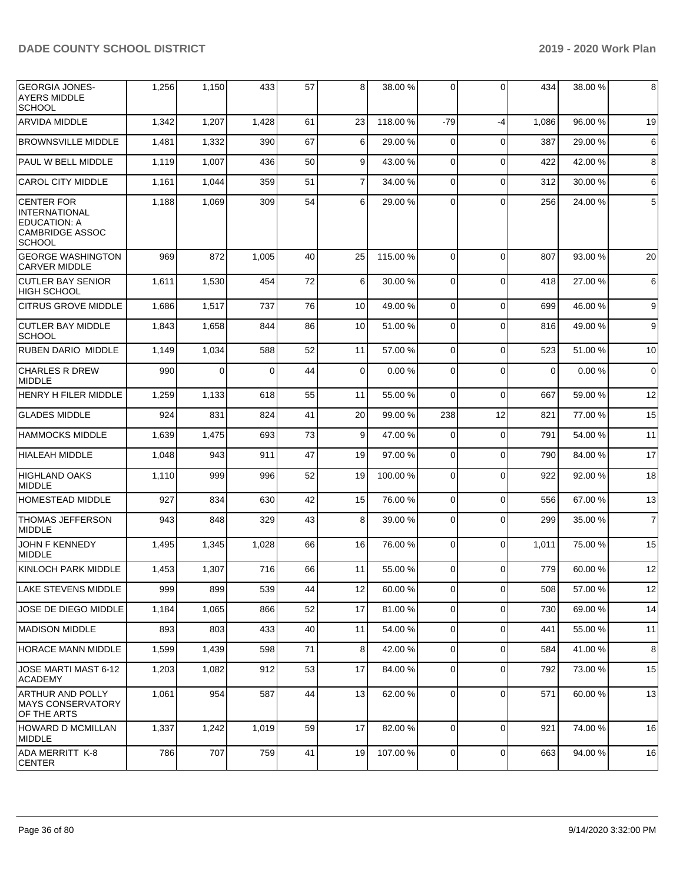| | | | | | | | | | | |
|---|---|---|---|---|---|---|---|---|---|---|
| GEORGIA JONES-AYERS MIDDLE SCHOOL | 1,256 | 1,150 | 433 | 57 | 8 | 38.00 % | 0 | 0 | 434 | 38.00 % | 8 |
| ARVIDA MIDDLE | 1,342 | 1,207 | 1,428 | 61 | 23 | 118.00 % | -79 | -4 | 1,086 | 96.00 % | 19 |
| BROWNSVILLE MIDDLE | 1,481 | 1,332 | 390 | 67 | 6 | 29.00 % | 0 | 0 | 387 | 29.00 % | 6 |
| PAUL W BELL MIDDLE | 1,119 | 1,007 | 436 | 50 | 9 | 43.00 % | 0 | 0 | 422 | 42.00 % | 8 |
| CAROL CITY MIDDLE | 1,161 | 1,044 | 359 | 51 | 7 | 34.00 % | 0 | 0 | 312 | 30.00 % | 6 |
| CENTER FOR INTERNATIONAL EDUCATION: A CAMBRIDGE ASSOC SCHOOL | 1,188 | 1,069 | 309 | 54 | 6 | 29.00 % | 0 | 0 | 256 | 24.00 % | 5 |
| GEORGE WASHINGTON CARVER MIDDLE | 969 | 872 | 1,005 | 40 | 25 | 115.00 % | 0 | 0 | 807 | 93.00 % | 20 |
| CUTLER BAY SENIOR HIGH SCHOOL | 1,611 | 1,530 | 454 | 72 | 6 | 30.00 % | 0 | 0 | 418 | 27.00 % | 6 |
| CITRUS GROVE MIDDLE | 1,686 | 1,517 | 737 | 76 | 10 | 49.00 % | 0 | 0 | 699 | 46.00 % | 9 |
| CUTLER BAY MIDDLE SCHOOL | 1,843 | 1,658 | 844 | 86 | 10 | 51.00 % | 0 | 0 | 816 | 49.00 % | 9 |
| RUBEN DARIO MIDDLE | 1,149 | 1,034 | 588 | 52 | 11 | 57.00 % | 0 | 0 | 523 | 51.00 % | 10 |
| CHARLES R DREW MIDDLE | 990 | 0 | 0 | 44 | 0 | 0.00 % | 0 | 0 | 0 | 0.00 % | 0 |
| HENRY H FILER MIDDLE | 1,259 | 1,133 | 618 | 55 | 11 | 55.00 % | 0 | 0 | 667 | 59.00 % | 12 |
| GLADES MIDDLE | 924 | 831 | 824 | 41 | 20 | 99.00 % | 238 | 12 | 821 | 77.00 % | 15 |
| HAMMOCKS MIDDLE | 1,639 | 1,475 | 693 | 73 | 9 | 47.00 % | 0 | 0 | 791 | 54.00 % | 11 |
| HIALEAH MIDDLE | 1,048 | 943 | 911 | 47 | 19 | 97.00 % | 0 | 0 | 790 | 84.00 % | 17 |
| HIGHLAND OAKS MIDDLE | 1,110 | 999 | 996 | 52 | 19 | 100.00 % | 0 | 0 | 922 | 92.00 % | 18 |
| HOMESTEAD MIDDLE | 927 | 834 | 630 | 42 | 15 | 76.00 % | 0 | 0 | 556 | 67.00 % | 13 |
| THOMAS JEFFERSON MIDDLE | 943 | 848 | 329 | 43 | 8 | 39.00 % | 0 | 0 | 299 | 35.00 % | 7 |
| JOHN F KENNEDY MIDDLE | 1,495 | 1,345 | 1,028 | 66 | 16 | 76.00 % | 0 | 0 | 1,011 | 75.00 % | 15 |
| KINLOCH PARK MIDDLE | 1,453 | 1,307 | 716 | 66 | 11 | 55.00 % | 0 | 0 | 779 | 60.00 % | 12 |
| LAKE STEVENS MIDDLE | 999 | 899 | 539 | 44 | 12 | 60.00 % | 0 | 0 | 508 | 57.00 % | 12 |
| JOSE DE DIEGO MIDDLE | 1,184 | 1,065 | 866 | 52 | 17 | 81.00 % | 0 | 0 | 730 | 69.00 % | 14 |
| MADISON MIDDLE | 893 | 803 | 433 | 40 | 11 | 54.00 % | 0 | 0 | 441 | 55.00 % | 11 |
| HORACE MANN MIDDLE | 1,599 | 1,439 | 598 | 71 | 8 | 42.00 % | 0 | 0 | 584 | 41.00 % | 8 |
| JOSE MARTI MAST 6-12 ACADEMY | 1,203 | 1,082 | 912 | 53 | 17 | 84.00 % | 0 | 0 | 792 | 73.00 % | 15 |
| ARTHUR AND POLLY MAYS CONSERVATORY OF THE ARTS | 1,061 | 954 | 587 | 44 | 13 | 62.00 % | 0 | 0 | 571 | 60.00 % | 13 |
| HOWARD D MCMILLAN MIDDLE | 1,337 | 1,242 | 1,019 | 59 | 17 | 82.00 % | 0 | 0 | 921 | 74.00 % | 16 |
| ADA MERRITT K-8 CENTER | 786 | 707 | 759 | 41 | 19 | 107.00 % | 0 | 0 | 663 | 94.00 % | 16 |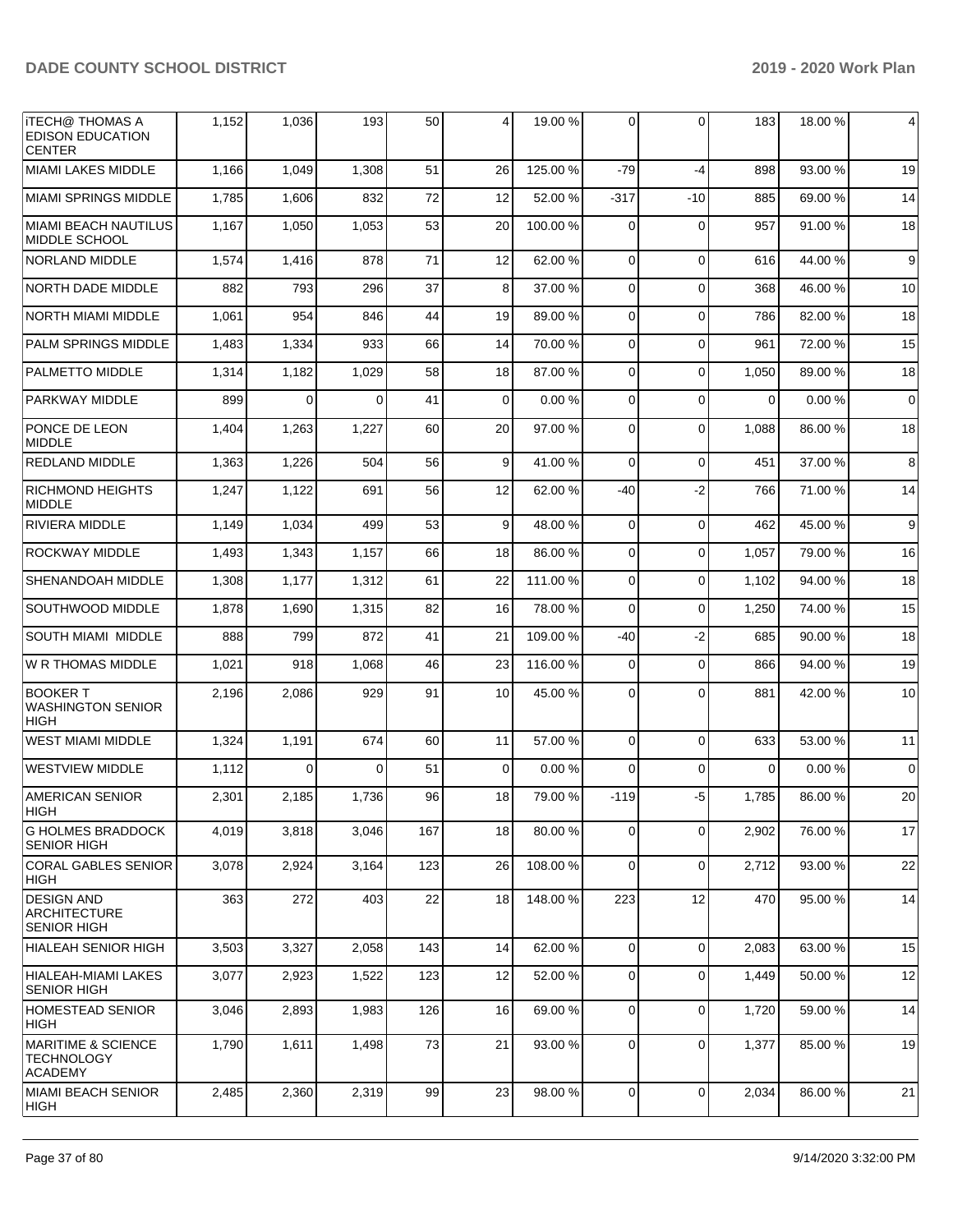| iTECH@ THOMAS A EDISON EDUCATION CENTER | 1,152 | 1,036 | 193 | 50 | 4 | 19.00 % | 0 | 0 | 183 | 18.00 % | 4 |
|---|---|---|---|---|---|---|---|---|---|---|---|
| MIAMI LAKES MIDDLE | 1,166 | 1,049 | 1,308 | 51 | 26 | 125.00 % | -79 | -4 | 898 | 93.00 % | 19 |
| MIAMI SPRINGS MIDDLE | 1,785 | 1,606 | 832 | 72 | 12 | 52.00 % | -317 | -10 | 885 | 69.00 % | 14 |
| MIAMI BEACH NAUTILUS MIDDLE SCHOOL | 1,167 | 1,050 | 1,053 | 53 | 20 | 100.00 % | 0 | 0 | 957 | 91.00 % | 18 |
| NORLAND MIDDLE | 1,574 | 1,416 | 878 | 71 | 12 | 62.00 % | 0 | 0 | 616 | 44.00 % | 9 |
| NORTH DADE MIDDLE | 882 | 793 | 296 | 37 | 8 | 37.00 % | 0 | 0 | 368 | 46.00 % | 10 |
| NORTH MIAMI MIDDLE | 1,061 | 954 | 846 | 44 | 19 | 89.00 % | 0 | 0 | 786 | 82.00 % | 18 |
| PALM SPRINGS MIDDLE | 1,483 | 1,334 | 933 | 66 | 14 | 70.00 % | 0 | 0 | 961 | 72.00 % | 15 |
| PALMETTO MIDDLE | 1,314 | 1,182 | 1,029 | 58 | 18 | 87.00 % | 0 | 0 | 1,050 | 89.00 % | 18 |
| PARKWAY MIDDLE | 899 | 0 | 0 | 41 | 0 | 0.00 % | 0 | 0 | 0 | 0.00 % | 0 |
| PONCE DE LEON MIDDLE | 1,404 | 1,263 | 1,227 | 60 | 20 | 97.00 % | 0 | 0 | 1,088 | 86.00 % | 18 |
| REDLAND MIDDLE | 1,363 | 1,226 | 504 | 56 | 9 | 41.00 % | 0 | 0 | 451 | 37.00 % | 8 |
| RICHMOND HEIGHTS MIDDLE | 1,247 | 1,122 | 691 | 56 | 12 | 62.00 % | -40 | -2 | 766 | 71.00 % | 14 |
| RIVIERA MIDDLE | 1,149 | 1,034 | 499 | 53 | 9 | 48.00 % | 0 | 0 | 462 | 45.00 % | 9 |
| ROCKWAY MIDDLE | 1,493 | 1,343 | 1,157 | 66 | 18 | 86.00 % | 0 | 0 | 1,057 | 79.00 % | 16 |
| SHENANDOAH MIDDLE | 1,308 | 1,177 | 1,312 | 61 | 22 | 111.00 % | 0 | 0 | 1,102 | 94.00 % | 18 |
| SOUTHWOOD MIDDLE | 1,878 | 1,690 | 1,315 | 82 | 16 | 78.00 % | 0 | 0 | 1,250 | 74.00 % | 15 |
| SOUTH MIAMI MIDDLE | 888 | 799 | 872 | 41 | 21 | 109.00 % | -40 | -2 | 685 | 90.00 % | 18 |
| W R THOMAS MIDDLE | 1,021 | 918 | 1,068 | 46 | 23 | 116.00 % | 0 | 0 | 866 | 94.00 % | 19 |
| BOOKER T WASHINGTON SENIOR HIGH | 2,196 | 2,086 | 929 | 91 | 10 | 45.00 % | 0 | 0 | 881 | 42.00 % | 10 |
| WEST MIAMI MIDDLE | 1,324 | 1,191 | 674 | 60 | 11 | 57.00 % | 0 | 0 | 633 | 53.00 % | 11 |
| WESTVIEW MIDDLE | 1,112 | 0 | 0 | 51 | 0 | 0.00 % | 0 | 0 | 0 | 0.00 % | 0 |
| AMERICAN SENIOR HIGH | 2,301 | 2,185 | 1,736 | 96 | 18 | 79.00 % | -119 | -5 | 1,785 | 86.00 % | 20 |
| G HOLMES BRADDOCK SENIOR HIGH | 4,019 | 3,818 | 3,046 | 167 | 18 | 80.00 % | 0 | 0 | 2,902 | 76.00 % | 17 |
| CORAL GABLES SENIOR HIGH | 3,078 | 2,924 | 3,164 | 123 | 26 | 108.00 % | 0 | 0 | 2,712 | 93.00 % | 22 |
| DESIGN AND ARCHITECTURE SENIOR HIGH | 363 | 272 | 403 | 22 | 18 | 148.00 % | 223 | 12 | 470 | 95.00 % | 14 |
| HIALEAH SENIOR HIGH | 3,503 | 3,327 | 2,058 | 143 | 14 | 62.00 % | 0 | 0 | 2,083 | 63.00 % | 15 |
| HIALEAH-MIAMI LAKES SENIOR HIGH | 3,077 | 2,923 | 1,522 | 123 | 12 | 52.00 % | 0 | 0 | 1,449 | 50.00 % | 12 |
| HOMESTEAD SENIOR HIGH | 3,046 | 2,893 | 1,983 | 126 | 16 | 69.00 % | 0 | 0 | 1,720 | 59.00 % | 14 |
| MARITIME & SCIENCE TECHNOLOGY ACADEMY | 1,790 | 1,611 | 1,498 | 73 | 21 | 93.00 % | 0 | 0 | 1,377 | 85.00 % | 19 |
| MIAMI BEACH SENIOR HIGH | 2,485 | 2,360 | 2,319 | 99 | 23 | 98.00 % | 0 | 0 | 2,034 | 86.00 % | 21 |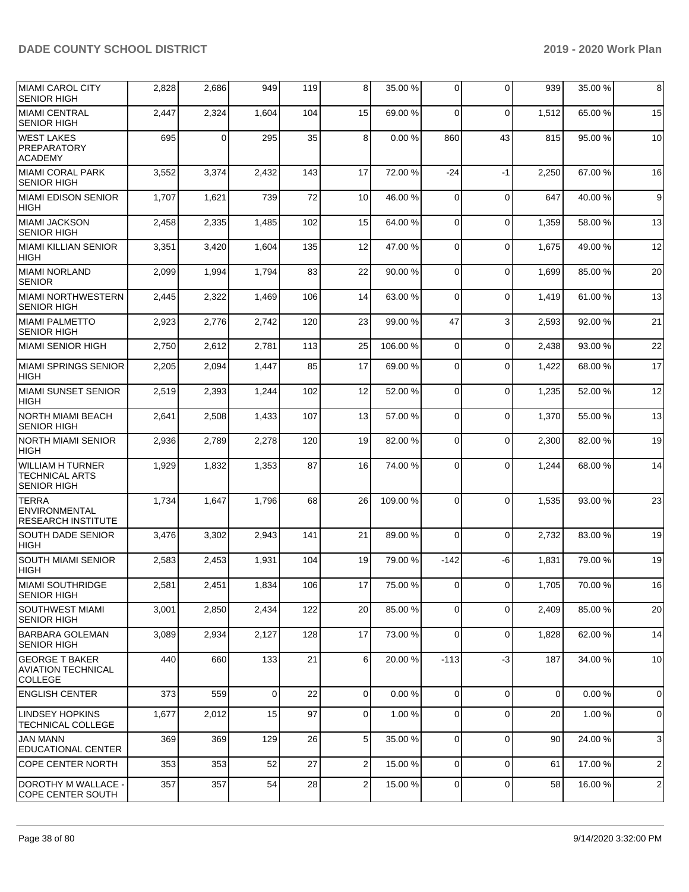| | | | | | | | | | | |
|---|---|---|---|---|---|---|---|---|---|---|
| MIAMI CAROL CITY SENIOR HIGH | 2,828 | 2,686 | 949 | 119 | 8 | 35.00 % | 0 | 0 | 939 | 35.00 % | 8 |
| MIAMI CENTRAL SENIOR HIGH | 2,447 | 2,324 | 1,604 | 104 | 15 | 69.00 % | 0 | 0 | 1,512 | 65.00 % | 15 |
| WEST LAKES PREPARATORY ACADEMY | 695 | 0 | 295 | 35 | 8 | 0.00 % | 860 | 43 | 815 | 95.00 % | 10 |
| MIAMI CORAL PARK SENIOR HIGH | 3,552 | 3,374 | 2,432 | 143 | 17 | 72.00 % | -24 | -1 | 2,250 | 67.00 % | 16 |
| MIAMI EDISON SENIOR HIGH | 1,707 | 1,621 | 739 | 72 | 10 | 46.00 % | 0 | 0 | 647 | 40.00 % | 9 |
| MIAMI JACKSON SENIOR HIGH | 2,458 | 2,335 | 1,485 | 102 | 15 | 64.00 % | 0 | 0 | 1,359 | 58.00 % | 13 |
| MIAMI KILLIAN SENIOR HIGH | 3,351 | 3,420 | 1,604 | 135 | 12 | 47.00 % | 0 | 0 | 1,675 | 49.00 % | 12 |
| MIAMI NORLAND SENIOR | 2,099 | 1,994 | 1,794 | 83 | 22 | 90.00 % | 0 | 0 | 1,699 | 85.00 % | 20 |
| MIAMI NORTHWESTERN SENIOR HIGH | 2,445 | 2,322 | 1,469 | 106 | 14 | 63.00 % | 0 | 0 | 1,419 | 61.00 % | 13 |
| MIAMI PALMETTO SENIOR HIGH | 2,923 | 2,776 | 2,742 | 120 | 23 | 99.00 % | 47 | 3 | 2,593 | 92.00 % | 21 |
| MIAMI SENIOR HIGH | 2,750 | 2,612 | 2,781 | 113 | 25 | 106.00 % | 0 | 0 | 2,438 | 93.00 % | 22 |
| MIAMI SPRINGS SENIOR HIGH | 2,205 | 2,094 | 1,447 | 85 | 17 | 69.00 % | 0 | 0 | 1,422 | 68.00 % | 17 |
| MIAMI SUNSET SENIOR HIGH | 2,519 | 2,393 | 1,244 | 102 | 12 | 52.00 % | 0 | 0 | 1,235 | 52.00 % | 12 |
| NORTH MIAMI BEACH SENIOR HIGH | 2,641 | 2,508 | 1,433 | 107 | 13 | 57.00 % | 0 | 0 | 1,370 | 55.00 % | 13 |
| NORTH MIAMI SENIOR HIGH | 2,936 | 2,789 | 2,278 | 120 | 19 | 82.00 % | 0 | 0 | 2,300 | 82.00 % | 19 |
| WILLIAM H TURNER TECHNICAL ARTS SENIOR HIGH | 1,929 | 1,832 | 1,353 | 87 | 16 | 74.00 % | 0 | 0 | 1,244 | 68.00 % | 14 |
| TERRA ENVIRONMENTAL RESEARCH INSTITUTE | 1,734 | 1,647 | 1,796 | 68 | 26 | 109.00 % | 0 | 0 | 1,535 | 93.00 % | 23 |
| SOUTH DADE SENIOR HIGH | 3,476 | 3,302 | 2,943 | 141 | 21 | 89.00 % | 0 | 0 | 2,732 | 83.00 % | 19 |
| SOUTH MIAMI SENIOR HIGH | 2,583 | 2,453 | 1,931 | 104 | 19 | 79.00 % | -142 | -6 | 1,831 | 79.00 % | 19 |
| MIAMI SOUTHRIDGE SENIOR HIGH | 2,581 | 2,451 | 1,834 | 106 | 17 | 75.00 % | 0 | 0 | 1,705 | 70.00 % | 16 |
| SOUTHWEST MIAMI SENIOR HIGH | 3,001 | 2,850 | 2,434 | 122 | 20 | 85.00 % | 0 | 0 | 2,409 | 85.00 % | 20 |
| BARBARA GOLEMAN SENIOR HIGH | 3,089 | 2,934 | 2,127 | 128 | 17 | 73.00 % | 0 | 0 | 1,828 | 62.00 % | 14 |
| GEORGE T BAKER AVIATION TECHNICAL COLLEGE | 440 | 660 | 133 | 21 | 6 | 20.00 % | -113 | -3 | 187 | 34.00 % | 10 |
| ENGLISH CENTER | 373 | 559 | 0 | 22 | 0 | 0.00 % | 0 | 0 | 0 | 0.00 % | 0 |
| LINDSEY HOPKINS TECHNICAL COLLEGE | 1,677 | 2,012 | 15 | 97 | 0 | 1.00 % | 0 | 0 | 20 | 1.00 % | 0 |
| JAN MANN EDUCATIONAL CENTER | 369 | 369 | 129 | 26 | 5 | 35.00 % | 0 | 0 | 90 | 24.00 % | 3 |
| COPE CENTER NORTH | 353 | 353 | 52 | 27 | 2 | 15.00 % | 0 | 0 | 61 | 17.00 % | 2 |
| DOROTHY M WALLACE - COPE CENTER SOUTH | 357 | 357 | 54 | 28 | 2 | 15.00 % | 0 | 0 | 58 | 16.00 % | 2 |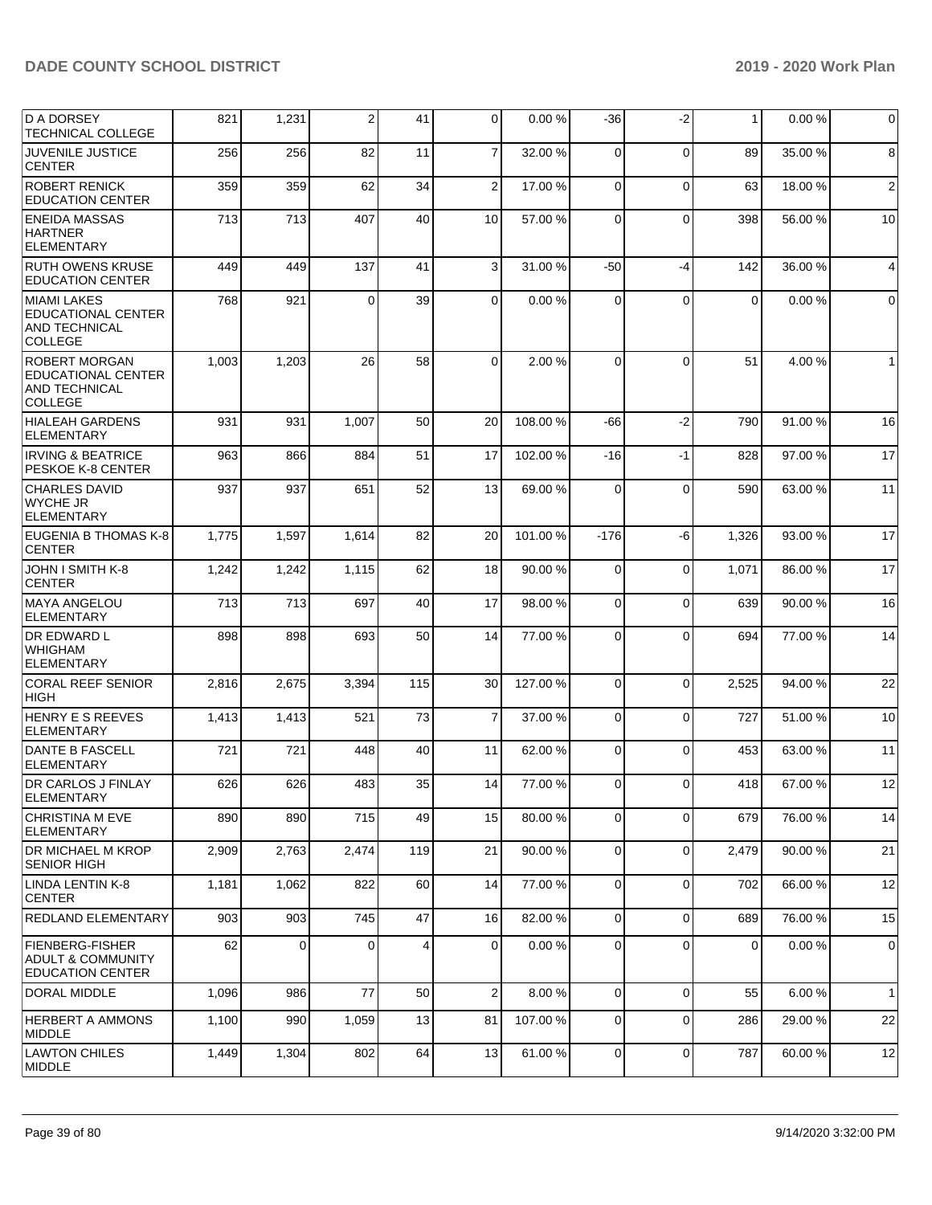| | | | | | | | | | | |
|---|---|---|---|---|---|---|---|---|---|---|
| D A DORSEY TECHNICAL COLLEGE | 821 | 1,231 | 2 | 41 | 0 | 0.00 % | -36 | -2 | 1 | 0.00 % | 0 |
| JUVENILE JUSTICE CENTER | 256 | 256 | 82 | 11 | 7 | 32.00 % | 0 | 0 | 89 | 35.00 % | 8 |
| ROBERT RENICK EDUCATION CENTER | 359 | 359 | 62 | 34 | 2 | 17.00 % | 0 | 0 | 63 | 18.00 % | 2 |
| ENEIDA MASSAS HARTNER ELEMENTARY | 713 | 713 | 407 | 40 | 10 | 57.00 % | 0 | 0 | 398 | 56.00 % | 10 |
| RUTH OWENS KRUSE EDUCATION CENTER | 449 | 449 | 137 | 41 | 3 | 31.00 % | -50 | -4 | 142 | 36.00 % | 4 |
| MIAMI LAKES EDUCATIONAL CENTER AND TECHNICAL COLLEGE | 768 | 921 | 0 | 39 | 0 | 0.00 % | 0 | 0 | 0 | 0.00 % | 0 |
| ROBERT MORGAN EDUCATIONAL CENTER AND TECHNICAL COLLEGE | 1,003 | 1,203 | 26 | 58 | 0 | 2.00 % | 0 | 0 | 51 | 4.00 % | 1 |
| HIALEAH GARDENS ELEMENTARY | 931 | 931 | 1,007 | 50 | 20 | 108.00 % | -66 | -2 | 790 | 91.00 % | 16 |
| IRVING & BEATRICE PESKOE K-8 CENTER | 963 | 866 | 884 | 51 | 17 | 102.00 % | -16 | -1 | 828 | 97.00 % | 17 |
| CHARLES DAVID WYCHE JR ELEMENTARY | 937 | 937 | 651 | 52 | 13 | 69.00 % | 0 | 0 | 590 | 63.00 % | 11 |
| EUGENIA B THOMAS K-8 CENTER | 1,775 | 1,597 | 1,614 | 82 | 20 | 101.00 % | -176 | -6 | 1,326 | 93.00 % | 17 |
| JOHN I SMITH K-8 CENTER | 1,242 | 1,242 | 1,115 | 62 | 18 | 90.00 % | 0 | 0 | 1,071 | 86.00 % | 17 |
| MAYA ANGELOU ELEMENTARY | 713 | 713 | 697 | 40 | 17 | 98.00 % | 0 | 0 | 639 | 90.00 % | 16 |
| DR EDWARD L WHIGHAM ELEMENTARY | 898 | 898 | 693 | 50 | 14 | 77.00 % | 0 | 0 | 694 | 77.00 % | 14 |
| CORAL REEF SENIOR HIGH | 2,816 | 2,675 | 3,394 | 115 | 30 | 127.00 % | 0 | 0 | 2,525 | 94.00 % | 22 |
| HENRY E S REEVES ELEMENTARY | 1,413 | 1,413 | 521 | 73 | 7 | 37.00 % | 0 | 0 | 727 | 51.00 % | 10 |
| DANTE B FASCELL ELEMENTARY | 721 | 721 | 448 | 40 | 11 | 62.00 % | 0 | 0 | 453 | 63.00 % | 11 |
| DR CARLOS J FINLAY ELEMENTARY | 626 | 626 | 483 | 35 | 14 | 77.00 % | 0 | 0 | 418 | 67.00 % | 12 |
| CHRISTINA M EVE ELEMENTARY | 890 | 890 | 715 | 49 | 15 | 80.00 % | 0 | 0 | 679 | 76.00 % | 14 |
| DR MICHAEL M KROP SENIOR HIGH | 2,909 | 2,763 | 2,474 | 119 | 21 | 90.00 % | 0 | 0 | 2,479 | 90.00 % | 21 |
| LINDA LENTIN K-8 CENTER | 1,181 | 1,062 | 822 | 60 | 14 | 77.00 % | 0 | 0 | 702 | 66.00 % | 12 |
| REDLAND ELEMENTARY | 903 | 903 | 745 | 47 | 16 | 82.00 % | 0 | 0 | 689 | 76.00 % | 15 |
| FIENBERG-FISHER ADULT & COMMUNITY EDUCATION CENTER | 62 | 0 | 0 | 4 | 0 | 0.00 % | 0 | 0 | 0 | 0.00 % | 0 |
| DORAL MIDDLE | 1,096 | 986 | 77 | 50 | 2 | 8.00 % | 0 | 0 | 55 | 6.00 % | 1 |
| HERBERT A AMMONS MIDDLE | 1,100 | 990 | 1,059 | 13 | 81 | 107.00 % | 0 | 0 | 286 | 29.00 % | 22 |
| LAWTON CHILES MIDDLE | 1,449 | 1,304 | 802 | 64 | 13 | 61.00 % | 0 | 0 | 787 | 60.00 % | 12 |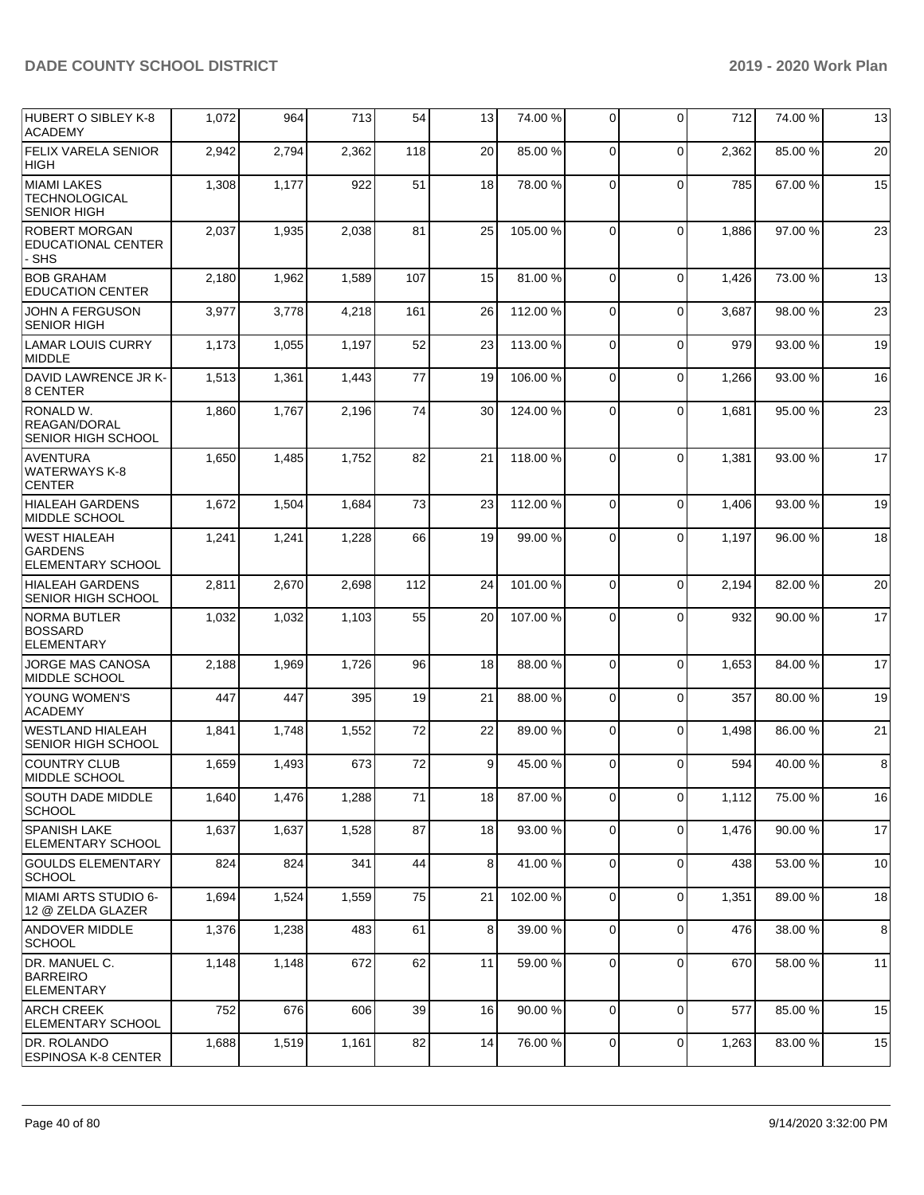| | | | | | | | | | | |
|---|---|---|---|---|---|---|---|---|---|---|
| HUBERT O SIBLEY K-8 ACADEMY | 1,072 | 964 | 713 | 54 | 13 | 74.00 % | 0 | 0 | 712 | 74.00 % | 13 |
| FELIX VARELA SENIOR HIGH | 2,942 | 2,794 | 2,362 | 118 | 20 | 85.00 % | 0 | 0 | 2,362 | 85.00 % | 20 |
| MIAMI LAKES TECHNOLOGICAL SENIOR HIGH | 1,308 | 1,177 | 922 | 51 | 18 | 78.00 % | 0 | 0 | 785 | 67.00 % | 15 |
| ROBERT MORGAN EDUCATIONAL CENTER - SHS | 2,037 | 1,935 | 2,038 | 81 | 25 | 105.00 % | 0 | 0 | 1,886 | 97.00 % | 23 |
| BOB GRAHAM EDUCATION CENTER | 2,180 | 1,962 | 1,589 | 107 | 15 | 81.00 % | 0 | 0 | 1,426 | 73.00 % | 13 |
| JOHN A FERGUSON SENIOR HIGH | 3,977 | 3,778 | 4,218 | 161 | 26 | 112.00 % | 0 | 0 | 3,687 | 98.00 % | 23 |
| LAMAR LOUIS CURRY MIDDLE | 1,173 | 1,055 | 1,197 | 52 | 23 | 113.00 % | 0 | 0 | 979 | 93.00 % | 19 |
| DAVID LAWRENCE JR K-8 CENTER | 1,513 | 1,361 | 1,443 | 77 | 19 | 106.00 % | 0 | 0 | 1,266 | 93.00 % | 16 |
| RONALD W. REAGAN/DORAL SENIOR HIGH SCHOOL | 1,860 | 1,767 | 2,196 | 74 | 30 | 124.00 % | 0 | 0 | 1,681 | 95.00 % | 23 |
| AVENTURA WATERWAYS K-8 CENTER | 1,650 | 1,485 | 1,752 | 82 | 21 | 118.00 % | 0 | 0 | 1,381 | 93.00 % | 17 |
| HIALEAH GARDENS MIDDLE SCHOOL | 1,672 | 1,504 | 1,684 | 73 | 23 | 112.00 % | 0 | 0 | 1,406 | 93.00 % | 19 |
| WEST HIALEAH GARDENS ELEMENTARY SCHOOL | 1,241 | 1,241 | 1,228 | 66 | 19 | 99.00 % | 0 | 0 | 1,197 | 96.00 % | 18 |
| HIALEAH GARDENS SENIOR HIGH SCHOOL | 2,811 | 2,670 | 2,698 | 112 | 24 | 101.00 % | 0 | 0 | 2,194 | 82.00 % | 20 |
| NORMA BUTLER BOSSARD ELEMENTARY | 1,032 | 1,032 | 1,103 | 55 | 20 | 107.00 % | 0 | 0 | 932 | 90.00 % | 17 |
| JORGE MAS CANOSA MIDDLE SCHOOL | 2,188 | 1,969 | 1,726 | 96 | 18 | 88.00 % | 0 | 0 | 1,653 | 84.00 % | 17 |
| YOUNG WOMEN'S ACADEMY | 447 | 447 | 395 | 19 | 21 | 88.00 % | 0 | 0 | 357 | 80.00 % | 19 |
| WESTLAND HIALEAH SENIOR HIGH SCHOOL | 1,841 | 1,748 | 1,552 | 72 | 22 | 89.00 % | 0 | 0 | 1,498 | 86.00 % | 21 |
| COUNTRY CLUB MIDDLE SCHOOL | 1,659 | 1,493 | 673 | 72 | 9 | 45.00 % | 0 | 0 | 594 | 40.00 % | 8 |
| SOUTH DADE MIDDLE SCHOOL | 1,640 | 1,476 | 1,288 | 71 | 18 | 87.00 % | 0 | 0 | 1,112 | 75.00 % | 16 |
| SPANISH LAKE ELEMENTARY SCHOOL | 1,637 | 1,637 | 1,528 | 87 | 18 | 93.00 % | 0 | 0 | 1,476 | 90.00 % | 17 |
| GOULDS ELEMENTARY SCHOOL | 824 | 824 | 341 | 44 | 8 | 41.00 % | 0 | 0 | 438 | 53.00 % | 10 |
| MIAMI ARTS STUDIO 6-12 @ ZELDA GLAZER | 1,694 | 1,524 | 1,559 | 75 | 21 | 102.00 % | 0 | 0 | 1,351 | 89.00 % | 18 |
| ANDOVER MIDDLE SCHOOL | 1,376 | 1,238 | 483 | 61 | 8 | 39.00 % | 0 | 0 | 476 | 38.00 % | 8 |
| DR. MANUEL C. BARREIRO ELEMENTARY | 1,148 | 1,148 | 672 | 62 | 11 | 59.00 % | 0 | 0 | 670 | 58.00 % | 11 |
| ARCH CREEK ELEMENTARY SCHOOL | 752 | 676 | 606 | 39 | 16 | 90.00 % | 0 | 0 | 577 | 85.00 % | 15 |
| DR. ROLANDO ESPINOSA K-8 CENTER | 1,688 | 1,519 | 1,161 | 82 | 14 | 76.00 % | 0 | 0 | 1,263 | 83.00 % | 15 |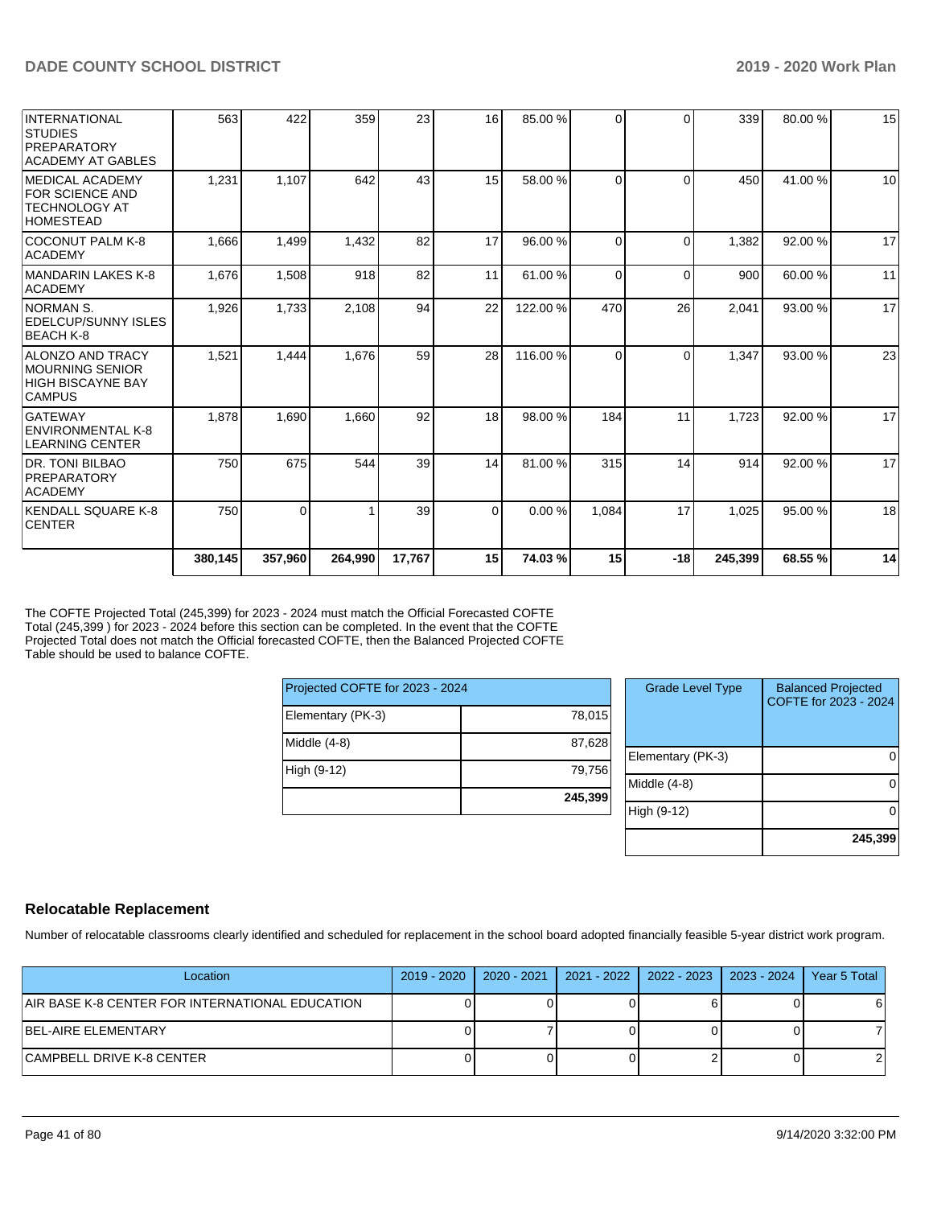| | | | | | | | | | | |
|---|---|---|---|---|---|---|---|---|---|---|
| INTERNATIONAL STUDIES PREPARATORY ACADEMY AT GABLES | 563 | 422 | 359 | 23 | 16 | 85.00 % | 0 | 0 | 339 | 80.00 % | 15 |
| MEDICAL ACADEMY FOR SCIENCE AND TECHNOLOGY AT HOMESTEAD | 1,231 | 1,107 | 642 | 43 | 15 | 58.00 % | 0 | 0 | 450 | 41.00 % | 10 |
| COCONUT PALM K-8 ACADEMY | 1,666 | 1,499 | 1,432 | 82 | 17 | 96.00 % | 0 | 0 | 1,382 | 92.00 % | 17 |
| MANDARIN LAKES K-8 ACADEMY | 1,676 | 1,508 | 918 | 82 | 11 | 61.00 % | 0 | 0 | 900 | 60.00 % | 11 |
| NORMAN S. EDELCUP/SUNNY ISLES BEACH K-8 | 1,926 | 1,733 | 2,108 | 94 | 22 | 122.00 % | 470 | 26 | 2,041 | 93.00 % | 17 |
| ALONZO AND TRACY MOURNING SENIOR HIGH BISCAYNE BAY CAMPUS | 1,521 | 1,444 | 1,676 | 59 | 28 | 116.00 % | 0 | 0 | 1,347 | 93.00 % | 23 |
| GATEWAY ENVIRONMENTAL K-8 LEARNING CENTER | 1,878 | 1,690 | 1,660 | 92 | 18 | 98.00 % | 184 | 11 | 1,723 | 92.00 % | 17 |
| DR. TONI BILBAO PREPARATORY ACADEMY | 750 | 675 | 544 | 39 | 14 | 81.00 % | 315 | 14 | 914 | 92.00 % | 17 |
| KENDALL SQUARE K-8 CENTER | 750 | 0 | 1 | 39 | 0 | 0.00 % | 1,084 | 17 | 1,025 | 95.00 % | 18 |
| | **380,145** | **357,960** | **264,990** | **17,767** | **15** | **74.03 %** | **15** | **-18** | **245,399** | **68.55 %** | **14** |

The COFTE Projected Total (245,399) for 2023 - 2024 must match the Official Forecasted COFTE Total (245,399 ) for 2023 - 2024 before this section can be completed. In the event that the COFTE Projected Total does not match the Official forecasted COFTE, then the Balanced Projected COFTE Table should be used to balance COFTE.

| Projected COFTE for 2023 - 2024 | |
|---|---|
| Elementary (PK-3) | 78,015 |
| Middle (4-8) | 87,628 |
| High (9-12) | 79,756 |
| | **245,399** |

| Grade Level Type | Balanced Projected COFTE for 2023 - 2024 |
|---|---|
| Elementary (PK-3) | 0 |
| Middle (4-8) | 0 |
| High (9-12) | 0 |
| | **245,399** |

## Relocatable Replacement

Number of relocatable classrooms clearly identified and scheduled for replacement in the school board adopted financially feasible 5-year district work program.

| Location | 2019 - 2020 | 2020 - 2021 | 2021 - 2022 | 2022 - 2023 | 2023 - 2024 | Year 5 Total |
|---|---|---|---|---|---|---|
| AIR BASE K-8 CENTER FOR INTERNATIONAL EDUCATION | 0 | 0 | 0 | 6 | 0 | 6 |
| BEL-AIRE ELEMENTARY | 0 | 7 | 0 | 0 | 0 | 7 |
| CAMPBELL DRIVE K-8 CENTER | 0 | 0 | 0 | 2 | 0 | 2 |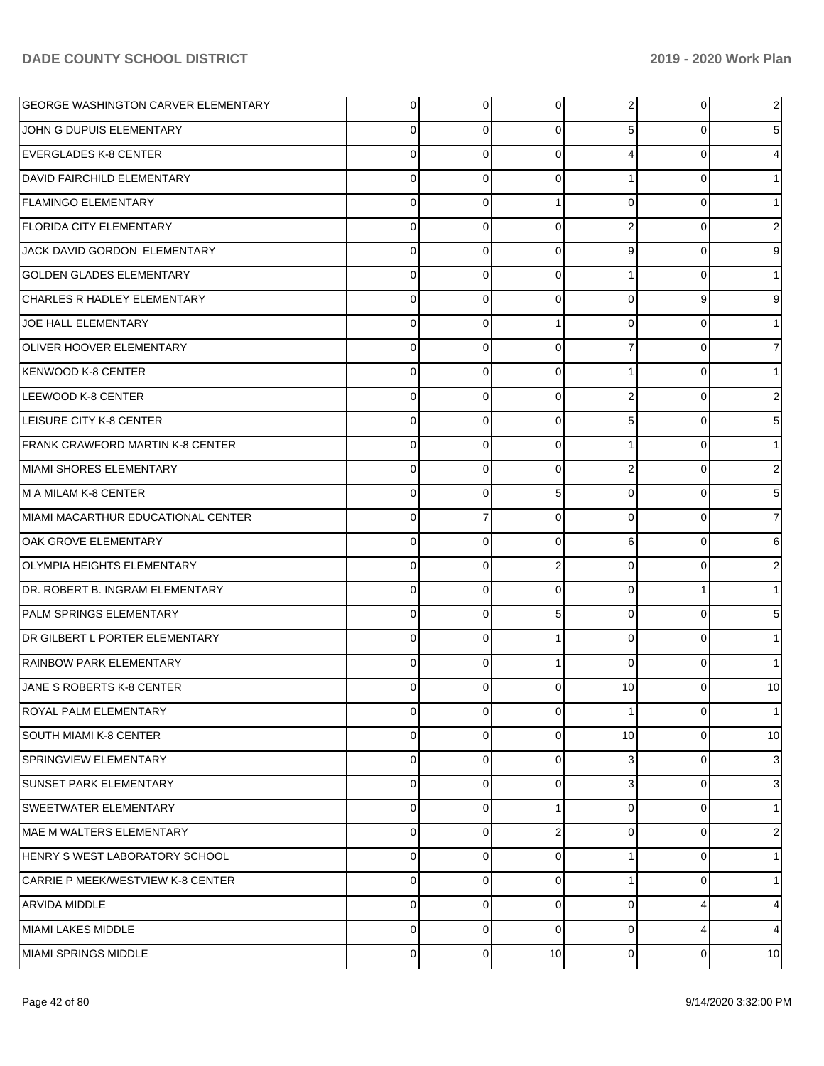| | | | | | | |
|---|---|---|---|---|---|---|
| GEORGE WASHINGTON CARVER ELEMENTARY | 0 | 0 | 0 | 2 | 0 | 2 |
| JOHN G DUPUIS ELEMENTARY | 0 | 0 | 0 | 5 | 0 | 5 |
| EVERGLADES K-8 CENTER | 0 | 0 | 0 | 4 | 0 | 4 |
| DAVID FAIRCHILD ELEMENTARY | 0 | 0 | 0 | 1 | 0 | 1 |
| FLAMINGO ELEMENTARY | 0 | 0 | 1 | 0 | 0 | 1 |
| FLORIDA CITY ELEMENTARY | 0 | 0 | 0 | 2 | 0 | 2 |
| JACK DAVID GORDON ELEMENTARY | 0 | 0 | 0 | 9 | 0 | 9 |
| GOLDEN GLADES ELEMENTARY | 0 | 0 | 0 | 1 | 0 | 1 |
| CHARLES R HADLEY ELEMENTARY | 0 | 0 | 0 | 0 | 9 | 9 |
| JOE HALL ELEMENTARY | 0 | 0 | 1 | 0 | 0 | 1 |
| OLIVER HOOVER ELEMENTARY | 0 | 0 | 0 | 7 | 0 | 7 |
| KENWOOD K-8 CENTER | 0 | 0 | 0 | 1 | 0 | 1 |
| LEEWOOD K-8 CENTER | 0 | 0 | 0 | 2 | 0 | 2 |
| LEISURE CITY K-8 CENTER | 0 | 0 | 0 | 5 | 0 | 5 |
| FRANK CRAWFORD MARTIN K-8 CENTER | 0 | 0 | 0 | 1 | 0 | 1 |
| MIAMI SHORES ELEMENTARY | 0 | 0 | 0 | 2 | 0 | 2 |
| M A MILAM K-8 CENTER | 0 | 0 | 5 | 0 | 0 | 5 |
| MIAMI MACARTHUR EDUCATIONAL CENTER | 0 | 7 | 0 | 0 | 0 | 7 |
| OAK GROVE ELEMENTARY | 0 | 0 | 0 | 6 | 0 | 6 |
| OLYMPIA HEIGHTS ELEMENTARY | 0 | 0 | 2 | 0 | 0 | 2 |
| DR. ROBERT B. INGRAM ELEMENTARY | 0 | 0 | 0 | 0 | 1 | 1 |
| PALM SPRINGS ELEMENTARY | 0 | 0 | 5 | 0 | 0 | 5 |
| DR GILBERT L PORTER ELEMENTARY | 0 | 0 | 1 | 0 | 0 | 1 |
| RAINBOW PARK ELEMENTARY | 0 | 0 | 1 | 0 | 0 | 1 |
| JANE S ROBERTS K-8 CENTER | 0 | 0 | 0 | 10 | 0 | 10 |
| ROYAL PALM ELEMENTARY | 0 | 0 | 0 | 1 | 0 | 1 |
| SOUTH MIAMI K-8 CENTER | 0 | 0 | 0 | 10 | 0 | 10 |
| SPRINGVIEW ELEMENTARY | 0 | 0 | 0 | 3 | 0 | 3 |
| SUNSET PARK ELEMENTARY | 0 | 0 | 0 | 3 | 0 | 3 |
| SWEETWATER ELEMENTARY | 0 | 0 | 1 | 0 | 0 | 1 |
| MAE M WALTERS ELEMENTARY | 0 | 0 | 2 | 0 | 0 | 2 |
| HENRY S WEST LABORATORY SCHOOL | 0 | 0 | 0 | 1 | 0 | 1 |
| CARRIE P MEEK/WESTVIEW K-8 CENTER | 0 | 0 | 0 | 1 | 0 | 1 |
| ARVIDA MIDDLE | 0 | 0 | 0 | 0 | 4 | 4 |
| MIAMI LAKES MIDDLE | 0 | 0 | 0 | 0 | 4 | 4 |
| MIAMI SPRINGS MIDDLE | 0 | 0 | 10 | 0 | 0 | 10 |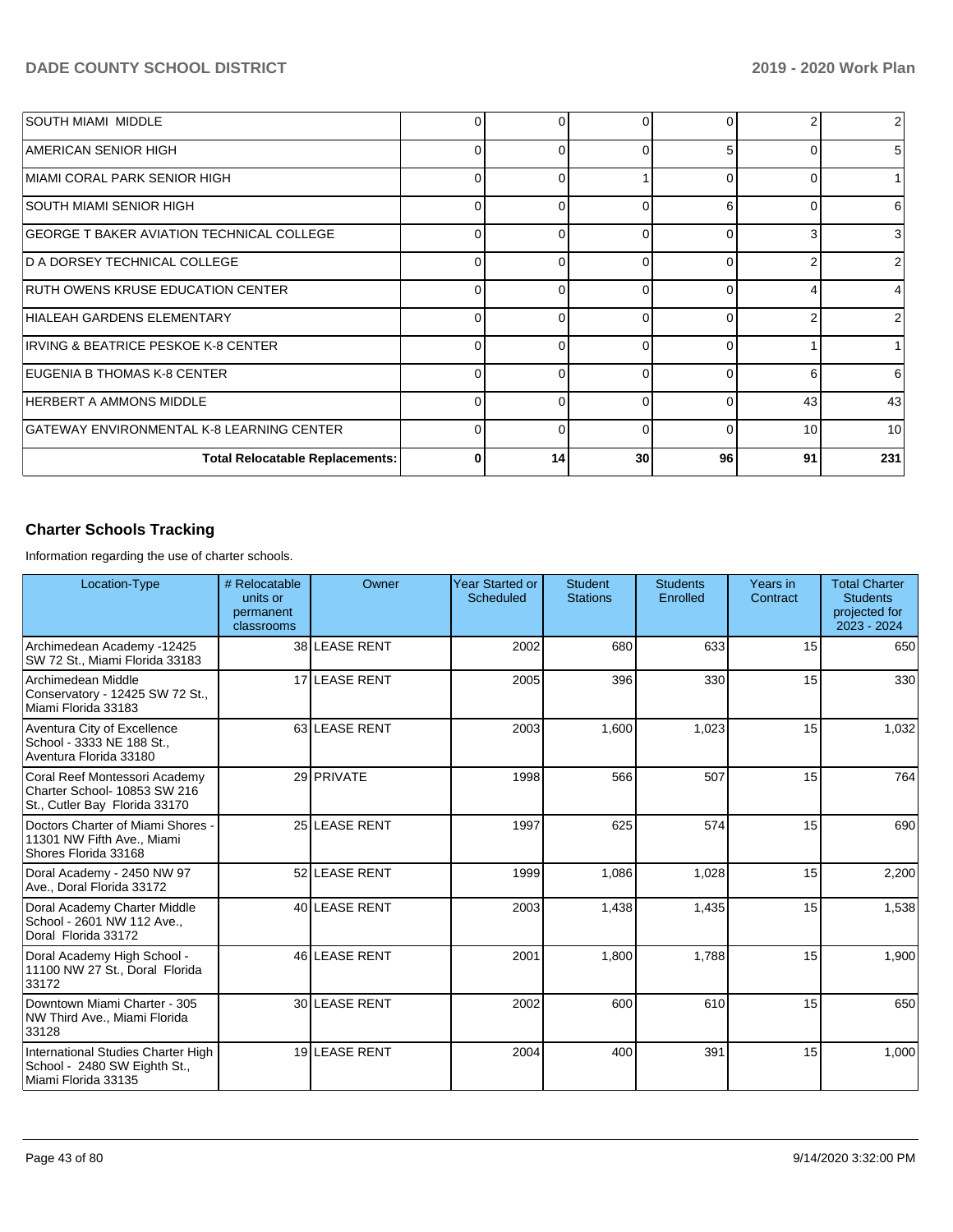| | | | | | | |
|---|---|---|---|---|---|---|
| SOUTH MIAMI MIDDLE | 0 | 0 | 0 | 0 | 2 | 2 |
| AMERICAN SENIOR HIGH | 0 | 0 | 0 | 5 | 0 | 5 |
| MIAMI CORAL PARK SENIOR HIGH | 0 | 0 | 1 | 0 | 0 | 1 |
| SOUTH MIAMI SENIOR HIGH | 0 | 0 | 0 | 6 | 0 | 6 |
| GEORGE T BAKER AVIATION TECHNICAL COLLEGE | 0 | 0 | 0 | 0 | 3 | 3 |
| D A DORSEY TECHNICAL COLLEGE | 0 | 0 | 0 | 0 | 2 | 2 |
| RUTH OWENS KRUSE EDUCATION CENTER | 0 | 0 | 0 | 0 | 4 | 4 |
| HIALEAH GARDENS ELEMENTARY | 0 | 0 | 0 | 0 | 2 | 2 |
| IRVING & BEATRICE PESKOE K-8 CENTER | 0 | 0 | 0 | 0 | 1 | 1 |
| EUGENIA B THOMAS K-8 CENTER | 0 | 0 | 0 | 0 | 6 | 6 |
| HERBERT A AMMONS MIDDLE | 0 | 0 | 0 | 0 | 43 | 43 |
| GATEWAY ENVIRONMENTAL K-8 LEARNING CENTER | 0 | 0 | 0 | 0 | 10 | 10 |
| **Total Relocatable Replacements:** | **0** | **14** | **30** | **96** | **91** | **231** |

## Charter Schools Tracking

Information regarding the use of charter schools.

| Location-Type | # Relocatable units or permanent classrooms | Owner | Year Started or Scheduled | Student Stations | Students Enrolled | Years in Contract | Total Charter Students projected for 2023 - 2024 |
|---|---|---|---|---|---|---|---|
| Archimedean Academy -12425 SW 72 St., Miami Florida 33183 | 38 | LEASE RENT | 2002 | 680 | 633 | 15 | 650 |
| Archimedean Middle Conservatory - 12425 SW 72 St., Miami Florida 33183 | 17 | LEASE RENT | 2005 | 396 | 330 | 15 | 330 |
| Aventura City of Excellence School - 3333 NE 188 St., Aventura Florida 33180 | 63 | LEASE RENT | 2003 | 1,600 | 1,023 | 15 | 1,032 |
| Coral Reef Montessori Academy Charter School- 10853 SW 216 St., Cutler Bay Florida 33170 | 29 | PRIVATE | 1998 | 566 | 507 | 15 | 764 |
| Doctors Charter of Miami Shores - 11301 NW Fifth Ave., Miami Shores Florida 33168 | 25 | LEASE RENT | 1997 | 625 | 574 | 15 | 690 |
| Doral Academy - 2450 NW 97 Ave., Doral Florida 33172 | 52 | LEASE RENT | 1999 | 1,086 | 1,028 | 15 | 2,200 |
| Doral Academy Charter Middle School - 2601 NW 112 Ave., Doral Florida 33172 | 40 | LEASE RENT | 2003 | 1,438 | 1,435 | 15 | 1,538 |
| Doral Academy High School - 11100 NW 27 St., Doral Florida 33172 | 46 | LEASE RENT | 2001 | 1,800 | 1,788 | 15 | 1,900 |
| Downtown Miami Charter - 305 NW Third Ave., Miami Florida 33128 | 30 | LEASE RENT | 2002 | 600 | 610 | 15 | 650 |
| International Studies Charter High School - 2480 SW Eighth St., Miami Florida 33135 | 19 | LEASE RENT | 2004 | 400 | 391 | 15 | 1,000 |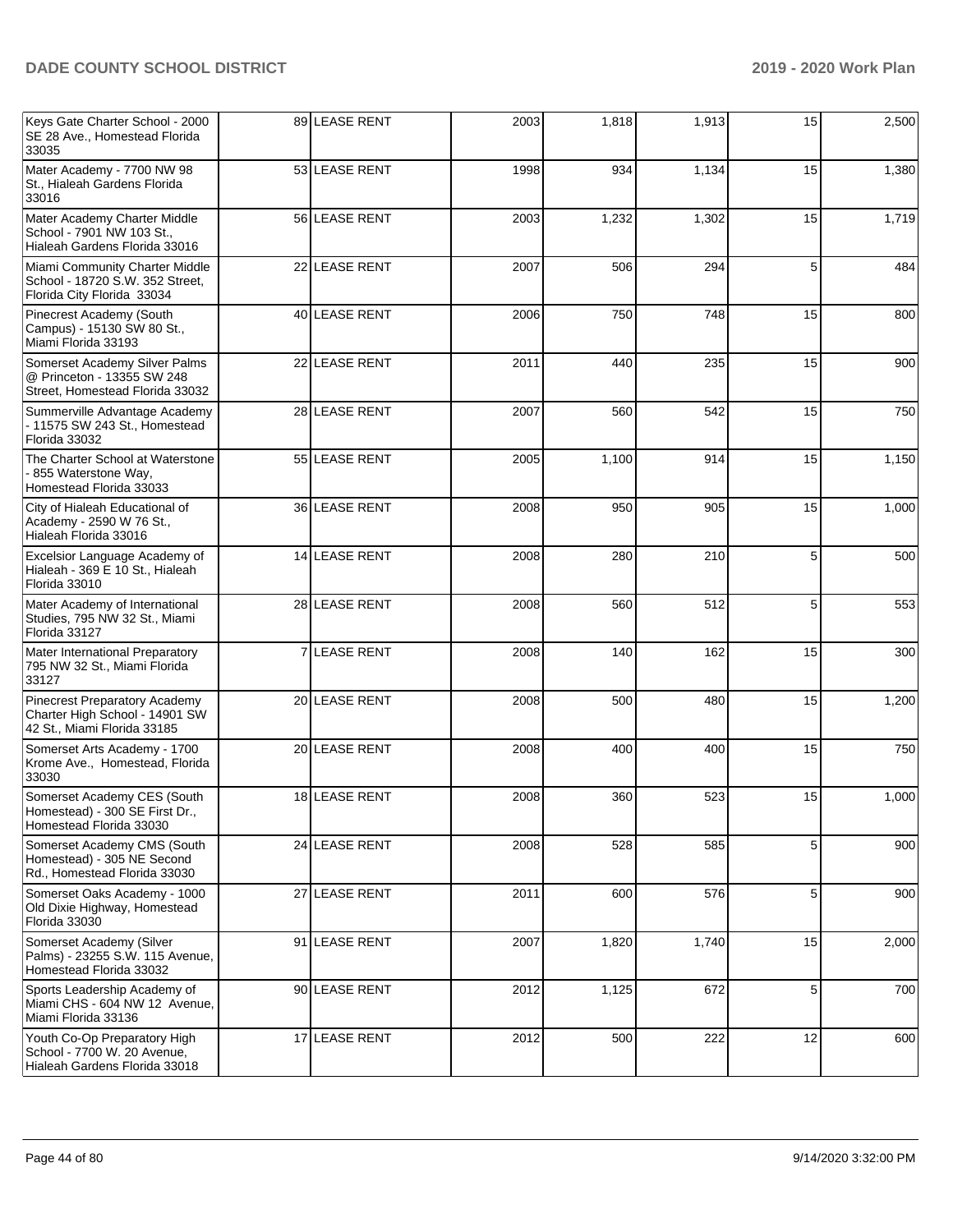| | | | | | | | |
|---|---|---|---|---|---|---|---|
| Keys Gate Charter School - 2000 SE 28 Ave., Homestead Florida 33035 | 89 | LEASE RENT | 2003 | 1,818 | 1,913 | 15 | 2,500 |
| Mater Academy - 7700 NW 98 St., Hialeah Gardens Florida 33016 | 53 | LEASE RENT | 1998 | 934 | 1,134 | 15 | 1,380 |
| Mater Academy Charter Middle School - 7901 NW 103 St., Hialeah Gardens Florida 33016 | 56 | LEASE RENT | 2003 | 1,232 | 1,302 | 15 | 1,719 |
| Miami Community Charter Middle School - 18720 S.W. 352 Street, Florida City Florida 33034 | 22 | LEASE RENT | 2007 | 506 | 294 | 5 | 484 |
| Pinecrest Academy (South Campus) - 15130 SW 80 St., Miami Florida 33193 | 40 | LEASE RENT | 2006 | 750 | 748 | 15 | 800 |
| Somerset Academy Silver Palms @ Princeton - 13355 SW 248 Street, Homestead Florida 33032 | 22 | LEASE RENT | 2011 | 440 | 235 | 15 | 900 |
| Summerville Advantage Academy - 11575 SW 243 St., Homestead Florida 33032 | 28 | LEASE RENT | 2007 | 560 | 542 | 15 | 750 |
| The Charter School at Waterstone - 855 Waterstone Way, Homestead Florida 33033 | 55 | LEASE RENT | 2005 | 1,100 | 914 | 15 | 1,150 |
| City of Hialeah Educational of Academy - 2590 W 76 St., Hialeah Florida 33016 | 36 | LEASE RENT | 2008 | 950 | 905 | 15 | 1,000 |
| Excelsior Language Academy of Hialeah - 369 E 10 St., Hialeah Florida 33010 | 14 | LEASE RENT | 2008 | 280 | 210 | 5 | 500 |
| Mater Academy of International Studies, 795 NW 32 St., Miami Florida 33127 | 28 | LEASE RENT | 2008 | 560 | 512 | 5 | 553 |
| Mater International Preparatory 795 NW 32 St., Miami Florida 33127 | 7 | LEASE RENT | 2008 | 140 | 162 | 15 | 300 |
| Pinecrest Preparatory Academy Charter High School - 14901 SW 42 St., Miami Florida 33185 | 20 | LEASE RENT | 2008 | 500 | 480 | 15 | 1,200 |
| Somerset Arts Academy - 1700 Krome Ave., Homestead, Florida 33030 | 20 | LEASE RENT | 2008 | 400 | 400 | 15 | 750 |
| Somerset Academy CES (South Homestead) - 300 SE First Dr., Homestead Florida 33030 | 18 | LEASE RENT | 2008 | 360 | 523 | 15 | 1,000 |
| Somerset Academy CMS (South Homestead) - 305 NE Second Rd., Homestead Florida 33030 | 24 | LEASE RENT | 2008 | 528 | 585 | 5 | 900 |
| Somerset Oaks Academy - 1000 Old Dixie Highway, Homestead Florida 33030 | 27 | LEASE RENT | 2011 | 600 | 576 | 5 | 900 |
| Somerset Academy (Silver Palms) - 23255 S.W. 115 Avenue, Homestead Florida 33032 | 91 | LEASE RENT | 2007 | 1,820 | 1,740 | 15 | 2,000 |
| Sports Leadership Academy of Miami CHS - 604 NW 12 Avenue, Miami Florida 33136 | 90 | LEASE RENT | 2012 | 1,125 | 672 | 5 | 700 |
| Youth Co-Op Preparatory High School - 7700 W. 20 Avenue, Hialeah Gardens Florida 33018 | 17 | LEASE RENT | 2012 | 500 | 222 | 12 | 600 |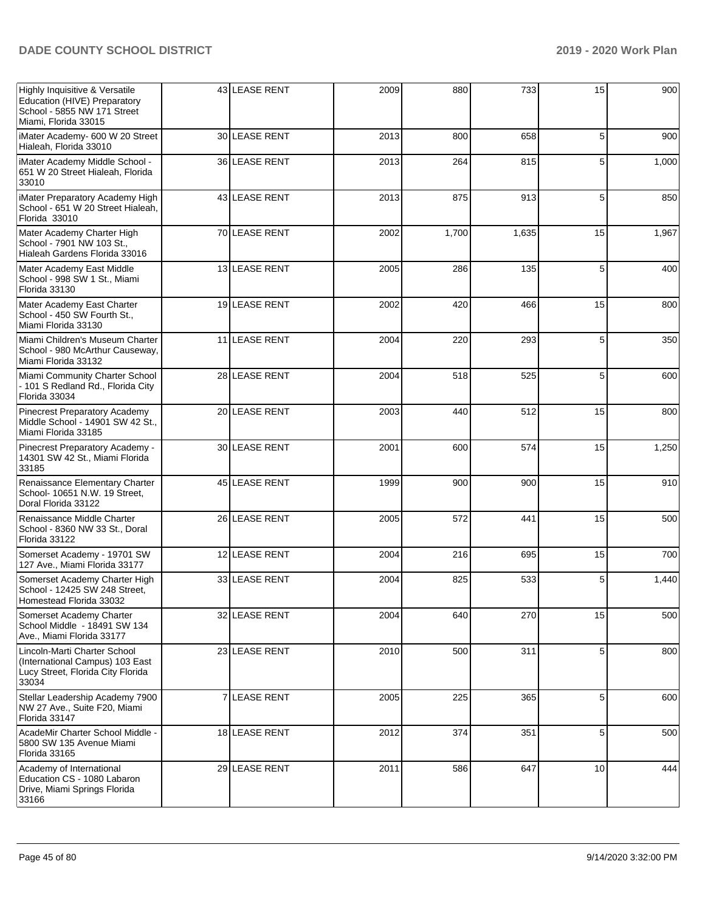| Highly Inquisitive & Versatile Education (HIVE) Preparatory School - 5855 NW 171 Street Miami, Florida 33015 | 43 | LEASE RENT | 2009 | 880 | 733 | 15 | 900 |
|---|---|---|---|---|---|---|---|
| iMater Academy- 600 W 20 Street Hialeah, Florida 33010 | 30 | LEASE RENT | 2013 | 800 | 658 | 5 | 900 |
| iMater Academy Middle School - 651 W 20 Street Hialeah, Florida 33010 | 36 | LEASE RENT | 2013 | 264 | 815 | 5 | 1,000 |
| iMater Preparatory Academy High School - 651 W 20 Street Hialeah, Florida 33010 | 43 | LEASE RENT | 2013 | 875 | 913 | 5 | 850 |
| Mater Academy Charter High School - 7901 NW 103 St., Hialeah Gardens Florida 33016 | 70 | LEASE RENT | 2002 | 1,700 | 1,635 | 15 | 1,967 |
| Mater Academy East Middle School - 998 SW 1 St., Miami Florida 33130 | 13 | LEASE RENT | 2005 | 286 | 135 | 5 | 400 |
| Mater Academy East Charter School - 450 SW Fourth St., Miami Florida 33130 | 19 | LEASE RENT | 2002 | 420 | 466 | 15 | 800 |
| Miami Children's Museum Charter School - 980 McArthur Causeway, Miami Florida 33132 | 11 | LEASE RENT | 2004 | 220 | 293 | 5 | 350 |
| Miami Community Charter School - 101 S Redland Rd., Florida City Florida 33034 | 28 | LEASE RENT | 2004 | 518 | 525 | 5 | 600 |
| Pinecrest Preparatory Academy Middle School - 14901 SW 42 St., Miami Florida 33185 | 20 | LEASE RENT | 2003 | 440 | 512 | 15 | 800 |
| Pinecrest Preparatory Academy - 14301 SW 42 St., Miami Florida 33185 | 30 | LEASE RENT | 2001 | 600 | 574 | 15 | 1,250 |
| Renaissance Elementary Charter School- 10651 N.W. 19 Street, Doral Florida 33122 | 45 | LEASE RENT | 1999 | 900 | 900 | 15 | 910 |
| Renaissance Middle Charter School - 8360 NW 33 St., Doral Florida 33122 | 26 | LEASE RENT | 2005 | 572 | 441 | 15 | 500 |
| Somerset Academy - 19701 SW 127 Ave., Miami Florida 33177 | 12 | LEASE RENT | 2004 | 216 | 695 | 15 | 700 |
| Somerset Academy Charter High School - 12425 SW 248 Street, Homestead Florida 33032 | 33 | LEASE RENT | 2004 | 825 | 533 | 5 | 1,440 |
| Somerset Academy Charter School Middle - 18491 SW 134 Ave., Miami Florida 33177 | 32 | LEASE RENT | 2004 | 640 | 270 | 15 | 500 |
| Lincoln-Marti Charter School (International Campus) 103 East Lucy Street, Florida City Florida 33034 | 23 | LEASE RENT | 2010 | 500 | 311 | 5 | 800 |
| Stellar Leadership Academy 7900 NW 27 Ave., Suite F20, Miami Florida 33147 | 7 | LEASE RENT | 2005 | 225 | 365 | 5 | 600 |
| AcadeMir Charter School Middle - 5800 SW 135 Avenue Miami Florida 33165 | 18 | LEASE RENT | 2012 | 374 | 351 | 5 | 500 |
| Academy of International Education CS - 1080 Labaron Drive, Miami Springs Florida 33166 | 29 | LEASE RENT | 2011 | 586 | 647 | 10 | 444 |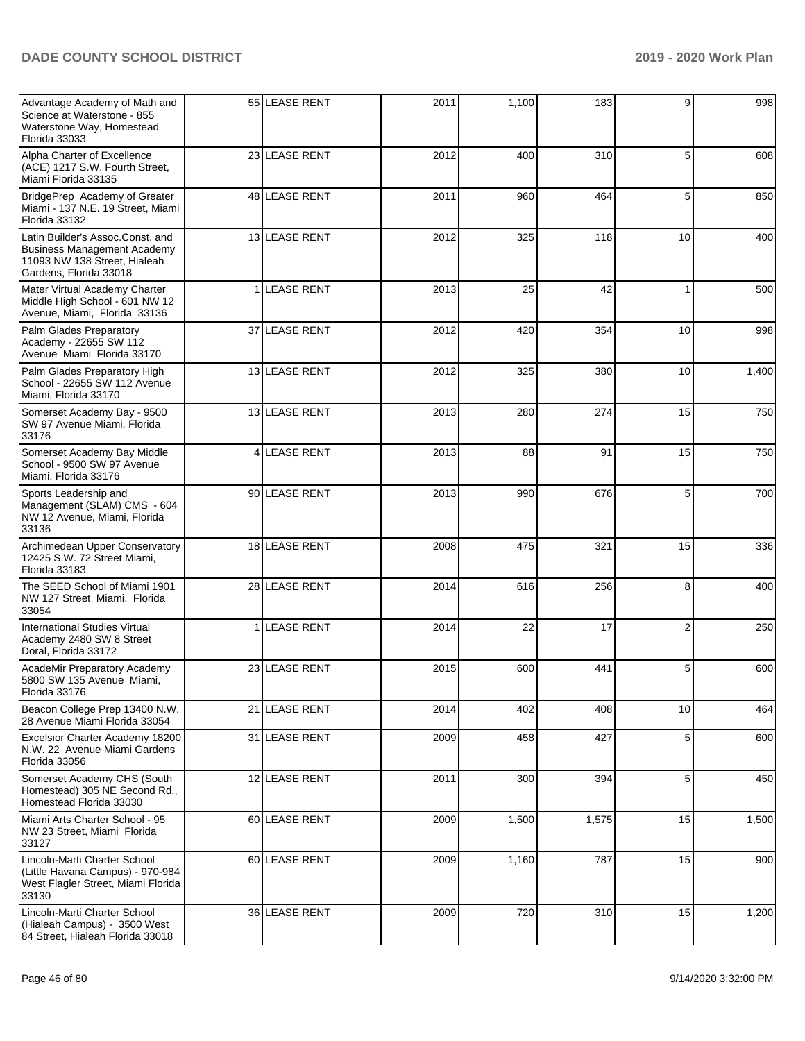| | | | | | | | |
|---|---|---|---|---|---|---|---|
| Advantage Academy of Math and Science at Waterstone - 855 Waterstone Way, Homestead Florida 33033 | 55 | LEASE RENT | 2011 | 1,100 | 183 | 9 | 998 |
| Alpha Charter of Excellence (ACE) 1217 S.W. Fourth Street, Miami Florida 33135 | 23 | LEASE RENT | 2012 | 400 | 310 | 5 | 608 |
| BridgePrep Academy of Greater Miami - 137 N.E. 19 Street, Miami Florida 33132 | 48 | LEASE RENT | 2011 | 960 | 464 | 5 | 850 |
| Latin Builder's Assoc.Const. and Business Management Academy 11093 NW 138 Street, Hialeah Gardens, Florida 33018 | 13 | LEASE RENT | 2012 | 325 | 118 | 10 | 400 |
| Mater Virtual Academy Charter Middle High School - 601 NW 12 Avenue, Miami, Florida 33136 | 1 | LEASE RENT | 2013 | 25 | 42 | 1 | 500 |
| Palm Glades Preparatory Academy - 22655 SW 112 Avenue Miami Florida 33170 | 37 | LEASE RENT | 2012 | 420 | 354 | 10 | 998 |
| Palm Glades Preparatory High School - 22655 SW 112 Avenue Miami, Florida 33170 | 13 | LEASE RENT | 2012 | 325 | 380 | 10 | 1,400 |
| Somerset Academy Bay - 9500 SW 97 Avenue Miami, Florida 33176 | 13 | LEASE RENT | 2013 | 280 | 274 | 15 | 750 |
| Somerset Academy Bay Middle School - 9500 SW 97 Avenue Miami, Florida 33176 | 4 | LEASE RENT | 2013 | 88 | 91 | 15 | 750 |
| Sports Leadership and Management (SLAM) CMS - 604 NW 12 Avenue, Miami, Florida 33136 | 90 | LEASE RENT | 2013 | 990 | 676 | 5 | 700 |
| Archimedean Upper Conservatory 12425 S.W. 72 Street Miami, Florida 33183 | 18 | LEASE RENT | 2008 | 475 | 321 | 15 | 336 |
| The SEED School of Miami 1901 NW 127 Street Miami. Florida 33054 | 28 | LEASE RENT | 2014 | 616 | 256 | 8 | 400 |
| International Studies Virtual Academy 2480 SW 8 Street Doral, Florida 33172 | 1 | LEASE RENT | 2014 | 22 | 17 | 2 | 250 |
| AcadeMir Preparatory Academy 5800 SW 135 Avenue Miami, Florida 33176 | 23 | LEASE RENT | 2015 | 600 | 441 | 5 | 600 |
| Beacon College Prep 13400 N.W. 28 Avenue Miami Florida 33054 | 21 | LEASE RENT | 2014 | 402 | 408 | 10 | 464 |
| Excelsior Charter Academy 18200 N.W. 22 Avenue Miami Gardens Florida 33056 | 31 | LEASE RENT | 2009 | 458 | 427 | 5 | 600 |
| Somerset Academy CHS (South Homestead) 305 NE Second Rd., Homestead Florida 33030 | 12 | LEASE RENT | 2011 | 300 | 394 | 5 | 450 |
| Miami Arts Charter School - 95 NW 23 Street, Miami Florida 33127 | 60 | LEASE RENT | 2009 | 1,500 | 1,575 | 15 | 1,500 |
| Lincoln-Marti Charter School (Little Havana Campus) - 970-984 West Flagler Street, Miami Florida 33130 | 60 | LEASE RENT | 2009 | 1,160 | 787 | 15 | 900 |
| Lincoln-Marti Charter School (Hialeah Campus) - 3500 West 84 Street, Hialeah Florida 33018 | 36 | LEASE RENT | 2009 | 720 | 310 | 15 | 1,200 |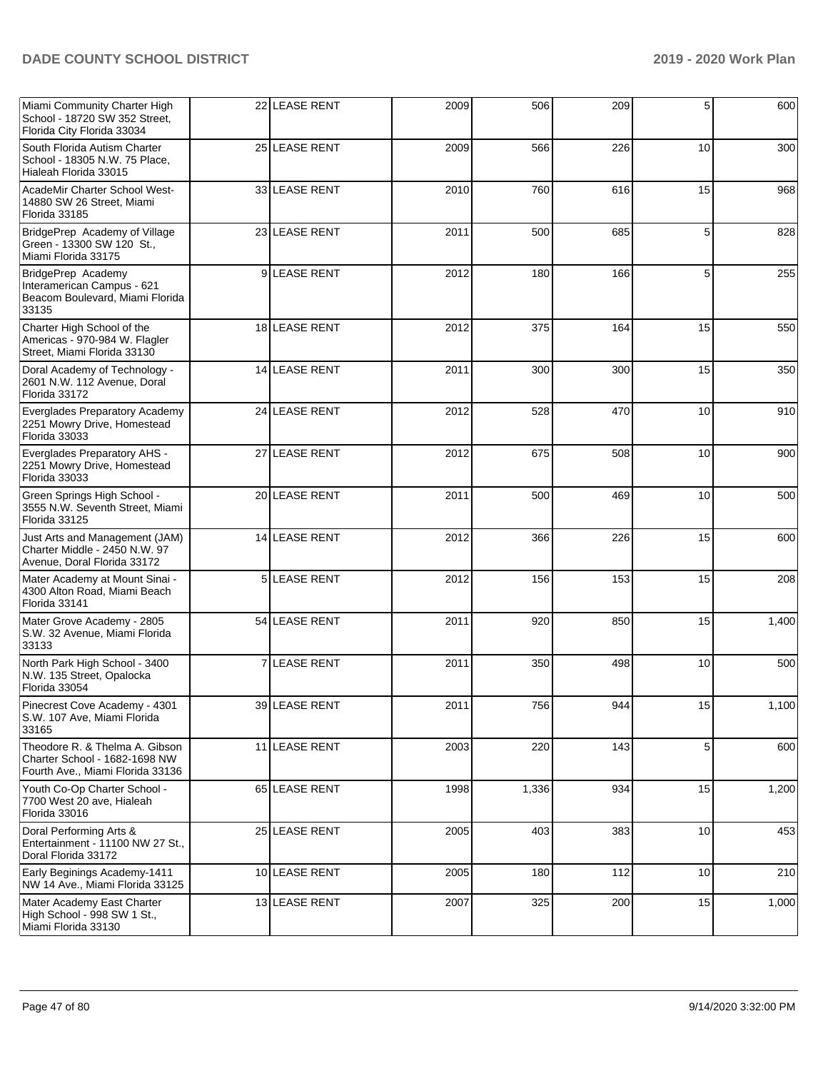| | | | | | | | |
|---|---|---|---|---|---|---|---|
| Miami Community Charter High School - 18720 SW 352 Street, Florida City Florida 33034 | 22 | LEASE RENT | 2009 | 506 | 209 | 5 | 600 |
| South Florida Autism Charter School - 18305 N.W. 75 Place, Hialeah Florida 33015 | 25 | LEASE RENT | 2009 | 566 | 226 | 10 | 300 |
| AcadeMir Charter School West- 14880 SW 26 Street, Miami Florida 33185 | 33 | LEASE RENT | 2010 | 760 | 616 | 15 | 968 |
| BridgePrep Academy of Village Green - 13300 SW 120 St., Miami Florida 33175 | 23 | LEASE RENT | 2011 | 500 | 685 | 5 | 828 |
| BridgePrep Academy Interamerican Campus - 621 Beacom Boulevard, Miami Florida 33135 | 9 | LEASE RENT | 2012 | 180 | 166 | 5 | 255 |
| Charter High School of the Americas - 970-984 W. Flagler Street, Miami Florida 33130 | 18 | LEASE RENT | 2012 | 375 | 164 | 15 | 550 |
| Doral Academy of Technology - 2601 N.W. 112 Avenue, Doral Florida 33172 | 14 | LEASE RENT | 2011 | 300 | 300 | 15 | 350 |
| Everglades Preparatory Academy 2251 Mowry Drive, Homestead Florida 33033 | 24 | LEASE RENT | 2012 | 528 | 470 | 10 | 910 |
| Everglades Preparatory AHS - 2251 Mowry Drive, Homestead Florida 33033 | 27 | LEASE RENT | 2012 | 675 | 508 | 10 | 900 |
| Green Springs High School - 3555 N.W. Seventh Street, Miami Florida 33125 | 20 | LEASE RENT | 2011 | 500 | 469 | 10 | 500 |
| Just Arts and Management (JAM) Charter Middle - 2450 N.W. 97 Avenue, Doral Florida 33172 | 14 | LEASE RENT | 2012 | 366 | 226 | 15 | 600 |
| Mater Academy at Mount Sinai - 4300 Alton Road, Miami Beach Florida 33141 | 5 | LEASE RENT | 2012 | 156 | 153 | 15 | 208 |
| Mater Grove Academy - 2805 S.W. 32 Avenue, Miami Florida 33133 | 54 | LEASE RENT | 2011 | 920 | 850 | 15 | 1,400 |
| North Park High School - 3400 N.W. 135 Street, Opalocka Florida 33054 | 7 | LEASE RENT | 2011 | 350 | 498 | 10 | 500 |
| Pinecrest Cove Academy - 4301 S.W. 107 Ave, Miami Florida 33165 | 39 | LEASE RENT | 2011 | 756 | 944 | 15 | 1,100 |
| Theodore R. & Thelma A. Gibson Charter School - 1682-1698 NW Fourth Ave., Miami Florida 33136 | 11 | LEASE RENT | 2003 | 220 | 143 | 5 | 600 |
| Youth Co-Op Charter School - 7700 West 20 ave, Hialeah Florida 33016 | 65 | LEASE RENT | 1998 | 1,336 | 934 | 15 | 1,200 |
| Doral Performing Arts & Entertainment - 11100 NW 27 St., Doral Florida 33172 | 25 | LEASE RENT | 2005 | 403 | 383 | 10 | 453 |
| Early Beginings Academy-1411 NW 14 Ave., Miami Florida 33125 | 10 | LEASE RENT | 2005 | 180 | 112 | 10 | 210 |
| Mater Academy East Charter High School - 998 SW 1 St., Miami Florida 33130 | 13 | LEASE RENT | 2007 | 325 | 200 | 15 | 1,000 |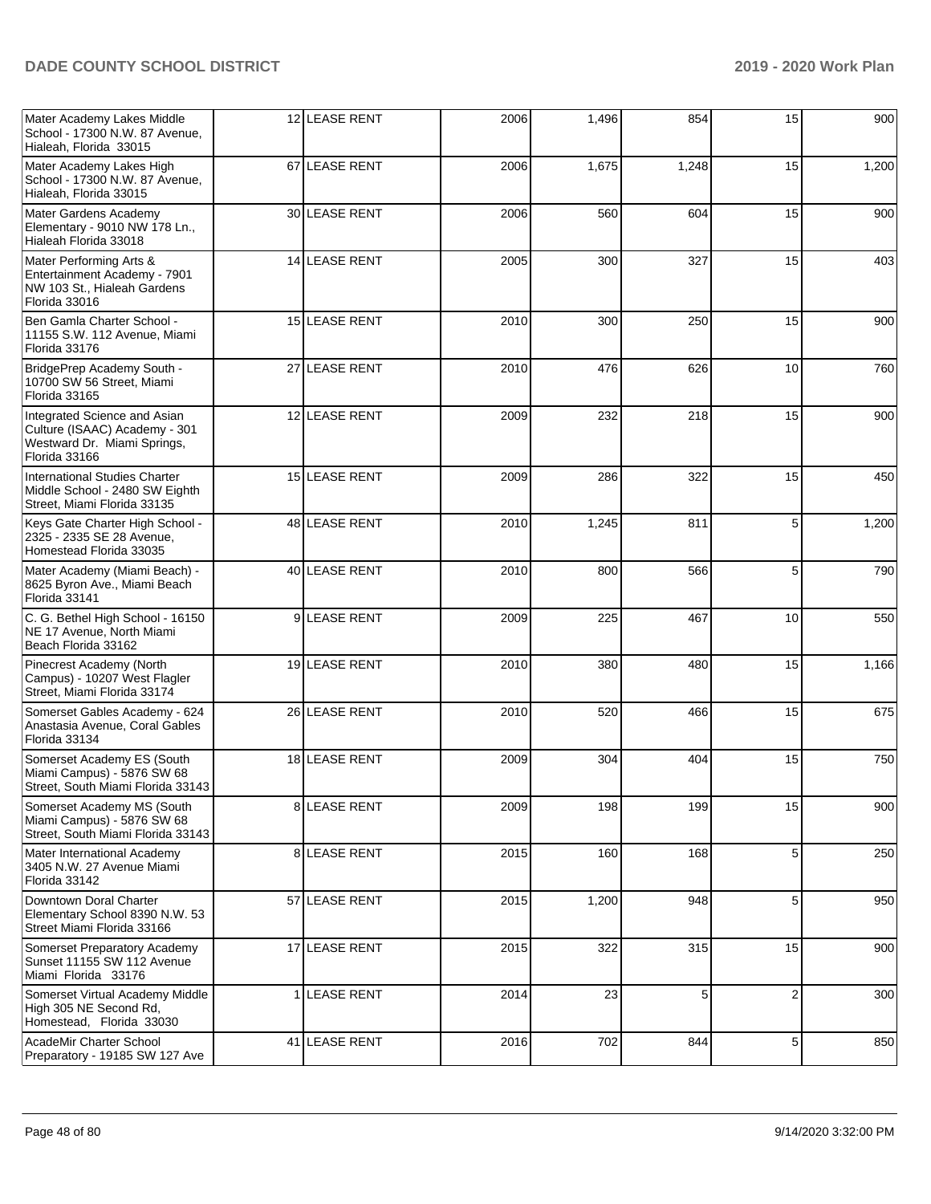| | | | | | | | |
|---|---|---|---|---|---|---|---|
| Mater Academy Lakes Middle School - 17300 N.W. 87 Avenue, Hialeah, Florida 33015 | 12 | LEASE RENT | 2006 | 1,496 | 854 | 15 | 900 |
| Mater Academy Lakes High School - 17300 N.W. 87 Avenue, Hialeah, Florida 33015 | 67 | LEASE RENT | 2006 | 1,675 | 1,248 | 15 | 1,200 |
| Mater Gardens Academy Elementary - 9010 NW 178 Ln., Hialeah Florida 33018 | 30 | LEASE RENT | 2006 | 560 | 604 | 15 | 900 |
| Mater Performing Arts & Entertainment Academy - 7901 NW 103 St., Hialeah Gardens Florida 33016 | 14 | LEASE RENT | 2005 | 300 | 327 | 15 | 403 |
| Ben Gamla Charter School - 11155 S.W. 112 Avenue, Miami Florida 33176 | 15 | LEASE RENT | 2010 | 300 | 250 | 15 | 900 |
| BridgePrep Academy South - 10700 SW 56 Street, Miami Florida 33165 | 27 | LEASE RENT | 2010 | 476 | 626 | 10 | 760 |
| Integrated Science and Asian Culture (ISAAC) Academy - 301 Westward Dr. Miami Springs, Florida 33166 | 12 | LEASE RENT | 2009 | 232 | 218 | 15 | 900 |
| International Studies Charter Middle School - 2480 SW Eighth Street, Miami Florida 33135 | 15 | LEASE RENT | 2009 | 286 | 322 | 15 | 450 |
| Keys Gate Charter High School - 2325 - 2335 SE 28 Avenue, Homestead Florida 33035 | 48 | LEASE RENT | 2010 | 1,245 | 811 | 5 | 1,200 |
| Mater Academy (Miami Beach) - 8625 Byron Ave., Miami Beach Florida 33141 | 40 | LEASE RENT | 2010 | 800 | 566 | 5 | 790 |
| C. G. Bethel High School - 16150 NE 17 Avenue, North Miami Beach Florida 33162 | 9 | LEASE RENT | 2009 | 225 | 467 | 10 | 550 |
| Pinecrest Academy (North Campus) - 10207 West Flagler Street, Miami Florida 33174 | 19 | LEASE RENT | 2010 | 380 | 480 | 15 | 1,166 |
| Somerset Gables Academy - 624 Anastasia Avenue, Coral Gables Florida 33134 | 26 | LEASE RENT | 2010 | 520 | 466 | 15 | 675 |
| Somerset Academy ES (South Miami Campus) - 5876 SW 68 Street, South Miami Florida 33143 | 18 | LEASE RENT | 2009 | 304 | 404 | 15 | 750 |
| Somerset Academy MS (South Miami Campus) - 5876 SW 68 Street, South Miami Florida 33143 | 8 | LEASE RENT | 2009 | 198 | 199 | 15 | 900 |
| Mater International Academy 3405 N.W. 27 Avenue Miami Florida 33142 | 8 | LEASE RENT | 2015 | 160 | 168 | 5 | 250 |
| Downtown Doral Charter Elementary School 8390 N.W. 53 Street Miami Florida 33166 | 57 | LEASE RENT | 2015 | 1,200 | 948 | 5 | 950 |
| Somerset Preparatory Academy Sunset 11155 SW 112 Avenue Miami Florida 33176 | 17 | LEASE RENT | 2015 | 322 | 315 | 15 | 900 |
| Somerset Virtual Academy Middle High 305 NE Second Rd, Homestead, Florida 33030 | 1 | LEASE RENT | 2014 | 23 | 5 | 2 | 300 |
| AcadeMir Charter School Preparatory - 19185 SW 127 Ave | 41 | LEASE RENT | 2016 | 702 | 844 | 5 | 850 |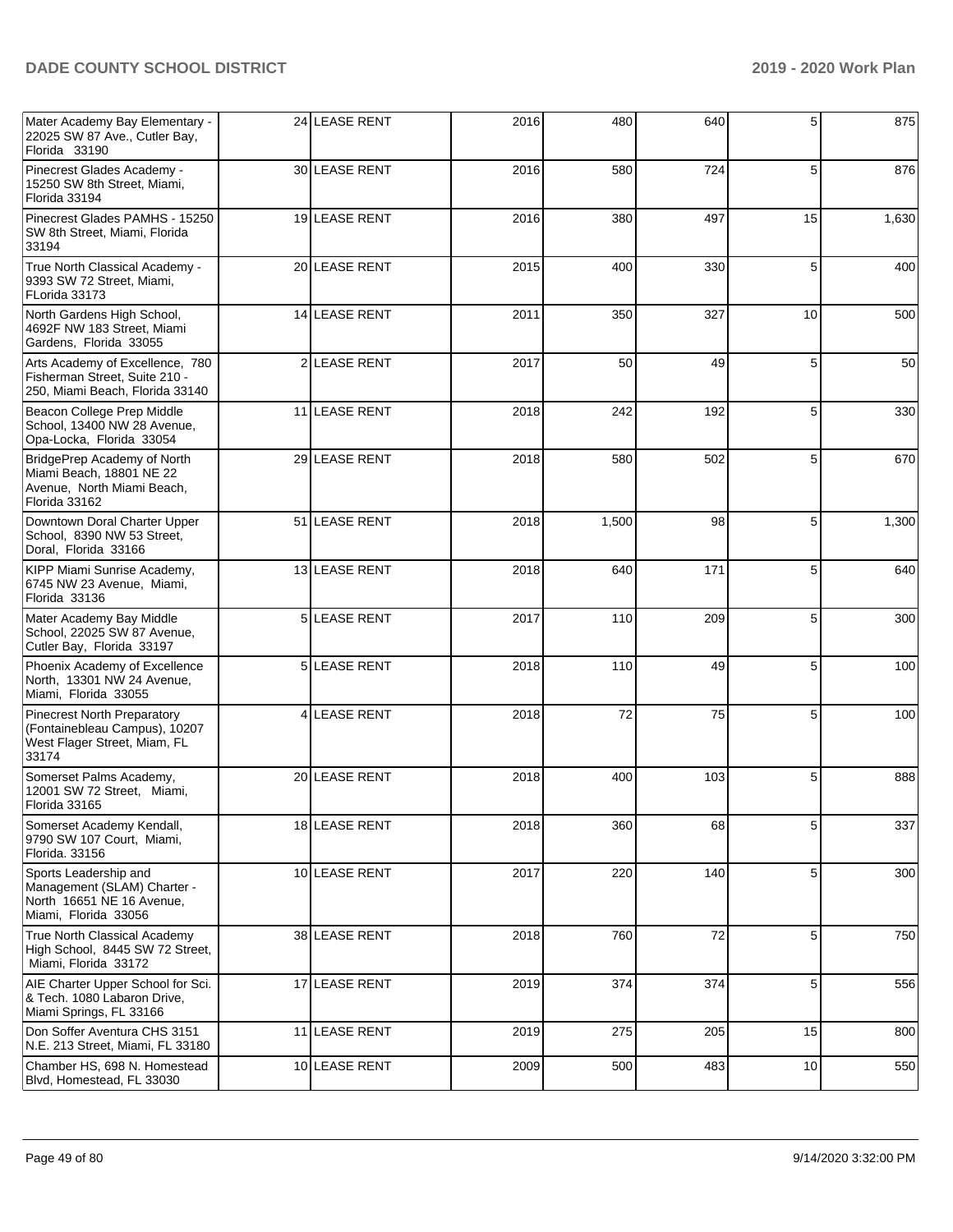| | | | | | | | |
|---|---|---|---|---|---|---|---|
| Mater Academy Bay Elementary - 22025 SW 87 Ave., Cutler Bay, Florida 33190 | 24 | LEASE RENT | 2016 | 480 | 640 | 5 | 875 |
| Pinecrest Glades Academy - 15250 SW 8th Street, Miami, Florida 33194 | 30 | LEASE RENT | 2016 | 580 | 724 | 5 | 876 |
| Pinecrest Glades PAMHS - 15250 SW 8th Street, Miami, Florida 33194 | 19 | LEASE RENT | 2016 | 380 | 497 | 15 | 1,630 |
| True North Classical Academy - 9393 SW 72 Street, Miami, FLorida 33173 | 20 | LEASE RENT | 2015 | 400 | 330 | 5 | 400 |
| North Gardens High School, 4692F NW 183 Street, Miami Gardens, Florida 33055 | 14 | LEASE RENT | 2011 | 350 | 327 | 10 | 500 |
| Arts Academy of Excellence, 780 Fisherman Street, Suite 210 - 250, Miami Beach, Florida 33140 | 2 | LEASE RENT | 2017 | 50 | 49 | 5 | 50 |
| Beacon College Prep Middle School, 13400 NW 28 Avenue, Opa-Locka, Florida 33054 | 11 | LEASE RENT | 2018 | 242 | 192 | 5 | 330 |
| BridgePrep Academy of North Miami Beach, 18801 NE 22 Avenue, North Miami Beach, Florida 33162 | 29 | LEASE RENT | 2018 | 580 | 502 | 5 | 670 |
| Downtown Doral Charter Upper School, 8390 NW 53 Street, Doral, Florida 33166 | 51 | LEASE RENT | 2018 | 1,500 | 98 | 5 | 1,300 |
| KIPP Miami Sunrise Academy, 6745 NW 23 Avenue, Miami, Florida 33136 | 13 | LEASE RENT | 2018 | 640 | 171 | 5 | 640 |
| Mater Academy Bay Middle School, 22025 SW 87 Avenue, Cutler Bay, Florida 33197 | 5 | LEASE RENT | 2017 | 110 | 209 | 5 | 300 |
| Phoenix Academy of Excellence North, 13301 NW 24 Avenue, Miami, Florida 33055 | 5 | LEASE RENT | 2018 | 110 | 49 | 5 | 100 |
| Pinecrest North Preparatory (Fontainebleau Campus), 10207 West Flager Street, Miam, FL 33174 | 4 | LEASE RENT | 2018 | 72 | 75 | 5 | 100 |
| Somerset Palms Academy, 12001 SW 72 Street, Miami, Florida 33165 | 20 | LEASE RENT | 2018 | 400 | 103 | 5 | 888 |
| Somerset Academy Kendall, 9790 SW 107 Court, Miami, Florida. 33156 | 18 | LEASE RENT | 2018 | 360 | 68 | 5 | 337 |
| Sports Leadership and Management (SLAM) Charter - North 16651 NE 16 Avenue, Miami, Florida 33056 | 10 | LEASE RENT | 2017 | 220 | 140 | 5 | 300 |
| True North Classical Academy High School, 8445 SW 72 Street, Miami, Florida 33172 | 38 | LEASE RENT | 2018 | 760 | 72 | 5 | 750 |
| AIE Charter Upper School for Sci. & Tech. 1080 Labaron Drive, Miami Springs, FL 33166 | 17 | LEASE RENT | 2019 | 374 | 374 | 5 | 556 |
| Don Soffer Aventura CHS 3151 N.E. 213 Street, Miami, FL 33180 | 11 | LEASE RENT | 2019 | 275 | 205 | 15 | 800 |
| Chamber HS, 698 N. Homestead Blvd, Homestead, FL 33030 | 10 | LEASE RENT | 2009 | 500 | 483 | 10 | 550 |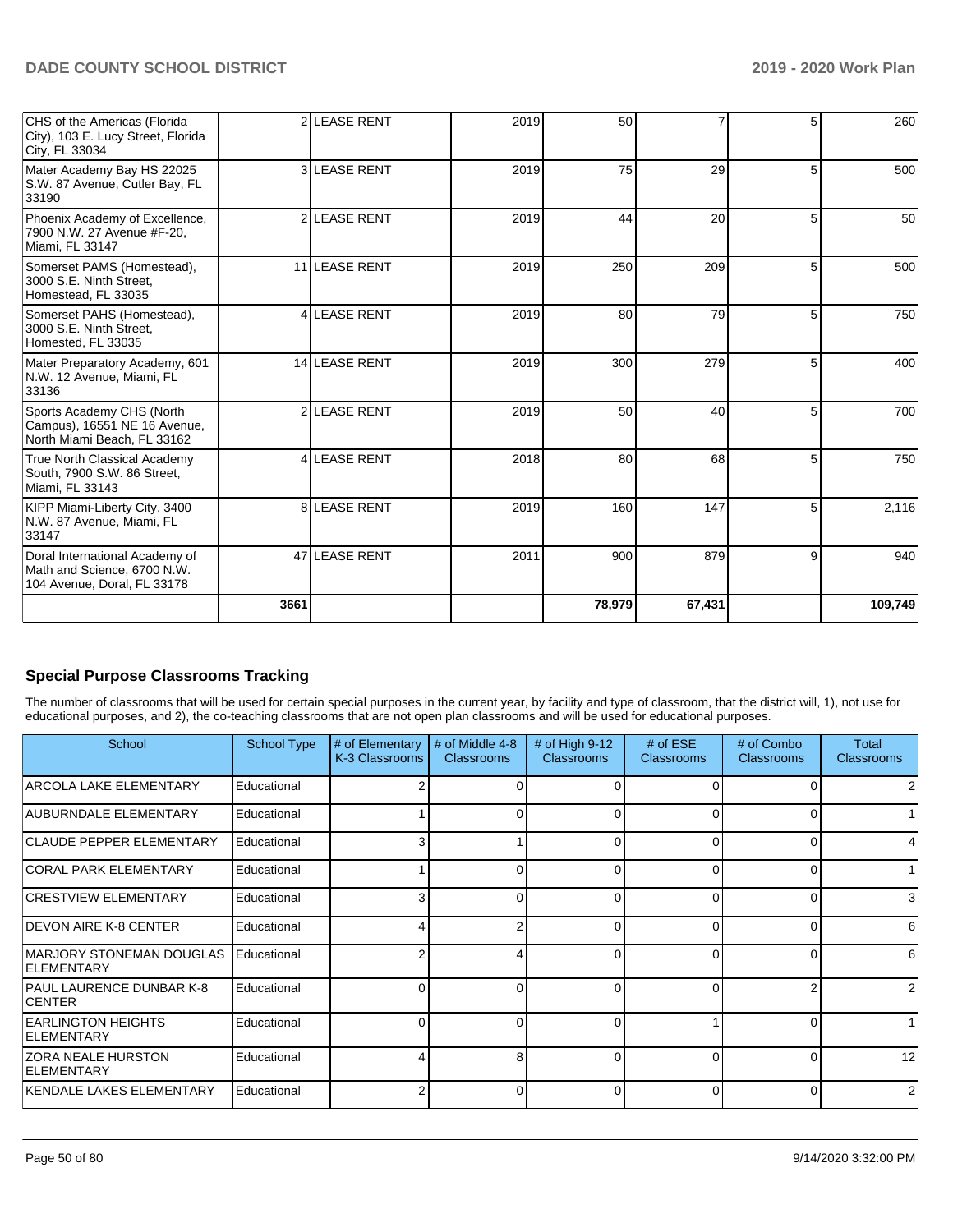| | | | | | | | |
|---|---|---|---|---|---|---|---|
| CHS of the Americas (Florida City), 103 E. Lucy Street, Florida City, FL 33034 | 2 | LEASE RENT | 2019 | 50 | 7 | 5 | 260 |
| Mater Academy Bay HS 22025 S.W. 87 Avenue, Cutler Bay, FL 33190 | 3 | LEASE RENT | 2019 | 75 | 29 | 5 | 500 |
| Phoenix Academy of Excellence, 7900 N.W. 27 Avenue #F-20, Miami, FL 33147 | 2 | LEASE RENT | 2019 | 44 | 20 | 5 | 50 |
| Somerset PAMS (Homestead), 3000 S.E. Ninth Street, Homestead, FL 33035 | 11 | LEASE RENT | 2019 | 250 | 209 | 5 | 500 |
| Somerset PAHS (Homestead), 3000 S.E. Ninth Street, Homested, FL 33035 | 4 | LEASE RENT | 2019 | 80 | 79 | 5 | 750 |
| Mater Preparatory Academy, 601 N.W. 12 Avenue, Miami, FL 33136 | 14 | LEASE RENT | 2019 | 300 | 279 | 5 | 400 |
| Sports Academy CHS (North Campus), 16551 NE 16 Avenue, North Miami Beach, FL 33162 | 2 | LEASE RENT | 2019 | 50 | 40 | 5 | 700 |
| True North Classical Academy South, 7900 S.W. 86 Street, Miami, FL 33143 | 4 | LEASE RENT | 2018 | 80 | 68 | 5 | 750 |
| KIPP Miami-Liberty City, 3400 N.W. 87 Avenue, Miami, FL 33147 | 8 | LEASE RENT | 2019 | 160 | 147 | 5 | 2,116 |
| Doral International Academy of Math and Science, 6700 N.W. 104 Avenue, Doral, FL 33178 | 47 | LEASE RENT | 2011 | 900 | 879 | 9 | 940 |
| | 3661 | | | 78,979 | 67,431 | | 109,749 |

## Special Purpose Classrooms Tracking

The number of classrooms that will be used for certain special purposes in the current year, by facility and type of classroom, that the district will, 1), not use for educational purposes, and 2), the co-teaching classrooms that are not open plan classrooms and will be used for educational purposes.

| School | School Type | # of Elementary K-3 Classrooms | # of Middle 4-8 Classrooms | # of High 9-12 Classrooms | # of ESE Classrooms | # of Combo Classrooms | Total Classrooms |
|---|---|---|---|---|---|---|---|
| ARCOLA LAKE ELEMENTARY | Educational | 2 | 0 | 0 | 0 | 0 | 2 |
| AUBURNDALE ELEMENTARY | Educational | 1 | 0 | 0 | 0 | 0 | 1 |
| CLAUDE PEPPER ELEMENTARY | Educational | 3 | 1 | 0 | 0 | 0 | 4 |
| CORAL PARK ELEMENTARY | Educational | 1 | 0 | 0 | 0 | 0 | 1 |
| CRESTVIEW ELEMENTARY | Educational | 3 | 0 | 0 | 0 | 0 | 3 |
| DEVON AIRE K-8 CENTER | Educational | 4 | 2 | 0 | 0 | 0 | 6 |
| MARJORY STONEMAN DOUGLAS ELEMENTARY | Educational | 2 | 4 | 0 | 0 | 0 | 6 |
| PAUL LAURENCE DUNBAR K-8 CENTER | Educational | 0 | 0 | 0 | 0 | 2 | 2 |
| EARLINGTON HEIGHTS ELEMENTARY | Educational | 0 | 0 | 0 | 1 | 0 | 1 |
| ZORA NEALE HURSTON ELEMENTARY | Educational | 4 | 8 | 0 | 0 | 0 | 12 |
| KENDALE LAKES ELEMENTARY | Educational | 2 | 0 | 0 | 0 | 0 | 2 |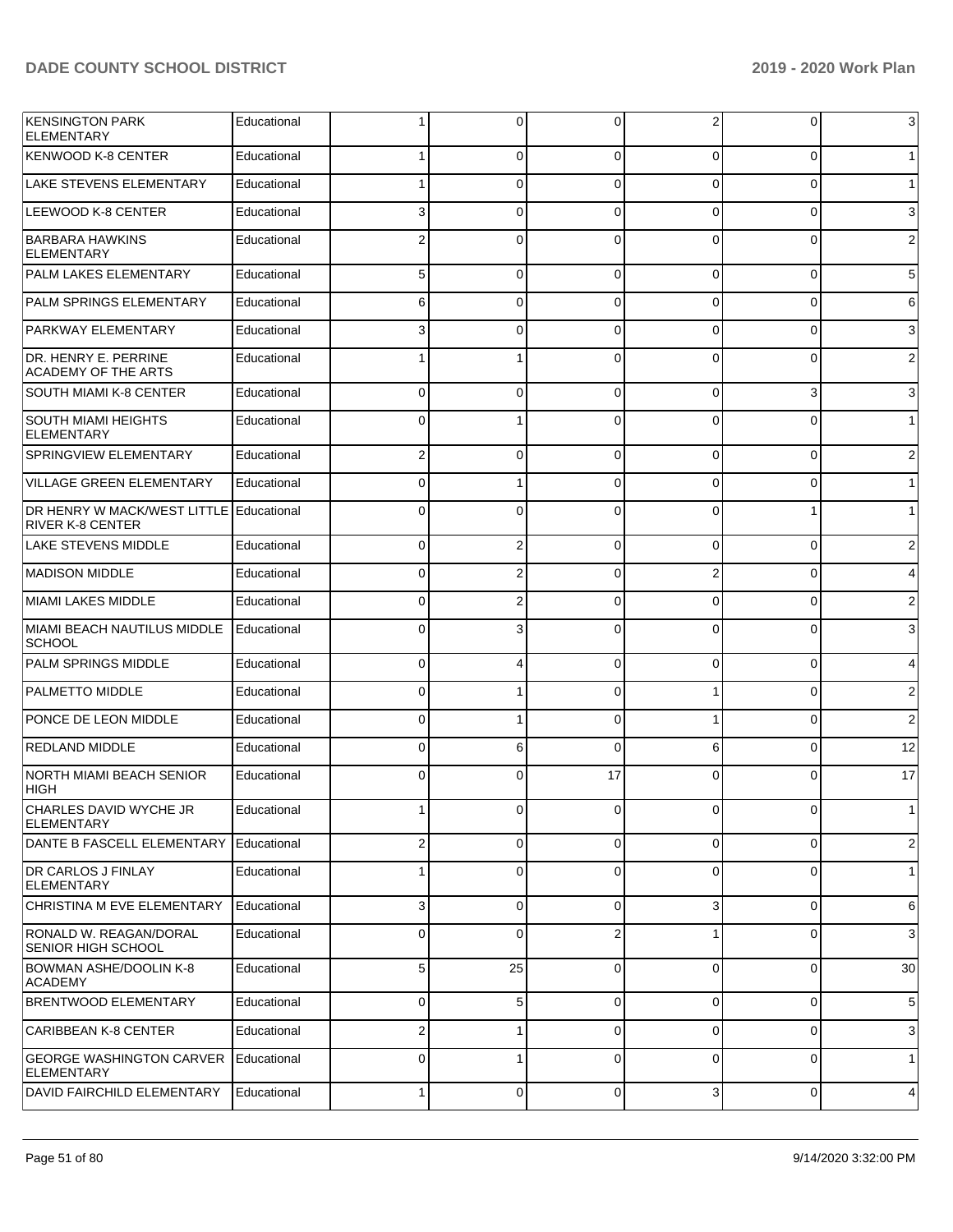| | | | | | | | |
|---|---|---|---|---|---|---|---|
| KENSINGTON PARK ELEMENTARY | Educational | 1 | 0 | 0 | 2 | 0 | 3 |
| KENWOOD K-8 CENTER | Educational | 1 | 0 | 0 | 0 | 0 | 1 |
| LAKE STEVENS ELEMENTARY | Educational | 1 | 0 | 0 | 0 | 0 | 1 |
| LEEWOOD K-8 CENTER | Educational | 3 | 0 | 0 | 0 | 0 | 3 |
| BARBARA HAWKINS ELEMENTARY | Educational | 2 | 0 | 0 | 0 | 0 | 2 |
| PALM LAKES ELEMENTARY | Educational | 5 | 0 | 0 | 0 | 0 | 5 |
| PALM SPRINGS ELEMENTARY | Educational | 6 | 0 | 0 | 0 | 0 | 6 |
| PARKWAY ELEMENTARY | Educational | 3 | 0 | 0 | 0 | 0 | 3 |
| DR. HENRY E. PERRINE ACADEMY OF THE ARTS | Educational | 1 | 1 | 0 | 0 | 0 | 2 |
| SOUTH MIAMI K-8 CENTER | Educational | 0 | 0 | 0 | 0 | 3 | 3 |
| SOUTH MIAMI HEIGHTS ELEMENTARY | Educational | 0 | 1 | 0 | 0 | 0 | 1 |
| SPRINGVIEW ELEMENTARY | Educational | 2 | 0 | 0 | 0 | 0 | 2 |
| VILLAGE GREEN ELEMENTARY | Educational | 0 | 1 | 0 | 0 | 0 | 1 |
| DR HENRY W MACK/WEST LITTLE RIVER K-8 CENTER | Educational | 0 | 0 | 0 | 0 | 1 | 1 |
| LAKE STEVENS MIDDLE | Educational | 0 | 2 | 0 | 0 | 0 | 2 |
| MADISON MIDDLE | Educational | 0 | 2 | 0 | 2 | 0 | 4 |
| MIAMI LAKES MIDDLE | Educational | 0 | 2 | 0 | 0 | 0 | 2 |
| MIAMI BEACH NAUTILUS MIDDLE SCHOOL | Educational | 0 | 3 | 0 | 0 | 0 | 3 |
| PALM SPRINGS MIDDLE | Educational | 0 | 4 | 0 | 0 | 0 | 4 |
| PALMETTO MIDDLE | Educational | 0 | 1 | 0 | 1 | 0 | 2 |
| PONCE DE LEON MIDDLE | Educational | 0 | 1 | 0 | 1 | 0 | 2 |
| REDLAND MIDDLE | Educational | 0 | 6 | 0 | 6 | 0 | 12 |
| NORTH MIAMI BEACH SENIOR HIGH | Educational | 0 | 0 | 17 | 0 | 0 | 17 |
| CHARLES DAVID WYCHE JR ELEMENTARY | Educational | 1 | 0 | 0 | 0 | 0 | 1 |
| DANTE B FASCELL ELEMENTARY | Educational | 2 | 0 | 0 | 0 | 0 | 2 |
| DR CARLOS J FINLAY ELEMENTARY | Educational | 1 | 0 | 0 | 0 | 0 | 1 |
| CHRISTINA M EVE ELEMENTARY | Educational | 3 | 0 | 0 | 3 | 0 | 6 |
| RONALD W. REAGAN/DORAL SENIOR HIGH SCHOOL | Educational | 0 | 0 | 2 | 1 | 0 | 3 |
| BOWMAN ASHE/DOOLIN K-8 ACADEMY | Educational | 5 | 25 | 0 | 0 | 0 | 30 |
| BRENTWOOD ELEMENTARY | Educational | 0 | 5 | 0 | 0 | 0 | 5 |
| CARIBBEAN K-8 CENTER | Educational | 2 | 1 | 0 | 0 | 0 | 3 |
| GEORGE WASHINGTON CARVER ELEMENTARY | Educational | 0 | 1 | 0 | 0 | 0 | 1 |
| DAVID FAIRCHILD ELEMENTARY | Educational | 1 | 0 | 0 | 3 | 0 | 4 |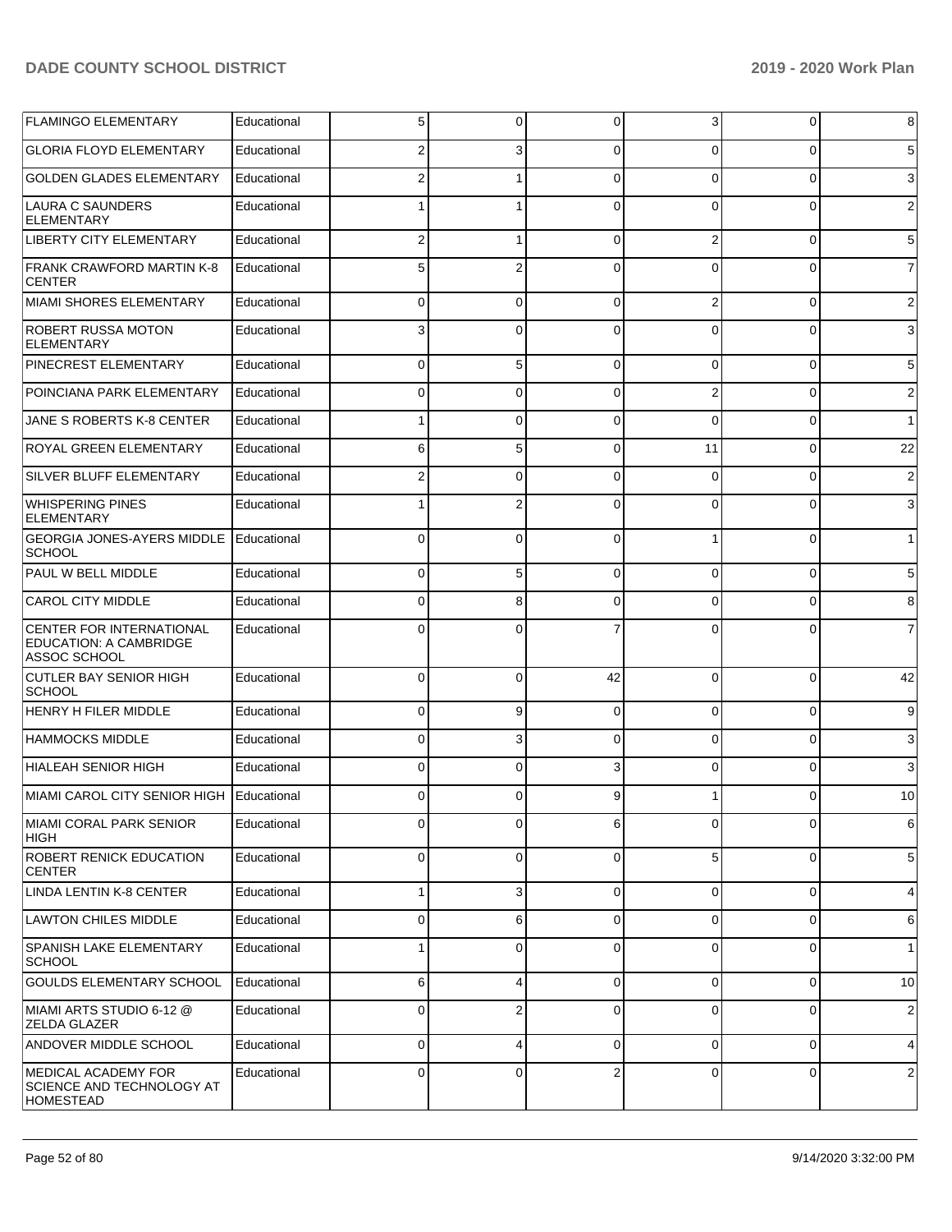| | | | | | | | |
|---|---|---|---|---|---|---|---|
| FLAMINGO ELEMENTARY | Educational | 5 | 0 | 0 | 3 | 0 | 8 |
| GLORIA FLOYD ELEMENTARY | Educational | 2 | 3 | 0 | 0 | 0 | 5 |
| GOLDEN GLADES ELEMENTARY | Educational | 2 | 1 | 0 | 0 | 0 | 3 |
| LAURA C SAUNDERS ELEMENTARY | Educational | 1 | 1 | 0 | 0 | 0 | 2 |
| LIBERTY CITY ELEMENTARY | Educational | 2 | 1 | 0 | 2 | 0 | 5 |
| FRANK CRAWFORD MARTIN K-8 CENTER | Educational | 5 | 2 | 0 | 0 | 0 | 7 |
| MIAMI SHORES ELEMENTARY | Educational | 0 | 0 | 0 | 2 | 0 | 2 |
| ROBERT RUSSA MOTON ELEMENTARY | Educational | 3 | 0 | 0 | 0 | 0 | 3 |
| PINECREST ELEMENTARY | Educational | 0 | 5 | 0 | 0 | 0 | 5 |
| POINCIANA PARK ELEMENTARY | Educational | 0 | 0 | 0 | 2 | 0 | 2 |
| JANE S ROBERTS K-8 CENTER | Educational | 1 | 0 | 0 | 0 | 0 | 1 |
| ROYAL GREEN ELEMENTARY | Educational | 6 | 5 | 0 | 11 | 0 | 22 |
| SILVER BLUFF ELEMENTARY | Educational | 2 | 0 | 0 | 0 | 0 | 2 |
| WHISPERING PINES ELEMENTARY | Educational | 1 | 2 | 0 | 0 | 0 | 3 |
| GEORGIA JONES-AYERS MIDDLE SCHOOL | Educational | 0 | 0 | 0 | 1 | 0 | 1 |
| PAUL W BELL MIDDLE | Educational | 0 | 5 | 0 | 0 | 0 | 5 |
| CAROL CITY MIDDLE | Educational | 0 | 8 | 0 | 0 | 0 | 8 |
| CENTER FOR INTERNATIONAL EDUCATION: A CAMBRIDGE ASSOC SCHOOL | Educational | 0 | 0 | 7 | 0 | 0 | 7 |
| CUTLER BAY SENIOR HIGH SCHOOL | Educational | 0 | 0 | 42 | 0 | 0 | 42 |
| HENRY H FILER MIDDLE | Educational | 0 | 9 | 0 | 0 | 0 | 9 |
| HAMMOCKS MIDDLE | Educational | 0 | 3 | 0 | 0 | 0 | 3 |
| HIALEAH SENIOR HIGH | Educational | 0 | 0 | 3 | 0 | 0 | 3 |
| MIAMI CAROL CITY SENIOR HIGH | Educational | 0 | 0 | 9 | 1 | 0 | 10 |
| MIAMI CORAL PARK SENIOR HIGH | Educational | 0 | 0 | 6 | 0 | 0 | 6 |
| ROBERT RENICK EDUCATION CENTER | Educational | 0 | 0 | 0 | 5 | 0 | 5 |
| LINDA LENTIN K-8 CENTER | Educational | 1 | 3 | 0 | 0 | 0 | 4 |
| LAWTON CHILES MIDDLE | Educational | 0 | 6 | 0 | 0 | 0 | 6 |
| SPANISH LAKE ELEMENTARY SCHOOL | Educational | 1 | 0 | 0 | 0 | 0 | 1 |
| GOULDS ELEMENTARY SCHOOL | Educational | 6 | 4 | 0 | 0 | 0 | 10 |
| MIAMI ARTS STUDIO 6-12 @ ZELDA GLAZER | Educational | 0 | 2 | 0 | 0 | 0 | 2 |
| ANDOVER MIDDLE SCHOOL | Educational | 0 | 4 | 0 | 0 | 0 | 4 |
| MEDICAL ACADEMY FOR SCIENCE AND TECHNOLOGY AT HOMESTEAD | Educational | 0 | 0 | 2 | 0 | 0 | 2 |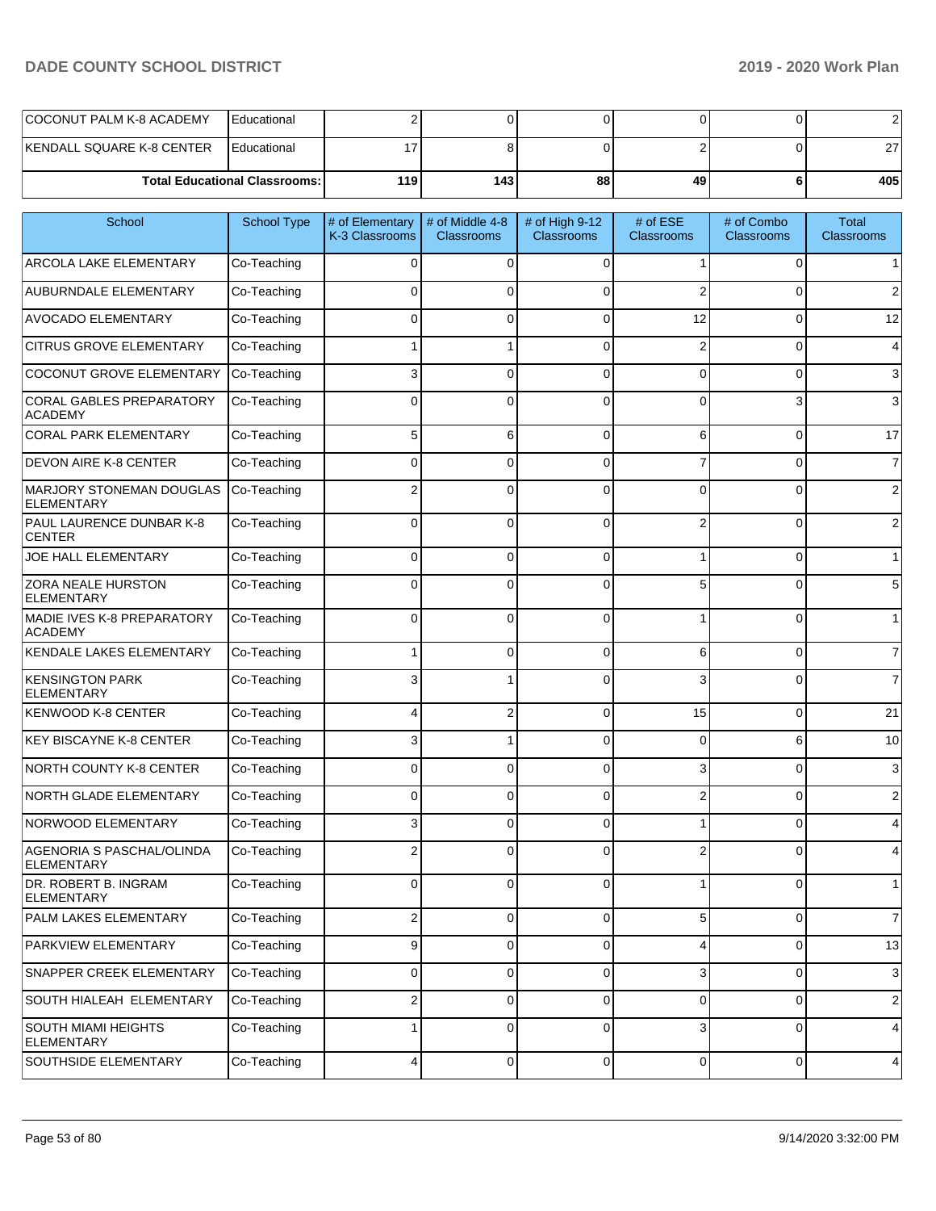| COCONUT PALM K-8 ACADEMY | Educational | 2 | 0 | 0 | 0 | 0 | 2 |
|---|---|---|---|---|---|---|---|
| KENDALL SQUARE K-8 CENTER | Educational | 17 | 8 | 0 | 2 | 0 | 27 |
| **Total Educational Classrooms:** | | **119** | **143** | **88** | **49** | **6** | **405** |

| School | School Type | # of Elementary K-3 Classrooms | # of Middle 4-8 Classrooms | # of High 9-12 Classrooms | # of ESE Classrooms | # of Combo Classrooms | Total Classrooms |
|---|---|---|---|---|---|---|---|
| ARCOLA LAKE ELEMENTARY | Co-Teaching | 0 | 0 | 0 | 1 | 0 | 1 |
| AUBURNDALE ELEMENTARY | Co-Teaching | 0 | 0 | 0 | 2 | 0 | 2 |
| AVOCADO ELEMENTARY | Co-Teaching | 0 | 0 | 0 | 12 | 0 | 12 |
| CITRUS GROVE ELEMENTARY | Co-Teaching | 1 | 1 | 0 | 2 | 0 | 4 |
| COCONUT GROVE ELEMENTARY | Co-Teaching | 3 | 0 | 0 | 0 | 0 | 3 |
| CORAL GABLES PREPARATORY ACADEMY | Co-Teaching | 0 | 0 | 0 | 0 | 3 | 3 |
| CORAL PARK ELEMENTARY | Co-Teaching | 5 | 6 | 0 | 6 | 0 | 17 |
| DEVON AIRE K-8 CENTER | Co-Teaching | 0 | 0 | 0 | 7 | 0 | 7 |
| MARJORY STONEMAN DOUGLAS ELEMENTARY | Co-Teaching | 2 | 0 | 0 | 0 | 0 | 2 |
| PAUL LAURENCE DUNBAR K-8 CENTER | Co-Teaching | 0 | 0 | 0 | 2 | 0 | 2 |
| JOE HALL ELEMENTARY | Co-Teaching | 0 | 0 | 0 | 1 | 0 | 1 |
| ZORA NEALE HURSTON ELEMENTARY | Co-Teaching | 0 | 0 | 0 | 5 | 0 | 5 |
| MADIE IVES K-8 PREPARATORY ACADEMY | Co-Teaching | 0 | 0 | 0 | 1 | 0 | 1 |
| KENDALE LAKES ELEMENTARY | Co-Teaching | 1 | 0 | 0 | 6 | 0 | 7 |
| KENSINGTON PARK ELEMENTARY | Co-Teaching | 3 | 1 | 0 | 3 | 0 | 7 |
| KENWOOD K-8 CENTER | Co-Teaching | 4 | 2 | 0 | 15 | 0 | 21 |
| KEY BISCAYNE K-8 CENTER | Co-Teaching | 3 | 1 | 0 | 0 | 6 | 10 |
| NORTH COUNTY K-8 CENTER | Co-Teaching | 0 | 0 | 0 | 3 | 0 | 3 |
| NORTH GLADE ELEMENTARY | Co-Teaching | 0 | 0 | 0 | 2 | 0 | 2 |
| NORWOOD ELEMENTARY | Co-Teaching | 3 | 0 | 0 | 1 | 0 | 4 |
| AGENORIA S PASCHAL/OLINDA ELEMENTARY | Co-Teaching | 2 | 0 | 0 | 2 | 0 | 4 |
| DR. ROBERT B. INGRAM ELEMENTARY | Co-Teaching | 0 | 0 | 0 | 1 | 0 | 1 |
| PALM LAKES ELEMENTARY | Co-Teaching | 2 | 0 | 0 | 5 | 0 | 7 |
| PARKVIEW ELEMENTARY | Co-Teaching | 9 | 0 | 0 | 4 | 0 | 13 |
| SNAPPER CREEK ELEMENTARY | Co-Teaching | 0 | 0 | 0 | 3 | 0 | 3 |
| SOUTH HIALEAH ELEMENTARY | Co-Teaching | 2 | 0 | 0 | 0 | 0 | 2 |
| SOUTH MIAMI HEIGHTS ELEMENTARY | Co-Teaching | 1 | 0 | 0 | 3 | 0 | 4 |
| SOUTHSIDE ELEMENTARY | Co-Teaching | 4 | 0 | 0 | 0 | 0 | 4 |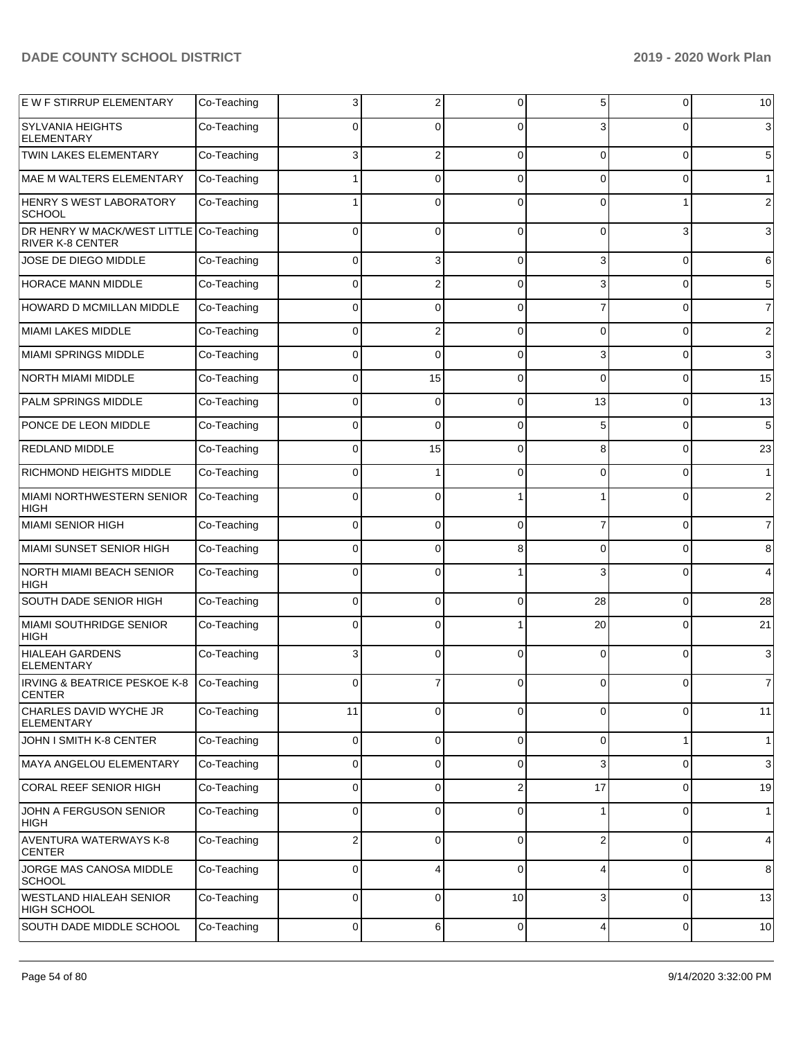| | | | | | | | |
|---|---|---|---|---|---|---|---|
| E W F STIRRUP ELEMENTARY | Co-Teaching | 3 | 2 | 0 | 5 | 0 | 10 |
| SYLVANIA HEIGHTS ELEMENTARY | Co-Teaching | 0 | 0 | 0 | 3 | 0 | 3 |
| TWIN LAKES ELEMENTARY | Co-Teaching | 3 | 2 | 0 | 0 | 0 | 5 |
| MAE M WALTERS ELEMENTARY | Co-Teaching | 1 | 0 | 0 | 0 | 0 | 1 |
| HENRY S WEST LABORATORY SCHOOL | Co-Teaching | 1 | 0 | 0 | 0 | 1 | 2 |
| DR HENRY W MACK/WEST LITTLE RIVER K-8 CENTER | Co-Teaching | 0 | 0 | 0 | 0 | 3 | 3 |
| JOSE DE DIEGO MIDDLE | Co-Teaching | 0 | 3 | 0 | 3 | 0 | 6 |
| HORACE MANN MIDDLE | Co-Teaching | 0 | 2 | 0 | 3 | 0 | 5 |
| HOWARD D MCMILLAN MIDDLE | Co-Teaching | 0 | 0 | 0 | 7 | 0 | 7 |
| MIAMI LAKES MIDDLE | Co-Teaching | 0 | 2 | 0 | 0 | 0 | 2 |
| MIAMI SPRINGS MIDDLE | Co-Teaching | 0 | 0 | 0 | 3 | 0 | 3 |
| NORTH MIAMI MIDDLE | Co-Teaching | 0 | 15 | 0 | 0 | 0 | 15 |
| PALM SPRINGS MIDDLE | Co-Teaching | 0 | 0 | 0 | 13 | 0 | 13 |
| PONCE DE LEON MIDDLE | Co-Teaching | 0 | 0 | 0 | 5 | 0 | 5 |
| REDLAND MIDDLE | Co-Teaching | 0 | 15 | 0 | 8 | 0 | 23 |
| RICHMOND HEIGHTS MIDDLE | Co-Teaching | 0 | 1 | 0 | 0 | 0 | 1 |
| MIAMI NORTHWESTERN SENIOR HIGH | Co-Teaching | 0 | 0 | 1 | 1 | 0 | 2 |
| MIAMI SENIOR HIGH | Co-Teaching | 0 | 0 | 0 | 7 | 0 | 7 |
| MIAMI SUNSET SENIOR HIGH | Co-Teaching | 0 | 0 | 8 | 0 | 0 | 8 |
| NORTH MIAMI BEACH SENIOR HIGH | Co-Teaching | 0 | 0 | 1 | 3 | 0 | 4 |
| SOUTH DADE SENIOR HIGH | Co-Teaching | 0 | 0 | 0 | 28 | 0 | 28 |
| MIAMI SOUTHRIDGE SENIOR HIGH | Co-Teaching | 0 | 0 | 1 | 20 | 0 | 21 |
| HIALEAH GARDENS ELEMENTARY | Co-Teaching | 3 | 0 | 0 | 0 | 0 | 3 |
| IRVING & BEATRICE PESKOE K-8 CENTER | Co-Teaching | 0 | 7 | 0 | 0 | 0 | 7 |
| CHARLES DAVID WYCHE JR ELEMENTARY | Co-Teaching | 11 | 0 | 0 | 0 | 0 | 11 |
| JOHN I SMITH K-8 CENTER | Co-Teaching | 0 | 0 | 0 | 0 | 1 | 1 |
| MAYA ANGELOU ELEMENTARY | Co-Teaching | 0 | 0 | 0 | 3 | 0 | 3 |
| CORAL REEF SENIOR HIGH | Co-Teaching | 0 | 0 | 2 | 17 | 0 | 19 |
| JOHN A FERGUSON SENIOR HIGH | Co-Teaching | 0 | 0 | 0 | 1 | 0 | 1 |
| AVENTURA WATERWAYS K-8 CENTER | Co-Teaching | 2 | 0 | 0 | 2 | 0 | 4 |
| JORGE MAS CANOSA MIDDLE SCHOOL | Co-Teaching | 0 | 4 | 0 | 4 | 0 | 8 |
| WESTLAND HIALEAH SENIOR HIGH SCHOOL | Co-Teaching | 0 | 0 | 10 | 3 | 0 | 13 |
| SOUTH DADE MIDDLE SCHOOL | Co-Teaching | 0 | 6 | 0 | 4 | 0 | 10 |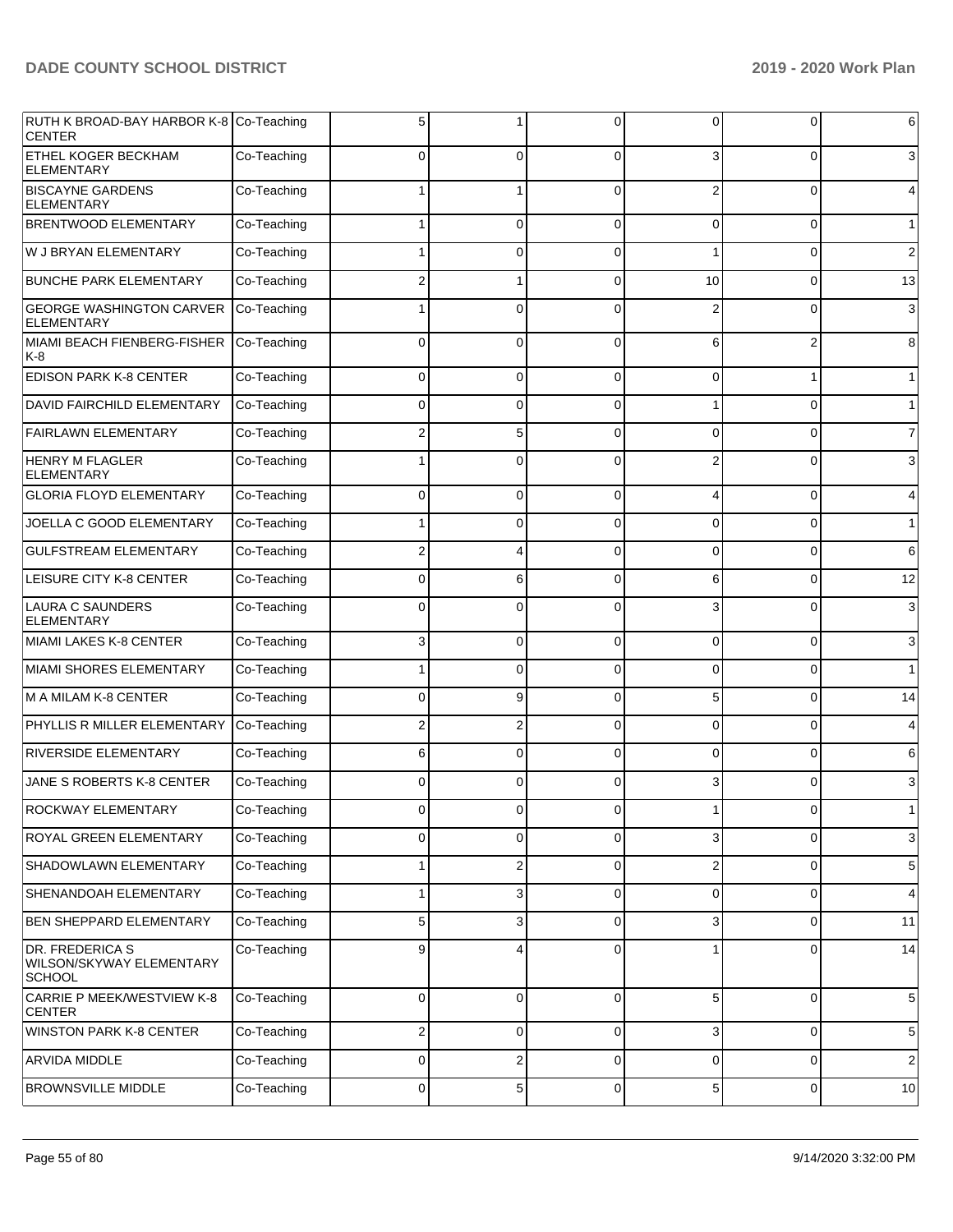| | | | | | | | |
|---|---|---|---|---|---|---|---|
| RUTH K BROAD-BAY HARBOR K-8 CENTER | Co-Teaching | 5 | 1 | 0 | 0 | 0 | 6 |
| ETHEL KOGER BECKHAM ELEMENTARY | Co-Teaching | 0 | 0 | 0 | 3 | 0 | 3 |
| BISCAYNE GARDENS ELEMENTARY | Co-Teaching | 1 | 1 | 0 | 2 | 0 | 4 |
| BRENTWOOD ELEMENTARY | Co-Teaching | 1 | 0 | 0 | 0 | 0 | 1 |
| W J BRYAN ELEMENTARY | Co-Teaching | 1 | 0 | 0 | 1 | 0 | 2 |
| BUNCHE PARK ELEMENTARY | Co-Teaching | 2 | 1 | 0 | 10 | 0 | 13 |
| GEORGE WASHINGTON CARVER ELEMENTARY | Co-Teaching | 1 | 0 | 0 | 2 | 0 | 3 |
| MIAMI BEACH FIENBERG-FISHER K-8 | Co-Teaching | 0 | 0 | 0 | 6 | 2 | 8 |
| EDISON PARK K-8 CENTER | Co-Teaching | 0 | 0 | 0 | 0 | 1 | 1 |
| DAVID FAIRCHILD ELEMENTARY | Co-Teaching | 0 | 0 | 0 | 1 | 0 | 1 |
| FAIRLAWN ELEMENTARY | Co-Teaching | 2 | 5 | 0 | 0 | 0 | 7 |
| HENRY M FLAGLER ELEMENTARY | Co-Teaching | 1 | 0 | 0 | 2 | 0 | 3 |
| GLORIA FLOYD ELEMENTARY | Co-Teaching | 0 | 0 | 0 | 4 | 0 | 4 |
| JOELLA C GOOD ELEMENTARY | Co-Teaching | 1 | 0 | 0 | 0 | 0 | 1 |
| GULFSTREAM ELEMENTARY | Co-Teaching | 2 | 4 | 0 | 0 | 0 | 6 |
| LEISURE CITY K-8 CENTER | Co-Teaching | 0 | 6 | 0 | 6 | 0 | 12 |
| LAURA C SAUNDERS ELEMENTARY | Co-Teaching | 0 | 0 | 0 | 3 | 0 | 3 |
| MIAMI LAKES K-8 CENTER | Co-Teaching | 3 | 0 | 0 | 0 | 0 | 3 |
| MIAMI SHORES ELEMENTARY | Co-Teaching | 1 | 0 | 0 | 0 | 0 | 1 |
| M A MILAM K-8 CENTER | Co-Teaching | 0 | 9 | 0 | 5 | 0 | 14 |
| PHYLLIS R MILLER ELEMENTARY | Co-Teaching | 2 | 2 | 0 | 0 | 0 | 4 |
| RIVERSIDE ELEMENTARY | Co-Teaching | 6 | 0 | 0 | 0 | 0 | 6 |
| JANE S ROBERTS K-8 CENTER | Co-Teaching | 0 | 0 | 0 | 3 | 0 | 3 |
| ROCKWAY ELEMENTARY | Co-Teaching | 0 | 0 | 0 | 1 | 0 | 1 |
| ROYAL GREEN ELEMENTARY | Co-Teaching | 0 | 0 | 0 | 3 | 0 | 3 |
| SHADOWLAWN ELEMENTARY | Co-Teaching | 1 | 2 | 0 | 2 | 0 | 5 |
| SHENANDOAH ELEMENTARY | Co-Teaching | 1 | 3 | 0 | 0 | 0 | 4 |
| BEN SHEPPARD ELEMENTARY | Co-Teaching | 5 | 3 | 0 | 3 | 0 | 11 |
| DR. FREDERICA S WILSON/SKYWAY ELEMENTARY SCHOOL | Co-Teaching | 9 | 4 | 0 | 1 | 0 | 14 |
| CARRIE P MEEK/WESTVIEW K-8 CENTER | Co-Teaching | 0 | 0 | 0 | 5 | 0 | 5 |
| WINSTON PARK K-8 CENTER | Co-Teaching | 2 | 0 | 0 | 3 | 0 | 5 |
| ARVIDA MIDDLE | Co-Teaching | 0 | 2 | 0 | 0 | 0 | 2 |
| BROWNSVILLE MIDDLE | Co-Teaching | 0 | 5 | 0 | 5 | 0 | 10 |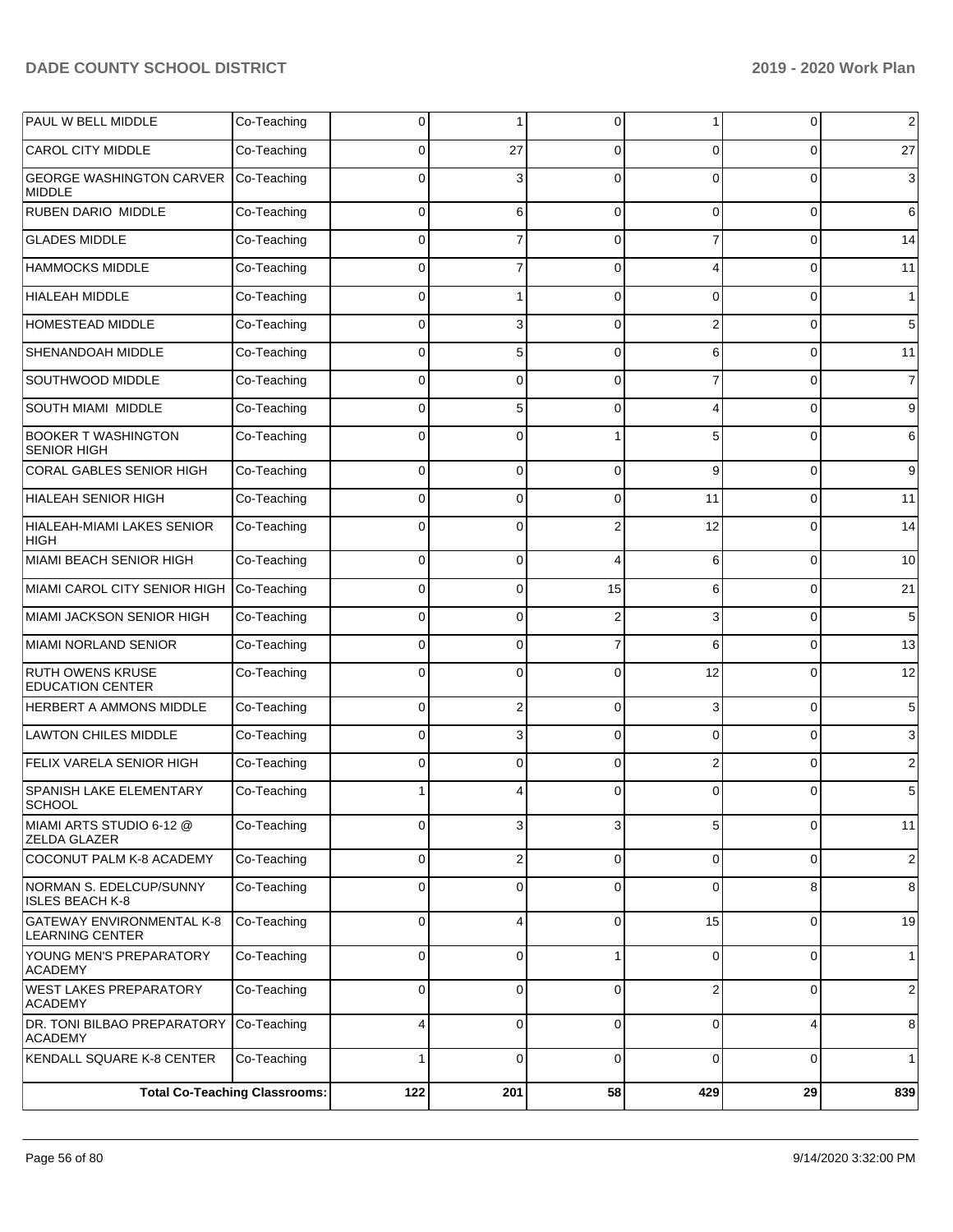| PAUL W BELL MIDDLE | Co-Teaching | 0 | 1 | 0 | 1 | 0 | 2 |
|---|---|---|---|---|---|---|---|
| CAROL CITY MIDDLE | Co-Teaching | 0 | 27 | 0 | 0 | 0 | 27 |
| GEORGE WASHINGTON CARVER MIDDLE | Co-Teaching | 0 | 3 | 0 | 0 | 0 | 3 |
| RUBEN DARIO MIDDLE | Co-Teaching | 0 | 6 | 0 | 0 | 0 | 6 |
| GLADES MIDDLE | Co-Teaching | 0 | 7 | 0 | 7 | 0 | 14 |
| HAMMOCKS MIDDLE | Co-Teaching | 0 | 7 | 0 | 4 | 0 | 11 |
| HIALEAH MIDDLE | Co-Teaching | 0 | 1 | 0 | 0 | 0 | 1 |
| HOMESTEAD MIDDLE | Co-Teaching | 0 | 3 | 0 | 2 | 0 | 5 |
| SHENANDOAH MIDDLE | Co-Teaching | 0 | 5 | 0 | 6 | 0 | 11 |
| SOUTHWOOD MIDDLE | Co-Teaching | 0 | 0 | 0 | 7 | 0 | 7 |
| SOUTH MIAMI MIDDLE | Co-Teaching | 0 | 5 | 0 | 4 | 0 | 9 |
| BOOKER T WASHINGTON SENIOR HIGH | Co-Teaching | 0 | 0 | 1 | 5 | 0 | 6 |
| CORAL GABLES SENIOR HIGH | Co-Teaching | 0 | 0 | 0 | 9 | 0 | 9 |
| HIALEAH SENIOR HIGH | Co-Teaching | 0 | 0 | 0 | 11 | 0 | 11 |
| HIALEAH-MIAMI LAKES SENIOR HIGH | Co-Teaching | 0 | 0 | 2 | 12 | 0 | 14 |
| MIAMI BEACH SENIOR HIGH | Co-Teaching | 0 | 0 | 4 | 6 | 0 | 10 |
| MIAMI CAROL CITY SENIOR HIGH | Co-Teaching | 0 | 0 | 15 | 6 | 0 | 21 |
| MIAMI JACKSON SENIOR HIGH | Co-Teaching | 0 | 0 | 2 | 3 | 0 | 5 |
| MIAMI NORLAND SENIOR | Co-Teaching | 0 | 0 | 7 | 6 | 0 | 13 |
| RUTH OWENS KRUSE EDUCATION CENTER | Co-Teaching | 0 | 0 | 0 | 12 | 0 | 12 |
| HERBERT A AMMONS MIDDLE | Co-Teaching | 0 | 2 | 0 | 3 | 0 | 5 |
| LAWTON CHILES MIDDLE | Co-Teaching | 0 | 3 | 0 | 0 | 0 | 3 |
| FELIX VARELA SENIOR HIGH | Co-Teaching | 0 | 0 | 0 | 2 | 0 | 2 |
| SPANISH LAKE ELEMENTARY SCHOOL | Co-Teaching | 1 | 4 | 0 | 0 | 0 | 5 |
| MIAMI ARTS STUDIO 6-12 @ ZELDA GLAZER | Co-Teaching | 0 | 3 | 3 | 5 | 0 | 11 |
| COCONUT PALM K-8 ACADEMY | Co-Teaching | 0 | 2 | 0 | 0 | 0 | 2 |
| NORMAN S. EDELCUP/SUNNY ISLES BEACH K-8 | Co-Teaching | 0 | 0 | 0 | 0 | 8 | 8 |
| GATEWAY ENVIRONMENTAL K-8 LEARNING CENTER | Co-Teaching | 0 | 4 | 0 | 15 | 0 | 19 |
| YOUNG MEN'S PREPARATORY ACADEMY | Co-Teaching | 0 | 0 | 1 | 0 | 0 | 1 |
| WEST LAKES PREPARATORY ACADEMY | Co-Teaching | 0 | 0 | 0 | 2 | 0 | 2 |
| DR. TONI BILBAO PREPARATORY ACADEMY | Co-Teaching | 4 | 0 | 0 | 0 | 4 | 8 |
| KENDALL SQUARE K-8 CENTER | Co-Teaching | 1 | 0 | 0 | 0 | 0 | 1 |
| **Total Co-Teaching Classrooms:** | | **122** | **201** | **58** | **429** | **29** | **839** |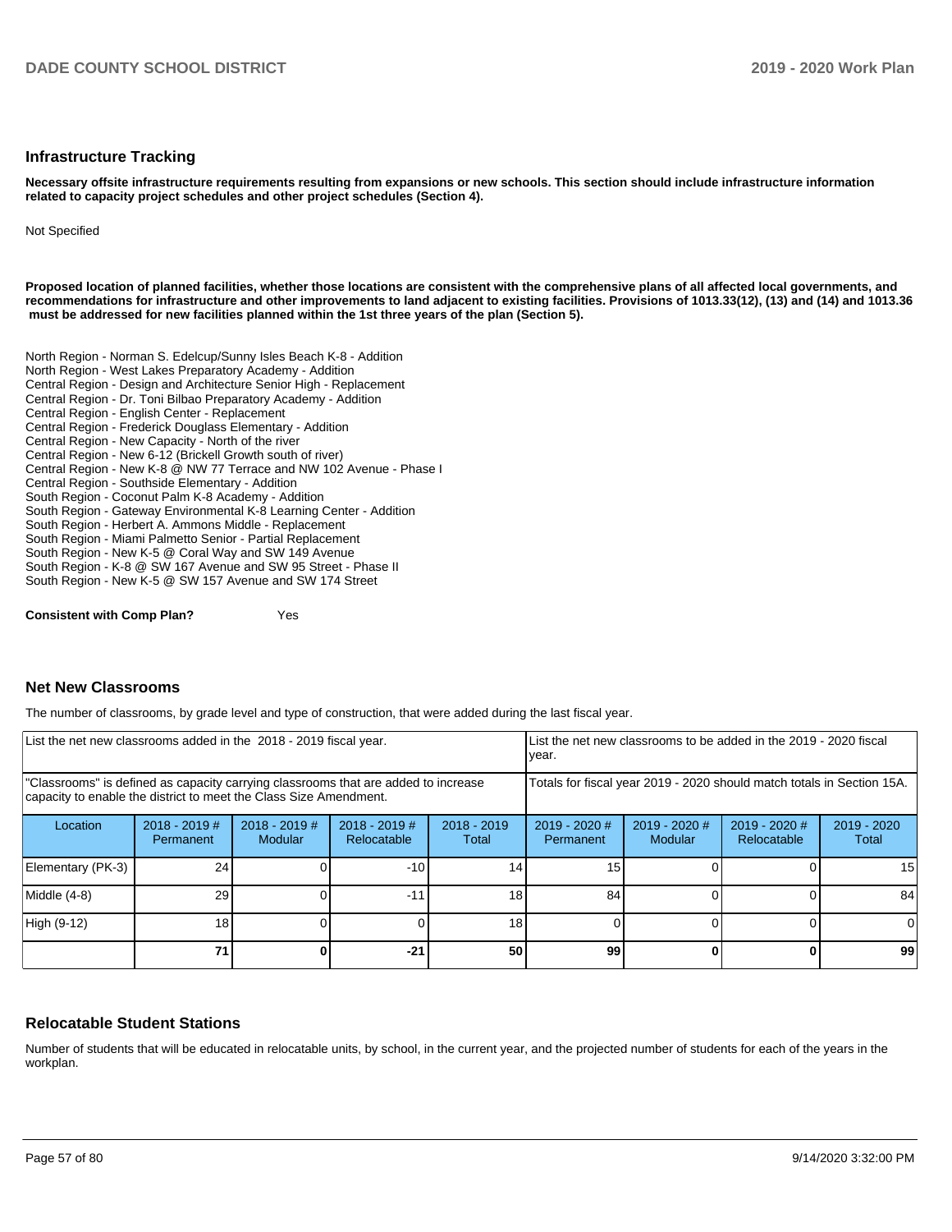## Infrastructure Tracking

**Necessary offsite infrastructure requirements resulting from expansions or new schools. This section should include infrastructure information related to capacity project schedules and other project schedules (Section 4).**

Not Specified

**Proposed location of planned facilities, whether those locations are consistent with the comprehensive plans of all affected local governments, and recommendations for infrastructure and other improvements to land adjacent to existing facilities. Provisions of 1013.33(12), (13) and (14) and 1013.36 must be addressed for new facilities planned within the 1st three years of the plan (Section 5).**

North Region - Norman S. Edelcup/Sunny Isles Beach K-8 - Addition
North Region - West Lakes Preparatory Academy - Addition
Central Region - Design and Architecture Senior High - Replacement
Central Region - Dr. Toni Bilbao Preparatory Academy - Addition
Central Region - English Center - Replacement
Central Region - Frederick Douglass Elementary - Addition
Central Region - New Capacity - North of the river
Central Region - New 6-12 (Brickell Growth south of river)
Central Region - New K-8 @ NW 77 Terrace and NW 102 Avenue - Phase I
Central Region - Southside Elementary - Addition
South Region - Coconut Palm K-8 Academy - Addition
South Region - Gateway Environmental K-8 Learning Center - Addition
South Region - Herbert A. Ammons Middle - Replacement
South Region - Miami Palmetto Senior - Partial Replacement
South Region - New K-5 @ Coral Way and SW 149 Avenue
South Region - K-8 @ SW 167 Avenue and SW 95 Street - Phase II
South Region - New K-5 @ SW 157 Avenue and SW 174 Street

**Consistent with Comp Plan?** Yes

## Net New Classrooms

The number of classrooms, by grade level and type of construction, that were added during the last fiscal year.

| List the net new classrooms added in the 2018 - 2019 fiscal year. | | | | | List the net new classrooms to be added in the 2019 - 2020 fiscal year. | | | |
|---|---|---|---|---|---|---|---|---|
| "Classrooms" is defined as capacity carrying classrooms that are added to increase capacity to enable the district to meet the Class Size Amendment. | | | | | Totals for fiscal year 2019 - 2020 should match totals in Section 15A. | | | |
| Location | 2018 - 2019 # Permanent | 2018 - 2019 # Modular | 2018 - 2019 # Relocatable | 2018 - 2019 Total | 2019 - 2020 # Permanent | 2019 - 2020 # Modular | 2019 - 2020 # Relocatable | 2019 - 2020 Total |
| Elementary (PK-3) | 24 | 0 | -10 | 14 | 15 | 0 | 0 | 15 |
| Middle (4-8) | 29 | 0 | -11 | 18 | 84 | 0 | 0 | 84 |
| High (9-12) | 18 | 0 | 0 | 18 | 0 | 0 | 0 | 0 |
| | **71** | **0** | **-21** | **50** | **99** | **0** | **0** | **99** |

## Relocatable Student Stations

Number of students that will be educated in relocatable units, by school, in the current year, and the projected number of students for each of the years in the workplan.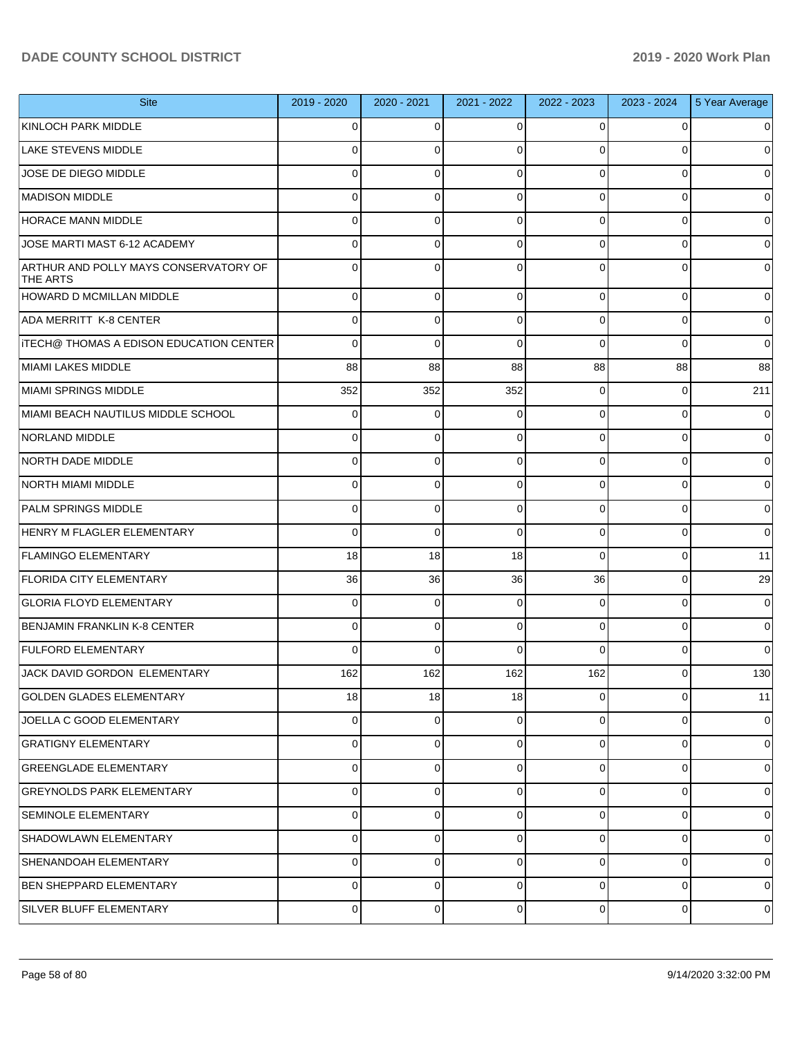| Site | 2019 - 2020 | 2020 - 2021 | 2021 - 2022 | 2022 - 2023 | 2023 - 2024 | 5 Year Average |
|---|---|---|---|---|---|---|
| KINLOCH PARK MIDDLE | 0 | 0 | 0 | 0 | 0 | 0 |
| LAKE STEVENS MIDDLE | 0 | 0 | 0 | 0 | 0 | 0 |
| JOSE DE DIEGO MIDDLE | 0 | 0 | 0 | 0 | 0 | 0 |
| MADISON MIDDLE | 0 | 0 | 0 | 0 | 0 | 0 |
| HORACE MANN MIDDLE | 0 | 0 | 0 | 0 | 0 | 0 |
| JOSE MARTI MAST 6-12 ACADEMY | 0 | 0 | 0 | 0 | 0 | 0 |
| ARTHUR AND POLLY MAYS CONSERVATORY OF THE ARTS | 0 | 0 | 0 | 0 | 0 | 0 |
| HOWARD D MCMILLAN MIDDLE | 0 | 0 | 0 | 0 | 0 | 0 |
| ADA MERRITT K-8 CENTER | 0 | 0 | 0 | 0 | 0 | 0 |
| iTECH@ THOMAS A EDISON EDUCATION CENTER | 0 | 0 | 0 | 0 | 0 | 0 |
| MIAMI LAKES MIDDLE | 88 | 88 | 88 | 88 | 88 | 88 |
| MIAMI SPRINGS MIDDLE | 352 | 352 | 352 | 0 | 0 | 211 |
| MIAMI BEACH NAUTILUS MIDDLE SCHOOL | 0 | 0 | 0 | 0 | 0 | 0 |
| NORLAND MIDDLE | 0 | 0 | 0 | 0 | 0 | 0 |
| NORTH DADE MIDDLE | 0 | 0 | 0 | 0 | 0 | 0 |
| NORTH MIAMI MIDDLE | 0 | 0 | 0 | 0 | 0 | 0 |
| PALM SPRINGS MIDDLE | 0 | 0 | 0 | 0 | 0 | 0 |
| HENRY M FLAGLER ELEMENTARY | 0 | 0 | 0 | 0 | 0 | 0 |
| FLAMINGO ELEMENTARY | 18 | 18 | 18 | 0 | 0 | 11 |
| FLORIDA CITY ELEMENTARY | 36 | 36 | 36 | 36 | 0 | 29 |
| GLORIA FLOYD ELEMENTARY | 0 | 0 | 0 | 0 | 0 | 0 |
| BENJAMIN FRANKLIN K-8 CENTER | 0 | 0 | 0 | 0 | 0 | 0 |
| FULFORD ELEMENTARY | 0 | 0 | 0 | 0 | 0 | 0 |
| JACK DAVID GORDON ELEMENTARY | 162 | 162 | 162 | 162 | 0 | 130 |
| GOLDEN GLADES ELEMENTARY | 18 | 18 | 18 | 0 | 0 | 11 |
| JOELLA C GOOD ELEMENTARY | 0 | 0 | 0 | 0 | 0 | 0 |
| GRATIGNY ELEMENTARY | 0 | 0 | 0 | 0 | 0 | 0 |
| GREENGLADE ELEMENTARY | 0 | 0 | 0 | 0 | 0 | 0 |
| GREYNOLDS PARK ELEMENTARY | 0 | 0 | 0 | 0 | 0 | 0 |
| SEMINOLE ELEMENTARY | 0 | 0 | 0 | 0 | 0 | 0 |
| SHADOWLAWN ELEMENTARY | 0 | 0 | 0 | 0 | 0 | 0 |
| SHENANDOAH ELEMENTARY | 0 | 0 | 0 | 0 | 0 | 0 |
| BEN SHEPPARD ELEMENTARY | 0 | 0 | 0 | 0 | 0 | 0 |
| SILVER BLUFF ELEMENTARY | 0 | 0 | 0 | 0 | 0 | 0 |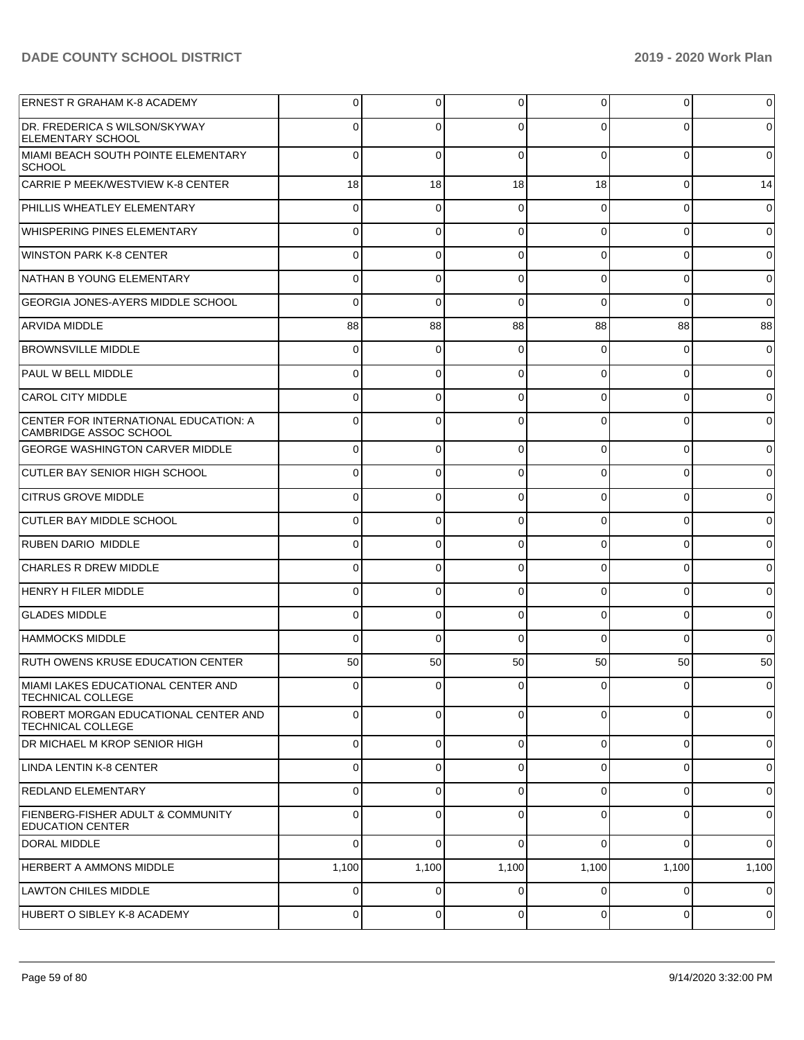| | | | | | | |
|---|---|---|---|---|---|---|
| ERNEST R GRAHAM K-8 ACADEMY | 0 | 0 | 0 | 0 | 0 | 0 |
| DR. FREDERICA S WILSON/SKYWAY ELEMENTARY SCHOOL | 0 | 0 | 0 | 0 | 0 | 0 |
| MIAMI BEACH SOUTH POINTE ELEMENTARY SCHOOL | 0 | 0 | 0 | 0 | 0 | 0 |
| CARRIE P MEEK/WESTVIEW K-8 CENTER | 18 | 18 | 18 | 18 | 0 | 14 |
| PHILLIS WHEATLEY ELEMENTARY | 0 | 0 | 0 | 0 | 0 | 0 |
| WHISPERING PINES ELEMENTARY | 0 | 0 | 0 | 0 | 0 | 0 |
| WINSTON PARK K-8 CENTER | 0 | 0 | 0 | 0 | 0 | 0 |
| NATHAN B YOUNG ELEMENTARY | 0 | 0 | 0 | 0 | 0 | 0 |
| GEORGIA JONES-AYERS MIDDLE SCHOOL | 0 | 0 | 0 | 0 | 0 | 0 |
| ARVIDA MIDDLE | 88 | 88 | 88 | 88 | 88 | 88 |
| BROWNSVILLE MIDDLE | 0 | 0 | 0 | 0 | 0 | 0 |
| PAUL W BELL MIDDLE | 0 | 0 | 0 | 0 | 0 | 0 |
| CAROL CITY MIDDLE | 0 | 0 | 0 | 0 | 0 | 0 |
| CENTER FOR INTERNATIONAL EDUCATION: A CAMBRIDGE ASSOC SCHOOL | 0 | 0 | 0 | 0 | 0 | 0 |
| GEORGE WASHINGTON CARVER MIDDLE | 0 | 0 | 0 | 0 | 0 | 0 |
| CUTLER BAY SENIOR HIGH SCHOOL | 0 | 0 | 0 | 0 | 0 | 0 |
| CITRUS GROVE MIDDLE | 0 | 0 | 0 | 0 | 0 | 0 |
| CUTLER BAY MIDDLE SCHOOL | 0 | 0 | 0 | 0 | 0 | 0 |
| RUBEN DARIO MIDDLE | 0 | 0 | 0 | 0 | 0 | 0 |
| CHARLES R DREW MIDDLE | 0 | 0 | 0 | 0 | 0 | 0 |
| HENRY H FILER MIDDLE | 0 | 0 | 0 | 0 | 0 | 0 |
| GLADES MIDDLE | 0 | 0 | 0 | 0 | 0 | 0 |
| HAMMOCKS MIDDLE | 0 | 0 | 0 | 0 | 0 | 0 |
| RUTH OWENS KRUSE EDUCATION CENTER | 50 | 50 | 50 | 50 | 50 | 50 |
| MIAMI LAKES EDUCATIONAL CENTER AND TECHNICAL COLLEGE | 0 | 0 | 0 | 0 | 0 | 0 |
| ROBERT MORGAN EDUCATIONAL CENTER AND TECHNICAL COLLEGE | 0 | 0 | 0 | 0 | 0 | 0 |
| DR MICHAEL M KROP SENIOR HIGH | 0 | 0 | 0 | 0 | 0 | 0 |
| LINDA LENTIN K-8 CENTER | 0 | 0 | 0 | 0 | 0 | 0 |
| REDLAND ELEMENTARY | 0 | 0 | 0 | 0 | 0 | 0 |
| FIENBERG-FISHER ADULT & COMMUNITY EDUCATION CENTER | 0 | 0 | 0 | 0 | 0 | 0 |
| DORAL MIDDLE | 0 | 0 | 0 | 0 | 0 | 0 |
| HERBERT A AMMONS MIDDLE | 1,100 | 1,100 | 1,100 | 1,100 | 1,100 | 1,100 |
| LAWTON CHILES MIDDLE | 0 | 0 | 0 | 0 | 0 | 0 |
| HUBERT O SIBLEY K-8 ACADEMY | 0 | 0 | 0 | 0 | 0 | 0 |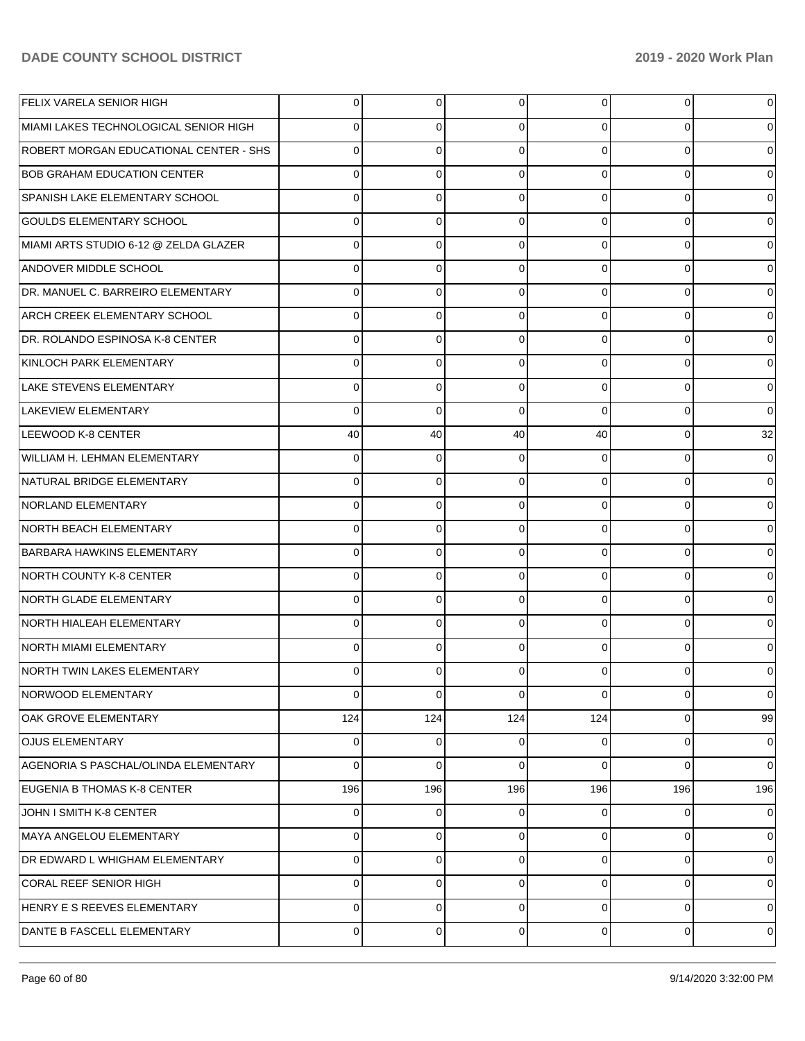| | | | | | | |
|---|---|---|---|---|---|---|
| FELIX VARELA SENIOR HIGH | 0 | 0 | 0 | 0 | 0 | 0 |
| MIAMI LAKES TECHNOLOGICAL SENIOR HIGH | 0 | 0 | 0 | 0 | 0 | 0 |
| ROBERT MORGAN EDUCATIONAL CENTER - SHS | 0 | 0 | 0 | 0 | 0 | 0 |
| BOB GRAHAM EDUCATION CENTER | 0 | 0 | 0 | 0 | 0 | 0 |
| SPANISH LAKE ELEMENTARY SCHOOL | 0 | 0 | 0 | 0 | 0 | 0 |
| GOULDS ELEMENTARY SCHOOL | 0 | 0 | 0 | 0 | 0 | 0 |
| MIAMI ARTS STUDIO 6-12 @ ZELDA GLAZER | 0 | 0 | 0 | 0 | 0 | 0 |
| ANDOVER MIDDLE SCHOOL | 0 | 0 | 0 | 0 | 0 | 0 |
| DR. MANUEL C. BARREIRO ELEMENTARY | 0 | 0 | 0 | 0 | 0 | 0 |
| ARCH CREEK ELEMENTARY SCHOOL | 0 | 0 | 0 | 0 | 0 | 0 |
| DR. ROLANDO ESPINOSA K-8 CENTER | 0 | 0 | 0 | 0 | 0 | 0 |
| KINLOCH PARK ELEMENTARY | 0 | 0 | 0 | 0 | 0 | 0 |
| LAKE STEVENS ELEMENTARY | 0 | 0 | 0 | 0 | 0 | 0 |
| LAKEVIEW ELEMENTARY | 0 | 0 | 0 | 0 | 0 | 0 |
| LEEWOOD K-8 CENTER | 40 | 40 | 40 | 40 | 0 | 32 |
| WILLIAM H. LEHMAN ELEMENTARY | 0 | 0 | 0 | 0 | 0 | 0 |
| NATURAL BRIDGE ELEMENTARY | 0 | 0 | 0 | 0 | 0 | 0 |
| NORLAND ELEMENTARY | 0 | 0 | 0 | 0 | 0 | 0 |
| NORTH BEACH ELEMENTARY | 0 | 0 | 0 | 0 | 0 | 0 |
| BARBARA HAWKINS ELEMENTARY | 0 | 0 | 0 | 0 | 0 | 0 |
| NORTH COUNTY K-8 CENTER | 0 | 0 | 0 | 0 | 0 | 0 |
| NORTH GLADE ELEMENTARY | 0 | 0 | 0 | 0 | 0 | 0 |
| NORTH HIALEAH ELEMENTARY | 0 | 0 | 0 | 0 | 0 | 0 |
| NORTH MIAMI ELEMENTARY | 0 | 0 | 0 | 0 | 0 | 0 |
| NORTH TWIN LAKES ELEMENTARY | 0 | 0 | 0 | 0 | 0 | 0 |
| NORWOOD ELEMENTARY | 0 | 0 | 0 | 0 | 0 | 0 |
| OAK GROVE ELEMENTARY | 124 | 124 | 124 | 124 | 0 | 99 |
| OJUS ELEMENTARY | 0 | 0 | 0 | 0 | 0 | 0 |
| AGENORIA S PASCHAL/OLINDA ELEMENTARY | 0 | 0 | 0 | 0 | 0 | 0 |
| EUGENIA B THOMAS K-8 CENTER | 196 | 196 | 196 | 196 | 196 | 196 |
| JOHN I SMITH K-8 CENTER | 0 | 0 | 0 | 0 | 0 | 0 |
| MAYA ANGELOU ELEMENTARY | 0 | 0 | 0 | 0 | 0 | 0 |
| DR EDWARD L WHIGHAM ELEMENTARY | 0 | 0 | 0 | 0 | 0 | 0 |
| CORAL REEF SENIOR HIGH | 0 | 0 | 0 | 0 | 0 | 0 |
| HENRY E S REEVES ELEMENTARY | 0 | 0 | 0 | 0 | 0 | 0 |
| DANTE B FASCELL ELEMENTARY | 0 | 0 | 0 | 0 | 0 | 0 |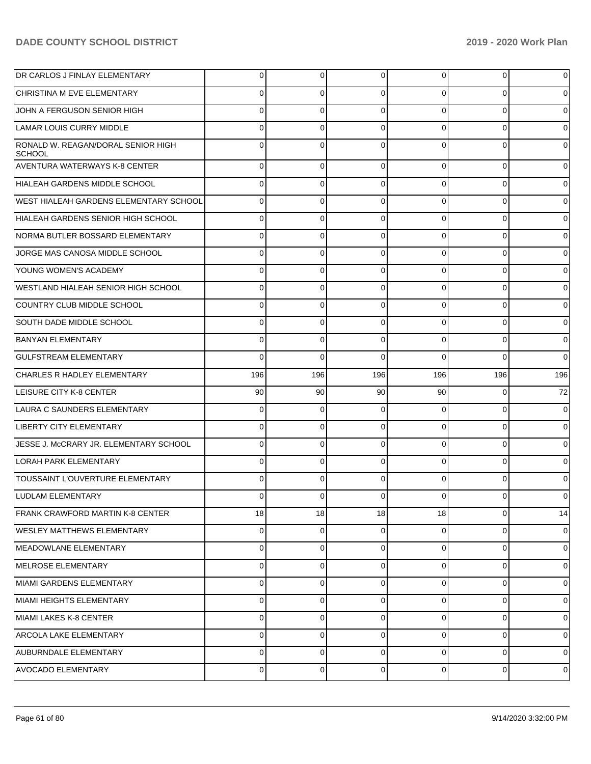| | | | | | | |
|---|---|---|---|---|---|---|
| DR CARLOS J FINLAY ELEMENTARY | 0 | 0 | 0 | 0 | 0 | 0 |
| CHRISTINA M EVE ELEMENTARY | 0 | 0 | 0 | 0 | 0 | 0 |
| JOHN A FERGUSON SENIOR HIGH | 0 | 0 | 0 | 0 | 0 | 0 |
| LAMAR LOUIS CURRY MIDDLE | 0 | 0 | 0 | 0 | 0 | 0 |
| RONALD W. REAGAN/DORAL SENIOR HIGH SCHOOL | 0 | 0 | 0 | 0 | 0 | 0 |
| AVENTURA WATERWAYS K-8 CENTER | 0 | 0 | 0 | 0 | 0 | 0 |
| HIALEAH GARDENS MIDDLE SCHOOL | 0 | 0 | 0 | 0 | 0 | 0 |
| WEST HIALEAH GARDENS ELEMENTARY SCHOOL | 0 | 0 | 0 | 0 | 0 | 0 |
| HIALEAH GARDENS SENIOR HIGH SCHOOL | 0 | 0 | 0 | 0 | 0 | 0 |
| NORMA BUTLER BOSSARD ELEMENTARY | 0 | 0 | 0 | 0 | 0 | 0 |
| JORGE MAS CANOSA MIDDLE SCHOOL | 0 | 0 | 0 | 0 | 0 | 0 |
| YOUNG WOMEN'S ACADEMY | 0 | 0 | 0 | 0 | 0 | 0 |
| WESTLAND HIALEAH SENIOR HIGH SCHOOL | 0 | 0 | 0 | 0 | 0 | 0 |
| COUNTRY CLUB MIDDLE SCHOOL | 0 | 0 | 0 | 0 | 0 | 0 |
| SOUTH DADE MIDDLE SCHOOL | 0 | 0 | 0 | 0 | 0 | 0 |
| BANYAN ELEMENTARY | 0 | 0 | 0 | 0 | 0 | 0 |
| GULFSTREAM ELEMENTARY | 0 | 0 | 0 | 0 | 0 | 0 |
| CHARLES R HADLEY ELEMENTARY | 196 | 196 | 196 | 196 | 196 | 196 |
| LEISURE CITY K-8 CENTER | 90 | 90 | 90 | 90 | 0 | 72 |
| LAURA C SAUNDERS ELEMENTARY | 0 | 0 | 0 | 0 | 0 | 0 |
| LIBERTY CITY ELEMENTARY | 0 | 0 | 0 | 0 | 0 | 0 |
| JESSE J. McCRARY JR. ELEMENTARY SCHOOL | 0 | 0 | 0 | 0 | 0 | 0 |
| LORAH PARK ELEMENTARY | 0 | 0 | 0 | 0 | 0 | 0 |
| TOUSSAINT L'OUVERTURE ELEMENTARY | 0 | 0 | 0 | 0 | 0 | 0 |
| LUDLAM ELEMENTARY | 0 | 0 | 0 | 0 | 0 | 0 |
| FRANK CRAWFORD MARTIN K-8 CENTER | 18 | 18 | 18 | 18 | 0 | 14 |
| WESLEY MATTHEWS ELEMENTARY | 0 | 0 | 0 | 0 | 0 | 0 |
| MEADOWLANE ELEMENTARY | 0 | 0 | 0 | 0 | 0 | 0 |
| MELROSE ELEMENTARY | 0 | 0 | 0 | 0 | 0 | 0 |
| MIAMI GARDENS ELEMENTARY | 0 | 0 | 0 | 0 | 0 | 0 |
| MIAMI HEIGHTS ELEMENTARY | 0 | 0 | 0 | 0 | 0 | 0 |
| MIAMI LAKES K-8 CENTER | 0 | 0 | 0 | 0 | 0 | 0 |
| ARCOLA LAKE ELEMENTARY | 0 | 0 | 0 | 0 | 0 | 0 |
| AUBURNDALE ELEMENTARY | 0 | 0 | 0 | 0 | 0 | 0 |
| AVOCADO ELEMENTARY | 0 | 0 | 0 | 0 | 0 | 0 |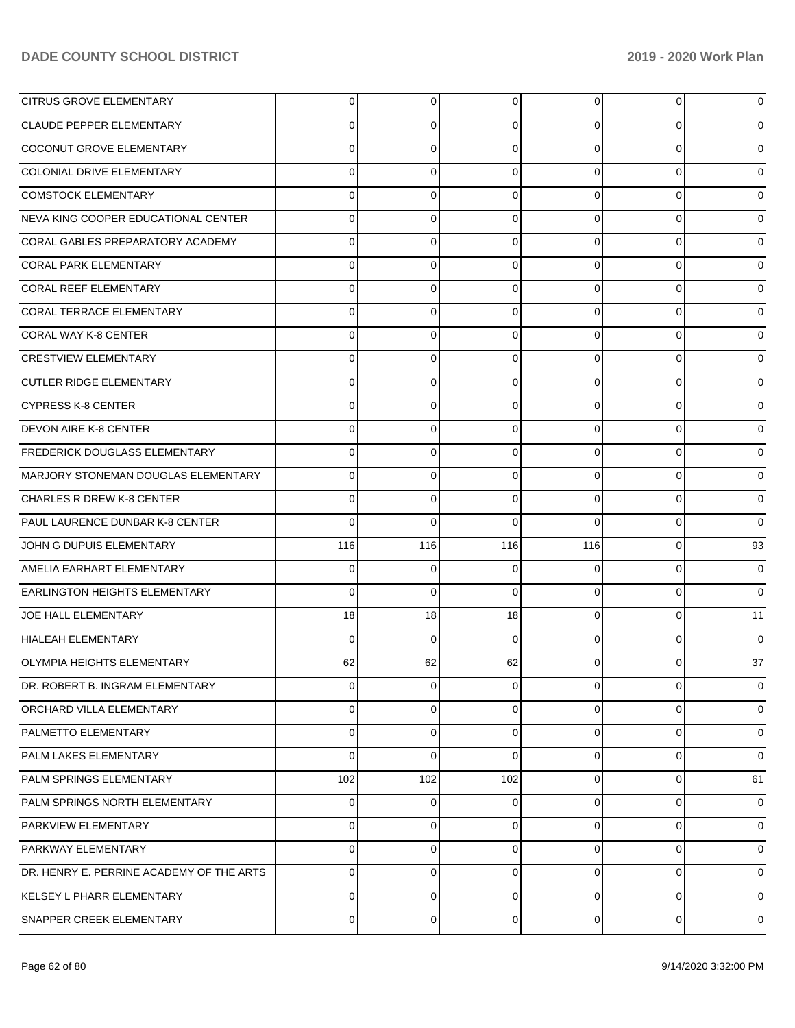| | | | | | | |
|---|---|---|---|---|---|---|
| CITRUS GROVE ELEMENTARY | 0 | 0 | 0 | 0 | 0 | 0 |
| CLAUDE PEPPER ELEMENTARY | 0 | 0 | 0 | 0 | 0 | 0 |
| COCONUT GROVE ELEMENTARY | 0 | 0 | 0 | 0 | 0 | 0 |
| COLONIAL DRIVE ELEMENTARY | 0 | 0 | 0 | 0 | 0 | 0 |
| COMSTOCK ELEMENTARY | 0 | 0 | 0 | 0 | 0 | 0 |
| NEVA KING COOPER EDUCATIONAL CENTER | 0 | 0 | 0 | 0 | 0 | 0 |
| CORAL GABLES PREPARATORY ACADEMY | 0 | 0 | 0 | 0 | 0 | 0 |
| CORAL PARK ELEMENTARY | 0 | 0 | 0 | 0 | 0 | 0 |
| CORAL REEF ELEMENTARY | 0 | 0 | 0 | 0 | 0 | 0 |
| CORAL TERRACE ELEMENTARY | 0 | 0 | 0 | 0 | 0 | 0 |
| CORAL WAY K-8 CENTER | 0 | 0 | 0 | 0 | 0 | 0 |
| CRESTVIEW ELEMENTARY | 0 | 0 | 0 | 0 | 0 | 0 |
| CUTLER RIDGE ELEMENTARY | 0 | 0 | 0 | 0 | 0 | 0 |
| CYPRESS K-8 CENTER | 0 | 0 | 0 | 0 | 0 | 0 |
| DEVON AIRE K-8 CENTER | 0 | 0 | 0 | 0 | 0 | 0 |
| FREDERICK DOUGLASS ELEMENTARY | 0 | 0 | 0 | 0 | 0 | 0 |
| MARJORY STONEMAN DOUGLAS ELEMENTARY | 0 | 0 | 0 | 0 | 0 | 0 |
| CHARLES R DREW K-8 CENTER | 0 | 0 | 0 | 0 | 0 | 0 |
| PAUL LAURENCE DUNBAR K-8 CENTER | 0 | 0 | 0 | 0 | 0 | 0 |
| JOHN G DUPUIS ELEMENTARY | 116 | 116 | 116 | 116 | 0 | 93 |
| AMELIA EARHART ELEMENTARY | 0 | 0 | 0 | 0 | 0 | 0 |
| EARLINGTON HEIGHTS ELEMENTARY | 0 | 0 | 0 | 0 | 0 | 0 |
| JOE HALL ELEMENTARY | 18 | 18 | 18 | 0 | 0 | 11 |
| HIALEAH ELEMENTARY | 0 | 0 | 0 | 0 | 0 | 0 |
| OLYMPIA HEIGHTS ELEMENTARY | 62 | 62 | 62 | 0 | 0 | 37 |
| DR. ROBERT B. INGRAM ELEMENTARY | 0 | 0 | 0 | 0 | 0 | 0 |
| ORCHARD VILLA ELEMENTARY | 0 | 0 | 0 | 0 | 0 | 0 |
| PALMETTO ELEMENTARY | 0 | 0 | 0 | 0 | 0 | 0 |
| PALM LAKES ELEMENTARY | 0 | 0 | 0 | 0 | 0 | 0 |
| PALM SPRINGS ELEMENTARY | 102 | 102 | 102 | 0 | 0 | 61 |
| PALM SPRINGS NORTH ELEMENTARY | 0 | 0 | 0 | 0 | 0 | 0 |
| PARKVIEW ELEMENTARY | 0 | 0 | 0 | 0 | 0 | 0 |
| PARKWAY ELEMENTARY | 0 | 0 | 0 | 0 | 0 | 0 |
| DR. HENRY E. PERRINE ACADEMY OF THE ARTS | 0 | 0 | 0 | 0 | 0 | 0 |
| KELSEY L PHARR ELEMENTARY | 0 | 0 | 0 | 0 | 0 | 0 |
| SNAPPER CREEK ELEMENTARY | 0 | 0 | 0 | 0 | 0 | 0 |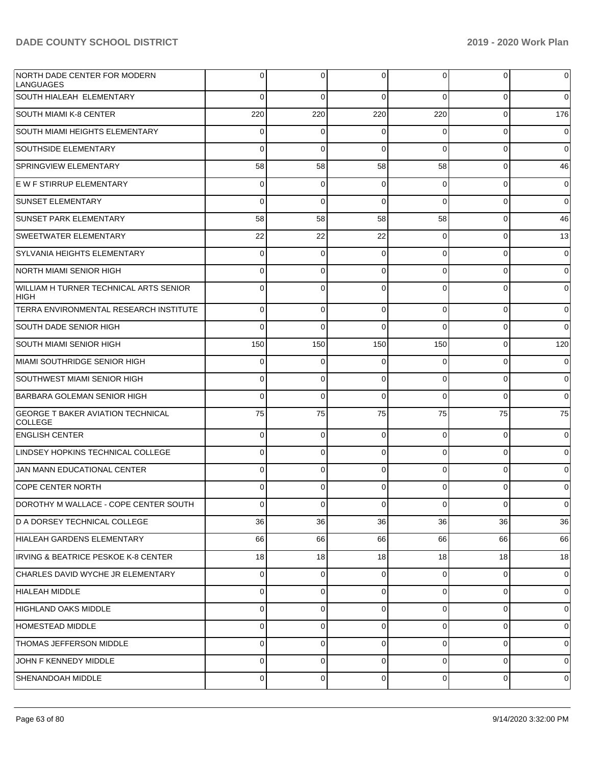| | | | | | | |
|---|---|---|---|---|---|---|
| NORTH DADE CENTER FOR MODERN LANGUAGES | 0 | 0 | 0 | 0 | 0 | 0 |
| SOUTH HIALEAH ELEMENTARY | 0 | 0 | 0 | 0 | 0 | 0 |
| SOUTH MIAMI K-8 CENTER | 220 | 220 | 220 | 220 | 0 | 176 |
| SOUTH MIAMI HEIGHTS ELEMENTARY | 0 | 0 | 0 | 0 | 0 | 0 |
| SOUTHSIDE ELEMENTARY | 0 | 0 | 0 | 0 | 0 | 0 |
| SPRINGVIEW ELEMENTARY | 58 | 58 | 58 | 58 | 0 | 46 |
| E W F STIRRUP ELEMENTARY | 0 | 0 | 0 | 0 | 0 | 0 |
| SUNSET ELEMENTARY | 0 | 0 | 0 | 0 | 0 | 0 |
| SUNSET PARK ELEMENTARY | 58 | 58 | 58 | 58 | 0 | 46 |
| SWEETWATER ELEMENTARY | 22 | 22 | 22 | 0 | 0 | 13 |
| SYLVANIA HEIGHTS ELEMENTARY | 0 | 0 | 0 | 0 | 0 | 0 |
| NORTH MIAMI SENIOR HIGH | 0 | 0 | 0 | 0 | 0 | 0 |
| WILLIAM H TURNER TECHNICAL ARTS SENIOR HIGH | 0 | 0 | 0 | 0 | 0 | 0 |
| TERRA ENVIRONMENTAL RESEARCH INSTITUTE | 0 | 0 | 0 | 0 | 0 | 0 |
| SOUTH DADE SENIOR HIGH | 0 | 0 | 0 | 0 | 0 | 0 |
| SOUTH MIAMI SENIOR HIGH | 150 | 150 | 150 | 150 | 0 | 120 |
| MIAMI SOUTHRIDGE SENIOR HIGH | 0 | 0 | 0 | 0 | 0 | 0 |
| SOUTHWEST MIAMI SENIOR HIGH | 0 | 0 | 0 | 0 | 0 | 0 |
| BARBARA GOLEMAN SENIOR HIGH | 0 | 0 | 0 | 0 | 0 | 0 |
| GEORGE T BAKER AVIATION TECHNICAL COLLEGE | 75 | 75 | 75 | 75 | 75 | 75 |
| ENGLISH CENTER | 0 | 0 | 0 | 0 | 0 | 0 |
| LINDSEY HOPKINS TECHNICAL COLLEGE | 0 | 0 | 0 | 0 | 0 | 0 |
| JAN MANN EDUCATIONAL CENTER | 0 | 0 | 0 | 0 | 0 | 0 |
| COPE CENTER NORTH | 0 | 0 | 0 | 0 | 0 | 0 |
| DOROTHY M WALLACE - COPE CENTER SOUTH | 0 | 0 | 0 | 0 | 0 | 0 |
| D A DORSEY TECHNICAL COLLEGE | 36 | 36 | 36 | 36 | 36 | 36 |
| HIALEAH GARDENS ELEMENTARY | 66 | 66 | 66 | 66 | 66 | 66 |
| IRVING & BEATRICE PESKOE K-8 CENTER | 18 | 18 | 18 | 18 | 18 | 18 |
| CHARLES DAVID WYCHE JR ELEMENTARY | 0 | 0 | 0 | 0 | 0 | 0 |
| HIALEAH MIDDLE | 0 | 0 | 0 | 0 | 0 | 0 |
| HIGHLAND OAKS MIDDLE | 0 | 0 | 0 | 0 | 0 | 0 |
| HOMESTEAD MIDDLE | 0 | 0 | 0 | 0 | 0 | 0 |
| THOMAS JEFFERSON MIDDLE | 0 | 0 | 0 | 0 | 0 | 0 |
| JOHN F KENNEDY MIDDLE | 0 | 0 | 0 | 0 | 0 | 0 |
| SHENANDOAH MIDDLE | 0 | 0 | 0 | 0 | 0 | 0 |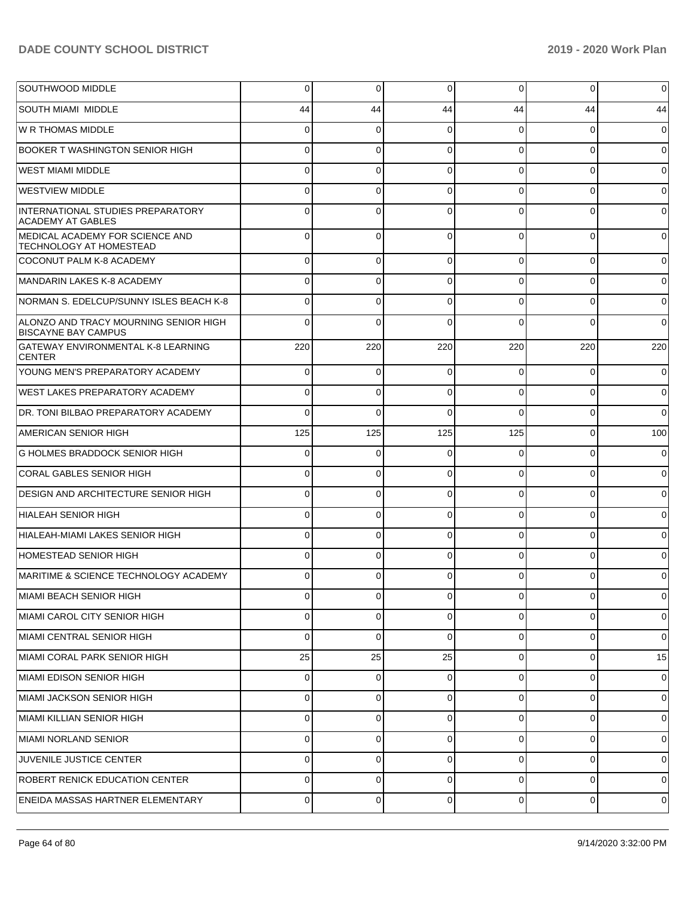| | | | | | | |
|---|---|---|---|---|---|---|
| SOUTHWOOD MIDDLE | 0 | 0 | 0 | 0 | 0 | 0 |
| SOUTH MIAMI MIDDLE | 44 | 44 | 44 | 44 | 44 | 44 |
| W R THOMAS MIDDLE | 0 | 0 | 0 | 0 | 0 | 0 |
| BOOKER T WASHINGTON SENIOR HIGH | 0 | 0 | 0 | 0 | 0 | 0 |
| WEST MIAMI MIDDLE | 0 | 0 | 0 | 0 | 0 | 0 |
| WESTVIEW MIDDLE | 0 | 0 | 0 | 0 | 0 | 0 |
| INTERNATIONAL STUDIES PREPARATORY ACADEMY AT GABLES | 0 | 0 | 0 | 0 | 0 | 0 |
| MEDICAL ACADEMY FOR SCIENCE AND TECHNOLOGY AT HOMESTEAD | 0 | 0 | 0 | 0 | 0 | 0 |
| COCONUT PALM K-8 ACADEMY | 0 | 0 | 0 | 0 | 0 | 0 |
| MANDARIN LAKES K-8 ACADEMY | 0 | 0 | 0 | 0 | 0 | 0 |
| NORMAN S. EDELCUP/SUNNY ISLES BEACH K-8 | 0 | 0 | 0 | 0 | 0 | 0 |
| ALONZO AND TRACY MOURNING SENIOR HIGH BISCAYNE BAY CAMPUS | 0 | 0 | 0 | 0 | 0 | 0 |
| GATEWAY ENVIRONMENTAL K-8 LEARNING CENTER | 220 | 220 | 220 | 220 | 220 | 220 |
| YOUNG MEN'S PREPARATORY ACADEMY | 0 | 0 | 0 | 0 | 0 | 0 |
| WEST LAKES PREPARATORY ACADEMY | 0 | 0 | 0 | 0 | 0 | 0 |
| DR. TONI BILBAO PREPARATORY ACADEMY | 0 | 0 | 0 | 0 | 0 | 0 |
| AMERICAN SENIOR HIGH | 125 | 125 | 125 | 125 | 0 | 100 |
| G HOLMES BRADDOCK SENIOR HIGH | 0 | 0 | 0 | 0 | 0 | 0 |
| CORAL GABLES SENIOR HIGH | 0 | 0 | 0 | 0 | 0 | 0 |
| DESIGN AND ARCHITECTURE SENIOR HIGH | 0 | 0 | 0 | 0 | 0 | 0 |
| HIALEAH SENIOR HIGH | 0 | 0 | 0 | 0 | 0 | 0 |
| HIALEAH-MIAMI LAKES SENIOR HIGH | 0 | 0 | 0 | 0 | 0 | 0 |
| HOMESTEAD SENIOR HIGH | 0 | 0 | 0 | 0 | 0 | 0 |
| MARITIME & SCIENCE TECHNOLOGY ACADEMY | 0 | 0 | 0 | 0 | 0 | 0 |
| MIAMI BEACH SENIOR HIGH | 0 | 0 | 0 | 0 | 0 | 0 |
| MIAMI CAROL CITY SENIOR HIGH | 0 | 0 | 0 | 0 | 0 | 0 |
| MIAMI CENTRAL SENIOR HIGH | 0 | 0 | 0 | 0 | 0 | 0 |
| MIAMI CORAL PARK SENIOR HIGH | 25 | 25 | 25 | 0 | 0 | 15 |
| MIAMI EDISON SENIOR HIGH | 0 | 0 | 0 | 0 | 0 | 0 |
| MIAMI JACKSON SENIOR HIGH | 0 | 0 | 0 | 0 | 0 | 0 |
| MIAMI KILLIAN SENIOR HIGH | 0 | 0 | 0 | 0 | 0 | 0 |
| MIAMI NORLAND SENIOR | 0 | 0 | 0 | 0 | 0 | 0 |
| JUVENILE JUSTICE CENTER | 0 | 0 | 0 | 0 | 0 | 0 |
| ROBERT RENICK EDUCATION CENTER | 0 | 0 | 0 | 0 | 0 | 0 |
| ENEIDA MASSAS HARTNER ELEMENTARY | 0 | 0 | 0 | 0 | 0 | 0 |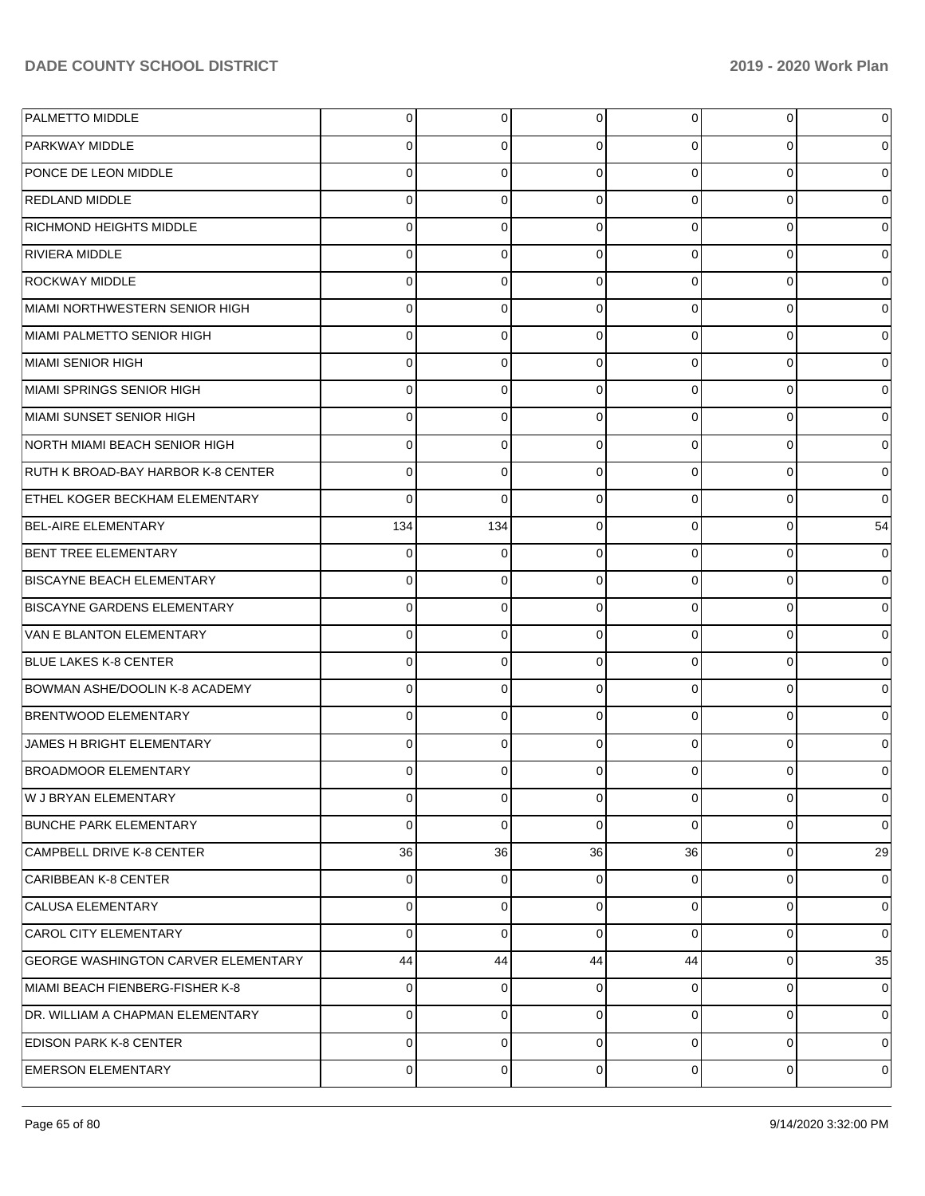| | | | | | | |
|---|---|---|---|---|---|---|
| PALMETTO MIDDLE | 0 | 0 | 0 | 0 | 0 | 0 |
| PARKWAY MIDDLE | 0 | 0 | 0 | 0 | 0 | 0 |
| PONCE DE LEON MIDDLE | 0 | 0 | 0 | 0 | 0 | 0 |
| REDLAND MIDDLE | 0 | 0 | 0 | 0 | 0 | 0 |
| RICHMOND HEIGHTS MIDDLE | 0 | 0 | 0 | 0 | 0 | 0 |
| RIVIERA MIDDLE | 0 | 0 | 0 | 0 | 0 | 0 |
| ROCKWAY MIDDLE | 0 | 0 | 0 | 0 | 0 | 0 |
| MIAMI NORTHWESTERN SENIOR HIGH | 0 | 0 | 0 | 0 | 0 | 0 |
| MIAMI PALMETTO SENIOR HIGH | 0 | 0 | 0 | 0 | 0 | 0 |
| MIAMI SENIOR HIGH | 0 | 0 | 0 | 0 | 0 | 0 |
| MIAMI SPRINGS SENIOR HIGH | 0 | 0 | 0 | 0 | 0 | 0 |
| MIAMI SUNSET SENIOR HIGH | 0 | 0 | 0 | 0 | 0 | 0 |
| NORTH MIAMI BEACH SENIOR HIGH | 0 | 0 | 0 | 0 | 0 | 0 |
| RUTH K BROAD-BAY HARBOR K-8 CENTER | 0 | 0 | 0 | 0 | 0 | 0 |
| ETHEL KOGER BECKHAM ELEMENTARY | 0 | 0 | 0 | 0 | 0 | 0 |
| BEL-AIRE ELEMENTARY | 134 | 134 | 0 | 0 | 0 | 54 |
| BENT TREE ELEMENTARY | 0 | 0 | 0 | 0 | 0 | 0 |
| BISCAYNE BEACH ELEMENTARY | 0 | 0 | 0 | 0 | 0 | 0 |
| BISCAYNE GARDENS ELEMENTARY | 0 | 0 | 0 | 0 | 0 | 0 |
| VAN E BLANTON ELEMENTARY | 0 | 0 | 0 | 0 | 0 | 0 |
| BLUE LAKES K-8 CENTER | 0 | 0 | 0 | 0 | 0 | 0 |
| BOWMAN ASHE/DOOLIN K-8 ACADEMY | 0 | 0 | 0 | 0 | 0 | 0 |
| BRENTWOOD ELEMENTARY | 0 | 0 | 0 | 0 | 0 | 0 |
| JAMES H BRIGHT ELEMENTARY | 0 | 0 | 0 | 0 | 0 | 0 |
| BROADMOOR ELEMENTARY | 0 | 0 | 0 | 0 | 0 | 0 |
| W J BRYAN ELEMENTARY | 0 | 0 | 0 | 0 | 0 | 0 |
| BUNCHE PARK ELEMENTARY | 0 | 0 | 0 | 0 | 0 | 0 |
| CAMPBELL DRIVE K-8 CENTER | 36 | 36 | 36 | 36 | 0 | 29 |
| CARIBBEAN K-8 CENTER | 0 | 0 | 0 | 0 | 0 | 0 |
| CALUSA ELEMENTARY | 0 | 0 | 0 | 0 | 0 | 0 |
| CAROL CITY ELEMENTARY | 0 | 0 | 0 | 0 | 0 | 0 |
| GEORGE WASHINGTON CARVER ELEMENTARY | 44 | 44 | 44 | 44 | 0 | 35 |
| MIAMI BEACH FIENBERG-FISHER K-8 | 0 | 0 | 0 | 0 | 0 | 0 |
| DR. WILLIAM A CHAPMAN ELEMENTARY | 0 | 0 | 0 | 0 | 0 | 0 |
| EDISON PARK K-8 CENTER | 0 | 0 | 0 | 0 | 0 | 0 |
| EMERSON ELEMENTARY | 0 | 0 | 0 | 0 | 0 | 0 |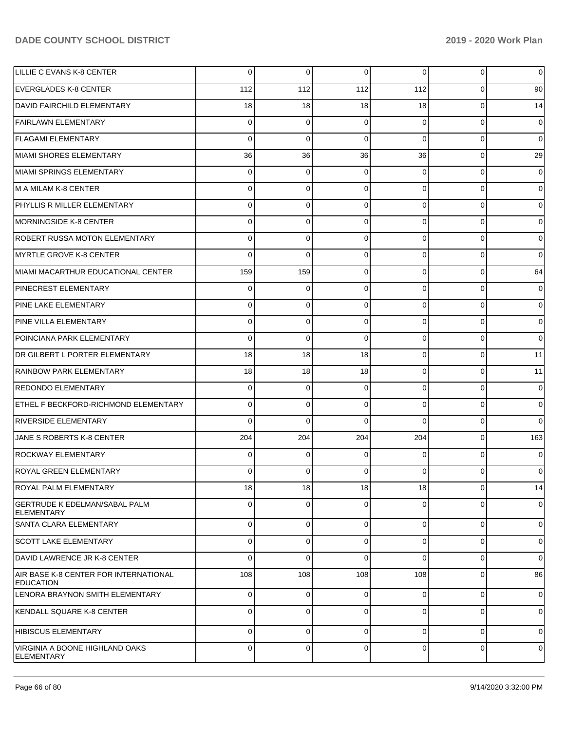| | | | | | | |
|---|---|---|---|---|---|---|
| LILLIE C EVANS K-8 CENTER | 0 | 0 | 0 | 0 | 0 | 0 |
| EVERGLADES K-8 CENTER | 112 | 112 | 112 | 112 | 0 | 90 |
| DAVID FAIRCHILD ELEMENTARY | 18 | 18 | 18 | 18 | 0 | 14 |
| FAIRLAWN ELEMENTARY | 0 | 0 | 0 | 0 | 0 | 0 |
| FLAGAMI ELEMENTARY | 0 | 0 | 0 | 0 | 0 | 0 |
| MIAMI SHORES ELEMENTARY | 36 | 36 | 36 | 36 | 0 | 29 |
| MIAMI SPRINGS ELEMENTARY | 0 | 0 | 0 | 0 | 0 | 0 |
| M A MILAM K-8 CENTER | 0 | 0 | 0 | 0 | 0 | 0 |
| PHYLLIS R MILLER ELEMENTARY | 0 | 0 | 0 | 0 | 0 | 0 |
| MORNINGSIDE K-8 CENTER | 0 | 0 | 0 | 0 | 0 | 0 |
| ROBERT RUSSA MOTON ELEMENTARY | 0 | 0 | 0 | 0 | 0 | 0 |
| MYRTLE GROVE K-8 CENTER | 0 | 0 | 0 | 0 | 0 | 0 |
| MIAMI MACARTHUR EDUCATIONAL CENTER | 159 | 159 | 0 | 0 | 0 | 64 |
| PINECREST ELEMENTARY | 0 | 0 | 0 | 0 | 0 | 0 |
| PINE LAKE ELEMENTARY | 0 | 0 | 0 | 0 | 0 | 0 |
| PINE VILLA ELEMENTARY | 0 | 0 | 0 | 0 | 0 | 0 |
| POINCIANA PARK ELEMENTARY | 0 | 0 | 0 | 0 | 0 | 0 |
| DR GILBERT L PORTER ELEMENTARY | 18 | 18 | 18 | 0 | 0 | 11 |
| RAINBOW PARK ELEMENTARY | 18 | 18 | 18 | 0 | 0 | 11 |
| REDONDO ELEMENTARY | 0 | 0 | 0 | 0 | 0 | 0 |
| ETHEL F BECKFORD-RICHMOND ELEMENTARY | 0 | 0 | 0 | 0 | 0 | 0 |
| RIVERSIDE ELEMENTARY | 0 | 0 | 0 | 0 | 0 | 0 |
| JANE S ROBERTS K-8 CENTER | 204 | 204 | 204 | 204 | 0 | 163 |
| ROCKWAY ELEMENTARY | 0 | 0 | 0 | 0 | 0 | 0 |
| ROYAL GREEN ELEMENTARY | 0 | 0 | 0 | 0 | 0 | 0 |
| ROYAL PALM ELEMENTARY | 18 | 18 | 18 | 18 | 0 | 14 |
| GERTRUDE K EDELMAN/SABAL PALM ELEMENTARY | 0 | 0 | 0 | 0 | 0 | 0 |
| SANTA CLARA ELEMENTARY | 0 | 0 | 0 | 0 | 0 | 0 |
| SCOTT LAKE ELEMENTARY | 0 | 0 | 0 | 0 | 0 | 0 |
| DAVID LAWRENCE JR K-8 CENTER | 0 | 0 | 0 | 0 | 0 | 0 |
| AIR BASE K-8 CENTER FOR INTERNATIONAL EDUCATION | 108 | 108 | 108 | 108 | 0 | 86 |
| LENORA BRAYNON SMITH ELEMENTARY | 0 | 0 | 0 | 0 | 0 | 0 |
| KENDALL SQUARE K-8 CENTER | 0 | 0 | 0 | 0 | 0 | 0 |
| HIBISCUS ELEMENTARY | 0 | 0 | 0 | 0 | 0 | 0 |
| VIRGINIA A BOONE HIGHLAND OAKS ELEMENTARY | 0 | 0 | 0 | 0 | 0 | 0 |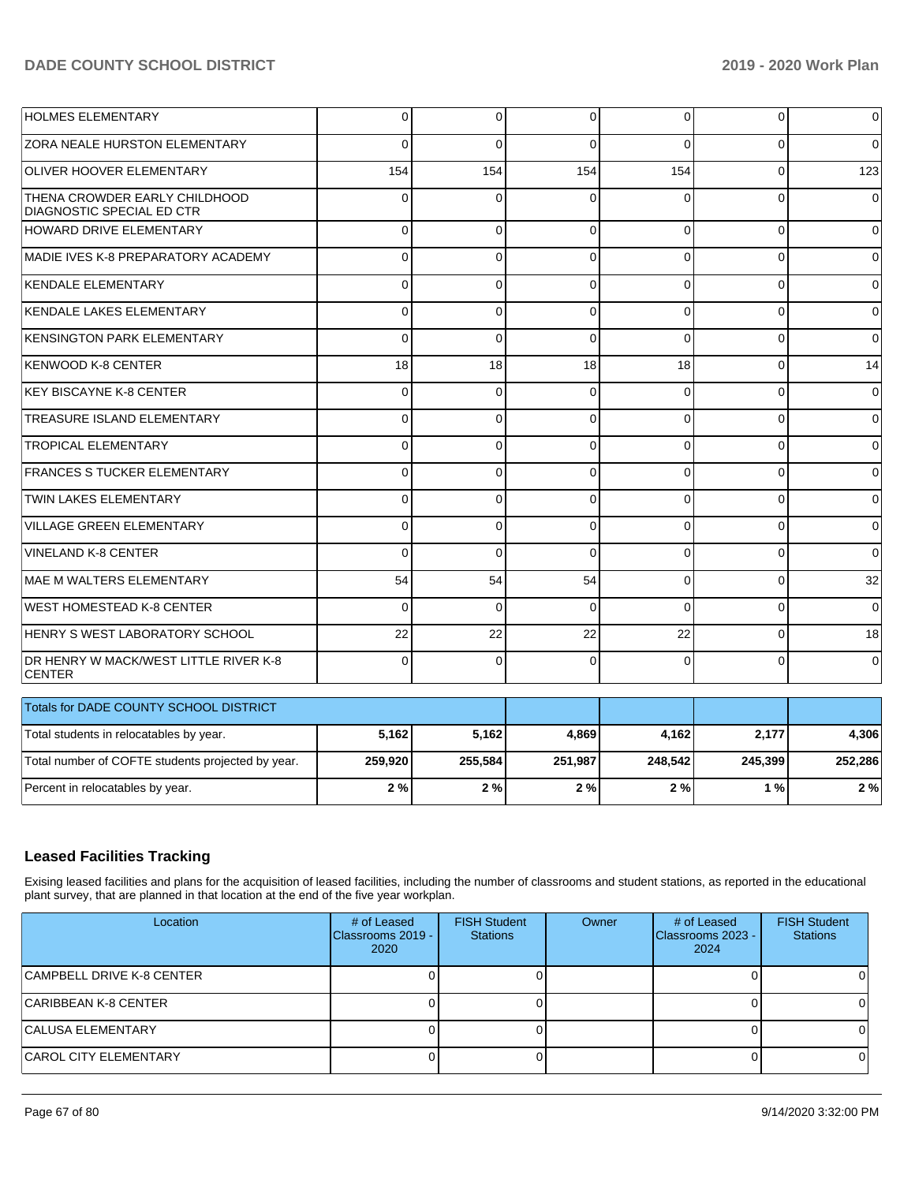| | | | | | | |
|---|---|---|---|---|---|---|
| HOLMES ELEMENTARY | 0 | 0 | 0 | 0 | 0 | 0 |
| ZORA NEALE HURSTON ELEMENTARY | 0 | 0 | 0 | 0 | 0 | 0 |
| OLIVER HOOVER ELEMENTARY | 154 | 154 | 154 | 154 | 0 | 123 |
| THENA CROWDER EARLY CHILDHOOD DIAGNOSTIC SPECIAL ED CTR | 0 | 0 | 0 | 0 | 0 | 0 |
| HOWARD DRIVE ELEMENTARY | 0 | 0 | 0 | 0 | 0 | 0 |
| MADIE IVES K-8 PREPARATORY ACADEMY | 0 | 0 | 0 | 0 | 0 | 0 |
| KENDALE ELEMENTARY | 0 | 0 | 0 | 0 | 0 | 0 |
| KENDALE LAKES ELEMENTARY | 0 | 0 | 0 | 0 | 0 | 0 |
| KENSINGTON PARK ELEMENTARY | 0 | 0 | 0 | 0 | 0 | 0 |
| KENWOOD K-8 CENTER | 18 | 18 | 18 | 18 | 0 | 14 |
| KEY BISCAYNE K-8 CENTER | 0 | 0 | 0 | 0 | 0 | 0 |
| TREASURE ISLAND ELEMENTARY | 0 | 0 | 0 | 0 | 0 | 0 |
| TROPICAL ELEMENTARY | 0 | 0 | 0 | 0 | 0 | 0 |
| FRANCES S TUCKER ELEMENTARY | 0 | 0 | 0 | 0 | 0 | 0 |
| TWIN LAKES ELEMENTARY | 0 | 0 | 0 | 0 | 0 | 0 |
| VILLAGE GREEN ELEMENTARY | 0 | 0 | 0 | 0 | 0 | 0 |
| VINELAND K-8 CENTER | 0 | 0 | 0 | 0 | 0 | 0 |
| MAE M WALTERS ELEMENTARY | 54 | 54 | 54 | 0 | 0 | 32 |
| WEST HOMESTEAD K-8 CENTER | 0 | 0 | 0 | 0 | 0 | 0 |
| HENRY S WEST LABORATORY SCHOOL | 22 | 22 | 22 | 22 | 0 | 18 |
| DR HENRY W MACK/WEST LITTLE RIVER K-8 CENTER | 0 | 0 | 0 | 0 | 0 | 0 |

| Totals for DADE COUNTY SCHOOL DISTRICT | | | | | | |
|---|---|---|---|---|---|---|
| Total students in relocatables by year. | **5,162** | **5,162** | **4,869** | **4,162** | **2,177** | **4,306** |
| Total number of COFTE students projected by year. | **259,920** | **255,584** | **251,987** | **248,542** | **245,399** | **252,286** |
| Percent in relocatables by year. | **2 %** | **2 %** | **2 %** | **2 %** | **1 %** | **2 %** |

## Leased Facilities Tracking

Exising leased facilities and plans for the acquisition of leased facilities, including the number of classrooms and student stations, as reported in the educational plant survey, that are planned in that location at the end of the five year workplan.

| Location | # of Leased Classrooms 2019 - 2020 | FISH Student Stations | Owner | # of Leased Classrooms 2023 - 2024 | FISH Student Stations |
|---|---|---|---|---|---|
| CAMPBELL DRIVE K-8 CENTER | 0 | 0 | | 0 | 0 |
| CARIBBEAN K-8 CENTER | 0 | 0 | | 0 | 0 |
| CALUSA ELEMENTARY | 0 | 0 | | 0 | 0 |
| CAROL CITY ELEMENTARY | 0 | 0 | | 0 | 0 |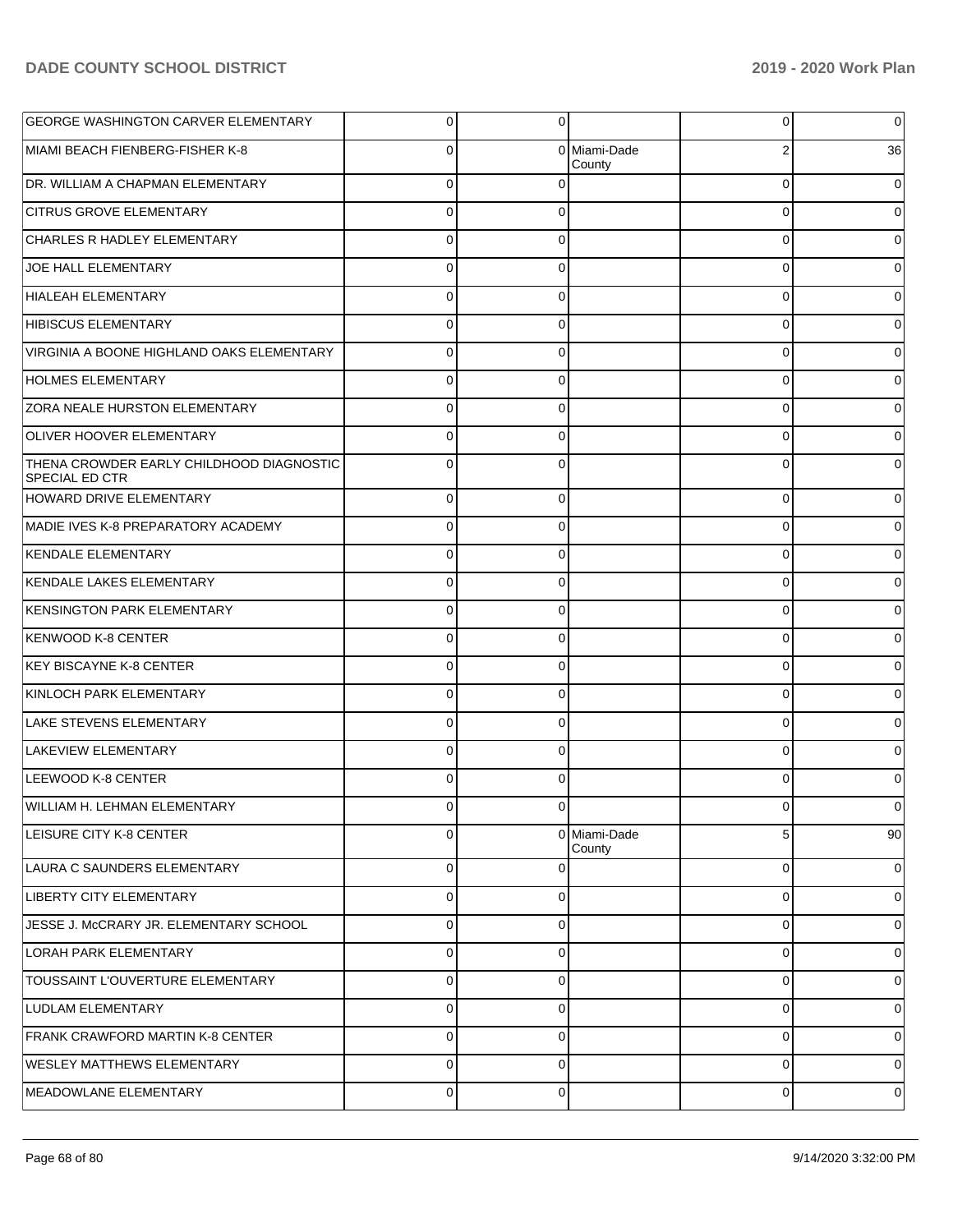| | | | | | |
|---|---|---|---|---|---|
| GEORGE WASHINGTON CARVER ELEMENTARY | 0 | 0 | | 0 | 0 |
| MIAMI BEACH FIENBERG-FISHER K-8 | 0 | 0 | Miami-Dade County | 2 | 36 |
| DR. WILLIAM A CHAPMAN ELEMENTARY | 0 | 0 | | 0 | 0 |
| CITRUS GROVE ELEMENTARY | 0 | 0 | | 0 | 0 |
| CHARLES R HADLEY ELEMENTARY | 0 | 0 | | 0 | 0 |
| JOE HALL ELEMENTARY | 0 | 0 | | 0 | 0 |
| HIALEAH ELEMENTARY | 0 | 0 | | 0 | 0 |
| HIBISCUS ELEMENTARY | 0 | 0 | | 0 | 0 |
| VIRGINIA A BOONE HIGHLAND OAKS ELEMENTARY | 0 | 0 | | 0 | 0 |
| HOLMES ELEMENTARY | 0 | 0 | | 0 | 0 |
| ZORA NEALE HURSTON ELEMENTARY | 0 | 0 | | 0 | 0 |
| OLIVER HOOVER ELEMENTARY | 0 | 0 | | 0 | 0 |
| THENA CROWDER EARLY CHILDHOOD DIAGNOSTIC SPECIAL ED CTR | 0 | 0 | | 0 | 0 |
| HOWARD DRIVE ELEMENTARY | 0 | 0 | | 0 | 0 |
| MADIE IVES K-8 PREPARATORY ACADEMY | 0 | 0 | | 0 | 0 |
| KENDALE ELEMENTARY | 0 | 0 | | 0 | 0 |
| KENDALE LAKES ELEMENTARY | 0 | 0 | | 0 | 0 |
| KENSINGTON PARK ELEMENTARY | 0 | 0 | | 0 | 0 |
| KENWOOD K-8 CENTER | 0 | 0 | | 0 | 0 |
| KEY BISCAYNE K-8 CENTER | 0 | 0 | | 0 | 0 |
| KINLOCH PARK ELEMENTARY | 0 | 0 | | 0 | 0 |
| LAKE STEVENS ELEMENTARY | 0 | 0 | | 0 | 0 |
| LAKEVIEW ELEMENTARY | 0 | 0 | | 0 | 0 |
| LEEWOOD K-8 CENTER | 0 | 0 | | 0 | 0 |
| WILLIAM H. LEHMAN ELEMENTARY | 0 | 0 | | 0 | 0 |
| LEISURE CITY K-8 CENTER | 0 | 0 | Miami-Dade County | 5 | 90 |
| LAURA C SAUNDERS ELEMENTARY | 0 | 0 | | 0 | 0 |
| LIBERTY CITY ELEMENTARY | 0 | 0 | | 0 | 0 |
| JESSE J. McCRARY JR. ELEMENTARY SCHOOL | 0 | 0 | | 0 | 0 |
| LORAH PARK ELEMENTARY | 0 | 0 | | 0 | 0 |
| TOUSSAINT L'OUVERTURE ELEMENTARY | 0 | 0 | | 0 | 0 |
| LUDLAM ELEMENTARY | 0 | 0 | | 0 | 0 |
| FRANK CRAWFORD MARTIN K-8 CENTER | 0 | 0 | | 0 | 0 |
| WESLEY MATTHEWS ELEMENTARY | 0 | 0 | | 0 | 0 |
| MEADOWLANE ELEMENTARY | 0 | 0 | | 0 | 0 |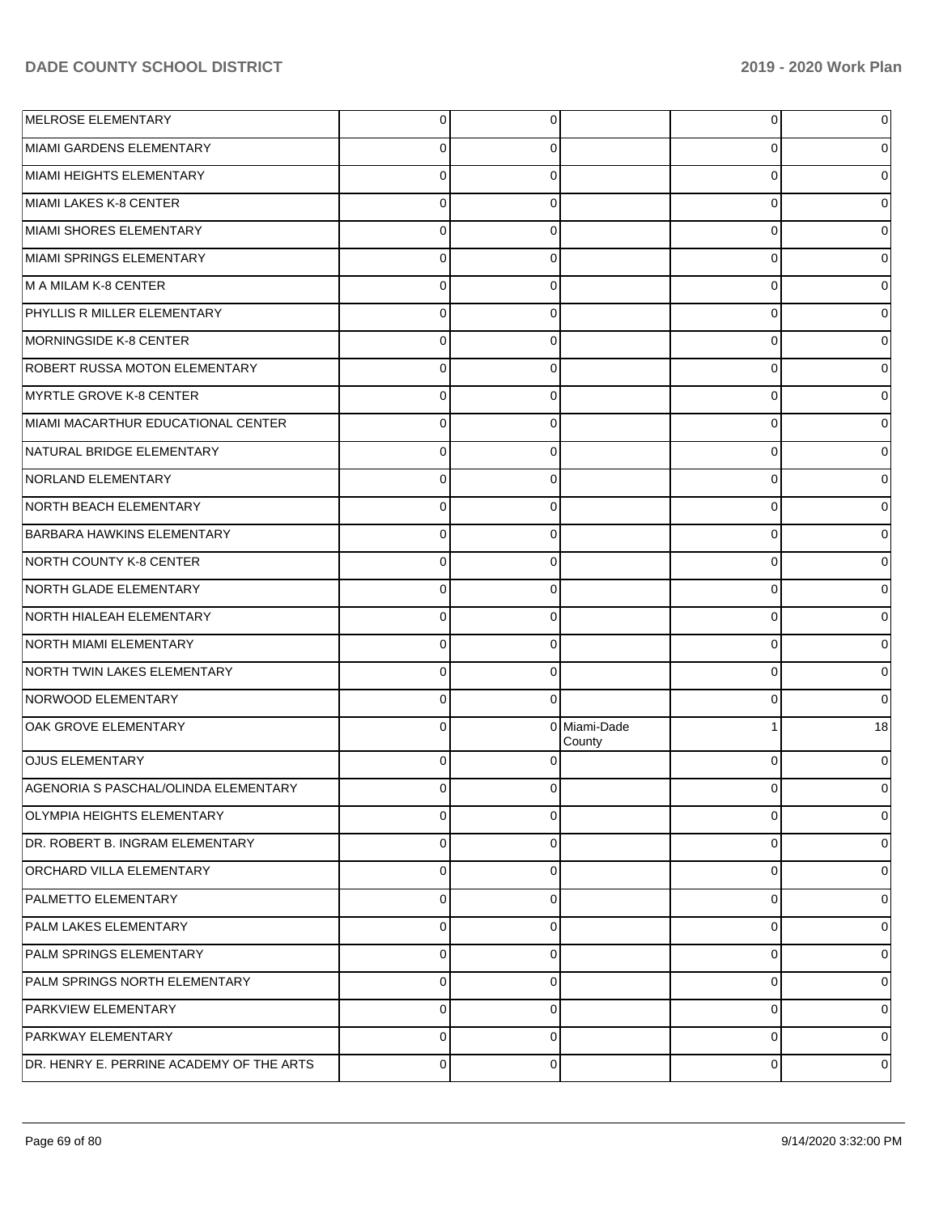| | | | | | |
|---|---|---|---|---|---|
| MELROSE ELEMENTARY | 0 | 0 | | 0 | 0 |
| MIAMI GARDENS ELEMENTARY | 0 | 0 | | 0 | 0 |
| MIAMI HEIGHTS ELEMENTARY | 0 | 0 | | 0 | 0 |
| MIAMI LAKES K-8 CENTER | 0 | 0 | | 0 | 0 |
| MIAMI SHORES ELEMENTARY | 0 | 0 | | 0 | 0 |
| MIAMI SPRINGS ELEMENTARY | 0 | 0 | | 0 | 0 |
| M A MILAM K-8 CENTER | 0 | 0 | | 0 | 0 |
| PHYLLIS R MILLER ELEMENTARY | 0 | 0 | | 0 | 0 |
| MORNINGSIDE K-8 CENTER | 0 | 0 | | 0 | 0 |
| ROBERT RUSSA MOTON ELEMENTARY | 0 | 0 | | 0 | 0 |
| MYRTLE GROVE K-8 CENTER | 0 | 0 | | 0 | 0 |
| MIAMI MACARTHUR EDUCATIONAL CENTER | 0 | 0 | | 0 | 0 |
| NATURAL BRIDGE ELEMENTARY | 0 | 0 | | 0 | 0 |
| NORLAND ELEMENTARY | 0 | 0 | | 0 | 0 |
| NORTH BEACH ELEMENTARY | 0 | 0 | | 0 | 0 |
| BARBARA HAWKINS ELEMENTARY | 0 | 0 | | 0 | 0 |
| NORTH COUNTY K-8 CENTER | 0 | 0 | | 0 | 0 |
| NORTH GLADE ELEMENTARY | 0 | 0 | | 0 | 0 |
| NORTH HIALEAH ELEMENTARY | 0 | 0 | | 0 | 0 |
| NORTH MIAMI ELEMENTARY | 0 | 0 | | 0 | 0 |
| NORTH TWIN LAKES ELEMENTARY | 0 | 0 | | 0 | 0 |
| NORWOOD ELEMENTARY | 0 | 0 | | 0 | 0 |
| OAK GROVE ELEMENTARY | 0 | 0 | Miami-Dade County | 1 | 18 |
| OJUS ELEMENTARY | 0 | 0 | | 0 | 0 |
| AGENORIA S PASCHAL/OLINDA ELEMENTARY | 0 | 0 | | 0 | 0 |
| OLYMPIA HEIGHTS ELEMENTARY | 0 | 0 | | 0 | 0 |
| DR. ROBERT B. INGRAM ELEMENTARY | 0 | 0 | | 0 | 0 |
| ORCHARD VILLA ELEMENTARY | 0 | 0 | | 0 | 0 |
| PALMETTO ELEMENTARY | 0 | 0 | | 0 | 0 |
| PALM LAKES ELEMENTARY | 0 | 0 | | 0 | 0 |
| PALM SPRINGS ELEMENTARY | 0 | 0 | | 0 | 0 |
| PALM SPRINGS NORTH ELEMENTARY | 0 | 0 | | 0 | 0 |
| PARKVIEW ELEMENTARY | 0 | 0 | | 0 | 0 |
| PARKWAY ELEMENTARY | 0 | 0 | | 0 | 0 |
| DR. HENRY E. PERRINE ACADEMY OF THE ARTS | 0 | 0 | | 0 | 0 |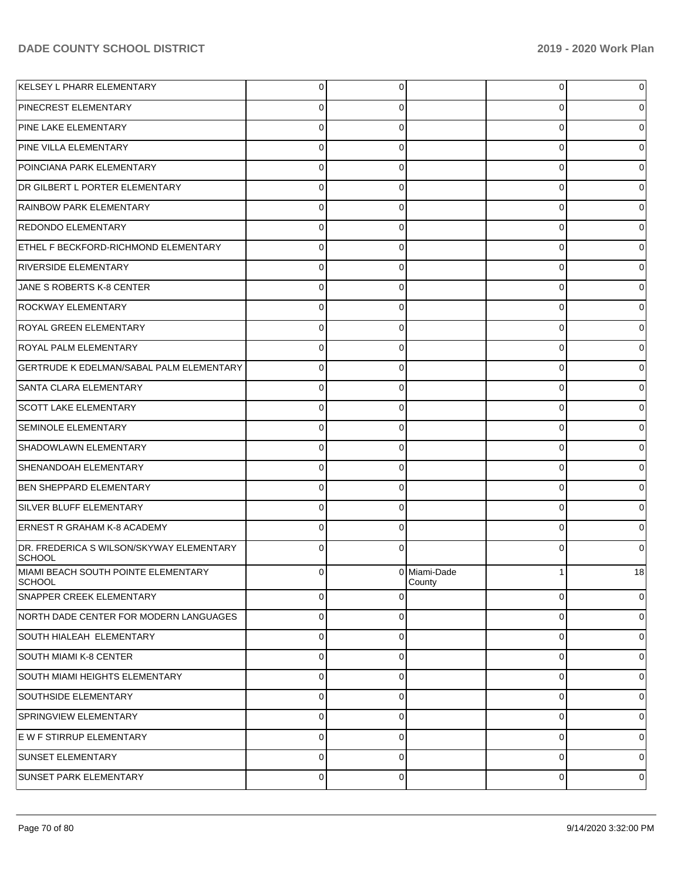| | | | | | |
|---|---|---|---|---|---|
| KELSEY L PHARR ELEMENTARY | 0 | 0 | | 0 | 0 |
| PINECREST ELEMENTARY | 0 | 0 | | 0 | 0 |
| PINE LAKE ELEMENTARY | 0 | 0 | | 0 | 0 |
| PINE VILLA ELEMENTARY | 0 | 0 | | 0 | 0 |
| POINCIANA PARK ELEMENTARY | 0 | 0 | | 0 | 0 |
| DR GILBERT L PORTER ELEMENTARY | 0 | 0 | | 0 | 0 |
| RAINBOW PARK ELEMENTARY | 0 | 0 | | 0 | 0 |
| REDONDO ELEMENTARY | 0 | 0 | | 0 | 0 |
| ETHEL F BECKFORD-RICHMOND ELEMENTARY | 0 | 0 | | 0 | 0 |
| RIVERSIDE ELEMENTARY | 0 | 0 | | 0 | 0 |
| JANE S ROBERTS K-8 CENTER | 0 | 0 | | 0 | 0 |
| ROCKWAY ELEMENTARY | 0 | 0 | | 0 | 0 |
| ROYAL GREEN ELEMENTARY | 0 | 0 | | 0 | 0 |
| ROYAL PALM ELEMENTARY | 0 | 0 | | 0 | 0 |
| GERTRUDE K EDELMAN/SABAL PALM ELEMENTARY | 0 | 0 | | 0 | 0 |
| SANTA CLARA ELEMENTARY | 0 | 0 | | 0 | 0 |
| SCOTT LAKE ELEMENTARY | 0 | 0 | | 0 | 0 |
| SEMINOLE ELEMENTARY | 0 | 0 | | 0 | 0 |
| SHADOWLAWN ELEMENTARY | 0 | 0 | | 0 | 0 |
| SHENANDOAH ELEMENTARY | 0 | 0 | | 0 | 0 |
| BEN SHEPPARD ELEMENTARY | 0 | 0 | | 0 | 0 |
| SILVER BLUFF ELEMENTARY | 0 | 0 | | 0 | 0 |
| ERNEST R GRAHAM K-8 ACADEMY | 0 | 0 | | 0 | 0 |
| DR. FREDERICA S WILSON/SKYWAY ELEMENTARY SCHOOL | 0 | 0 | | 0 | 0 |
| MIAMI BEACH SOUTH POINTE ELEMENTARY SCHOOL | 0 | 0 | Miami-Dade County | 1 | 18 |
| SNAPPER CREEK ELEMENTARY | 0 | 0 | | 0 | 0 |
| NORTH DADE CENTER FOR MODERN LANGUAGES | 0 | 0 | | 0 | 0 |
| SOUTH HIALEAH ELEMENTARY | 0 | 0 | | 0 | 0 |
| SOUTH MIAMI K-8 CENTER | 0 | 0 | | 0 | 0 |
| SOUTH MIAMI HEIGHTS ELEMENTARY | 0 | 0 | | 0 | 0 |
| SOUTHSIDE ELEMENTARY | 0 | 0 | | 0 | 0 |
| SPRINGVIEW ELEMENTARY | 0 | 0 | | 0 | 0 |
| E W F STIRRUP ELEMENTARY | 0 | 0 | | 0 | 0 |
| SUNSET ELEMENTARY | 0 | 0 | | 0 | 0 |
| SUNSET PARK ELEMENTARY | 0 | 0 | | 0 | 0 |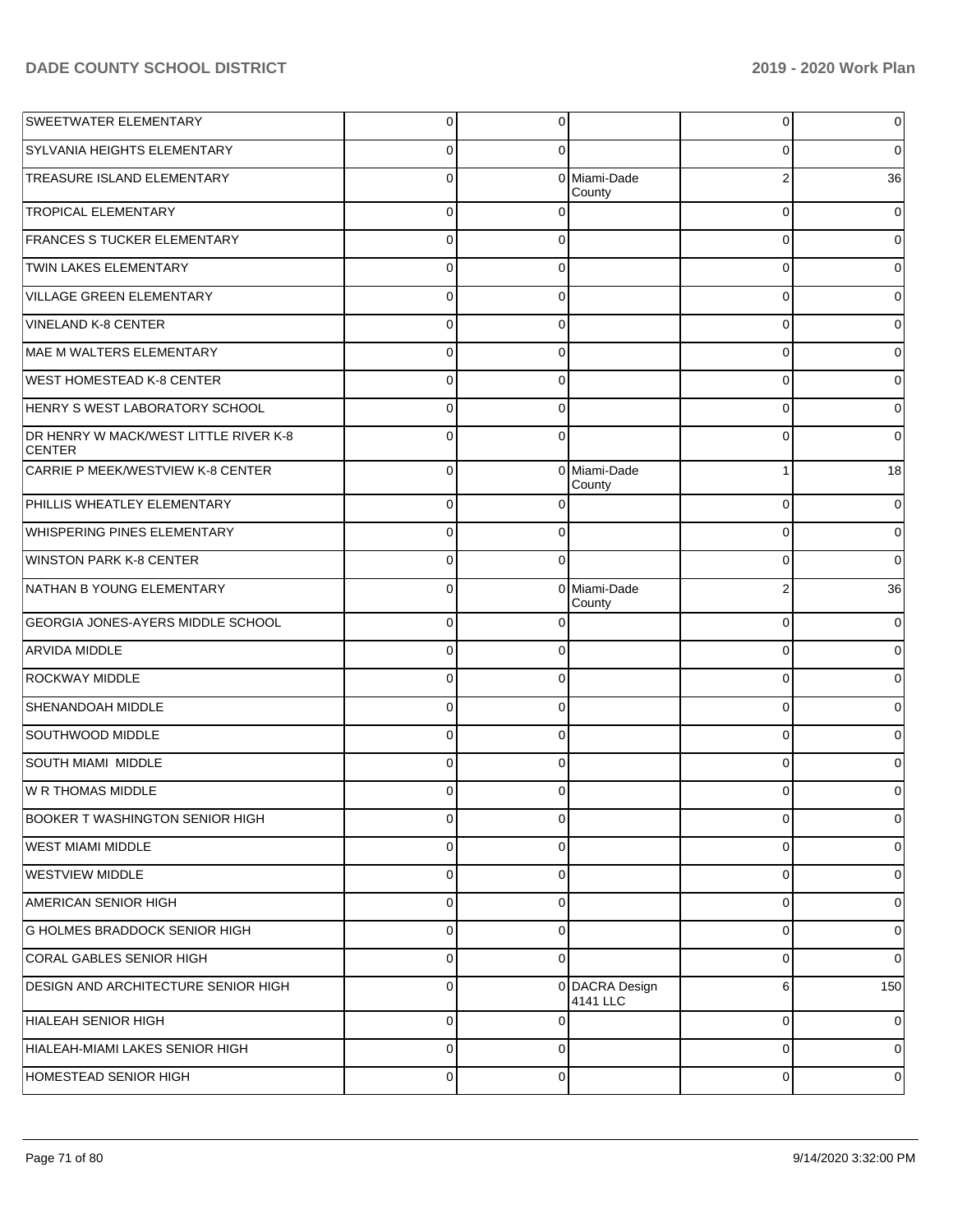| | | | | | |
|---|---|---|---|---|---|
| SWEETWATER ELEMENTARY | 0 | 0 | | 0 | 0 |
| SYLVANIA HEIGHTS ELEMENTARY | 0 | 0 | | 0 | 0 |
| TREASURE ISLAND ELEMENTARY | 0 | 0 | Miami-Dade County | 2 | 36 |
| TROPICAL ELEMENTARY | 0 | 0 | | 0 | 0 |
| FRANCES S TUCKER ELEMENTARY | 0 | 0 | | 0 | 0 |
| TWIN LAKES ELEMENTARY | 0 | 0 | | 0 | 0 |
| VILLAGE GREEN ELEMENTARY | 0 | 0 | | 0 | 0 |
| VINELAND K-8 CENTER | 0 | 0 | | 0 | 0 |
| MAE M WALTERS ELEMENTARY | 0 | 0 | | 0 | 0 |
| WEST HOMESTEAD K-8 CENTER | 0 | 0 | | 0 | 0 |
| HENRY S WEST LABORATORY SCHOOL | 0 | 0 | | 0 | 0 |
| DR HENRY W MACK/WEST LITTLE RIVER K-8 CENTER | 0 | 0 | | 0 | 0 |
| CARRIE P MEEK/WESTVIEW K-8 CENTER | 0 | 0 | Miami-Dade County | 1 | 18 |
| PHILLIS WHEATLEY ELEMENTARY | 0 | 0 | | 0 | 0 |
| WHISPERING PINES ELEMENTARY | 0 | 0 | | 0 | 0 |
| WINSTON PARK K-8 CENTER | 0 | 0 | | 0 | 0 |
| NATHAN B YOUNG ELEMENTARY | 0 | 0 | Miami-Dade County | 2 | 36 |
| GEORGIA JONES-AYERS MIDDLE SCHOOL | 0 | 0 | | 0 | 0 |
| ARVIDA MIDDLE | 0 | 0 | | 0 | 0 |
| ROCKWAY MIDDLE | 0 | 0 | | 0 | 0 |
| SHENANDOAH MIDDLE | 0 | 0 | | 0 | 0 |
| SOUTHWOOD MIDDLE | 0 | 0 | | 0 | 0 |
| SOUTH MIAMI MIDDLE | 0 | 0 | | 0 | 0 |
| W R THOMAS MIDDLE | 0 | 0 | | 0 | 0 |
| BOOKER T WASHINGTON SENIOR HIGH | 0 | 0 | | 0 | 0 |
| WEST MIAMI MIDDLE | 0 | 0 | | 0 | 0 |
| WESTVIEW MIDDLE | 0 | 0 | | 0 | 0 |
| AMERICAN SENIOR HIGH | 0 | 0 | | 0 | 0 |
| G HOLMES BRADDOCK SENIOR HIGH | 0 | 0 | | 0 | 0 |
| CORAL GABLES SENIOR HIGH | 0 | 0 | | 0 | 0 |
| DESIGN AND ARCHITECTURE SENIOR HIGH | 0 | 0 | DACRA Design 4141 LLC | 6 | 150 |
| HIALEAH SENIOR HIGH | 0 | 0 | | 0 | 0 |
| HIALEAH-MIAMI LAKES SENIOR HIGH | 0 | 0 | | 0 | 0 |
| HOMESTEAD SENIOR HIGH | 0 | 0 | | 0 | 0 |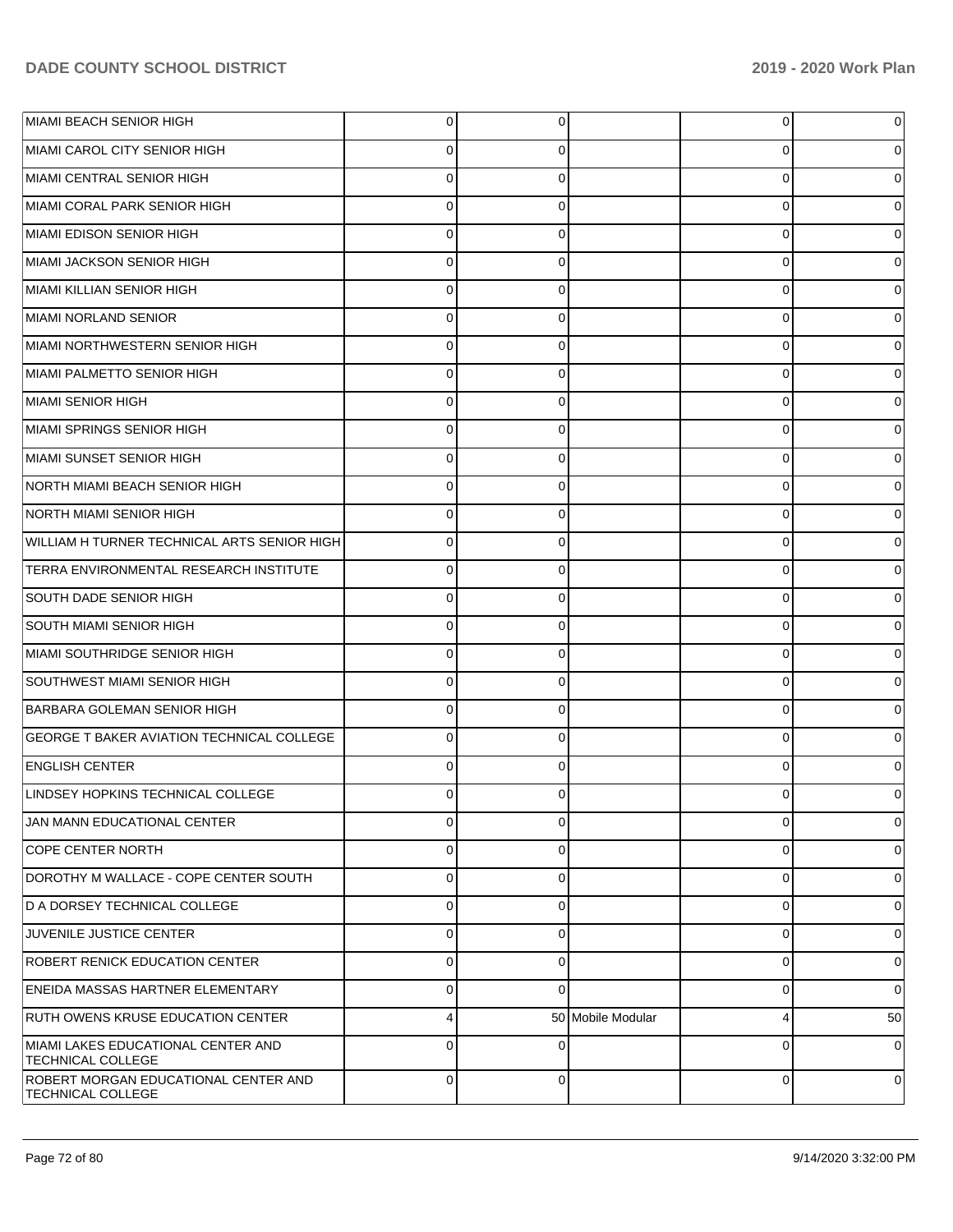| | | | | | |
|---|---|---|---|---|---|
| MIAMI BEACH SENIOR HIGH | 0 | 0 | | 0 | 0 |
| MIAMI CAROL CITY SENIOR HIGH | 0 | 0 | | 0 | 0 |
| MIAMI CENTRAL SENIOR HIGH | 0 | 0 | | 0 | 0 |
| MIAMI CORAL PARK SENIOR HIGH | 0 | 0 | | 0 | 0 |
| MIAMI EDISON SENIOR HIGH | 0 | 0 | | 0 | 0 |
| MIAMI JACKSON SENIOR HIGH | 0 | 0 | | 0 | 0 |
| MIAMI KILLIAN SENIOR HIGH | 0 | 0 | | 0 | 0 |
| MIAMI NORLAND SENIOR | 0 | 0 | | 0 | 0 |
| MIAMI NORTHWESTERN SENIOR HIGH | 0 | 0 | | 0 | 0 |
| MIAMI PALMETTO SENIOR HIGH | 0 | 0 | | 0 | 0 |
| MIAMI SENIOR HIGH | 0 | 0 | | 0 | 0 |
| MIAMI SPRINGS SENIOR HIGH | 0 | 0 | | 0 | 0 |
| MIAMI SUNSET SENIOR HIGH | 0 | 0 | | 0 | 0 |
| NORTH MIAMI BEACH SENIOR HIGH | 0 | 0 | | 0 | 0 |
| NORTH MIAMI SENIOR HIGH | 0 | 0 | | 0 | 0 |
| WILLIAM H TURNER TECHNICAL ARTS SENIOR HIGH | 0 | 0 | | 0 | 0 |
| TERRA ENVIRONMENTAL RESEARCH INSTITUTE | 0 | 0 | | 0 | 0 |
| SOUTH DADE SENIOR HIGH | 0 | 0 | | 0 | 0 |
| SOUTH MIAMI SENIOR HIGH | 0 | 0 | | 0 | 0 |
| MIAMI SOUTHRIDGE SENIOR HIGH | 0 | 0 | | 0 | 0 |
| SOUTHWEST MIAMI SENIOR HIGH | 0 | 0 | | 0 | 0 |
| BARBARA GOLEMAN SENIOR HIGH | 0 | 0 | | 0 | 0 |
| GEORGE T BAKER AVIATION TECHNICAL COLLEGE | 0 | 0 | | 0 | 0 |
| ENGLISH CENTER | 0 | 0 | | 0 | 0 |
| LINDSEY HOPKINS TECHNICAL COLLEGE | 0 | 0 | | 0 | 0 |
| JAN MANN EDUCATIONAL CENTER | 0 | 0 | | 0 | 0 |
| COPE CENTER NORTH | 0 | 0 | | 0 | 0 |
| DOROTHY M WALLACE - COPE CENTER SOUTH | 0 | 0 | | 0 | 0 |
| D A DORSEY TECHNICAL COLLEGE | 0 | 0 | | 0 | 0 |
| JUVENILE JUSTICE CENTER | 0 | 0 | | 0 | 0 |
| ROBERT RENICK EDUCATION CENTER | 0 | 0 | | 0 | 0 |
| ENEIDA MASSAS HARTNER ELEMENTARY | 0 | 0 | | 0 | 0 |
| RUTH OWENS KRUSE EDUCATION CENTER | 4 | 50 | Mobile Modular | 4 | 50 |
| MIAMI LAKES EDUCATIONAL CENTER AND TECHNICAL COLLEGE | 0 | 0 | | 0 | 0 |
| ROBERT MORGAN EDUCATIONAL CENTER AND TECHNICAL COLLEGE | 0 | 0 | | 0 | 0 |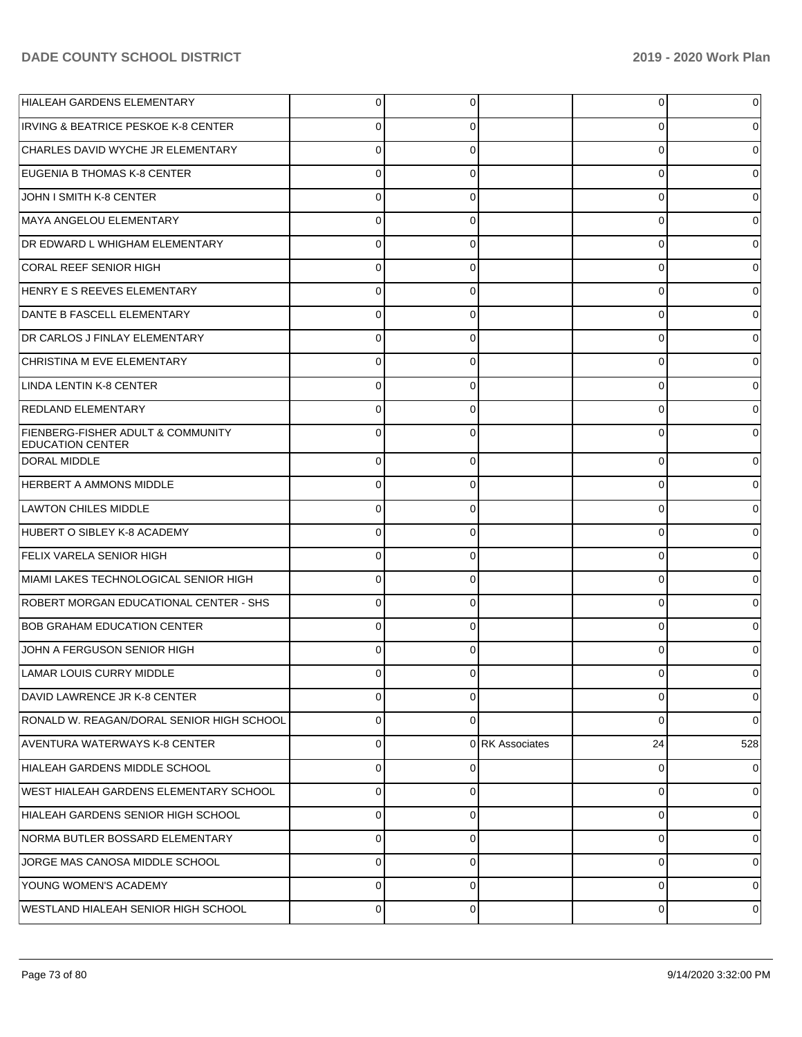| | | | | | |
|---|---|---|---|---|---|
| HIALEAH GARDENS ELEMENTARY | 0 | 0 | | 0 | 0 |
| IRVING & BEATRICE PESKOE K-8 CENTER | 0 | 0 | | 0 | 0 |
| CHARLES DAVID WYCHE JR ELEMENTARY | 0 | 0 | | 0 | 0 |
| EUGENIA B THOMAS K-8 CENTER | 0 | 0 | | 0 | 0 |
| JOHN I SMITH K-8 CENTER | 0 | 0 | | 0 | 0 |
| MAYA ANGELOU ELEMENTARY | 0 | 0 | | 0 | 0 |
| DR EDWARD L WHIGHAM ELEMENTARY | 0 | 0 | | 0 | 0 |
| CORAL REEF SENIOR HIGH | 0 | 0 | | 0 | 0 |
| HENRY E S REEVES ELEMENTARY | 0 | 0 | | 0 | 0 |
| DANTE B FASCELL ELEMENTARY | 0 | 0 | | 0 | 0 |
| DR CARLOS J FINLAY ELEMENTARY | 0 | 0 | | 0 | 0 |
| CHRISTINA M EVE ELEMENTARY | 0 | 0 | | 0 | 0 |
| LINDA LENTIN K-8 CENTER | 0 | 0 | | 0 | 0 |
| REDLAND ELEMENTARY | 0 | 0 | | 0 | 0 |
| FIENBERG-FISHER ADULT & COMMUNITY EDUCATION CENTER | 0 | 0 | | 0 | 0 |
| DORAL MIDDLE | 0 | 0 | | 0 | 0 |
| HERBERT A AMMONS MIDDLE | 0 | 0 | | 0 | 0 |
| LAWTON CHILES MIDDLE | 0 | 0 | | 0 | 0 |
| HUBERT O SIBLEY K-8 ACADEMY | 0 | 0 | | 0 | 0 |
| FELIX VARELA SENIOR HIGH | 0 | 0 | | 0 | 0 |
| MIAMI LAKES TECHNOLOGICAL SENIOR HIGH | 0 | 0 | | 0 | 0 |
| ROBERT MORGAN EDUCATIONAL CENTER - SHS | 0 | 0 | | 0 | 0 |
| BOB GRAHAM EDUCATION CENTER | 0 | 0 | | 0 | 0 |
| JOHN A FERGUSON SENIOR HIGH | 0 | 0 | | 0 | 0 |
| LAMAR LOUIS CURRY MIDDLE | 0 | 0 | | 0 | 0 |
| DAVID LAWRENCE JR K-8 CENTER | 0 | 0 | | 0 | 0 |
| RONALD W. REAGAN/DORAL SENIOR HIGH SCHOOL | 0 | 0 | | 0 | 0 |
| AVENTURA WATERWAYS K-8 CENTER | 0 | 0 | RK Associates | 24 | 528 |
| HIALEAH GARDENS MIDDLE SCHOOL | 0 | 0 | | 0 | 0 |
| WEST HIALEAH GARDENS ELEMENTARY SCHOOL | 0 | 0 | | 0 | 0 |
| HIALEAH GARDENS SENIOR HIGH SCHOOL | 0 | 0 | | 0 | 0 |
| NORMA BUTLER BOSSARD ELEMENTARY | 0 | 0 | | 0 | 0 |
| JORGE MAS CANOSA MIDDLE SCHOOL | 0 | 0 | | 0 | 0 |
| YOUNG WOMEN'S ACADEMY | 0 | 0 | | 0 | 0 |
| WESTLAND HIALEAH SENIOR HIGH SCHOOL | 0 | 0 | | 0 | 0 |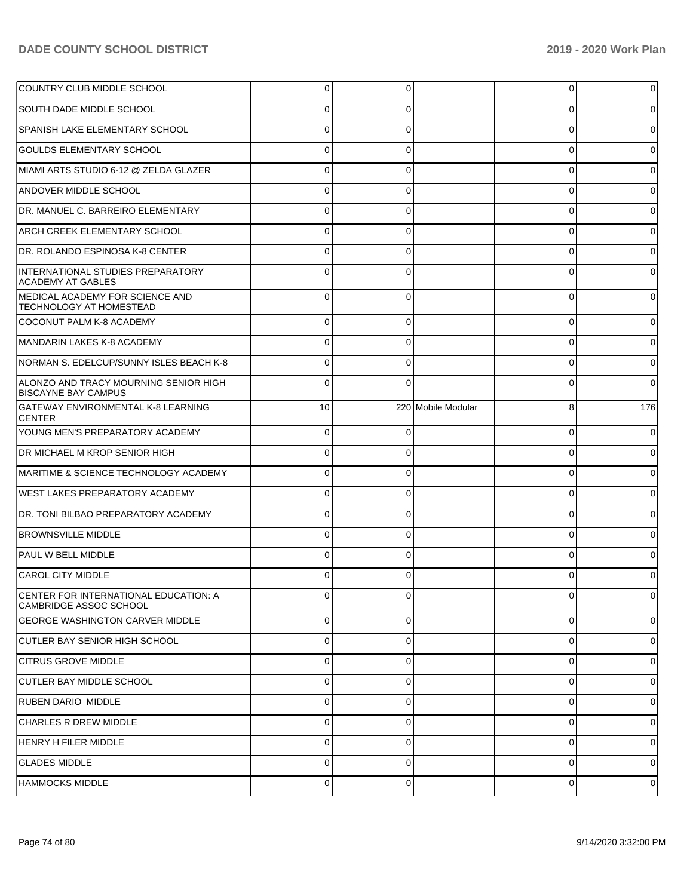| | | | | | |
|---|---|---|---|---|---|
| COUNTRY CLUB MIDDLE SCHOOL | 0 | 0 | | 0 | 0 |
| SOUTH DADE MIDDLE SCHOOL | 0 | 0 | | 0 | 0 |
| SPANISH LAKE ELEMENTARY SCHOOL | 0 | 0 | | 0 | 0 |
| GOULDS ELEMENTARY SCHOOL | 0 | 0 | | 0 | 0 |
| MIAMI ARTS STUDIO 6-12 @ ZELDA GLAZER | 0 | 0 | | 0 | 0 |
| ANDOVER MIDDLE SCHOOL | 0 | 0 | | 0 | 0 |
| DR. MANUEL C. BARREIRO ELEMENTARY | 0 | 0 | | 0 | 0 |
| ARCH CREEK ELEMENTARY SCHOOL | 0 | 0 | | 0 | 0 |
| DR. ROLANDO ESPINOSA K-8 CENTER | 0 | 0 | | 0 | 0 |
| INTERNATIONAL STUDIES PREPARATORY ACADEMY AT GABLES | 0 | 0 | | 0 | 0 |
| MEDICAL ACADEMY FOR SCIENCE AND TECHNOLOGY AT HOMESTEAD | 0 | 0 | | 0 | 0 |
| COCONUT PALM K-8 ACADEMY | 0 | 0 | | 0 | 0 |
| MANDARIN LAKES K-8 ACADEMY | 0 | 0 | | 0 | 0 |
| NORMAN S. EDELCUP/SUNNY ISLES BEACH K-8 | 0 | 0 | | 0 | 0 |
| ALONZO AND TRACY MOURNING SENIOR HIGH BISCAYNE BAY CAMPUS | 0 | 0 | | 0 | 0 |
| GATEWAY ENVIRONMENTAL K-8 LEARNING CENTER | 10 | 220 | Mobile Modular | 8 | 176 |
| YOUNG MEN'S PREPARATORY ACADEMY | 0 | 0 | | 0 | 0 |
| DR MICHAEL M KROP SENIOR HIGH | 0 | 0 | | 0 | 0 |
| MARITIME & SCIENCE TECHNOLOGY ACADEMY | 0 | 0 | | 0 | 0 |
| WEST LAKES PREPARATORY ACADEMY | 0 | 0 | | 0 | 0 |
| DR. TONI BILBAO PREPARATORY ACADEMY | 0 | 0 | | 0 | 0 |
| BROWNSVILLE MIDDLE | 0 | 0 | | 0 | 0 |
| PAUL W BELL MIDDLE | 0 | 0 | | 0 | 0 |
| CAROL CITY MIDDLE | 0 | 0 | | 0 | 0 |
| CENTER FOR INTERNATIONAL EDUCATION: A CAMBRIDGE ASSOC SCHOOL | 0 | 0 | | 0 | 0 |
| GEORGE WASHINGTON CARVER MIDDLE | 0 | 0 | | 0 | 0 |
| CUTLER BAY SENIOR HIGH SCHOOL | 0 | 0 | | 0 | 0 |
| CITRUS GROVE MIDDLE | 0 | 0 | | 0 | 0 |
| CUTLER BAY MIDDLE SCHOOL | 0 | 0 | | 0 | 0 |
| RUBEN DARIO MIDDLE | 0 | 0 | | 0 | 0 |
| CHARLES R DREW MIDDLE | 0 | 0 | | 0 | 0 |
| HENRY H FILER MIDDLE | 0 | 0 | | 0 | 0 |
| GLADES MIDDLE | 0 | 0 | | 0 | 0 |
| HAMMOCKS MIDDLE | 0 | 0 | | 0 | 0 |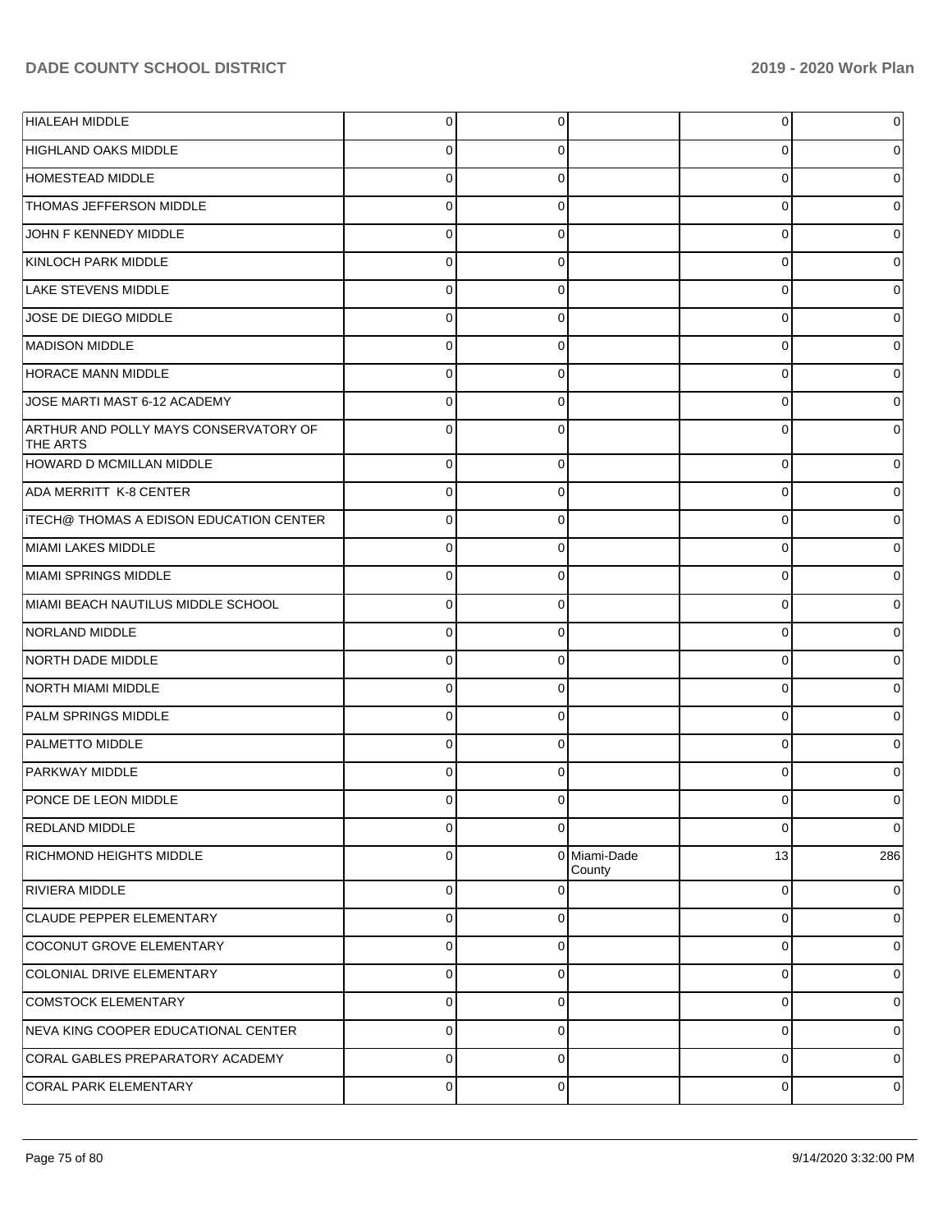| | | | | | |
|---|---|---|---|---|---|
| HIALEAH MIDDLE | 0 | 0 | | 0 | 0 |
| HIGHLAND OAKS MIDDLE | 0 | 0 | | 0 | 0 |
| HOMESTEAD MIDDLE | 0 | 0 | | 0 | 0 |
| THOMAS JEFFERSON MIDDLE | 0 | 0 | | 0 | 0 |
| JOHN F KENNEDY MIDDLE | 0 | 0 | | 0 | 0 |
| KINLOCH PARK MIDDLE | 0 | 0 | | 0 | 0 |
| LAKE STEVENS MIDDLE | 0 | 0 | | 0 | 0 |
| JOSE DE DIEGO MIDDLE | 0 | 0 | | 0 | 0 |
| MADISON MIDDLE | 0 | 0 | | 0 | 0 |
| HORACE MANN MIDDLE | 0 | 0 | | 0 | 0 |
| JOSE MARTI MAST 6-12 ACADEMY | 0 | 0 | | 0 | 0 |
| ARTHUR AND POLLY MAYS CONSERVATORY OF THE ARTS | 0 | 0 | | 0 | 0 |
| HOWARD D MCMILLAN MIDDLE | 0 | 0 | | 0 | 0 |
| ADA MERRITT K-8 CENTER | 0 | 0 | | 0 | 0 |
| iTECH@ THOMAS A EDISON EDUCATION CENTER | 0 | 0 | | 0 | 0 |
| MIAMI LAKES MIDDLE | 0 | 0 | | 0 | 0 |
| MIAMI SPRINGS MIDDLE | 0 | 0 | | 0 | 0 |
| MIAMI BEACH NAUTILUS MIDDLE SCHOOL | 0 | 0 | | 0 | 0 |
| NORLAND MIDDLE | 0 | 0 | | 0 | 0 |
| NORTH DADE MIDDLE | 0 | 0 | | 0 | 0 |
| NORTH MIAMI MIDDLE | 0 | 0 | | 0 | 0 |
| PALM SPRINGS MIDDLE | 0 | 0 | | 0 | 0 |
| PALMETTO MIDDLE | 0 | 0 | | 0 | 0 |
| PARKWAY MIDDLE | 0 | 0 | | 0 | 0 |
| PONCE DE LEON MIDDLE | 0 | 0 | | 0 | 0 |
| REDLAND MIDDLE | 0 | 0 | | 0 | 0 |
| RICHMOND HEIGHTS MIDDLE | 0 | 0 | Miami-Dade County | 13 | 286 |
| RIVIERA MIDDLE | 0 | 0 | | 0 | 0 |
| CLAUDE PEPPER ELEMENTARY | 0 | 0 | | 0 | 0 |
| COCONUT GROVE ELEMENTARY | 0 | 0 | | 0 | 0 |
| COLONIAL DRIVE ELEMENTARY | 0 | 0 | | 0 | 0 |
| COMSTOCK ELEMENTARY | 0 | 0 | | 0 | 0 |
| NEVA KING COOPER EDUCATIONAL CENTER | 0 | 0 | | 0 | 0 |
| CORAL GABLES PREPARATORY ACADEMY | 0 | 0 | | 0 | 0 |
| CORAL PARK ELEMENTARY | 0 | 0 | | 0 | 0 |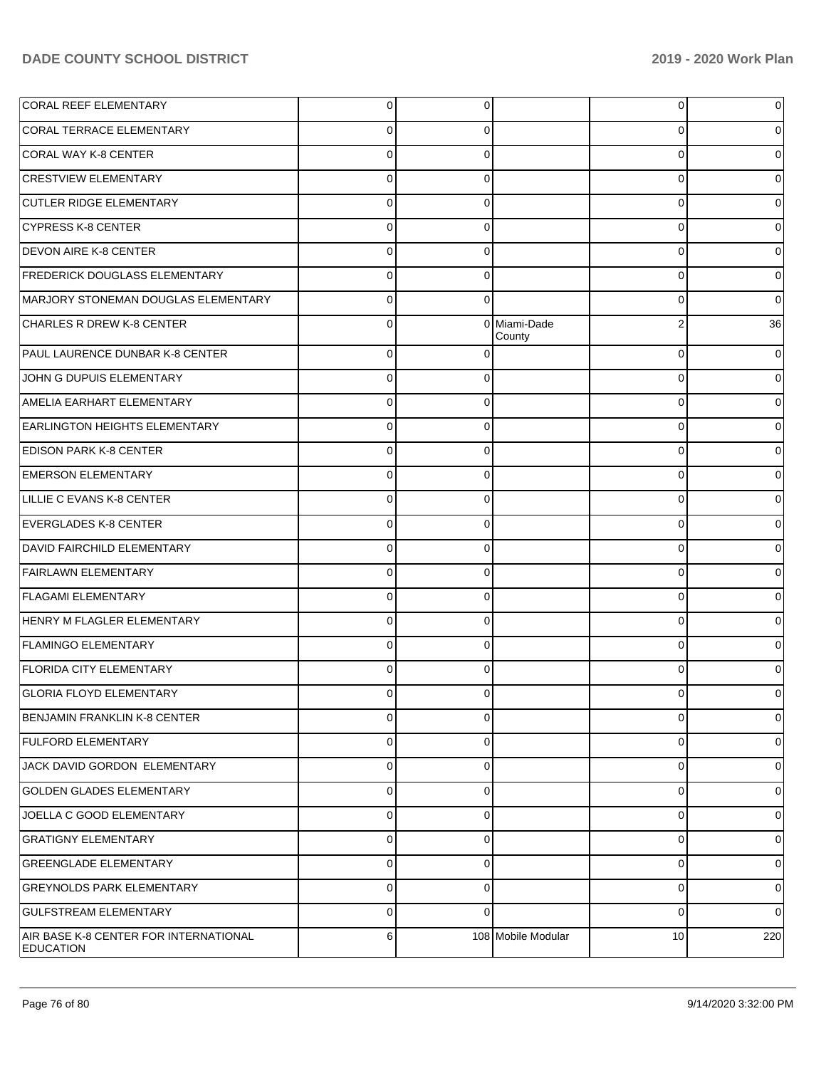| | | | | | |
|---|---|---|---|---|---|
| CORAL REEF ELEMENTARY | 0 | 0 | | 0 | 0 |
| CORAL TERRACE ELEMENTARY | 0 | 0 | | 0 | 0 |
| CORAL WAY K-8 CENTER | 0 | 0 | | 0 | 0 |
| CRESTVIEW ELEMENTARY | 0 | 0 | | 0 | 0 |
| CUTLER RIDGE ELEMENTARY | 0 | 0 | | 0 | 0 |
| CYPRESS K-8 CENTER | 0 | 0 | | 0 | 0 |
| DEVON AIRE K-8 CENTER | 0 | 0 | | 0 | 0 |
| FREDERICK DOUGLASS ELEMENTARY | 0 | 0 | | 0 | 0 |
| MARJORY STONEMAN DOUGLAS ELEMENTARY | 0 | 0 | | 0 | 0 |
| CHARLES R DREW K-8 CENTER | 0 | 0 | Miami-Dade County | 2 | 36 |
| PAUL LAURENCE DUNBAR K-8 CENTER | 0 | 0 | | 0 | 0 |
| JOHN G DUPUIS ELEMENTARY | 0 | 0 | | 0 | 0 |
| AMELIA EARHART ELEMENTARY | 0 | 0 | | 0 | 0 |
| EARLINGTON HEIGHTS ELEMENTARY | 0 | 0 | | 0 | 0 |
| EDISON PARK K-8 CENTER | 0 | 0 | | 0 | 0 |
| EMERSON ELEMENTARY | 0 | 0 | | 0 | 0 |
| LILLIE C EVANS K-8 CENTER | 0 | 0 | | 0 | 0 |
| EVERGLADES K-8 CENTER | 0 | 0 | | 0 | 0 |
| DAVID FAIRCHILD ELEMENTARY | 0 | 0 | | 0 | 0 |
| FAIRLAWN ELEMENTARY | 0 | 0 | | 0 | 0 |
| FLAGAMI ELEMENTARY | 0 | 0 | | 0 | 0 |
| HENRY M FLAGLER ELEMENTARY | 0 | 0 | | 0 | 0 |
| FLAMINGO ELEMENTARY | 0 | 0 | | 0 | 0 |
| FLORIDA CITY ELEMENTARY | 0 | 0 | | 0 | 0 |
| GLORIA FLOYD ELEMENTARY | 0 | 0 | | 0 | 0 |
| BENJAMIN FRANKLIN K-8 CENTER | 0 | 0 | | 0 | 0 |
| FULFORD ELEMENTARY | 0 | 0 | | 0 | 0 |
| JACK DAVID GORDON ELEMENTARY | 0 | 0 | | 0 | 0 |
| GOLDEN GLADES ELEMENTARY | 0 | 0 | | 0 | 0 |
| JOELLA C GOOD ELEMENTARY | 0 | 0 | | 0 | 0 |
| GRATIGNY ELEMENTARY | 0 | 0 | | 0 | 0 |
| GREENGLADE ELEMENTARY | 0 | 0 | | 0 | 0 |
| GREYNOLDS PARK ELEMENTARY | 0 | 0 | | 0 | 0 |
| GULFSTREAM ELEMENTARY | 0 | 0 | | 0 | 0 |
| AIR BASE K-8 CENTER FOR INTERNATIONAL EDUCATION | 6 | 108 | Mobile Modular | 10 | 220 |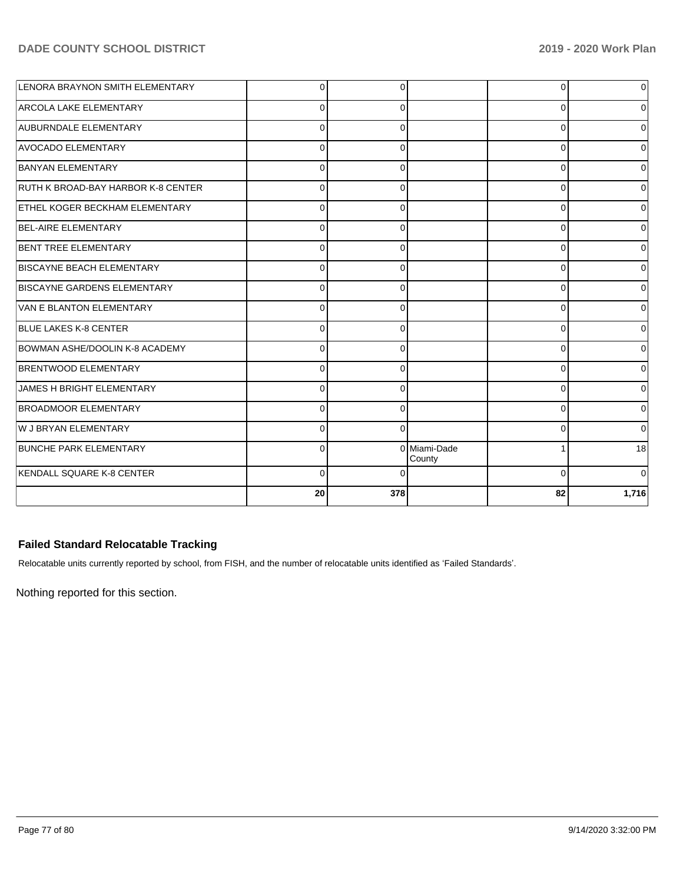| | | | | | |
|---|---|---|---|---|---|
| LENORA BRAYNON SMITH ELEMENTARY | 0 | 0 | | 0 | 0 |
| ARCOLA LAKE ELEMENTARY | 0 | 0 | | 0 | 0 |
| AUBURNDALE ELEMENTARY | 0 | 0 | | 0 | 0 |
| AVOCADO ELEMENTARY | 0 | 0 | | 0 | 0 |
| BANYAN ELEMENTARY | 0 | 0 | | 0 | 0 |
| RUTH K BROAD-BAY HARBOR K-8 CENTER | 0 | 0 | | 0 | 0 |
| ETHEL KOGER BECKHAM ELEMENTARY | 0 | 0 | | 0 | 0 |
| BEL-AIRE ELEMENTARY | 0 | 0 | | 0 | 0 |
| BENT TREE ELEMENTARY | 0 | 0 | | 0 | 0 |
| BISCAYNE BEACH ELEMENTARY | 0 | 0 | | 0 | 0 |
| BISCAYNE GARDENS ELEMENTARY | 0 | 0 | | 0 | 0 |
| VAN E BLANTON ELEMENTARY | 0 | 0 | | 0 | 0 |
| BLUE LAKES K-8 CENTER | 0 | 0 | | 0 | 0 |
| BOWMAN ASHE/DOOLIN K-8 ACADEMY | 0 | 0 | | 0 | 0 |
| BRENTWOOD ELEMENTARY | 0 | 0 | | 0 | 0 |
| JAMES H BRIGHT ELEMENTARY | 0 | 0 | | 0 | 0 |
| BROADMOOR ELEMENTARY | 0 | 0 | | 0 | 0 |
| W J BRYAN ELEMENTARY | 0 | 0 | | 0 | 0 |
| BUNCHE PARK ELEMENTARY | 0 | 0 | Miami-Dade County | 1 | 18 |
| KENDALL SQUARE K-8 CENTER | 0 | 0 | | 0 | 0 |
| | **20** | **378** | | **82** | **1,716** |

### Failed Standard Relocatable Tracking

Relocatable units currently reported by school, from FISH, and the number of relocatable units identified as 'Failed Standards'.

Nothing reported for this section.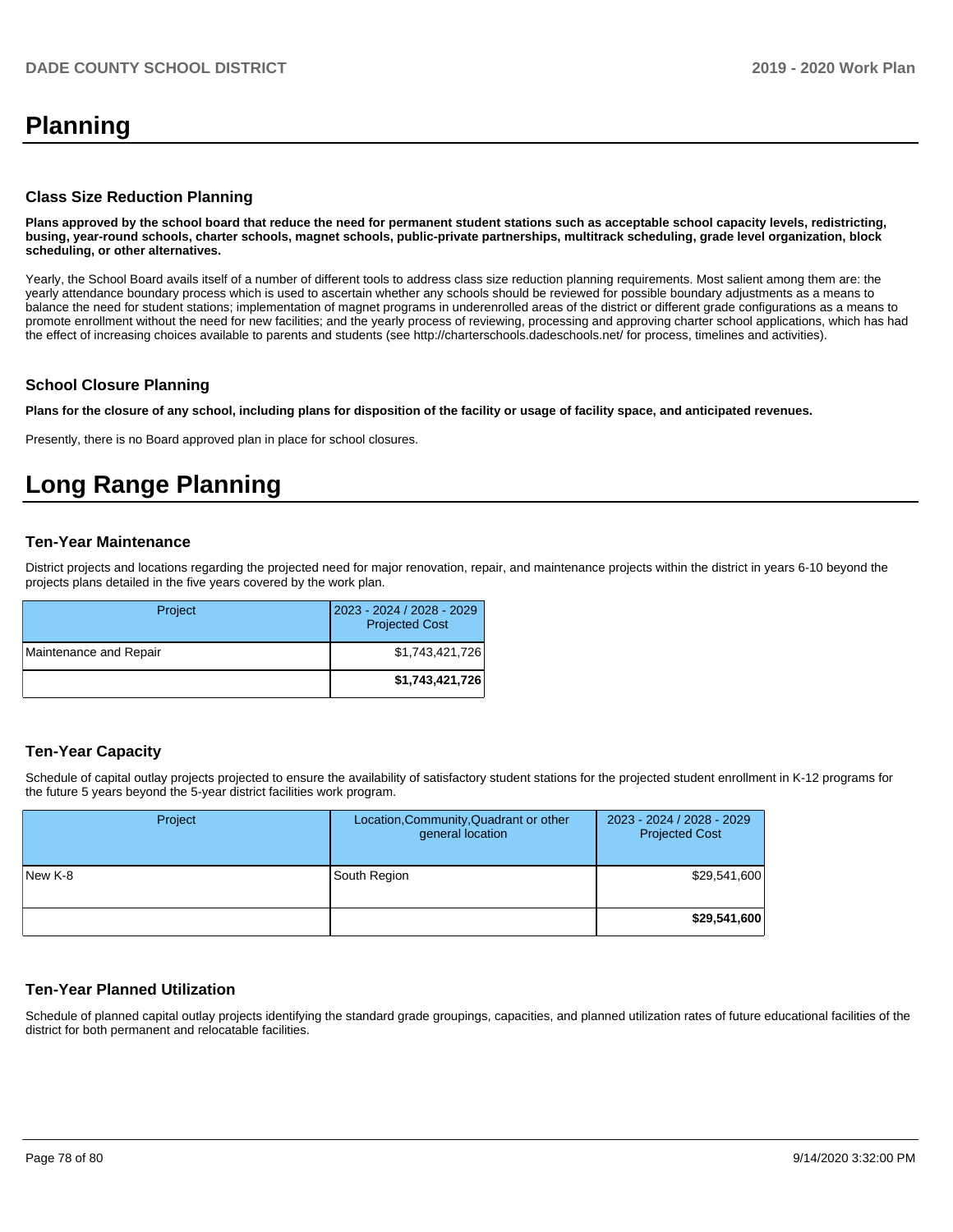# Planning

## Class Size Reduction Planning

**Plans approved by the school board that reduce the need for permanent student stations such as acceptable school capacity levels, redistricting, busing, year-round schools, charter schools, magnet schools, public-private partnerships, multitrack scheduling, grade level organization, block scheduling, or other alternatives.**

Yearly, the School Board avails itself of a number of different tools to address class size reduction planning requirements. Most salient among them are: the yearly attendance boundary process which is used to ascertain whether any schools should be reviewed for possible boundary adjustments as a means to balance the need for student stations; implementation of magnet programs in underenrolled areas of the district or different grade configurations as a means to promote enrollment without the need for new facilities; and the yearly process of reviewing, processing and approving charter school applications, which has had the effect of increasing choices available to parents and students (see http://charterschools.dadeschools.net/ for process, timelines and activities).

## School Closure Planning

**Plans for the closure of any school, including plans for disposition of the facility or usage of facility space, and anticipated revenues.**

Presently, there is no Board approved plan in place for school closures.

# Long Range Planning

## Ten-Year Maintenance

District projects and locations regarding the projected need for major renovation, repair, and maintenance projects within the district in years 6-10 beyond the projects plans detailed in the five years covered by the work plan.

| Project | 2023 - 2024 / 2028 - 2029 Projected Cost |
| --- | --- |
| Maintenance and Repair | $1,743,421,726 |
| | **$1,743,421,726** |

## Ten-Year Capacity

Schedule of capital outlay projects projected to ensure the availability of satisfactory student stations for the projected student enrollment in K-12 programs for the future 5 years beyond the 5-year district facilities work program.

| Project | Location,Community,Quadrant or other general location | 2023 - 2024 / 2028 - 2029 Projected Cost |
| --- | --- | --- |
| New K-8 | South Region | $29,541,600 |
| | | **$29,541,600** |

## Ten-Year Planned Utilization

Schedule of planned capital outlay projects identifying the standard grade groupings, capacities, and planned utilization rates of future educational facilities of the district for both permanent and relocatable facilities.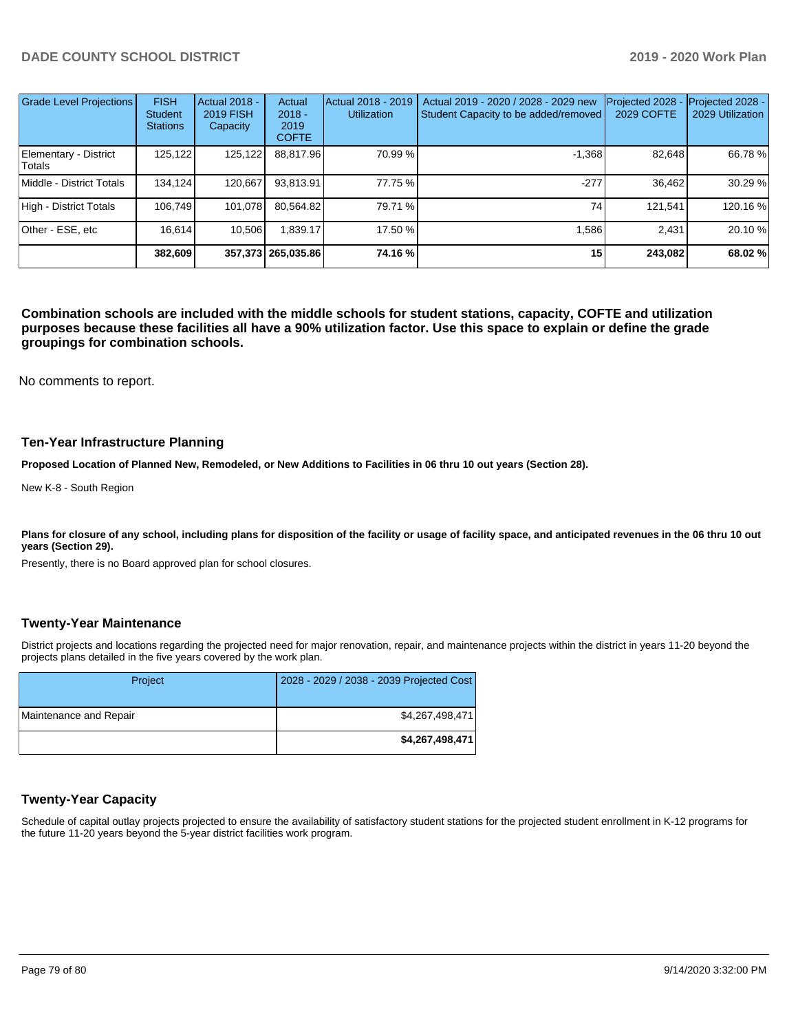| Grade Level Projections | FISH Student Stations | Actual 2018 - 2019 FISH Capacity | Actual 2018 - 2019 COFTE | Actual 2018 - 2019 Utilization | Actual 2019 - 2020 / 2028 - 2029 new Student Capacity to be added/removed | Projected 2028 - 2029 COFTE | Projected 2028 - 2029 Utilization |
|---|---|---|---|---|---|---|---|
| Elementary - District Totals | 125,122 | 125,122 | 88,817.96 | 70.99 % | -1,368 | 82,648 | 66.78 % |
| Middle - District Totals | 134,124 | 120,667 | 93,813.91 | 77.75 % | -277 | 36,462 | 30.29 % |
| High - District Totals | 106,749 | 101,078 | 80,564.82 | 79.71 % | 74 | 121,541 | 120.16 % |
| Other - ESE, etc | 16,614 | 10,506 | 1,839.17 | 17.50 % | 1,586 | 2,431 | 20.10 % |
| | **382,609** | **357,373** | **265,035.86** | **74.16 %** | **15** | **243,082** | **68.02 %** |

**Combination schools are included with the middle schools for student stations, capacity, COFTE and utilization purposes because these facilities all have a 90% utilization factor. Use this space to explain or define the grade groupings for combination schools.**

No comments to report.

## Ten-Year Infrastructure Planning

**Proposed Location of Planned New, Remodeled, or New Additions to Facilities in 06 thru 10 out years (Section 28).**

New K-8 - South Region

**Plans for closure of any school, including plans for disposition of the facility or usage of facility space, and anticipated revenues in the 06 thru 10 out years (Section 29).**

Presently, there is no Board approved plan for school closures.

## Twenty-Year Maintenance

District projects and locations regarding the projected need for major renovation, repair, and maintenance projects within the district in years 11-20 beyond the projects plans detailed in the five years covered by the work plan.

| Project | 2028 - 2029 / 2038 - 2039 Projected Cost |
|---|---|
| Maintenance and Repair | $4,267,498,471 |
| | **$4,267,498,471** |

## Twenty-Year Capacity

Schedule of capital outlay projects projected to ensure the availability of satisfactory student stations for the projected student enrollment in K-12 programs for the future 11-20 years beyond the 5-year district facilities work program.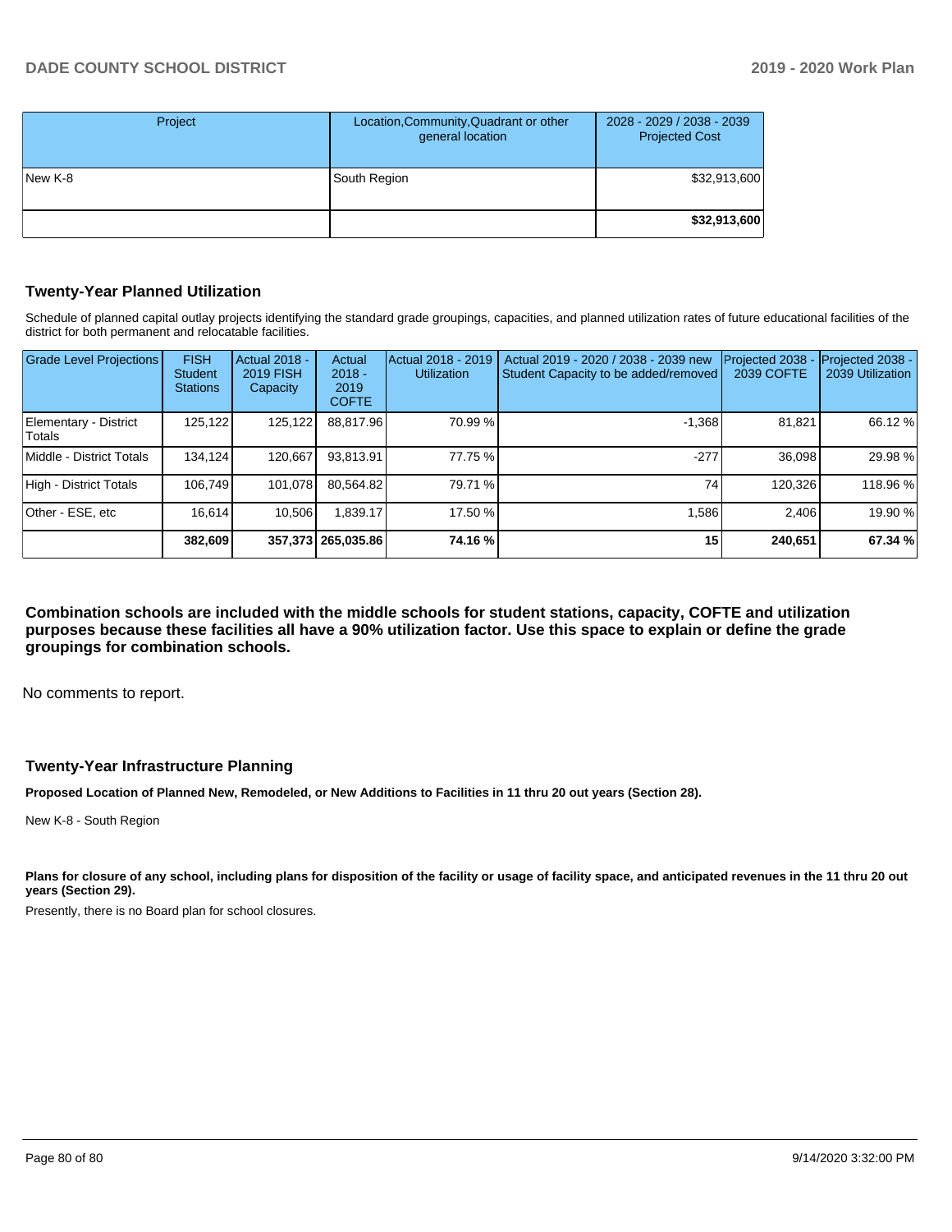| Project | Location,Community,Quadrant or other general location | 2028 - 2029 / 2038 - 2039 Projected Cost |
|---|---|---|
| New K-8 | South Region | $32,913,600 |
| | | **$32,913,600** |

## Twenty-Year Planned Utilization

Schedule of planned capital outlay projects identifying the standard grade groupings, capacities, and planned utilization rates of future educational facilities of the district for both permanent and relocatable facilities.

| Grade Level Projections | FISH Student Stations | Actual 2018 - 2019 FISH Capacity | Actual 2018 - 2019 COFTE | Actual 2018 - 2019 Utilization | Actual 2019 - 2020 / 2038 - 2039 new Student Capacity to be added/removed | Projected 2038 - 2039 COFTE | Projected 2038 - 2039 Utilization |
|---|---|---|---|---|---|---|---|
| Elementary - District Totals | 125,122 | 125,122 | 88,817.96 | 70.99 % | -1,368 | 81,821 | 66.12 % |
| Middle - District Totals | 134,124 | 120,667 | 93,813.91 | 77.75 % | -277 | 36,098 | 29.98 % |
| High - District Totals | 106,749 | 101,078 | 80,564.82 | 79.71 % | 74 | 120,326 | 118.96 % |
| Other - ESE, etc | 16,614 | 10,506 | 1,839.17 | 17.50 % | 1,586 | 2,406 | 19.90 % |
| | **382,609** | **357,373** | **265,035.86** | **74.16 %** | **15** | **240,651** | **67.34 %** |

**Combination schools are included with the middle schools for student stations, capacity, COFTE and utilization purposes because these facilities all have a 90% utilization factor. Use this space to explain or define the grade groupings for combination schools.**

No comments to report.

## Twenty-Year Infrastructure Planning

**Proposed Location of Planned New, Remodeled, or New Additions to Facilities in 11 thru 20 out years (Section 28).**

New K-8 - South Region

**Plans for closure of any school, including plans for disposition of the facility or usage of facility space, and anticipated revenues in the 11 thru 20 out years (Section 29).**

Presently, there is no Board plan for school closures.